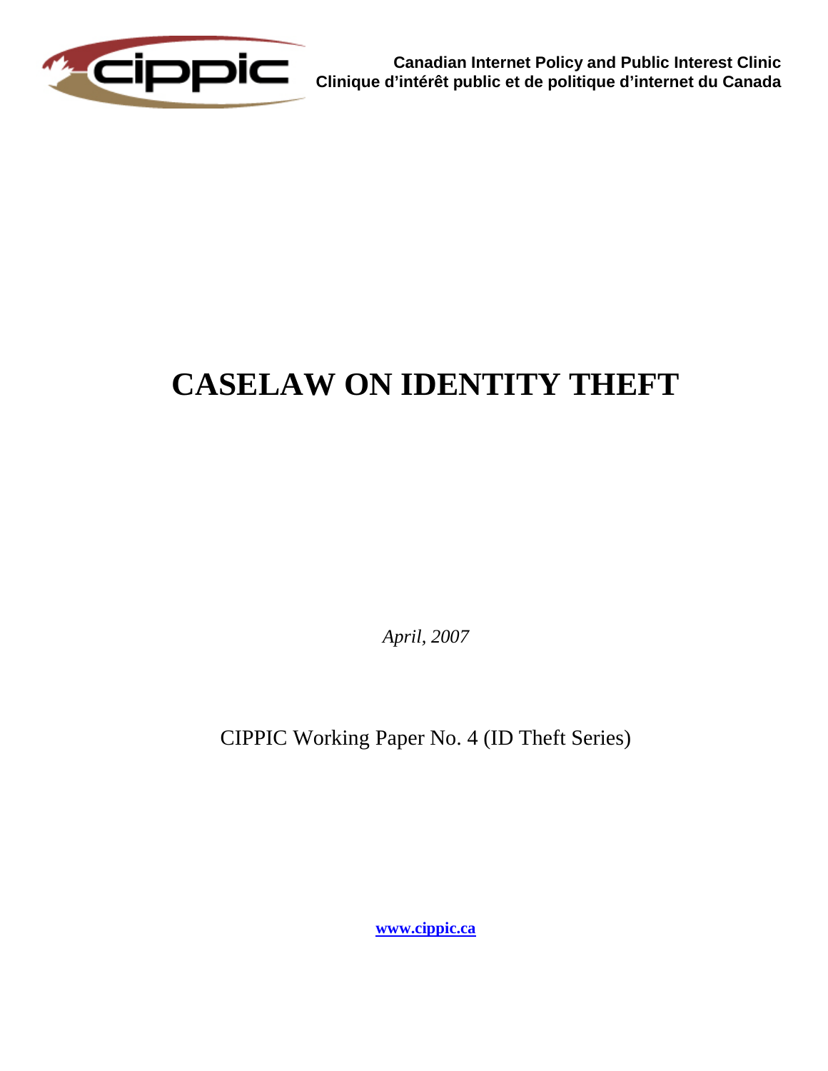Canadian Internet Policy and Public Interest Clinic
Clinique d'intérêt public et de politique d'internet du Canada

# CASELAW ON IDENTITY THEFT

*April, 2007*

CIPPIC Working Paper No. 4 (ID Theft Series)

**www.cippic.ca**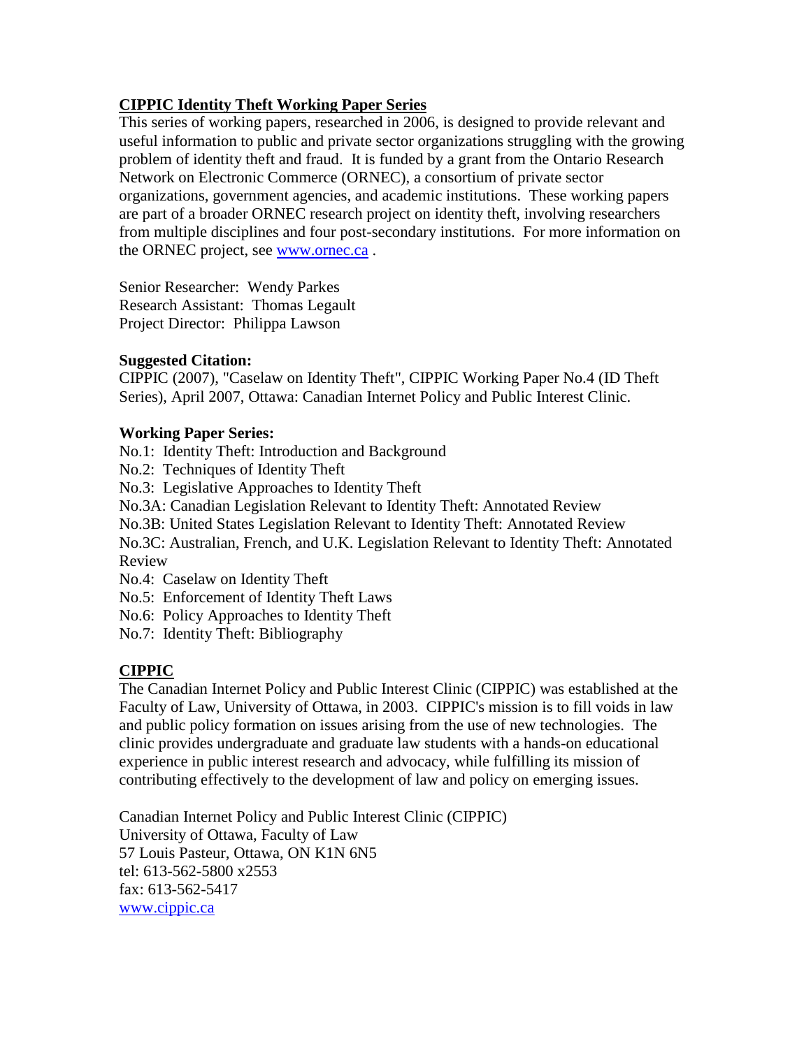## CIPPIC Identity Theft Working Paper Series

This series of working papers, researched in 2006, is designed to provide relevant and useful information to public and private sector organizations struggling with the growing problem of identity theft and fraud. It is funded by a grant from the Ontario Research Network on Electronic Commerce (ORNEC), a consortium of private sector organizations, government agencies, and academic institutions. These working papers are part of a broader ORNEC research project on identity theft, involving researchers from multiple disciplines and four post-secondary institutions. For more information on the ORNEC project, see [www.ornec.ca](http://www.ornec.ca) .

Senior Researcher: Wendy Parkes
Research Assistant: Thomas Legault
Project Director: Philippa Lawson

**Suggested Citation:**

CIPPIC (2007), "Caselaw on Identity Theft", CIPPIC Working Paper No.4 (ID Theft Series), April 2007, Ottawa: Canadian Internet Policy and Public Interest Clinic.

**Working Paper Series:**

No.1: Identity Theft: Introduction and Background
No.2: Techniques of Identity Theft
No.3: Legislative Approaches to Identity Theft
No.3A: Canadian Legislation Relevant to Identity Theft: Annotated Review
No.3B: United States Legislation Relevant to Identity Theft: Annotated Review
No.3C: Australian, French, and U.K. Legislation Relevant to Identity Theft: Annotated Review
No.4: Caselaw on Identity Theft
No.5: Enforcement of Identity Theft Laws
No.6: Policy Approaches to Identity Theft
No.7: Identity Theft: Bibliography

## CIPPIC

The Canadian Internet Policy and Public Interest Clinic (CIPPIC) was established at the Faculty of Law, University of Ottawa, in 2003. CIPPIC's mission is to fill voids in law and public policy formation on issues arising from the use of new technologies. The clinic provides undergraduate and graduate law students with a hands-on educational experience in public interest research and advocacy, while fulfilling its mission of contributing effectively to the development of law and policy on emerging issues.

Canadian Internet Policy and Public Interest Clinic (CIPPIC)
University of Ottawa, Faculty of Law
57 Louis Pasteur, Ottawa, ON K1N 6N5
tel: 613-562-5800 x2553
fax: 613-562-5417
[www.cippic.ca](http://www.cippic.ca)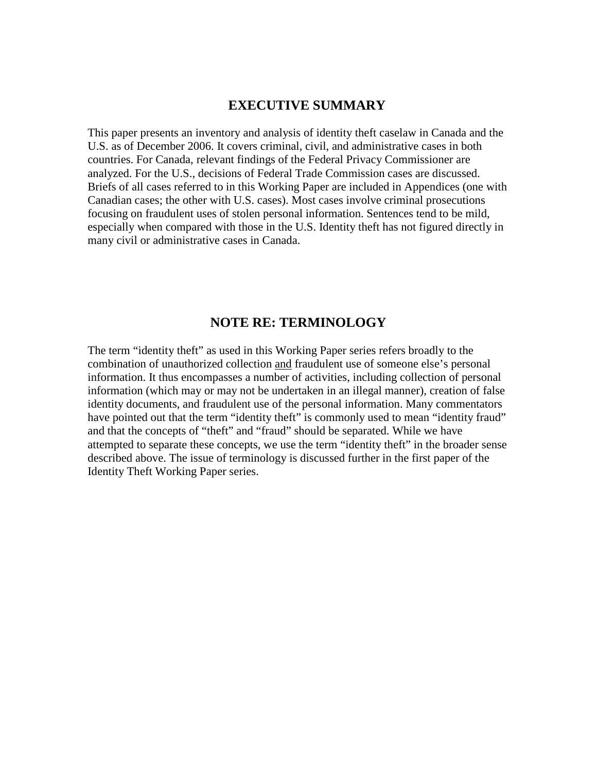## EXECUTIVE SUMMARY

This paper presents an inventory and analysis of identity theft caselaw in Canada and the U.S. as of December 2006. It covers criminal, civil, and administrative cases in both countries. For Canada, relevant findings of the Federal Privacy Commissioner are analyzed. For the U.S., decisions of Federal Trade Commission cases are discussed. Briefs of all cases referred to in this Working Paper are included in Appendices (one with Canadian cases; the other with U.S. cases). Most cases involve criminal prosecutions focusing on fraudulent uses of stolen personal information. Sentences tend to be mild, especially when compared with those in the U.S. Identity theft has not figured directly in many civil or administrative cases in Canada.

## NOTE RE: TERMINOLOGY

The term "identity theft" as used in this Working Paper series refers broadly to the combination of unauthorized collection <u>and</u> fraudulent use of someone else's personal information. It thus encompasses a number of activities, including collection of personal information (which may or may not be undertaken in an illegal manner), creation of false identity documents, and fraudulent use of the personal information. Many commentators have pointed out that the term "identity theft" is commonly used to mean "identity fraud" and that the concepts of "theft" and "fraud" should be separated. While we have attempted to separate these concepts, we use the term "identity theft" in the broader sense described above. The issue of terminology is discussed further in the first paper of the Identity Theft Working Paper series.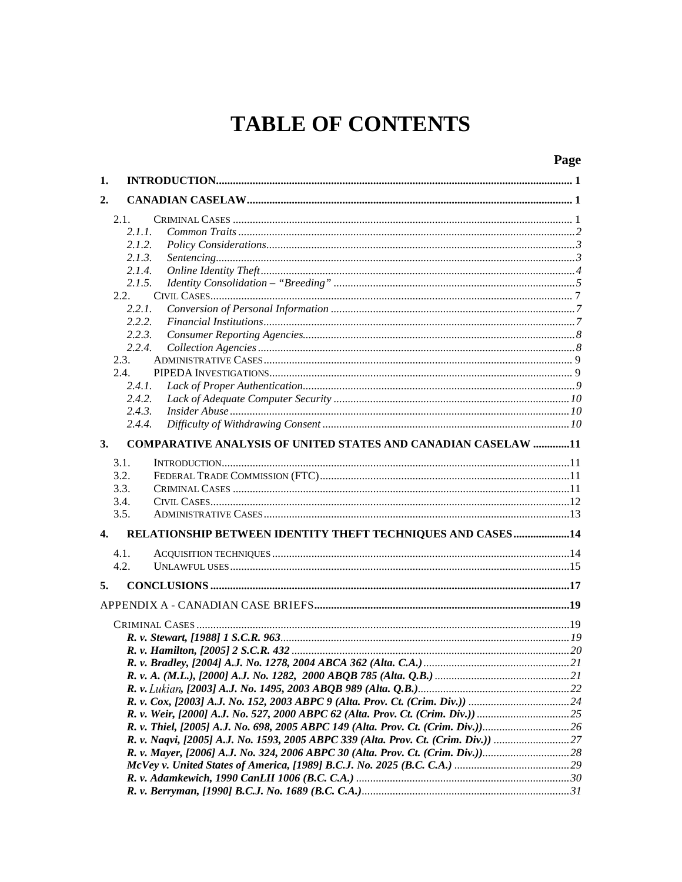# TABLE OF CONTENTS

**Page**

**1. INTRODUCTION** ..... 1

**2. CANADIAN CASELAW** ..... 1

- 2.1. CRIMINAL CASES ..... 1
  - *2.1.1. Common Traits* ..... 2
  - *2.1.2. Policy Considerations* ..... 3
  - *2.1.3. Sentencing* ..... 3
  - *2.1.4. Online Identity Theft* ..... 4
  - *2.1.5. Identity Consolidation – "Breeding"* ..... 5
- 2.2. CIVIL CASES ..... 7
  - *2.2.1. Conversion of Personal Information* ..... 7
  - *2.2.2. Financial Institutions* ..... 7
  - *2.2.3. Consumer Reporting Agencies* ..... 8
  - *2.2.4. Collection Agencies* ..... 8
- 2.3. ADMINISTRATIVE CASES ..... 9
- 2.4. PIPEDA INVESTIGATIONS ..... 9
  - *2.4.1. Lack of Proper Authentication* ..... 9
  - *2.4.2. Lack of Adequate Computer Security* ..... 10
  - *2.4.3. Insider Abuse* ..... 10
  - *2.4.4. Difficulty of Withdrawing Consent* ..... 10

**3. COMPARATIVE ANALYSIS OF UNITED STATES AND CANADIAN CASELAW** ..... 11

- 3.1. INTRODUCTION ..... 11
- 3.2. FEDERAL TRADE COMMISSION (FTC) ..... 11
- 3.3. CRIMINAL CASES ..... 11
- 3.4. CIVIL CASES ..... 12
- 3.5. ADMINISTRATIVE CASES ..... 13

**4. RELATIONSHIP BETWEEN IDENTITY THEFT TECHNIQUES AND CASES** ..... 14

- 4.1. ACQUISITION TECHNIQUES ..... 14
- 4.2. UNLAWFUL USES ..... 15

**5. CONCLUSIONS** ..... 17

APPENDIX A - CANADIAN CASE BRIEFS ..... 19

CRIMINAL CASES ..... 19

- ***R. v. Stewart*, [1988] 1 S.C.R. 963** ..... 19
- ***R. v. Hamilton*, [2005] 2 S.C.R. 432** ..... 20
- ***R. v. Bradley*, [2004] A.J. No. 1278, 2004 ABCA 362 (Alta. C.A.)** ..... 21
- ***R. v. A. (M.L.)*, [2000] A.J. No. 1282, 2000 ABQB 785 (Alta. Q.B.)** ..... 21
- ***R. v. Lukian*, [2003] A.J. No. 1495, 2003 ABQB 989 (Alta. Q.B.)** ..... 22
- ***R. v. Cox*, [2003] A.J. No. 152, 2003 ABPC 9 (Alta. Prov. Ct. (Crim. Div.))** ..... 24
- ***R. v. Weir*, [2000] A.J. No. 527, 2000 ABPC 62 (Alta. Prov. Ct. (Crim. Div.))** ..... 25
- ***R. v. Thiel*, [2005] A.J. No. 698, 2005 ABPC 149 (Alta. Prov. Ct. (Crim. Div.))** ..... 26
- ***R. v. Naqvi*, [2005] A.J. No. 1593, 2005 ABPC 339 (Alta. Prov. Ct. (Crim. Div.))** ..... 27
- ***R. v. Mayer*, [2006] A.J. No. 324, 2006 ABPC 30 (Alta. Prov. Ct. (Crim. Div.))** ..... 28
- ***McVey v. United States of America*, [1989] B.C.J. No. 2025 (B.C. C.A.)** ..... 29
- ***R. v. Adamkewich*, 1990 CanLII 1006 (B.C. C.A.)** ..... 30
- ***R. v. Berryman*, [1990] B.C.J. No. 1689 (B.C. C.A.)** ..... 31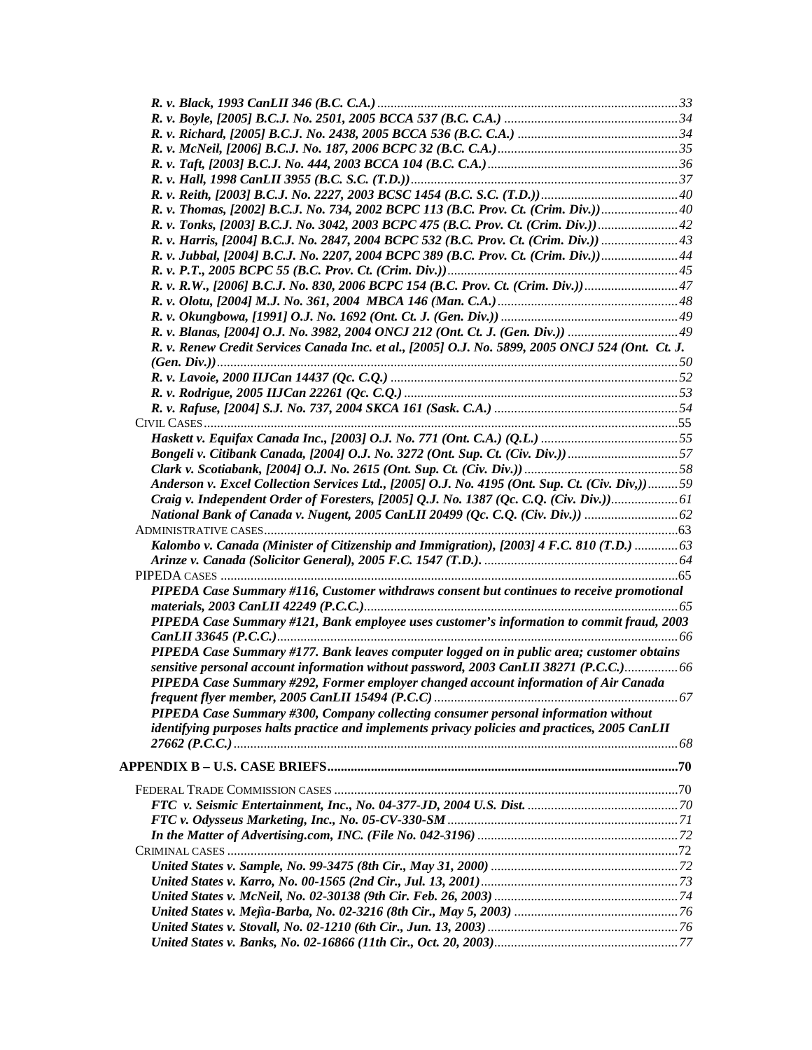*R. v. Black, 1993 CanLII 346 (B.C. C.A.)* ......................................................................................33
*R. v. Boyle, [2005] B.C.J. No. 2501, 2005 BCCA 537 (B.C. C.A.)* ...................................................34
*R. v. Richard, [2005] B.C.J. No. 2438, 2005 BCCA 536 (B.C. C.A.)* ................................................34
*R. v. McNeil, [2006] B.C.J. No. 187, 2006 BCPC 32 (B.C. C.A.)*......................................................35
*R. v. Taft, [2003] B.C.J. No. 444, 2003 BCCA 104 (B.C. C.A.)*.........................................................36
*R. v. Hall, 1998 CanLII 3955 (B.C. S.C. (T.D.))*................................................................................37
*R. v. Reith, [2003] B.C.J. No. 2227, 2003 BCSC 1454 (B.C. S.C. (T.D.))*.........................................40
*R. v. Thomas, [2002] B.C.J. No. 734, 2002 BCPC 113 (B.C. Prov. Ct. (Crim. Div.))*.......................40
*R. v. Tonks, [2003] B.C.J. No. 3042, 2003 BCPC 475 (B.C. Prov. Ct. (Crim. Div.))*........................42
*R. v. Harris, [2004] B.C.J. No. 2847, 2004 BCPC 532 (B.C. Prov. Ct. (Crim. Div.))* .......................43
*R. v. Jubbal, [2004] B.C.J. No. 2207, 2004 BCPC 389 (B.C. Prov. Ct. (Crim. Div.))*.......................44
*R. v. P.T., 2005 BCPC 55 (B.C. Prov. Ct. (Crim. Div.))*....................................................................45
*R. v. R.W., [2006] B.C.J. No. 830, 2006 BCPC 154 (B.C. Prov. Ct. (Crim. Div.))*............................47
*R. v. Olotu, [2004] M.J. No. 361, 2004 MBCA 146 (Man. C.A.)*......................................................48
*R. v. Okungbowa, [1991] O.J. No. 1692 (Ont. Ct. J. (Gen. Div.))*....................................................49
*R. v. Blanas, [2004] O.J. No. 3982, 2004 ONCJ 212 (Ont. Ct. J. (Gen. Div.))* .................................49
*R. v. Renew Credit Services Canada Inc. et al., [2005] O.J. No. 5899, 2005 ONCJ 524 (Ont. Ct. J. (Gen. Div.))*.........................................................................................................................................50
*R. v. Lavoie, 2000 IIJCan 14437 (Qc. C.Q.)* .....................................................................................52
*R. v. Rodrigue, 2005 IIJCan 22261 (Qc. C.Q.)* .................................................................................53
*R. v. Rafuse, [2004] S.J. No. 737, 2004 SKCA 161 (Sask. C.A.)* .......................................................54

CIVIL CASES.............................................................................................................................55
*Haskett v. Equifax Canada Inc., [2003] O.J. No. 771 (Ont. C.A.) (Q.L.)* .........................................55
*Bongeli v. Citibank Canada, [2004] O.J. No. 3272 (Ont. Sup. Ct. (Civ. Div.))*.................................57
*Clark v. Scotiabank, [2004] O.J. No. 2615 (Ont. Sup. Ct. (Civ. Div.))*.............................................58
*Anderson v. Excel Collection Services Ltd., [2005] O.J. No. 4195 (Ont. Sup. Ct. (Civ. Div,))*.........59
*Craig v. Independent Order of Foresters, [2005] Q.J. No. 1387 (Qc. C.Q. (Civ. Div.))*....................61
*National Bank of Canada v. Nugent, 2005 CanLII 20499 (Qc. C.Q. (Civ. Div.))* ............................62

ADMINISTRATIVE CASES...........................................................................................................63
*Kalombo v. Canada (Minister of Citizenship and Immigration), [2003] 4 F.C. 810 (T.D.)* .............63
*Arinze v. Canada (Solicitor General), 2005 F.C. 1547 (T.D.).*..........................................................64

PIPEDA CASES .........................................................................................................................65
*PIPEDA Case Summary #116, Customer withdraws consent but continues to receive promotional materials, 2003 CanLII 42249 (P.C.C.)*.............................................................................................65
*PIPEDA Case Summary #121, Bank employee uses customer's information to commit fraud, 2003 CanLII 33645 (P.C.C.)*.......................................................................................................................66
*PIPEDA Case Summary #177. Bank leaves computer logged on in public area; customer obtains sensitive personal account information without password, 2003 CanLII 38271 (P.C.C.)*................66
*PIPEDA Case Summary #292, Former employer changed account information of Air Canada frequent flyer member, 2005 CanLII 15494 (P.C.C)*........................................................................67
*PIPEDA Case Summary #300, Company collecting consumer personal information without identifying purposes halts practice and implements privacy policies and practices, 2005 CanLII 27662 (P.C.C.)*....................................................................................................................................68

**APPENDIX B – U.S. CASE BRIEFS**........................................................................................................70

FEDERAL TRADE COMMISSION CASES ......................................................................................70
*FTC v. Seismic Entertainment, Inc., No. 04-377-JD, 2004 U.S. Dist.* .............................................70
*FTC v. Odysseus Marketing, Inc., No. 05-CV-330-SM*....................................................................71
*In the Matter of Advertising.com, INC. (File No. 042-3196)* ...........................................................72

CRIMINAL CASES......................................................................................................................72
*United States v. Sample, No. 99-3475 (8th Cir., May 31, 2000)* .......................................................72
*United States v. Karro, No. 00-1565 (2nd Cir., Jul. 13, 2001)*...........................................................73
*United States v. McNeil, No. 02-30138 (9th Cir. Feb. 26, 2003)* .......................................................74
*United States v. Mejìa-Barba, No. 02-3216 (8th Cir., May 5, 2003)* ................................................76
*United States v. Stovall, No. 02-1210 (6th Cir., Jun. 13, 2003)*.........................................................76
*United States v. Banks, No. 02-16866 (11th Cir., Oct. 20, 2003)*......................................................77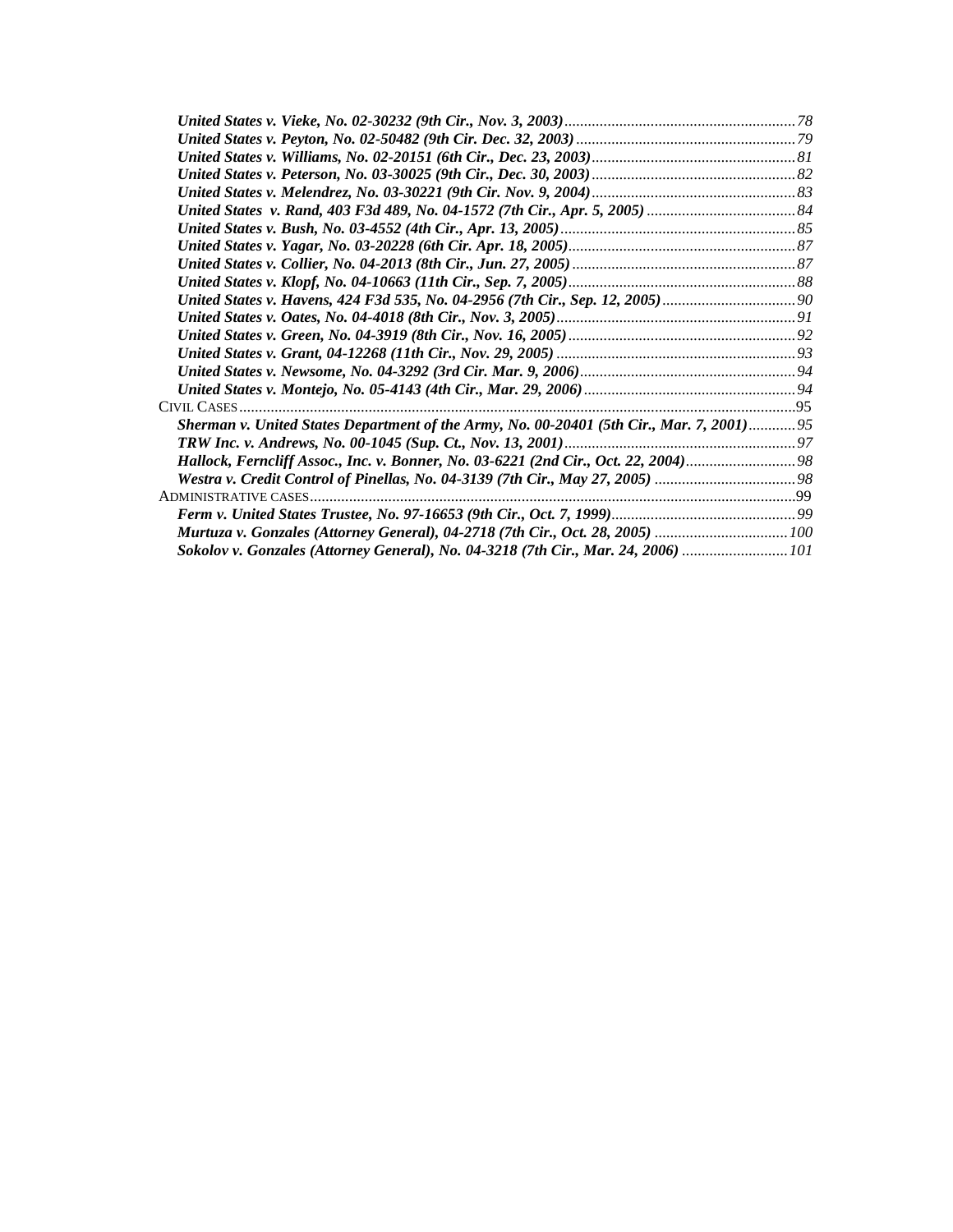*United States v. Vieke, No. 02-30232 (9th Cir., Nov. 3, 2003)*..........78
*United States v. Peyton, No. 02-50482 (9th Cir. Dec. 32, 2003)*..........79
*United States v. Williams, No. 02-20151 (6th Cir., Dec. 23, 2003)*..........81
*United States v. Peterson, No. 03-30025 (9th Cir., Dec. 30, 2003)*..........82
*United States v. Melendrez, No. 03-30221 (9th Cir. Nov. 9, 2004)*..........83
*United States v. Rand, 403 F3d 489, No. 04-1572 (7th Cir., Apr. 5, 2005)*..........84
*United States v. Bush, No. 03-4552 (4th Cir., Apr. 13, 2005)*..........85
*United States v. Yagar, No. 03-20228 (6th Cir. Apr. 18, 2005)*..........87
*United States v. Collier, No. 04-2013 (8th Cir., Jun. 27, 2005)*..........87
*United States v. Klopf, No. 04-10663 (11th Cir., Sep. 7, 2005)*..........88
*United States v. Havens, 424 F3d 535, No. 04-2956 (7th Cir., Sep. 12, 2005)*..........90
*United States v. Oates, No. 04-4018 (8th Cir., Nov. 3, 2005)*..........91
*United States v. Green, No. 04-3919 (8th Cir., Nov. 16, 2005)*..........92
*United States v. Grant, 04-12268 (11th Cir., Nov. 29, 2005)*..........93
*United States v. Newsome, No. 04-3292 (3rd Cir. Mar. 9, 2006)*..........94
*United States v. Montejo, No. 05-4143 (4th Cir., Mar. 29, 2006)*..........94

CIVIL CASES..........95
*Sherman v. United States Department of the Army, No. 00-20401 (5th Cir., Mar. 7, 2001)*..........95
*TRW Inc. v. Andrews, No. 00-1045 (Sup. Ct., Nov. 13, 2001)*..........97
*Hallock, Ferncliff Assoc., Inc. v. Bonner, No. 03-6221 (2nd Cir., Oct. 22, 2004)*..........98
*Westra v. Credit Control of Pinellas, No. 04-3139 (7th Cir., May 27, 2005)*..........98

ADMINISTRATIVE CASES..........99
*Ferm v. United States Trustee, No. 97-16653 (9th Cir., Oct. 7, 1999)*..........99
*Murtuza v. Gonzales (Attorney General), 04-2718 (7th Cir., Oct. 28, 2005)*..........100
*Sokolov v. Gonzales (Attorney General), No. 04-3218 (7th Cir., Mar. 24, 2006)*..........101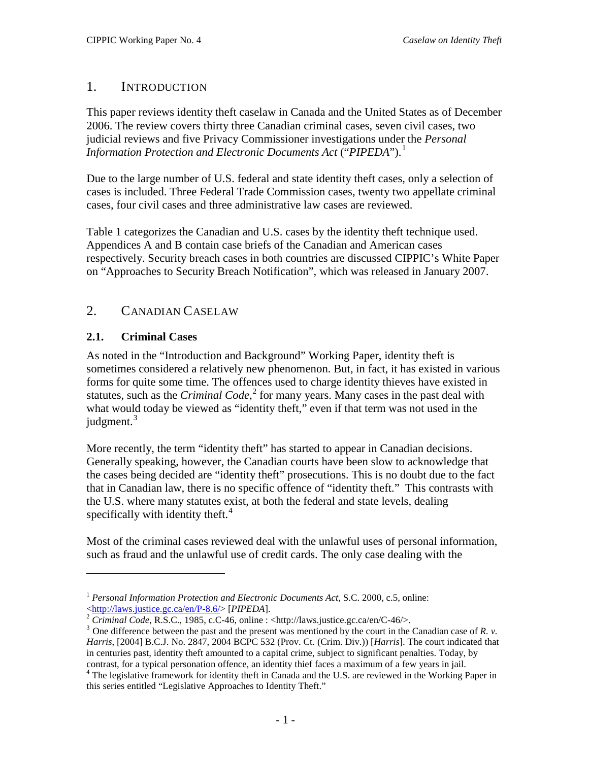## 1. INTRODUCTION

This paper reviews identity theft caselaw in Canada and the United States as of December 2006. The review covers thirty three Canadian criminal cases, seven civil cases, two judicial reviews and five Privacy Commissioner investigations under the *Personal Information Protection and Electronic Documents Act* ("*PIPEDA*").[1]

Due to the large number of U.S. federal and state identity theft cases, only a selection of cases is included. Three Federal Trade Commission cases, twenty two appellate criminal cases, four civil cases and three administrative law cases are reviewed.

Table 1 categorizes the Canadian and U.S. cases by the identity theft technique used. Appendices A and B contain case briefs of the Canadian and American cases respectively. Security breach cases in both countries are discussed CIPPIC's White Paper on "Approaches to Security Breach Notification", which was released in January 2007.

## 2. CANADIAN CASELAW

### 2.1. Criminal Cases

As noted in the "Introduction and Background" Working Paper, identity theft is sometimes considered a relatively new phenomenon. But, in fact, it has existed in various forms for quite some time. The offences used to charge identity thieves have existed in statutes, such as the *Criminal Code*,[2] for many years. Many cases in the past deal with what would today be viewed as "identity theft," even if that term was not used in the judgment.[3]

More recently, the term "identity theft" has started to appear in Canadian decisions. Generally speaking, however, the Canadian courts have been slow to acknowledge that the cases being decided are "identity theft" prosecutions. This is no doubt due to the fact that in Canadian law, there is no specific offence of "identity theft." This contrasts with the U.S. where many statutes exist, at both the federal and state levels, dealing specifically with identity theft.[4]

Most of the criminal cases reviewed deal with the unlawful uses of personal information, such as fraud and the unlawful use of credit cards. The only case dealing with the

---

[1] *Personal Information Protection and Electronic Documents Act*, S.C. 2000, c.5, online: <http://laws.justice.gc.ca/en/P-8.6/> [*PIPEDA*].

[2] *Criminal Code*, R.S.C., 1985, c.C-46, online : <http://laws.justice.gc.ca/en/C-46/>.

[3] One difference between the past and the present was mentioned by the court in the Canadian case of *R. v. Harris*, [2004] B.C.J. No. 2847, 2004 BCPC 532 (Prov. Ct. (Crim. Div.)) [*Harris*]. The court indicated that in centuries past, identity theft amounted to a capital crime, subject to significant penalties. Today, by contrast, for a typical personation offence, an identity thief faces a maximum of a few years in jail.

[4] The legislative framework for identity theft in Canada and the U.S. are reviewed in the Working Paper in this series entitled "Legislative Approaches to Identity Theft."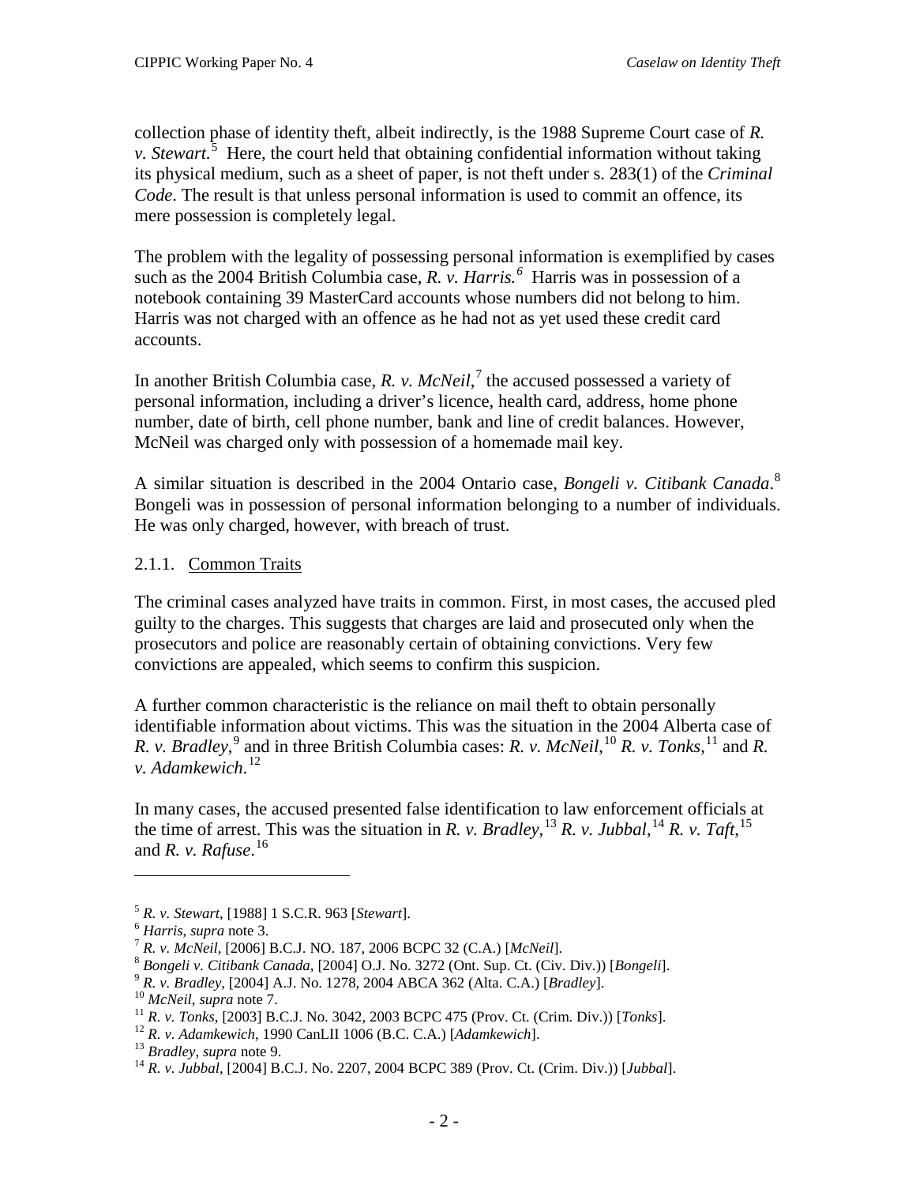collection phase of identity theft, albeit indirectly, is the 1988 Supreme Court case of *R. v. Stewart.*[5] Here, the court held that obtaining confidential information without taking its physical medium, such as a sheet of paper, is not theft under s. 283(1) of the *Criminal Code*. The result is that unless personal information is used to commit an offence, its mere possession is completely legal.

The problem with the legality of possessing personal information is exemplified by cases such as the 2004 British Columbia case, *R. v. Harris.*[6] Harris was in possession of a notebook containing 39 MasterCard accounts whose numbers did not belong to him. Harris was not charged with an offence as he had not as yet used these credit card accounts.

In another British Columbia case, *R. v. McNeil*,[7] the accused possessed a variety of personal information, including a driver's licence, health card, address, home phone number, date of birth, cell phone number, bank and line of credit balances. However, McNeil was charged only with possession of a homemade mail key.

A similar situation is described in the 2004 Ontario case, *Bongeli v. Citibank Canada*.[8] Bongeli was in possession of personal information belonging to a number of individuals. He was only charged, however, with breach of trust.

#### 2.1.1. Common Traits

The criminal cases analyzed have traits in common. First, in most cases, the accused pled guilty to the charges. This suggests that charges are laid and prosecuted only when the prosecutors and police are reasonably certain of obtaining convictions. Very few convictions are appealed, which seems to confirm this suspicion.

A further common characteristic is the reliance on mail theft to obtain personally identifiable information about victims. This was the situation in the 2004 Alberta case of *R. v. Bradley*,[9] and in three British Columbia cases: *R. v. McNeil*,[10] *R. v. Tonks*,[11] and *R. v. Adamkewich*.[12]

In many cases, the accused presented false identification to law enforcement officials at the time of arrest. This was the situation in *R. v. Bradley*,[13] *R. v. Jubbal*,[14] *R. v. Taft*,[15] and *R. v. Rafuse*.[16]

---

[5] *R. v. Stewart*, [1988] 1 S.C.R. 963 [*Stewart*].
[6] *Harris*, *supra* note 3.
[7] *R. v. McNeil*, [2006] B.C.J. NO. 187, 2006 BCPC 32 (C.A.) [*McNeil*].
[8] *Bongeli v. Citibank Canada*, [2004] O.J. No. 3272 (Ont. Sup. Ct. (Civ. Div.)) [*Bongeli*].
[9] *R. v. Bradley*, [2004] A.J. No. 1278, 2004 ABCA 362 (Alta. C.A.) [*Bradley*].
[10] *McNeil*, *supra* note 7.
[11] *R. v. Tonks*, [2003] B.C.J. No. 3042, 2003 BCPC 475 (Prov. Ct. (Crim. Div.)) [*Tonks*].
[12] *R. v. Adamkewich*, 1990 CanLII 1006 (B.C. C.A.) [*Adamkewich*].
[13] *Bradley*, *supra* note 9.
[14] *R. v. Jubbal*, [2004] B.C.J. No. 2207, 2004 BCPC 389 (Prov. Ct. (Crim. Div.)) [*Jubbal*].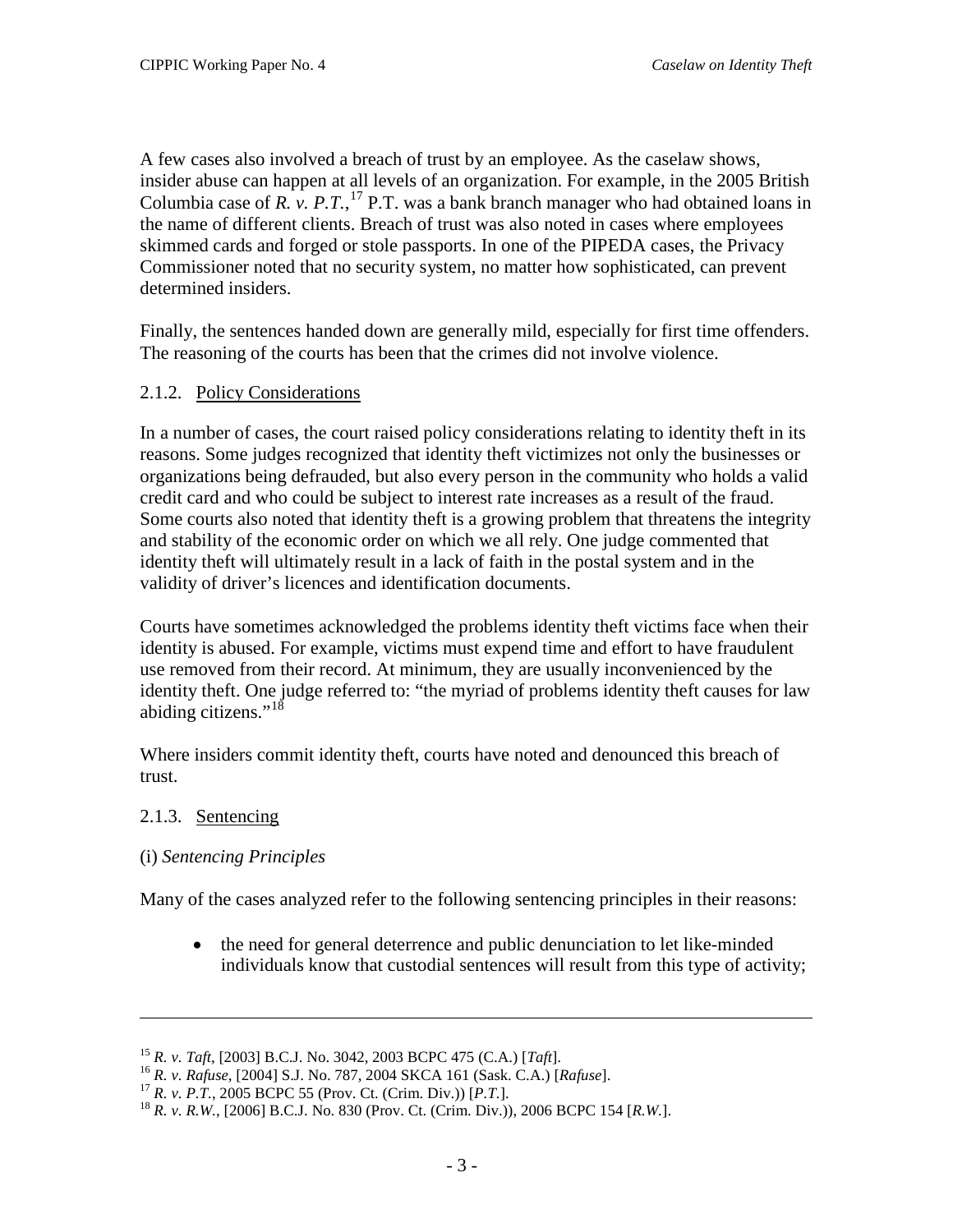A few cases also involved a breach of trust by an employee. As the caselaw shows, insider abuse can happen at all levels of an organization. For example, in the 2005 British Columbia case of *R. v. P.T.*,[17] P.T. was a bank branch manager who had obtained loans in the name of different clients. Breach of trust was also noted in cases where employees skimmed cards and forged or stole passports. In one of the PIPEDA cases, the Privacy Commissioner noted that no security system, no matter how sophisticated, can prevent determined insiders.

Finally, the sentences handed down are generally mild, especially for first time offenders. The reasoning of the courts has been that the crimes did not involve violence.

#### 2.1.2. Policy Considerations

In a number of cases, the court raised policy considerations relating to identity theft in its reasons. Some judges recognized that identity theft victimizes not only the businesses or organizations being defrauded, but also every person in the community who holds a valid credit card and who could be subject to interest rate increases as a result of the fraud. Some courts also noted that identity theft is a growing problem that threatens the integrity and stability of the economic order on which we all rely. One judge commented that identity theft will ultimately result in a lack of faith in the postal system and in the validity of driver's licences and identification documents.

Courts have sometimes acknowledged the problems identity theft victims face when their identity is abused. For example, victims must expend time and effort to have fraudulent use removed from their record. At minimum, they are usually inconvenienced by the identity theft. One judge referred to: "the myriad of problems identity theft causes for law abiding citizens."[18]

Where insiders commit identity theft, courts have noted and denounced this breach of trust.

#### 2.1.3. Sentencing

(i) *Sentencing Principles*

Many of the cases analyzed refer to the following sentencing principles in their reasons:

- the need for general deterrence and public denunciation to let like-minded individuals know that custodial sentences will result from this type of activity;

---

[15] *R. v. Taft*, [2003] B.C.J. No. 3042, 2003 BCPC 475 (C.A.) [*Taft*].
[16] *R. v. Rafuse*, [2004] S.J. No. 787, 2004 SKCA 161 (Sask. C.A.) [*Rafuse*].
[17] *R. v. P.T.*, 2005 BCPC 55 (Prov. Ct. (Crim. Div.)) [*P.T.*].
[18] *R. v. R.W.*, [2006] B.C.J. No. 830 (Prov. Ct. (Crim. Div.)), 2006 BCPC 154 [*R.W.*].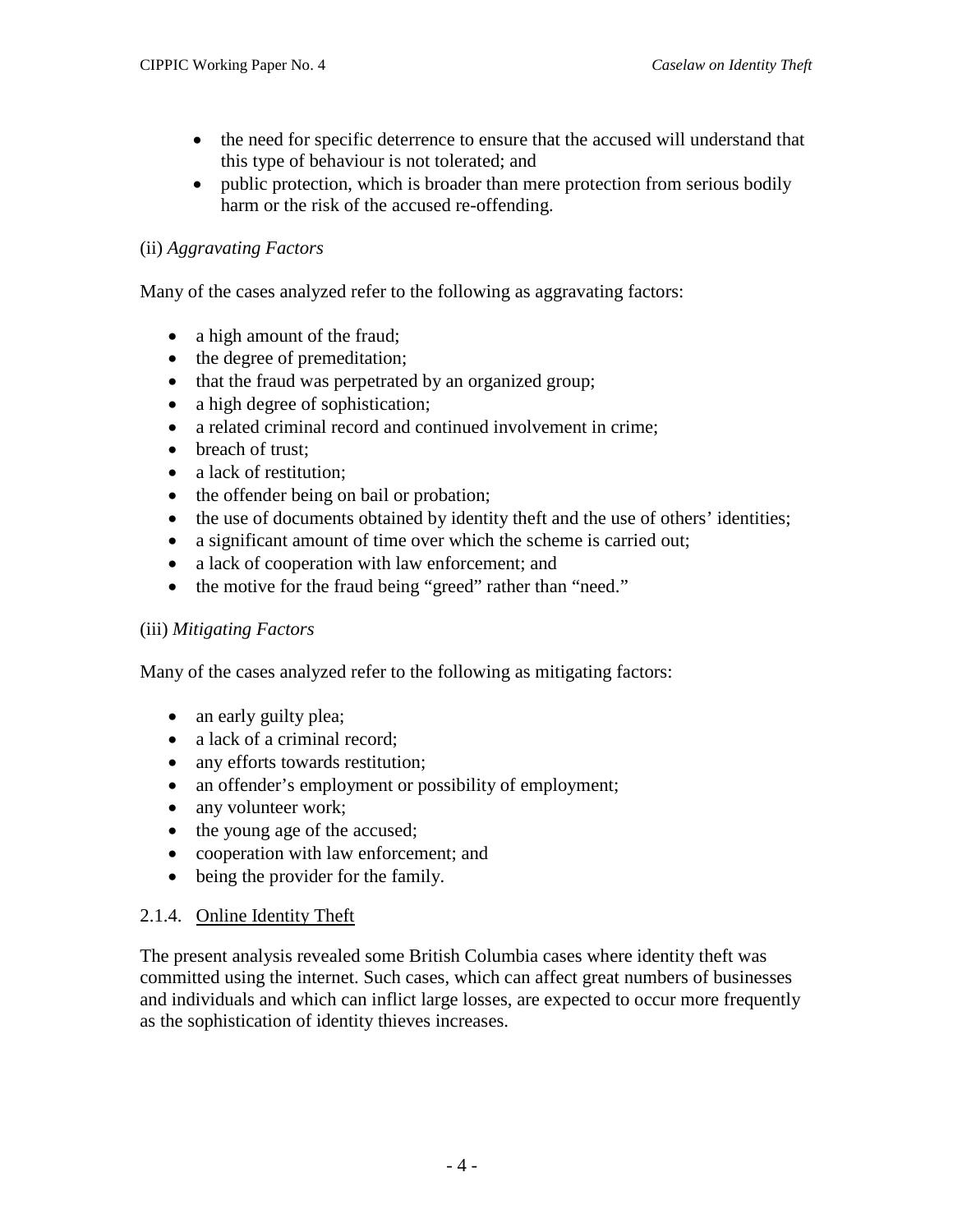- the need for specific deterrence to ensure that the accused will understand that this type of behaviour is not tolerated; and
- public protection, which is broader than mere protection from serious bodily harm or the risk of the accused re-offending.

(ii) *Aggravating Factors*

Many of the cases analyzed refer to the following as aggravating factors:

- a high amount of the fraud;
- the degree of premeditation;
- that the fraud was perpetrated by an organized group;
- a high degree of sophistication;
- a related criminal record and continued involvement in crime;
- breach of trust;
- a lack of restitution;
- the offender being on bail or probation;
- the use of documents obtained by identity theft and the use of others' identities;
- a significant amount of time over which the scheme is carried out;
- a lack of cooperation with law enforcement; and
- the motive for the fraud being "greed" rather than "need."

(iii) *Mitigating Factors*

Many of the cases analyzed refer to the following as mitigating factors:

- an early guilty plea;
- a lack of a criminal record;
- any efforts towards restitution;
- an offender's employment or possibility of employment;
- any volunteer work;
- the young age of the accused;
- cooperation with law enforcement; and
- being the provider for the family.

### 2.1.4. Online Identity Theft

The present analysis revealed some British Columbia cases where identity theft was committed using the internet. Such cases, which can affect great numbers of businesses and individuals and which can inflict large losses, are expected to occur more frequently as the sophistication of identity thieves increases.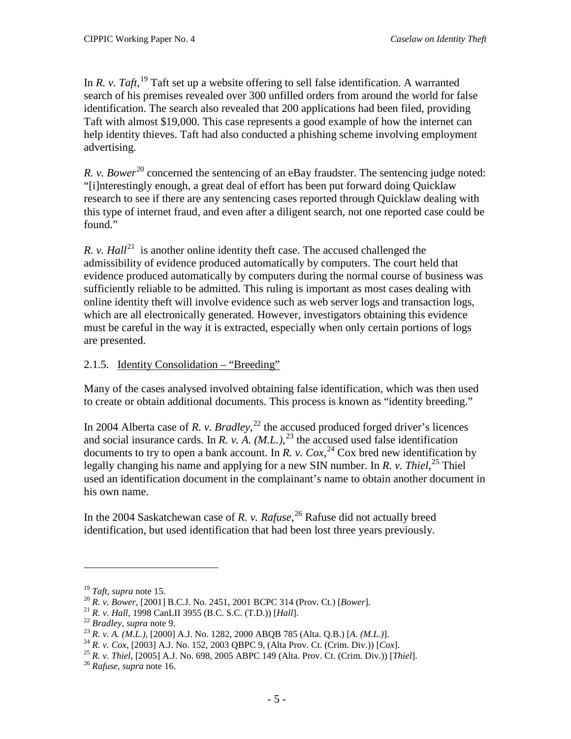In *R. v. Taft*,[19] Taft set up a website offering to sell false identification. A warranted search of his premises revealed over 300 unfilled orders from around the world for false identification. The search also revealed that 200 applications had been filed, providing Taft with almost $19,000. This case represents a good example of how the internet can help identity thieves. Taft had also conducted a phishing scheme involving employment advertising.

*R. v. Bower*[20] concerned the sentencing of an eBay fraudster. The sentencing judge noted: "[i]nterestingly enough, a great deal of effort has been put forward doing Quicklaw research to see if there are any sentencing cases reported through Quicklaw dealing with this type of internet fraud, and even after a diligent search, not one reported case could be found."

*R. v. Hall*[21] is another online identity theft case. The accused challenged the admissibility of evidence produced automatically by computers. The court held that evidence produced automatically by computers during the normal course of business was sufficiently reliable to be admitted. This ruling is important as most cases dealing with online identity theft will involve evidence such as web server logs and transaction logs, which are all electronically generated. However, investigators obtaining this evidence must be careful in the way it is extracted, especially when only certain portions of logs are presented.

### 2.1.5. Identity Consolidation – "Breeding"

Many of the cases analysed involved obtaining false identification, which was then used to create or obtain additional documents. This process is known as "identity breeding."

In 2004 Alberta case of *R. v. Bradley*,[22] the accused produced forged driver's licences and social insurance cards. In *R. v. A. (M.L.)*,[23] the accused used false identification documents to try to open a bank account. In *R. v. Cox*,[24] Cox bred new identification by legally changing his name and applying for a new SIN number. In *R. v. Thiel*,[25] Thiel used an identification document in the complainant's name to obtain another document in his own name.

In the 2004 Saskatchewan case of *R. v. Rafuse*,[26] Rafuse did not actually breed identification, but used identification that had been lost three years previously.

---

[19] *Taft*, *supra* note 15.
[20] *R. v. Bower*, [2001] B.C.J. No. 2451, 2001 BCPC 314 (Prov. Ct.) [*Bower*].
[21] *R. v. Hall*, 1998 CanLII 3955 (B.C. S.C. (T.D.)) [*Hall*].
[22] *Bradley*, *supra* note 9.
[23] *R. v. A. (M.L.)*, [2000] A.J. No. 1282, 2000 ABQB 785 (Alta. Q.B.) [*A. (M.L.)*].
[24] *R. v. Cox*, [2003] A.J. No. 152, 2003 QBPC 9, (Alta Prov. Ct. (Crim. Div.)) [*Cox*].
[25] *R. v. Thiel*, [2005] A.J. No. 698, 2005 ABPC 149 (Alta. Prov. Ct. (Crim. Div.)) [*Thiel*].
[26] *Rafuse*, *supra* note 16.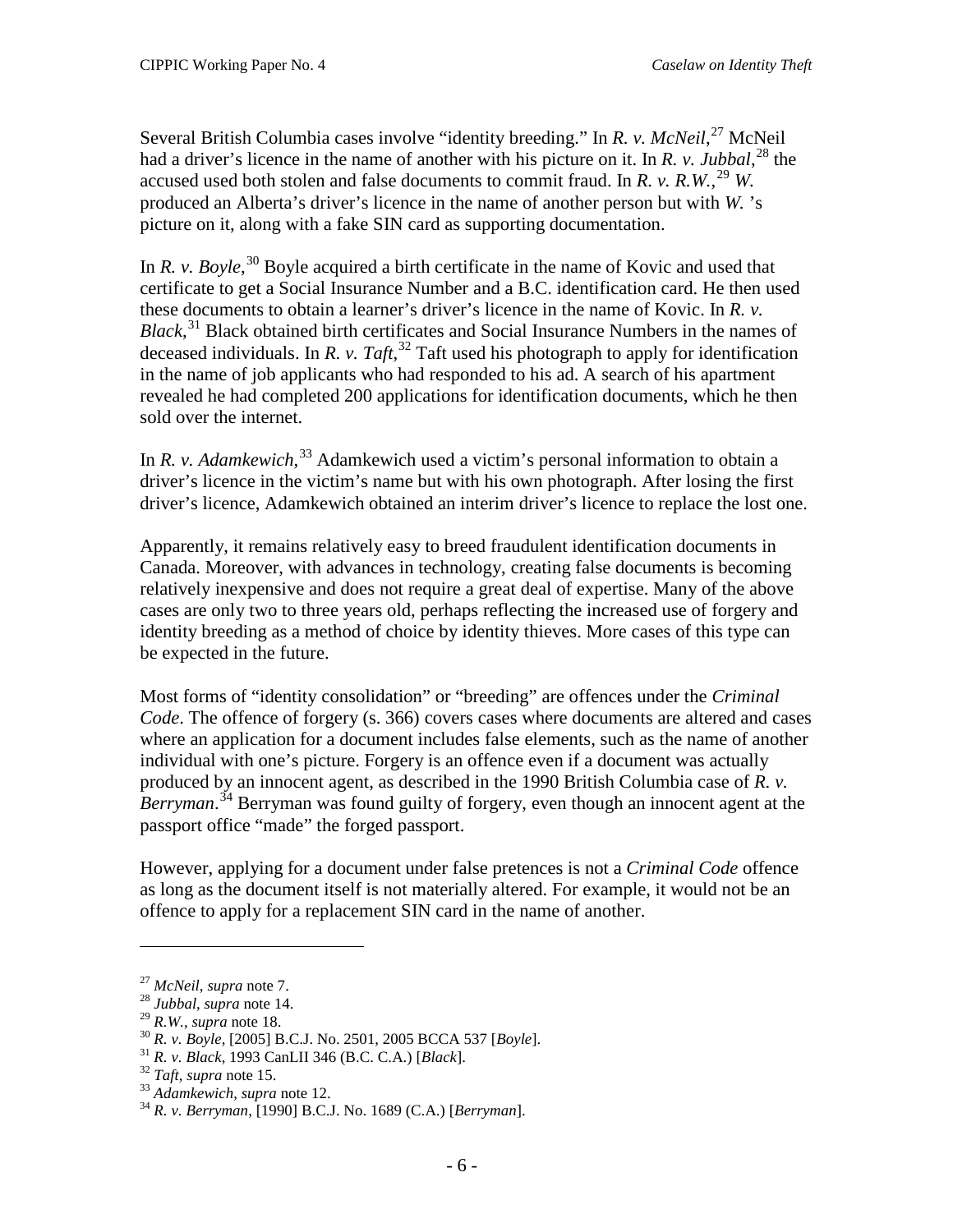Several British Columbia cases involve "identity breeding." In *R. v. McNeil*,[27] McNeil had a driver's licence in the name of another with his picture on it. In *R. v. Jubbal*,[28] the accused used both stolen and false documents to commit fraud. In *R. v. R.W.*,[29] *W.* produced an Alberta's driver's licence in the name of another person but with *W.* 's picture on it, along with a fake SIN card as supporting documentation.

In *R. v. Boyle*,[30] Boyle acquired a birth certificate in the name of Kovic and used that certificate to get a Social Insurance Number and a B.C. identification card. He then used these documents to obtain a learner's driver's licence in the name of Kovic. In *R. v. Black*,[31] Black obtained birth certificates and Social Insurance Numbers in the names of deceased individuals. In *R. v. Taft*,[32] Taft used his photograph to apply for identification in the name of job applicants who had responded to his ad. A search of his apartment revealed he had completed 200 applications for identification documents, which he then sold over the internet.

In *R. v. Adamkewich*,[33] Adamkewich used a victim's personal information to obtain a driver's licence in the victim's name but with his own photograph. After losing the first driver's licence, Adamkewich obtained an interim driver's licence to replace the lost one.

Apparently, it remains relatively easy to breed fraudulent identification documents in Canada. Moreover, with advances in technology, creating false documents is becoming relatively inexpensive and does not require a great deal of expertise. Many of the above cases are only two to three years old, perhaps reflecting the increased use of forgery and identity breeding as a method of choice by identity thieves. More cases of this type can be expected in the future.

Most forms of "identity consolidation" or "breeding" are offences under the *Criminal Code*. The offence of forgery (s. 366) covers cases where documents are altered and cases where an application for a document includes false elements, such as the name of another individual with one's picture. Forgery is an offence even if a document was actually produced by an innocent agent, as described in the 1990 British Columbia case of *R. v. Berryman*.[34] Berryman was found guilty of forgery, even though an innocent agent at the passport office "made" the forged passport.

However, applying for a document under false pretences is not a *Criminal Code* offence as long as the document itself is not materially altered. For example, it would not be an offence to apply for a replacement SIN card in the name of another.

---

[27] *McNeil*, *supra* note 7.

[28] *Jubbal*, *supra* note 14.

[29] *R.W.*, *supra* note 18.

[30] *R. v. Boyle*, [2005] B.C.J. No. 2501, 2005 BCCA 537 [*Boyle*].

[31] *R. v. Black*, 1993 CanLII 346 (B.C. C.A.) [*Black*].

[32] *Taft*, *supra* note 15.

[33] *Adamkewich*, *supra* note 12.

[34] *R. v. Berryman*, [1990] B.C.J. No. 1689 (C.A.) [*Berryman*].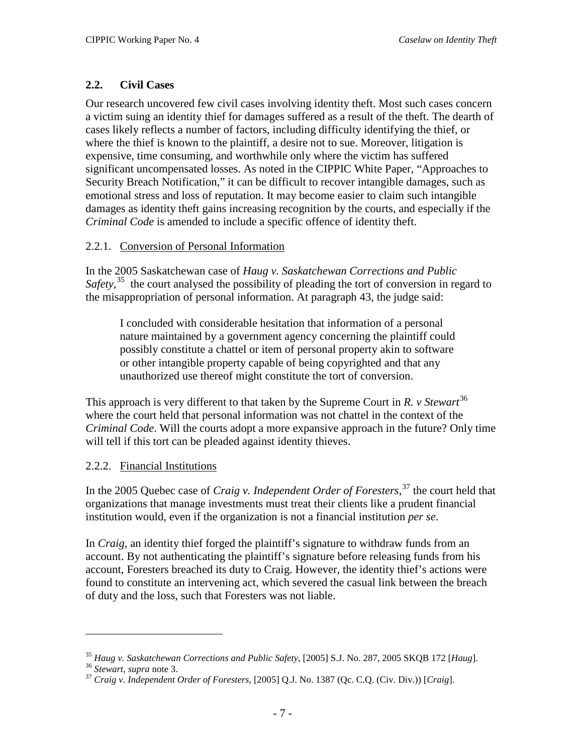## 2.2. Civil Cases

Our research uncovered few civil cases involving identity theft. Most such cases concern a victim suing an identity thief for damages suffered as a result of the theft. The dearth of cases likely reflects a number of factors, including difficulty identifying the thief, or where the thief is known to the plaintiff, a desire not to sue. Moreover, litigation is expensive, time consuming, and worthwhile only where the victim has suffered significant uncompensated losses. As noted in the CIPPIC White Paper, "Approaches to Security Breach Notification," it can be difficult to recover intangible damages, such as emotional stress and loss of reputation. It may become easier to claim such intangible damages as identity theft gains increasing recognition by the courts, and especially if the *Criminal Code* is amended to include a specific offence of identity theft.

### 2.2.1. Conversion of Personal Information

In the 2005 Saskatchewan case of *Haug v. Saskatchewan Corrections and Public Safety*,[35] the court analysed the possibility of pleading the tort of conversion in regard to the misappropriation of personal information. At paragraph 43, the judge said:

> I concluded with considerable hesitation that information of a personal nature maintained by a government agency concerning the plaintiff could possibly constitute a chattel or item of personal property akin to software or other intangible property capable of being copyrighted and that any unauthorized use thereof might constitute the tort of conversion.

This approach is very different to that taken by the Supreme Court in *R. v Stewart*[36] where the court held that personal information was not chattel in the context of the *Criminal Code*. Will the courts adopt a more expansive approach in the future? Only time will tell if this tort can be pleaded against identity thieves.

### 2.2.2. Financial Institutions

In the 2005 Quebec case of *Craig v. Independent Order of Foresters*,[37] the court held that organizations that manage investments must treat their clients like a prudent financial institution would, even if the organization is not a financial institution *per se*.

In *Craig*, an identity thief forged the plaintiff's signature to withdraw funds from an account. By not authenticating the plaintiff's signature before releasing funds from his account, Foresters breached its duty to Craig. However, the identity thief's actions were found to constitute an intervening act, which severed the casual link between the breach of duty and the loss, such that Foresters was not liable.

---

[35] *Haug v. Saskatchewan Corrections and Public Safety*, [2005] S.J. No. 287, 2005 SKQB 172 [*Haug*].
[36] *Stewart*, *supra* note 3.
[37] *Craig v. Independent Order of Foresters*, [2005] Q.J. No. 1387 (Qc. C.Q. (Civ. Div.)) [*Craig*].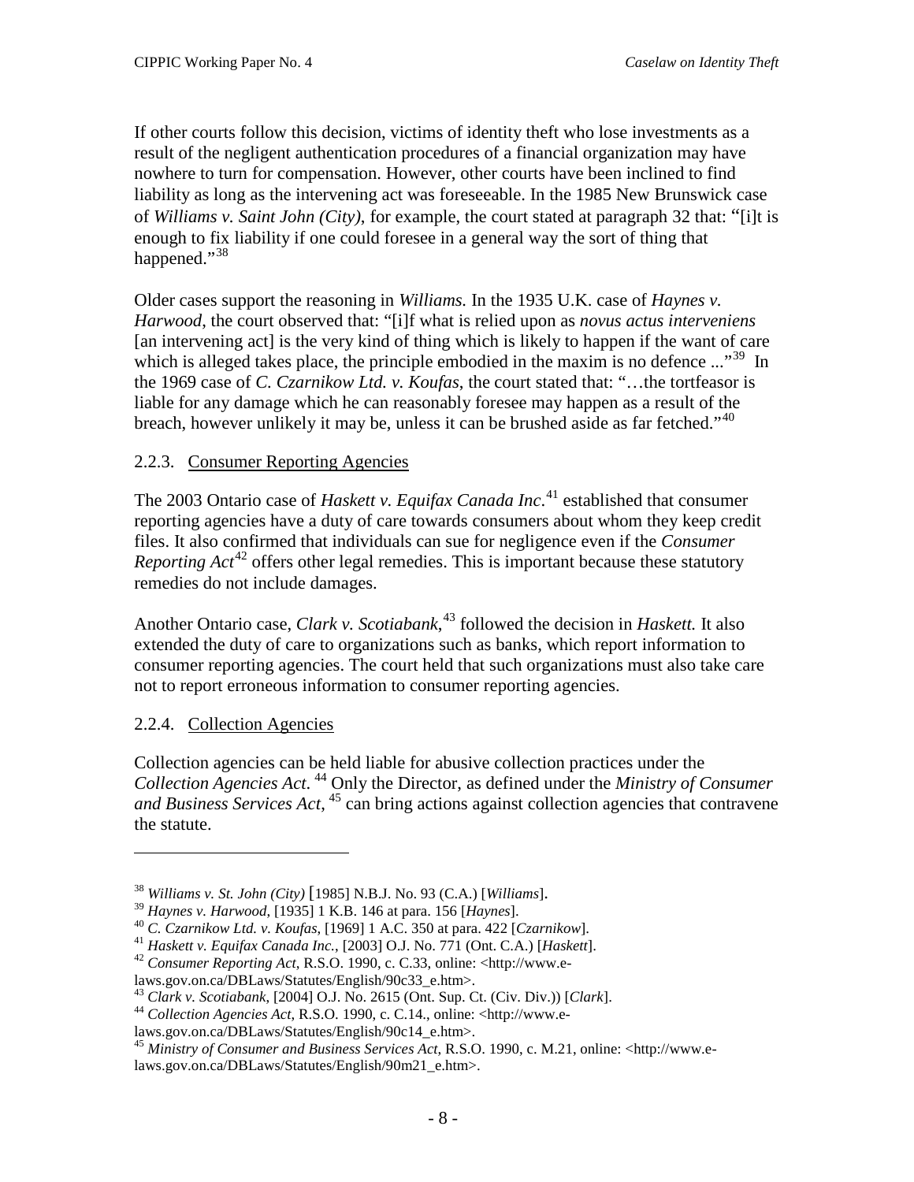If other courts follow this decision, victims of identity theft who lose investments as a result of the negligent authentication procedures of a financial organization may have nowhere to turn for compensation. However, other courts have been inclined to find liability as long as the intervening act was foreseeable. In the 1985 New Brunswick case of *Williams v. Saint John (City)*, for example, the court stated at paragraph 32 that: "[i]t is enough to fix liability if one could foresee in a general way the sort of thing that happened."[38]

Older cases support the reasoning in *Williams.* In the 1935 U.K. case of *Haynes v. Harwood*, the court observed that: "[i]f what is relied upon as *novus actus interveniens* [an intervening act] is the very kind of thing which is likely to happen if the want of care which is alleged takes place, the principle embodied in the maxim is no defence ..."[39] In the 1969 case of *C. Czarnikow Ltd. v. Koufas*, the court stated that: "…the tortfeasor is liable for any damage which he can reasonably foresee may happen as a result of the breach, however unlikely it may be, unless it can be brushed aside as far fetched."[40]

### 2.2.3. Consumer Reporting Agencies

The 2003 Ontario case of *Haskett v. Equifax Canada Inc*.[41] established that consumer reporting agencies have a duty of care towards consumers about whom they keep credit files. It also confirmed that individuals can sue for negligence even if the *Consumer Reporting Act*[42] offers other legal remedies. This is important because these statutory remedies do not include damages.

Another Ontario case, *Clark v. Scotiabank*,[43] followed the decision in *Haskett.* It also extended the duty of care to organizations such as banks, which report information to consumer reporting agencies. The court held that such organizations must also take care not to report erroneous information to consumer reporting agencies.

### 2.2.4. Collection Agencies

Collection agencies can be held liable for abusive collection practices under the *Collection Agencies Act*.[44] Only the Director, as defined under the *Ministry of Consumer and Business Services Act*,[45] can bring actions against collection agencies that contravene the statute.

---

[38] *Williams v. St. John (City)* [1985] N.B.J. No. 93 (C.A.) [*Williams*].
[39] *Haynes v. Harwood*, [1935] 1 K.B. 146 at para. 156 [*Haynes*].
[40] *C. Czarnikow Ltd. v. Koufas*, [1969] 1 A.C. 350 at para. 422 [*Czarnikow*].
[41] *Haskett v. Equifax Canada Inc.*, [2003] O.J. No. 771 (Ont. C.A.) [*Haskett*].
[42] *Consumer Reporting Act*, R.S.O. 1990, c. C.33, online: <http://www.e-laws.gov.on.ca/DBLaws/Statutes/English/90c33_e.htm>.
[43] *Clark v. Scotiabank*, [2004] O.J. No. 2615 (Ont. Sup. Ct. (Civ. Div.)) [*Clark*].
[44] *Collection Agencies Act*, R.S.O. 1990, c. C.14., online: <http://www.e-laws.gov.on.ca/DBLaws/Statutes/English/90c14_e.htm>.
[45] *Ministry of Consumer and Business Services Act*, R.S.O. 1990, c. M.21, online: <http://www.e-laws.gov.on.ca/DBLaws/Statutes/English/90m21_e.htm>.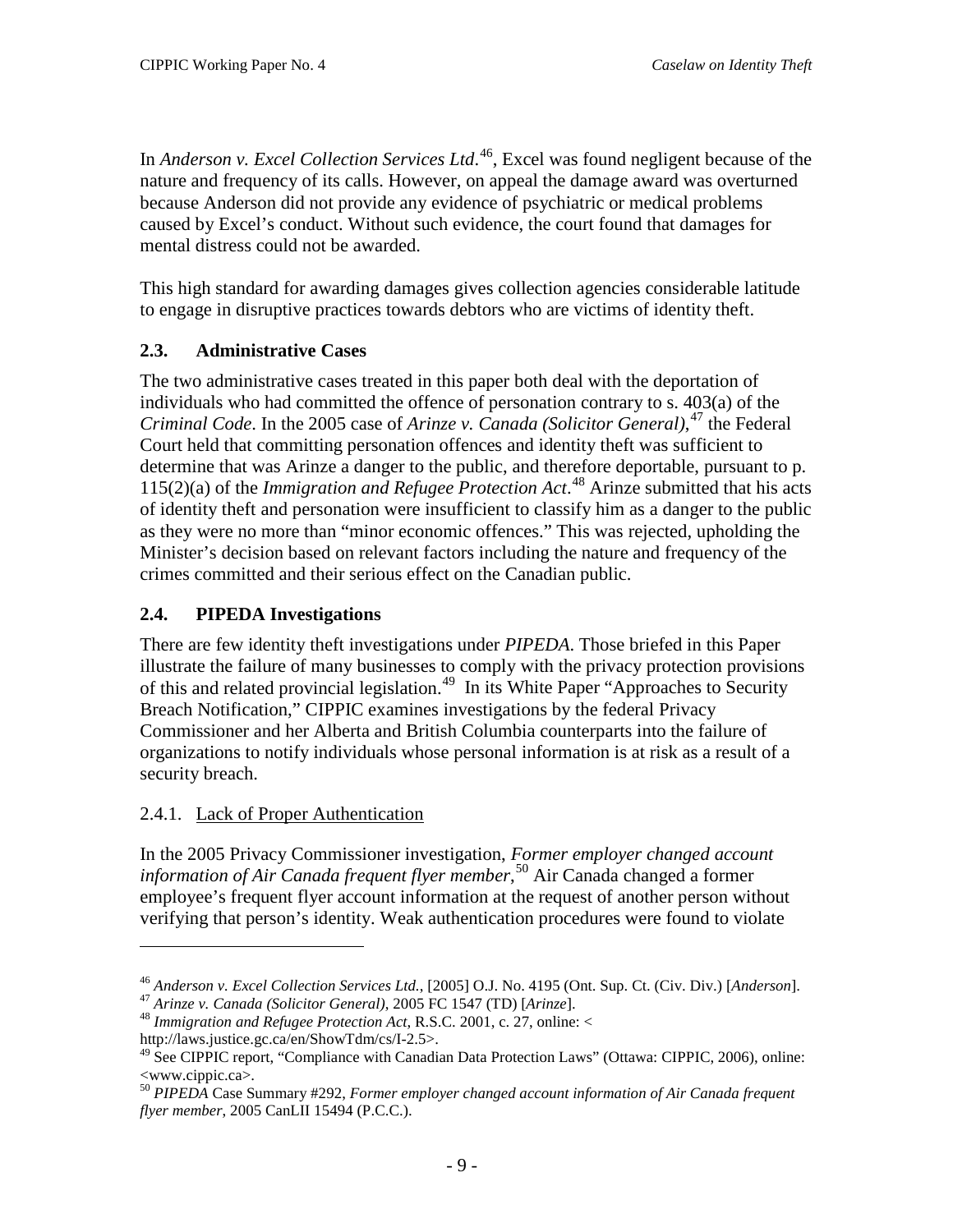In *Anderson v. Excel Collection Services Ltd.*[46], Excel was found negligent because of the nature and frequency of its calls. However, on appeal the damage award was overturned because Anderson did not provide any evidence of psychiatric or medical problems caused by Excel's conduct. Without such evidence, the court found that damages for mental distress could not be awarded.

This high standard for awarding damages gives collection agencies considerable latitude to engage in disruptive practices towards debtors who are victims of identity theft.

### 2.3. Administrative Cases

The two administrative cases treated in this paper both deal with the deportation of individuals who had committed the offence of personation contrary to s. 403(a) of the *Criminal Code*. In the 2005 case of *Arinze v. Canada (Solicitor General)*,[47] the Federal Court held that committing personation offences and identity theft was sufficient to determine that was Arinze a danger to the public, and therefore deportable, pursuant to p. 115(2)(a) of the *Immigration and Refugee Protection Act*.[48] Arinze submitted that his acts of identity theft and personation were insufficient to classify him as a danger to the public as they were no more than "minor economic offences." This was rejected, upholding the Minister's decision based on relevant factors including the nature and frequency of the crimes committed and their serious effect on the Canadian public.

### 2.4. PIPEDA Investigations

There are few identity theft investigations under *PIPEDA*. Those briefed in this Paper illustrate the failure of many businesses to comply with the privacy protection provisions of this and related provincial legislation.[49] In its White Paper "Approaches to Security Breach Notification," CIPPIC examines investigations by the federal Privacy Commissioner and her Alberta and British Columbia counterparts into the failure of organizations to notify individuals whose personal information is at risk as a result of a security breach.

#### 2.4.1. Lack of Proper Authentication

In the 2005 Privacy Commissioner investigation, *Former employer changed account information of Air Canada frequent flyer member*,[50] Air Canada changed a former employee's frequent flyer account information at the request of another person without verifying that person's identity. Weak authentication procedures were found to violate

---

[46] *Anderson v. Excel Collection Services Ltd.*, [2005] O.J. No. 4195 (Ont. Sup. Ct. (Civ. Div.) [*Anderson*].

[47] *Arinze v. Canada (Solicitor General)*, 2005 FC 1547 (TD) [*Arinze*].

[48] *Immigration and Refugee Protection Act*, R.S.C. 2001, c. 27, online: < http://laws.justice.gc.ca/en/ShowTdm/cs/I-2.5>.

[49] See CIPPIC report, "Compliance with Canadian Data Protection Laws" (Ottawa: CIPPIC, 2006), online: <www.cippic.ca>.

[50] *PIPEDA* Case Summary #292, *Former employer changed account information of Air Canada frequent flyer member*, 2005 CanLII 15494 (P.C.C.).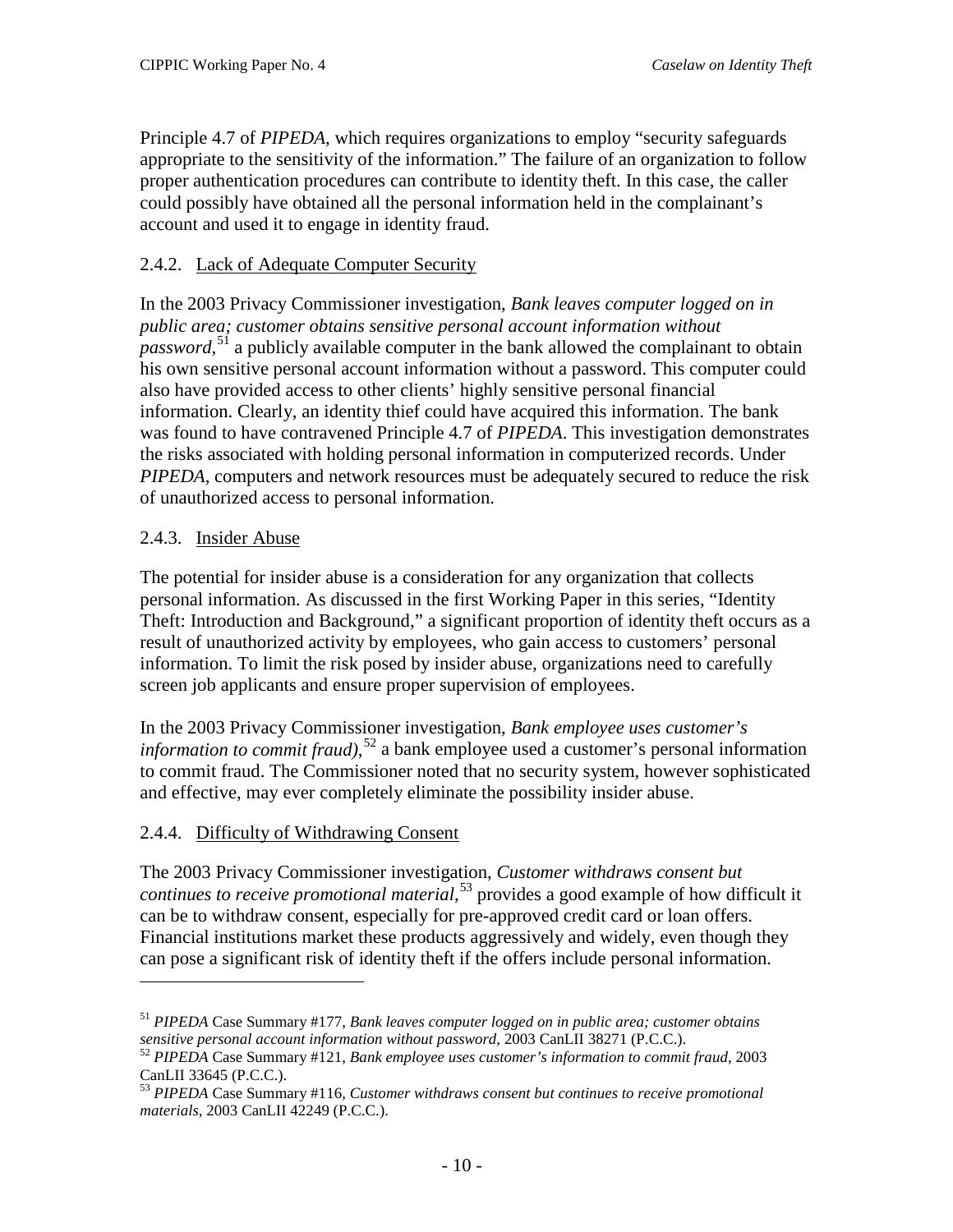Principle 4.7 of *PIPEDA*, which requires organizations to employ "security safeguards appropriate to the sensitivity of the information." The failure of an organization to follow proper authentication procedures can contribute to identity theft. In this case, the caller could possibly have obtained all the personal information held in the complainant's account and used it to engage in identity fraud.

### 2.4.2. Lack of Adequate Computer Security

In the 2003 Privacy Commissioner investigation, *Bank leaves computer logged on in public area; customer obtains sensitive personal account information without password*,[51] a publicly available computer in the bank allowed the complainant to obtain his own sensitive personal account information without a password. This computer could also have provided access to other clients' highly sensitive personal financial information. Clearly, an identity thief could have acquired this information. The bank was found to have contravened Principle 4.7 of *PIPEDA*. This investigation demonstrates the risks associated with holding personal information in computerized records. Under *PIPEDA*, computers and network resources must be adequately secured to reduce the risk of unauthorized access to personal information.

### 2.4.3. Insider Abuse

The potential for insider abuse is a consideration for any organization that collects personal information. As discussed in the first Working Paper in this series, "Identity Theft: Introduction and Background," a significant proportion of identity theft occurs as a result of unauthorized activity by employees, who gain access to customers' personal information. To limit the risk posed by insider abuse, organizations need to carefully screen job applicants and ensure proper supervision of employees.

In the 2003 Privacy Commissioner investigation, *Bank employee uses customer's information to commit fraud)*,[52] a bank employee used a customer's personal information to commit fraud. The Commissioner noted that no security system, however sophisticated and effective, may ever completely eliminate the possibility insider abuse.

### 2.4.4. Difficulty of Withdrawing Consent

The 2003 Privacy Commissioner investigation, *Customer withdraws consent but continues to receive promotional material*,[53] provides a good example of how difficult it can be to withdraw consent, especially for pre-approved credit card or loan offers. Financial institutions market these products aggressively and widely, even though they can pose a significant risk of identity theft if the offers include personal information.

---

[51] *PIPEDA* Case Summary #177, *Bank leaves computer logged on in public area; customer obtains sensitive personal account information without password*, 2003 CanLII 38271 (P.C.C.).

[52] *PIPEDA* Case Summary #121, *Bank employee uses customer's information to commit fraud*, 2003 CanLII 33645 (P.C.C.).

[53] *PIPEDA* Case Summary #116, *Customer withdraws consent but continues to receive promotional materials*, 2003 CanLII 42249 (P.C.C.).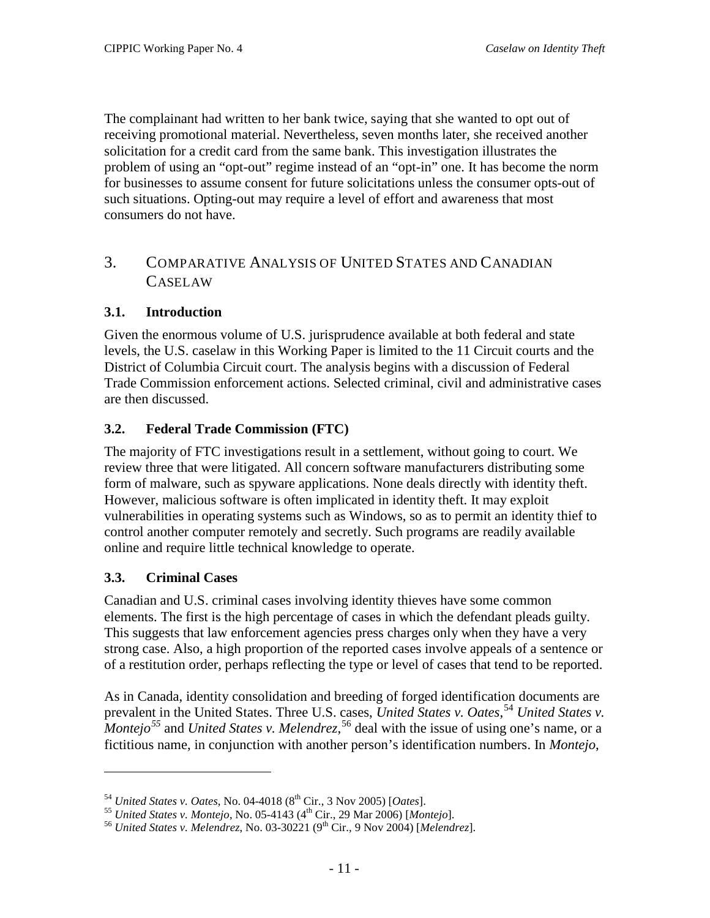The complainant had written to her bank twice, saying that she wanted to opt out of receiving promotional material. Nevertheless, seven months later, she received another solicitation for a credit card from the same bank. This investigation illustrates the problem of using an "opt-out" regime instead of an "opt-in" one. It has become the norm for businesses to assume consent for future solicitations unless the consumer opts-out of such situations. Opting-out may require a level of effort and awareness that most consumers do not have.

# 3. Comparative Analysis of United States and Canadian Caselaw

## 3.1. Introduction

Given the enormous volume of U.S. jurisprudence available at both federal and state levels, the U.S. caselaw in this Working Paper is limited to the 11 Circuit courts and the District of Columbia Circuit court. The analysis begins with a discussion of Federal Trade Commission enforcement actions. Selected criminal, civil and administrative cases are then discussed.

## 3.2. Federal Trade Commission (FTC)

The majority of FTC investigations result in a settlement, without going to court. We review three that were litigated. All concern software manufacturers distributing some form of malware, such as spyware applications. None deals directly with identity theft. However, malicious software is often implicated in identity theft. It may exploit vulnerabilities in operating systems such as Windows, so as to permit an identity thief to control another computer remotely and secretly. Such programs are readily available online and require little technical knowledge to operate.

## 3.3. Criminal Cases

Canadian and U.S. criminal cases involving identity thieves have some common elements. The first is the high percentage of cases in which the defendant pleads guilty. This suggests that law enforcement agencies press charges only when they have a very strong case. Also, a high proportion of the reported cases involve appeals of a sentence or of a restitution order, perhaps reflecting the type or level of cases that tend to be reported.

As in Canada, identity consolidation and breeding of forged identification documents are prevalent in the United States. Three U.S. cases, *United States v. Oates*,[54] *United States v. Montejo*[55] and *United States v. Melendrez*,[56] deal with the issue of using one's name, or a fictitious name, in conjunction with another person's identification numbers. In *Montejo*,

---

[54] *United States v. Oates*, No. 04-4018 (8th Cir., 3 Nov 2005) [*Oates*].

[55] *United States v. Montejo*, No. 05-4143 (4th Cir., 29 Mar 2006) [*Montejo*].

[56] *United States v. Melendrez*, No. 03-30221 (9th Cir., 9 Nov 2004) [*Melendrez*].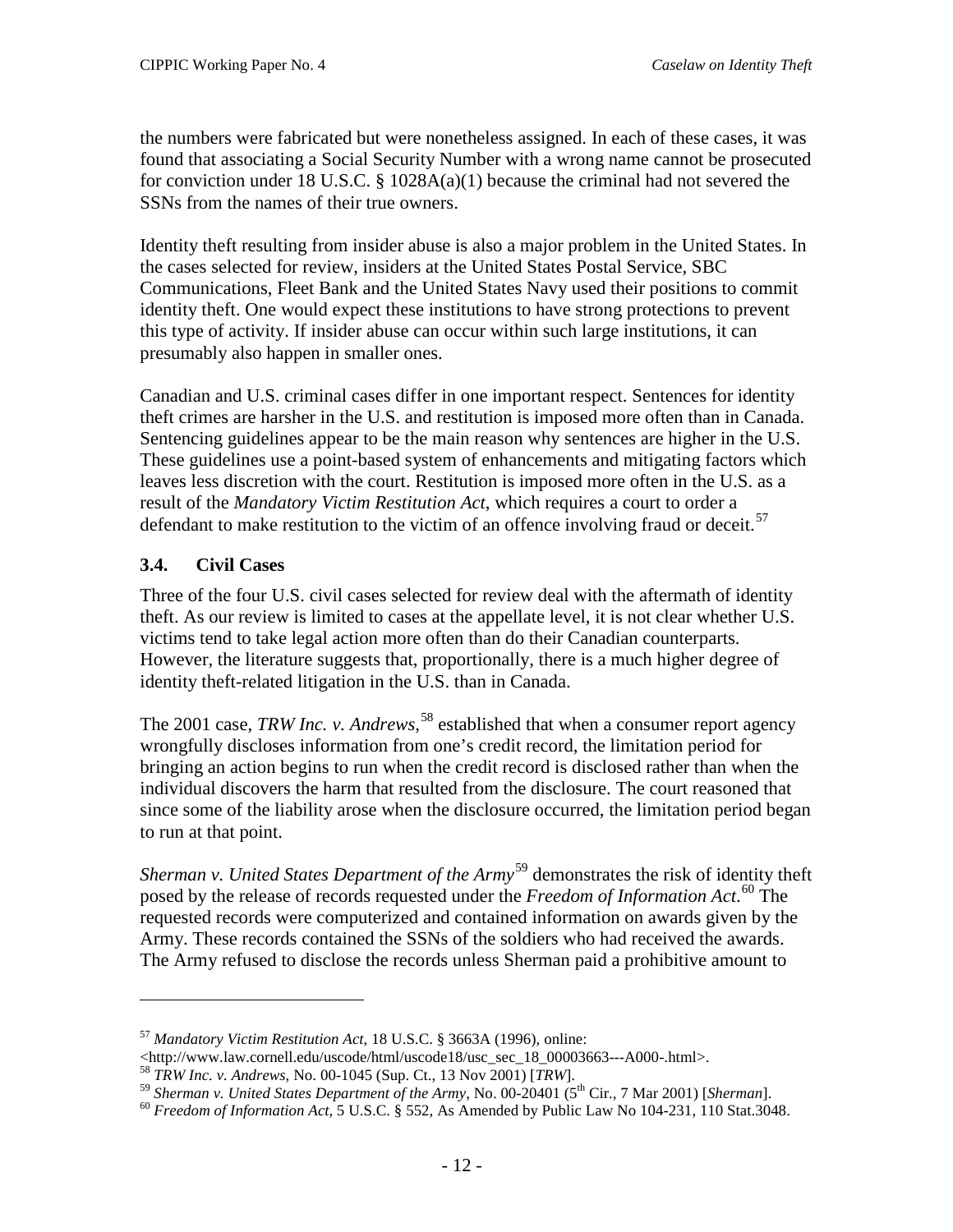the numbers were fabricated but were nonetheless assigned. In each of these cases, it was found that associating a Social Security Number with a wrong name cannot be prosecuted for conviction under 18 U.S.C. § 1028A(a)(1) because the criminal had not severed the SSNs from the names of their true owners.

Identity theft resulting from insider abuse is also a major problem in the United States. In the cases selected for review, insiders at the United States Postal Service, SBC Communications, Fleet Bank and the United States Navy used their positions to commit identity theft. One would expect these institutions to have strong protections to prevent this type of activity. If insider abuse can occur within such large institutions, it can presumably also happen in smaller ones.

Canadian and U.S. criminal cases differ in one important respect. Sentences for identity theft crimes are harsher in the U.S. and restitution is imposed more often than in Canada. Sentencing guidelines appear to be the main reason why sentences are higher in the U.S. These guidelines use a point-based system of enhancements and mitigating factors which leaves less discretion with the court. Restitution is imposed more often in the U.S. as a result of the *Mandatory Victim Restitution Act*, which requires a court to order a defendant to make restitution to the victim of an offence involving fraud or deceit.[57]

### 3.4. Civil Cases

Three of the four U.S. civil cases selected for review deal with the aftermath of identity theft. As our review is limited to cases at the appellate level, it is not clear whether U.S. victims tend to take legal action more often than do their Canadian counterparts. However, the literature suggests that, proportionally, there is a much higher degree of identity theft-related litigation in the U.S. than in Canada.

The 2001 case, *TRW Inc. v. Andrews*,[58] established that when a consumer report agency wrongfully discloses information from one's credit record, the limitation period for bringing an action begins to run when the credit record is disclosed rather than when the individual discovers the harm that resulted from the disclosure. The court reasoned that since some of the liability arose when the disclosure occurred, the limitation period began to run at that point.

*Sherman v. United States Department of the Army*[59] demonstrates the risk of identity theft posed by the release of records requested under the *Freedom of Information Act*.[60] The requested records were computerized and contained information on awards given by the Army. These records contained the SSNs of the soldiers who had received the awards. The Army refused to disclose the records unless Sherman paid a prohibitive amount to

---

[57] *Mandatory Victim Restitution Act*, 18 U.S.C. § 3663A (1996), online: <http://www.law.cornell.edu/uscode/html/uscode18/usc_sec_18_00003663---A000-.html>.

[58] *TRW Inc. v. Andrews*, No. 00-1045 (Sup. Ct., 13 Nov 2001) [*TRW*].

[59] *Sherman v. United States Department of the Army*, No. 00-20401 (5th Cir., 7 Mar 2001) [*Sherman*].

[60] *Freedom of Information Act*, 5 U.S.C. § 552, As Amended by Public Law No 104-231, 110 Stat.3048.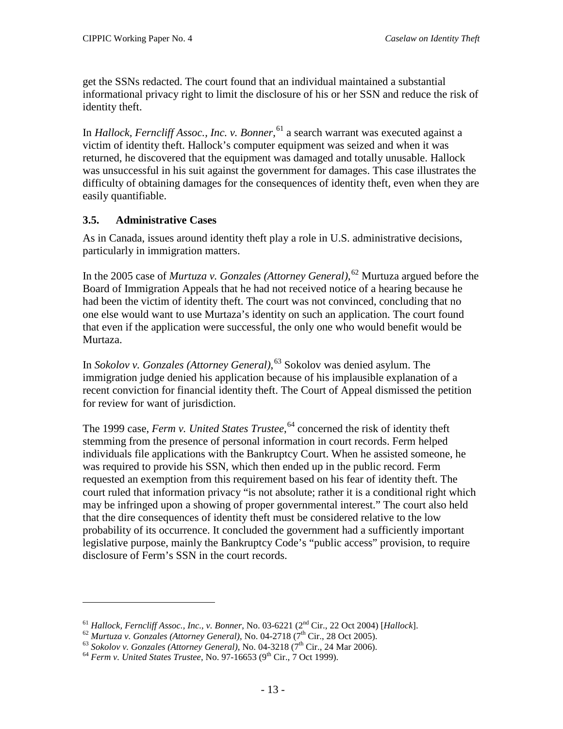get the SSNs redacted. The court found that an individual maintained a substantial informational privacy right to limit the disclosure of his or her SSN and reduce the risk of identity theft.

In *Hallock, Ferncliff Assoc., Inc. v. Bonner*,[61] a search warrant was executed against a victim of identity theft. Hallock's computer equipment was seized and when it was returned, he discovered that the equipment was damaged and totally unusable. Hallock was unsuccessful in his suit against the government for damages. This case illustrates the difficulty of obtaining damages for the consequences of identity theft, even when they are easily quantifiable.

### 3.5. Administrative Cases

As in Canada, issues around identity theft play a role in U.S. administrative decisions, particularly in immigration matters.

In the 2005 case of *Murtuza v. Gonzales (Attorney General)*,[62] Murtuza argued before the Board of Immigration Appeals that he had not received notice of a hearing because he had been the victim of identity theft. The court was not convinced, concluding that no one else would want to use Murtaza's identity on such an application. The court found that even if the application were successful, the only one who would benefit would be Murtaza.

In *Sokolov v. Gonzales (Attorney General)*,[63] Sokolov was denied asylum. The immigration judge denied his application because of his implausible explanation of a recent conviction for financial identity theft. The Court of Appeal dismissed the petition for review for want of jurisdiction.

The 1999 case, *Ferm v. United States Trustee*,[64] concerned the risk of identity theft stemming from the presence of personal information in court records. Ferm helped individuals file applications with the Bankruptcy Court. When he assisted someone, he was required to provide his SSN, which then ended up in the public record. Ferm requested an exemption from this requirement based on his fear of identity theft. The court ruled that information privacy "is not absolute; rather it is a conditional right which may be infringed upon a showing of proper governmental interest." The court also held that the dire consequences of identity theft must be considered relative to the low probability of its occurrence. It concluded the government had a sufficiently important legislative purpose, mainly the Bankruptcy Code's "public access" provision, to require disclosure of Ferm's SSN in the court records.

---

[61] *Hallock, Ferncliff Assoc., Inc., v. Bonner*, No. 03-6221 (2nd Cir., 22 Oct 2004) [*Hallock*].

[62] *Murtuza v. Gonzales (Attorney General)*, No. 04-2718 (7th Cir., 28 Oct 2005).

[63] *Sokolov v. Gonzales (Attorney General)*, No. 04-3218 (7th Cir., 24 Mar 2006).

[64] *Ferm v. United States Trustee*, No. 97-16653 (9th Cir., 7 Oct 1999).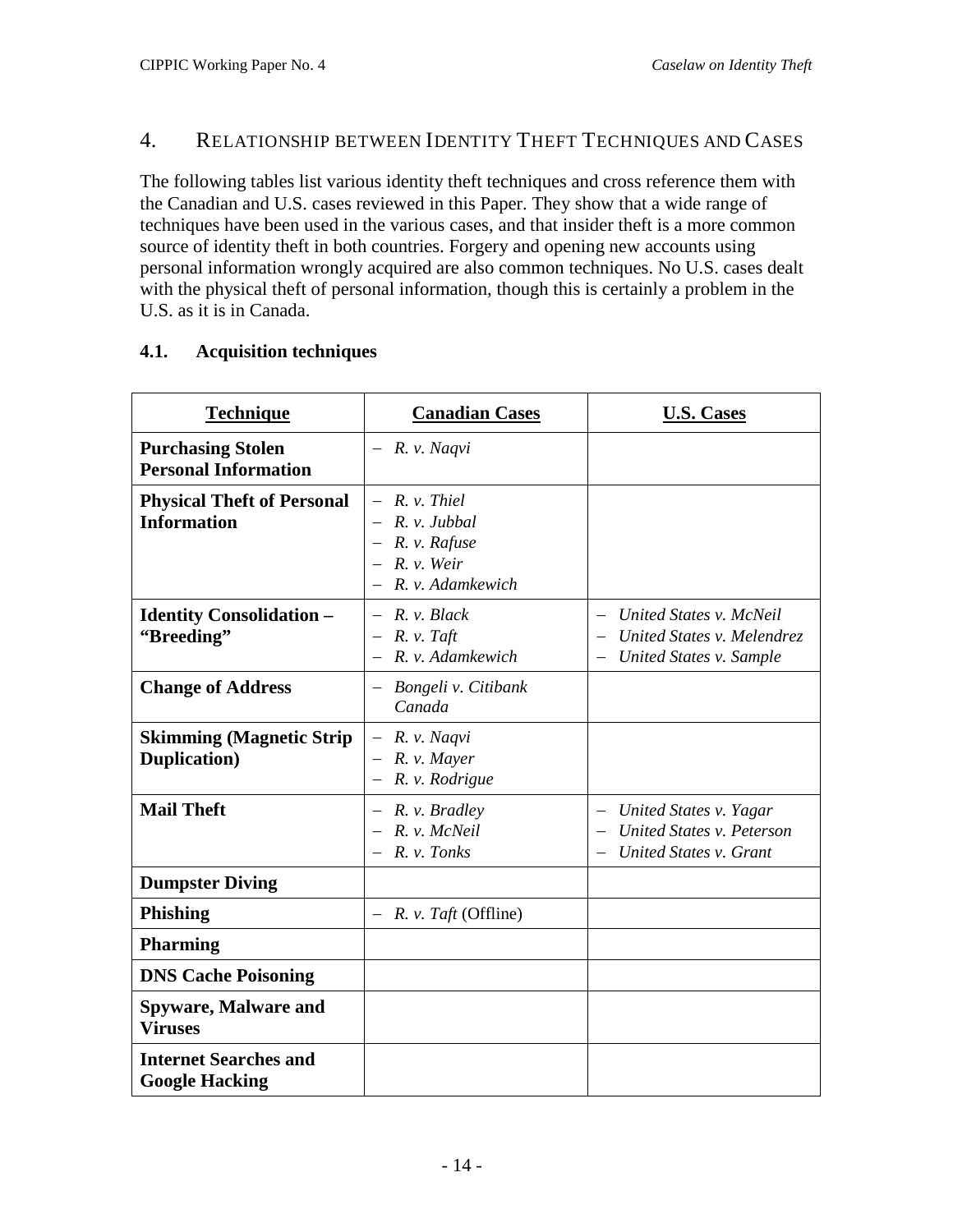## 4. Relationship between Identity Theft Techniques and Cases

The following tables list various identity theft techniques and cross reference them with the Canadian and U.S. cases reviewed in this Paper. They show that a wide range of techniques have been used in the various cases, and that insider theft is a more common source of identity theft in both countries. Forgery and opening new accounts using personal information wrongly acquired are also common techniques. No U.S. cases dealt with the physical theft of personal information, though this is certainly a problem in the U.S. as it is in Canada.

### 4.1. Acquisition techniques

| Technique | Canadian Cases | U.S. Cases |
|---|---|---|
| **Purchasing Stolen Personal Information** | – *R. v. Naqvi* | |
| **Physical Theft of Personal Information** | – *R. v. Thiel*<br>– *R. v. Jubbal*<br>– *R. v. Rafuse*<br>– *R. v. Weir*<br>– *R. v. Adamkewich* | |
| **Identity Consolidation – "Breeding"** | – *R. v. Black*<br>– *R. v. Taft*<br>– *R. v. Adamkewich* | – *United States v. McNeil*<br>– *United States v. Melendrez*<br>– *United States v. Sample* |
| **Change of Address** | – *Bongeli v. Citibank Canada* | |
| **Skimming (Magnetic Strip Duplication)** | – *R. v. Naqvi*<br>– *R. v. Mayer*<br>– *R. v. Rodrigue* | |
| **Mail Theft** | – *R. v. Bradley*<br>– *R. v. McNeil*<br>– *R. v. Tonks* | – *United States v. Yagar*<br>– *United States v. Peterson*<br>– *United States v. Grant* |
| **Dumpster Diving** | | |
| **Phishing** | – *R. v. Taft* (Offline) | |
| **Pharming** | | |
| **DNS Cache Poisoning** | | |
| **Spyware, Malware and Viruses** | | |
| **Internet Searches and Google Hacking** | | |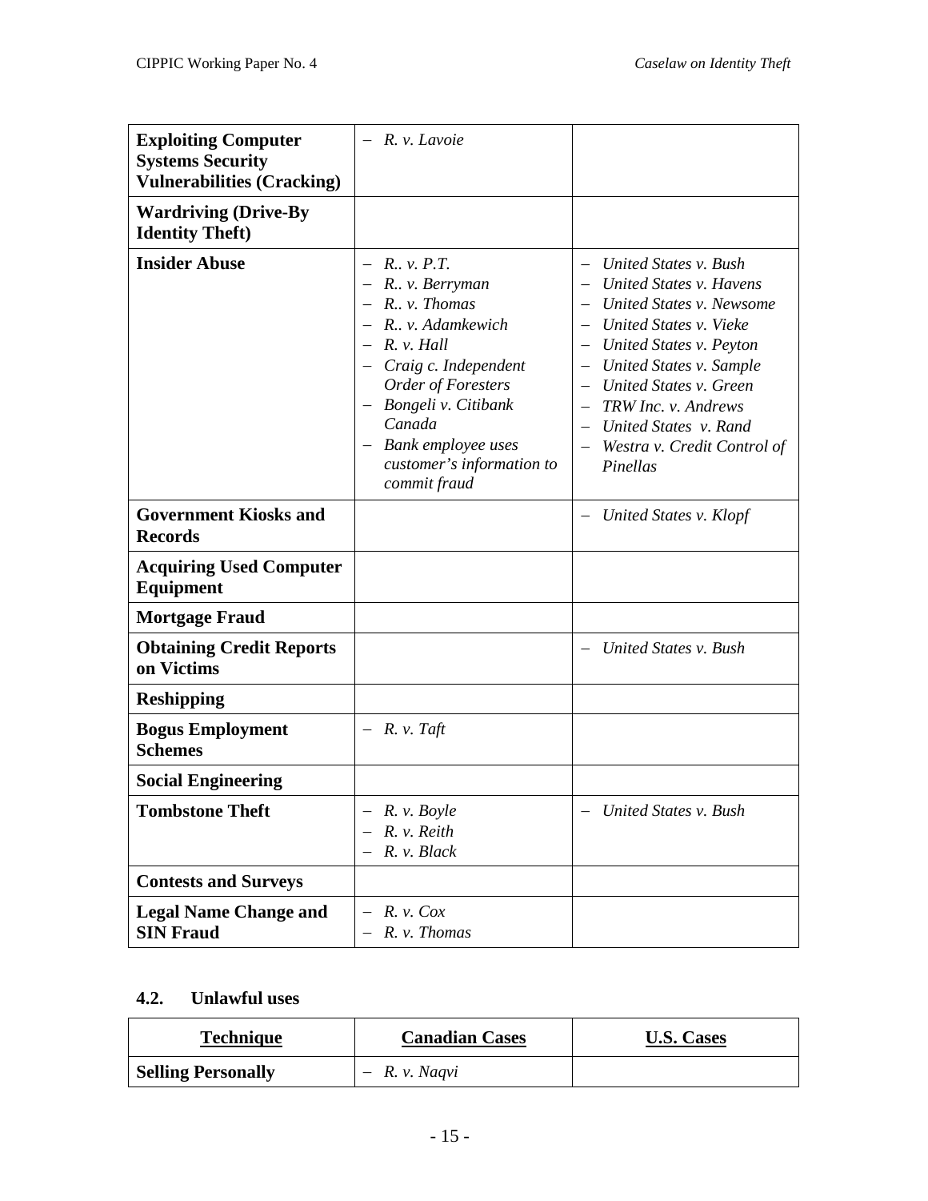| **Exploiting Computer Systems Security Vulnerabilities (Cracking)** | – *R. v. Lavoie* | |
|---|---|---|
| **Wardriving (Drive-By Identity Theft)** | | |
| **Insider Abuse** | – *R.. v. P.T.*<br>– *R.. v. Berryman*<br>– *R.. v. Thomas*<br>– *R.. v. Adamkewich*<br>– *R. v. Hall*<br>– *Craig c. Independent Order of Foresters*<br>– *Bongeli v. Citibank Canada*<br>– *Bank employee uses customer's information to commit fraud* | – *United States v. Bush*<br>– *United States v. Havens*<br>– *United States v. Newsome*<br>– *United States v. Vieke*<br>– *United States v. Peyton*<br>– *United States v. Sample*<br>– *United States v. Green*<br>– *TRW Inc. v. Andrews*<br>– *United States v. Rand*<br>– *Westra v. Credit Control of Pinellas* |
| **Government Kiosks and Records** | | – *United States v. Klopf* |
| **Acquiring Used Computer Equipment** | | |
| **Mortgage Fraud** | | |
| **Obtaining Credit Reports on Victims** | | – *United States v. Bush* |
| **Reshipping** | | |
| **Bogus Employment Schemes** | – *R. v. Taft* | |
| **Social Engineering** | | |
| **Tombstone Theft** | – *R. v. Boyle*<br>– *R. v. Reith*<br>– *R. v. Black* | – *United States v. Bush* |
| **Contests and Surveys** | | |
| **Legal Name Change and SIN Fraud** | – *R. v. Cox*<br>– *R. v. Thomas* | |

### 4.2. Unlawful uses

| Technique | Canadian Cases | U.S. Cases |
|---|---|---|
| **Selling Personally** | – *R. v. Naqvi* | |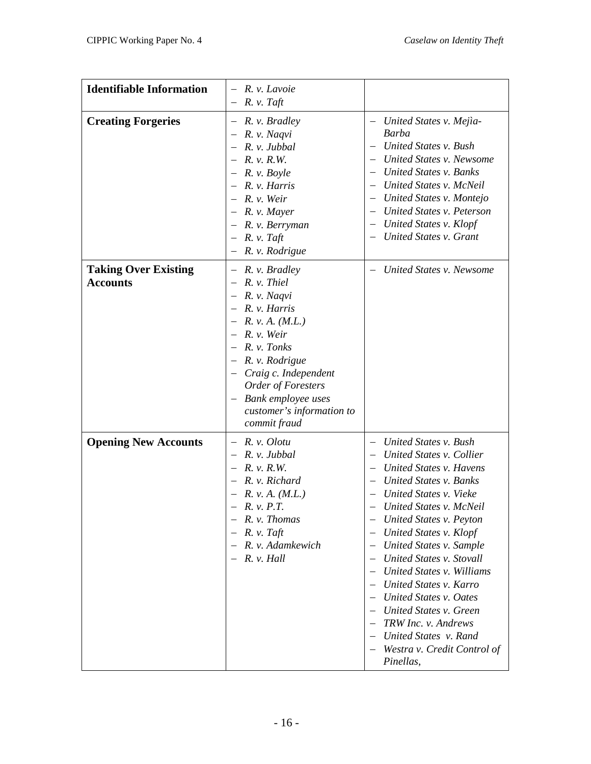| | | |
|---|---|---|
| **Identifiable Information** | – *R. v. Lavoie*<br>– *R. v. Taft* | |
| **Creating Forgeries** | – *R. v. Bradley*<br>– *R. v. Naqvi*<br>– *R. v. Jubbal*<br>– *R. v. R.W.*<br>– *R. v. Boyle*<br>– *R. v. Harris*<br>– *R. v. Weir*<br>– *R. v. Mayer*<br>– *R. v. Berryman*<br>– *R. v. Taft*<br>– *R. v. Rodrigue* | – *United States v. Mejìa-Barba*<br>– *United States v. Bush*<br>– *United States v. Newsome*<br>– *United States v. Banks*<br>– *United States v. McNeil*<br>– *United States v. Montejo*<br>– *United States v. Peterson*<br>– *United States v. Klopf*<br>– *United States v. Grant* |
| **Taking Over Existing Accounts** | – *R. v. Bradley*<br>– *R. v. Thiel*<br>– *R. v. Naqvi*<br>– *R. v. Harris*<br>– *R. v. A. (M.L.)*<br>– *R. v. Weir*<br>– *R. v. Tonks*<br>– *R. v. Rodrigue*<br>– *Craig c. Independent Order of Foresters*<br>– *Bank employee uses customer's information to commit fraud* | – *United States v. Newsome* |
| **Opening New Accounts** | – *R. v. Olotu*<br>– *R. v. Jubbal*<br>– *R. v. R.W.*<br>– *R. v. Richard*<br>– *R. v. A. (M.L.)*<br>– *R. v. P.T.*<br>– *R. v. Thomas*<br>– *R. v. Taft*<br>– *R. v. Adamkewich*<br>– *R. v. Hall* | – *United States v. Bush*<br>– *United States v. Collier*<br>– *United States v. Havens*<br>– *United States v. Banks*<br>– *United States v. Vieke*<br>– *United States v. McNeil*<br>– *United States v. Peyton*<br>– *United States v. Klopf*<br>– *United States v. Sample*<br>– *United States v. Stovall*<br>– *United States v. Williams*<br>– *United States v. Karro*<br>– *United States v. Oates*<br>– *United States v. Green*<br>– *TRW Inc. v. Andrews*<br>– *United States v. Rand*<br>– *Westra v. Credit Control of Pinellas*, |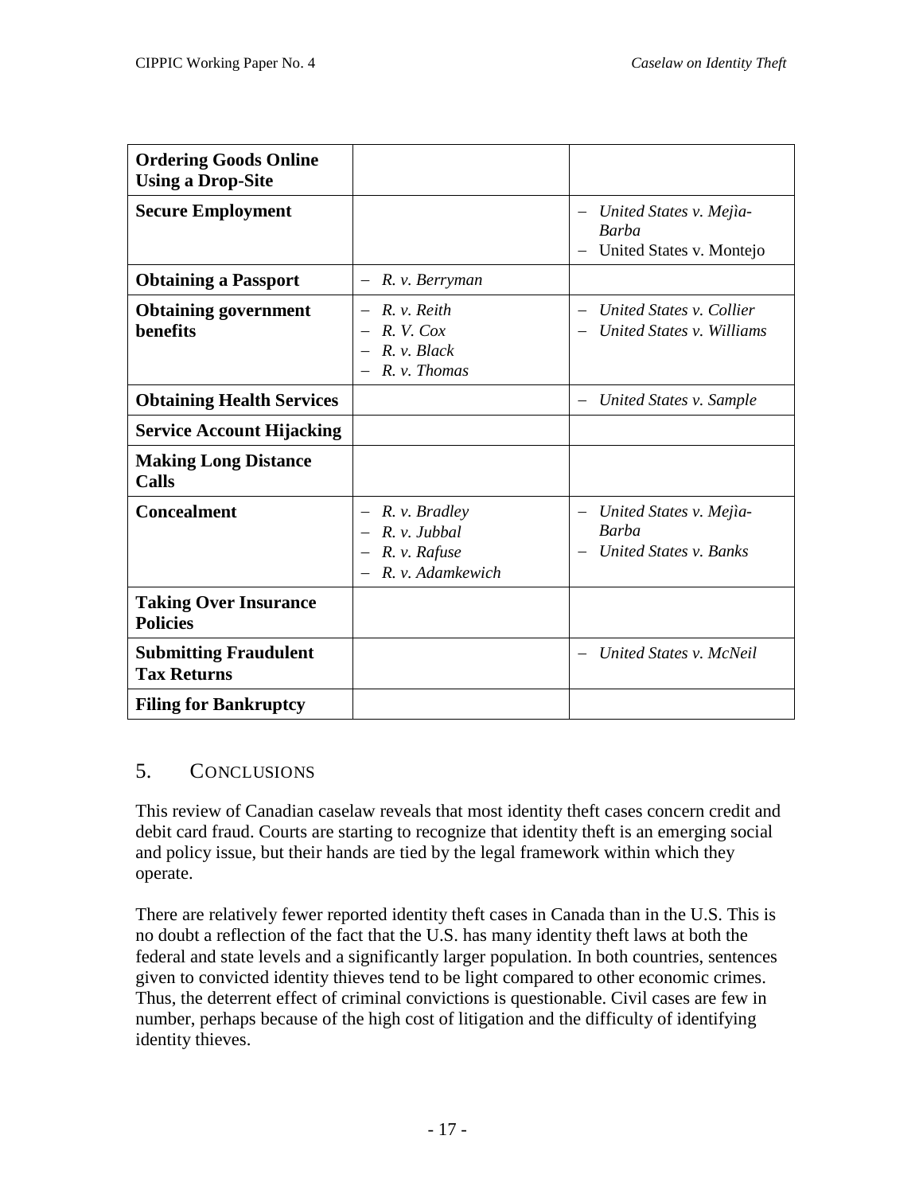| | | |
|---|---|---|
| **Ordering Goods Online Using a Drop-Site** | | |
| **Secure Employment** | | – *United States v. Mejìa-Barba*<br>– United States v. Montejo |
| **Obtaining a Passport** | – *R. v. Berryman* | |
| **Obtaining government benefits** | – *R. v. Reith*<br>– *R. V. Cox*<br>– *R. v. Black*<br>– *R. v. Thomas* | – *United States v. Collier*<br>– *United States v. Williams* |
| **Obtaining Health Services** | | – *United States v. Sample* |
| **Service Account Hijacking** | | |
| **Making Long Distance Calls** | | |
| **Concealment** | – *R. v. Bradley*<br>– *R. v. Jubbal*<br>– *R. v. Rafuse*<br>– *R. v. Adamkewich* | – *United States v. Mejìa-Barba*<br>– *United States v. Banks* |
| **Taking Over Insurance Policies** | | |
| **Submitting Fraudulent Tax Returns** | | – *United States v. McNeil* |
| **Filing for Bankruptcy** | | |

## 5. CONCLUSIONS

This review of Canadian caselaw reveals that most identity theft cases concern credit and debit card fraud. Courts are starting to recognize that identity theft is an emerging social and policy issue, but their hands are tied by the legal framework within which they operate.

There are relatively fewer reported identity theft cases in Canada than in the U.S. This is no doubt a reflection of the fact that the U.S. has many identity theft laws at both the federal and state levels and a significantly larger population. In both countries, sentences given to convicted identity thieves tend to be light compared to other economic crimes. Thus, the deterrent effect of criminal convictions is questionable. Civil cases are few in number, perhaps because of the high cost of litigation and the difficulty of identifying identity thieves.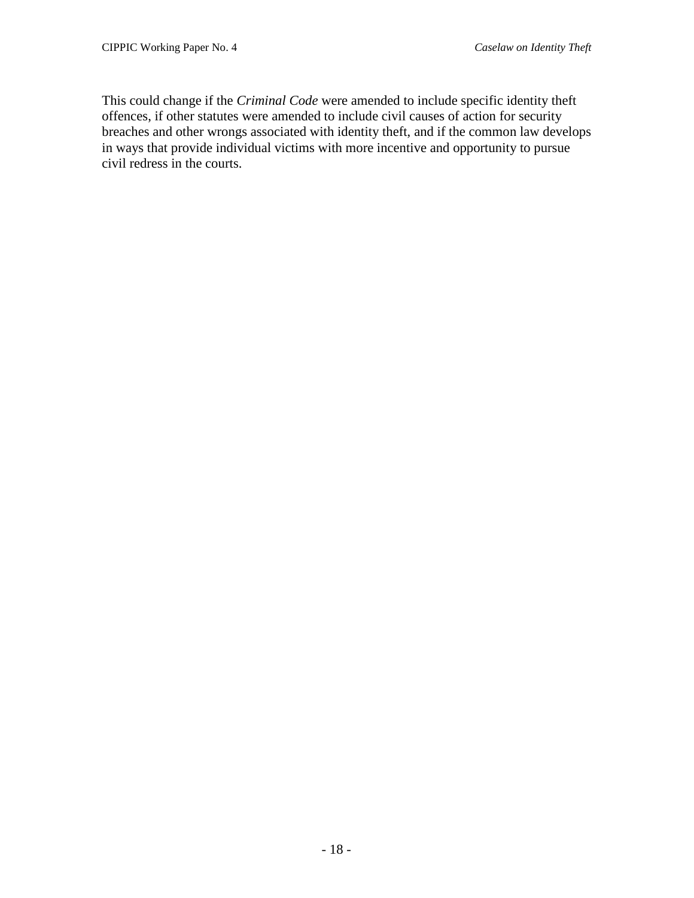This could change if the *Criminal Code* were amended to include specific identity theft offences, if other statutes were amended to include civil causes of action for security breaches and other wrongs associated with identity theft, and if the common law develops in ways that provide individual victims with more incentive and opportunity to pursue civil redress in the courts.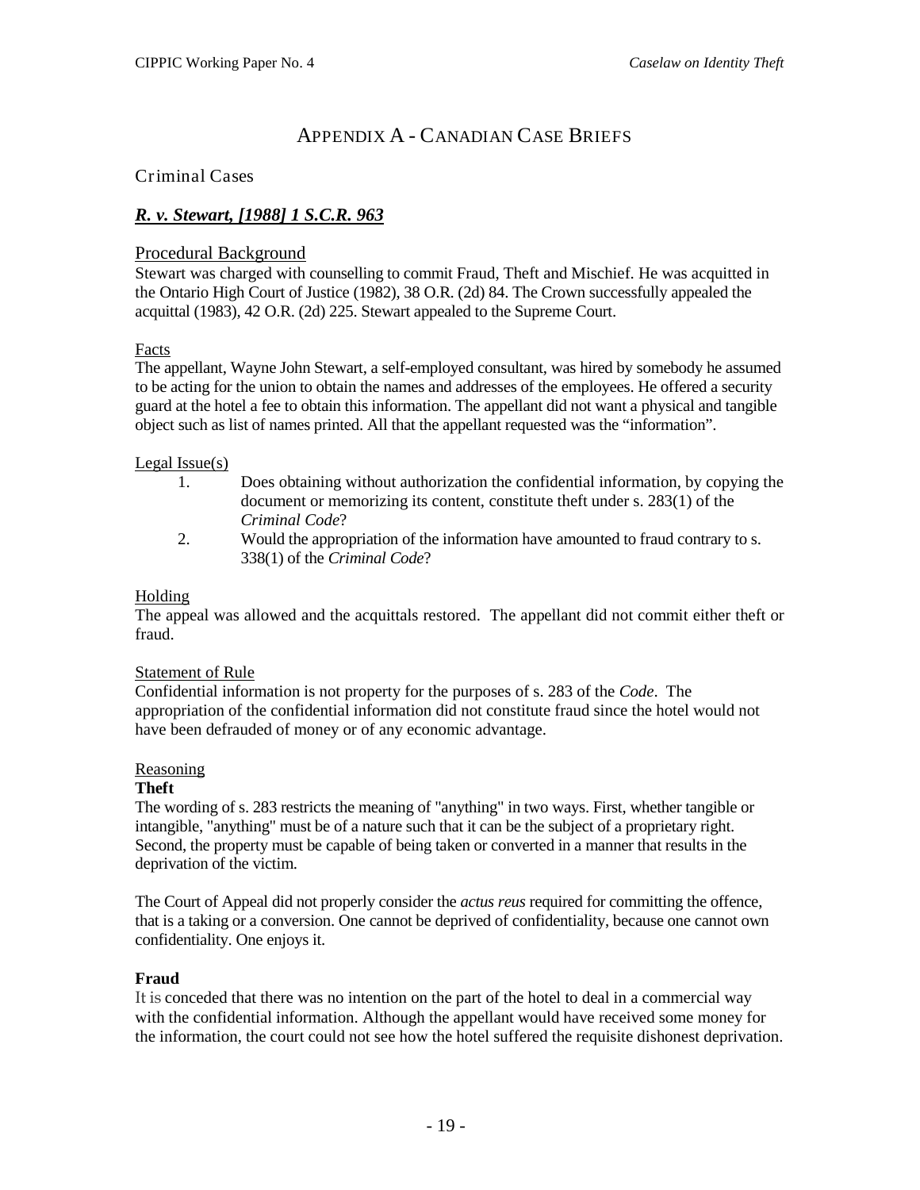# Appendix A - Canadian Case Briefs

## Criminal Cases

### *R. v. Stewart, [1988] 1 S.C.R. 963*

#### Procedural Background

Stewart was charged with counselling to commit Fraud, Theft and Mischief. He was acquitted in the Ontario High Court of Justice (1982), 38 O.R. (2d) 84. The Crown successfully appealed the acquittal (1983), 42 O.R. (2d) 225. Stewart appealed to the Supreme Court.

##### Facts

The appellant, Wayne John Stewart, a self-employed consultant, was hired by somebody he assumed to be acting for the union to obtain the names and addresses of the employees. He offered a security guard at the hotel a fee to obtain this information. The appellant did not want a physical and tangible object such as list of names printed. All that the appellant requested was the "information".

##### Legal Issue(s)

1. Does obtaining without authorization the confidential information, by copying the document or memorizing its content, constitute theft under s. 283(1) of the *Criminal Code*?
2. Would the appropriation of the information have amounted to fraud contrary to s. 338(1) of the *Criminal Code*?

##### Holding

The appeal was allowed and the acquittals restored. The appellant did not commit either theft or fraud.

##### Statement of Rule

Confidential information is not property for the purposes of s. 283 of the *Code*. The appropriation of the confidential information did not constitute fraud since the hotel would not have been defrauded of money or of any economic advantage.

##### Reasoning

**Theft**

The wording of s. 283 restricts the meaning of "anything" in two ways. First, whether tangible or intangible, "anything" must be of a nature such that it can be the subject of a proprietary right. Second, the property must be capable of being taken or converted in a manner that results in the deprivation of the victim.

The Court of Appeal did not properly consider the *actus reus* required for committing the offence, that is a taking or a conversion. One cannot be deprived of confidentiality, because one cannot own confidentiality. One enjoys it.

**Fraud**

It is conceded that there was no intention on the part of the hotel to deal in a commercial way with the confidential information. Although the appellant would have received some money for the information, the court could not see how the hotel suffered the requisite dishonest deprivation.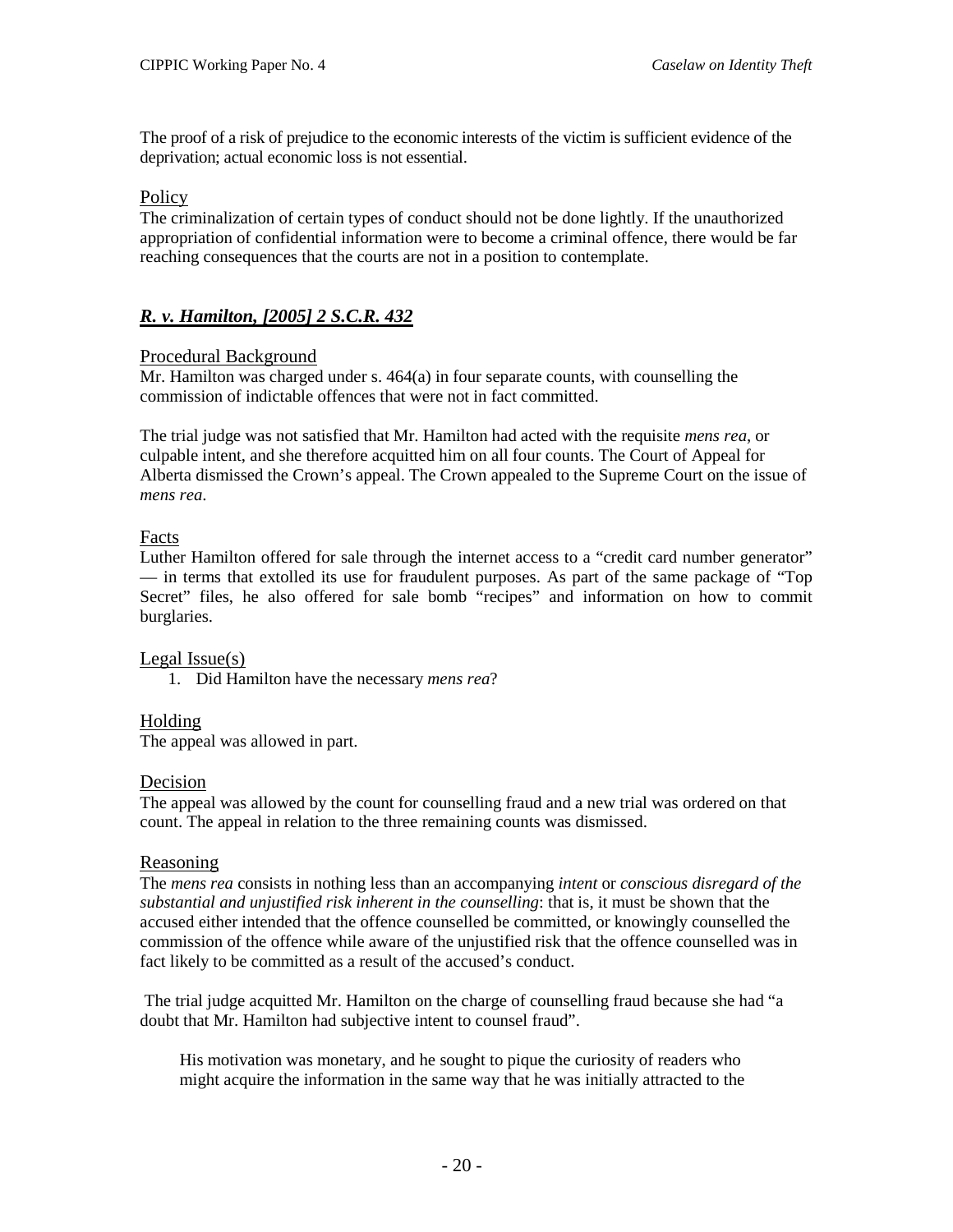The proof of a risk of prejudice to the economic interests of the victim is sufficient evidence of the deprivation; actual economic loss is not essential.

### Policy

The criminalization of certain types of conduct should not be done lightly. If the unauthorized appropriation of confidential information were to become a criminal offence, there would be far reaching consequences that the courts are not in a position to contemplate.

## ***R. v. Hamilton, [2005] 2 S.C.R. 432***

### Procedural Background

Mr. Hamilton was charged under s. 464(a) in four separate counts, with counselling the commission of indictable offences that were not in fact committed.

The trial judge was not satisfied that Mr. Hamilton had acted with the requisite *mens rea*, or culpable intent, and she therefore acquitted him on all four counts. The Court of Appeal for Alberta dismissed the Crown's appeal. The Crown appealed to the Supreme Court on the issue of *mens rea*.

### Facts

Luther Hamilton offered for sale through the internet access to a "credit card number generator" — in terms that extolled its use for fraudulent purposes. As part of the same package of "Top Secret" files, he also offered for sale bomb "recipes" and information on how to commit burglaries.

### Legal Issue(s)

1. Did Hamilton have the necessary *mens rea*?

### Holding

The appeal was allowed in part.

### Decision

The appeal was allowed by the count for counselling fraud and a new trial was ordered on that count. The appeal in relation to the three remaining counts was dismissed.

### Reasoning

The *mens rea* consists in nothing less than an accompanying *intent* or *conscious disregard of the substantial and unjustified risk inherent in the counselling*: that is, it must be shown that the accused either intended that the offence counselled be committed, or knowingly counselled the commission of the offence while aware of the unjustified risk that the offence counselled was in fact likely to be committed as a result of the accused's conduct.

The trial judge acquitted Mr. Hamilton on the charge of counselling fraud because she had "a doubt that Mr. Hamilton had subjective intent to counsel fraud".

> His motivation was monetary, and he sought to pique the curiosity of readers who might acquire the information in the same way that he was initially attracted to the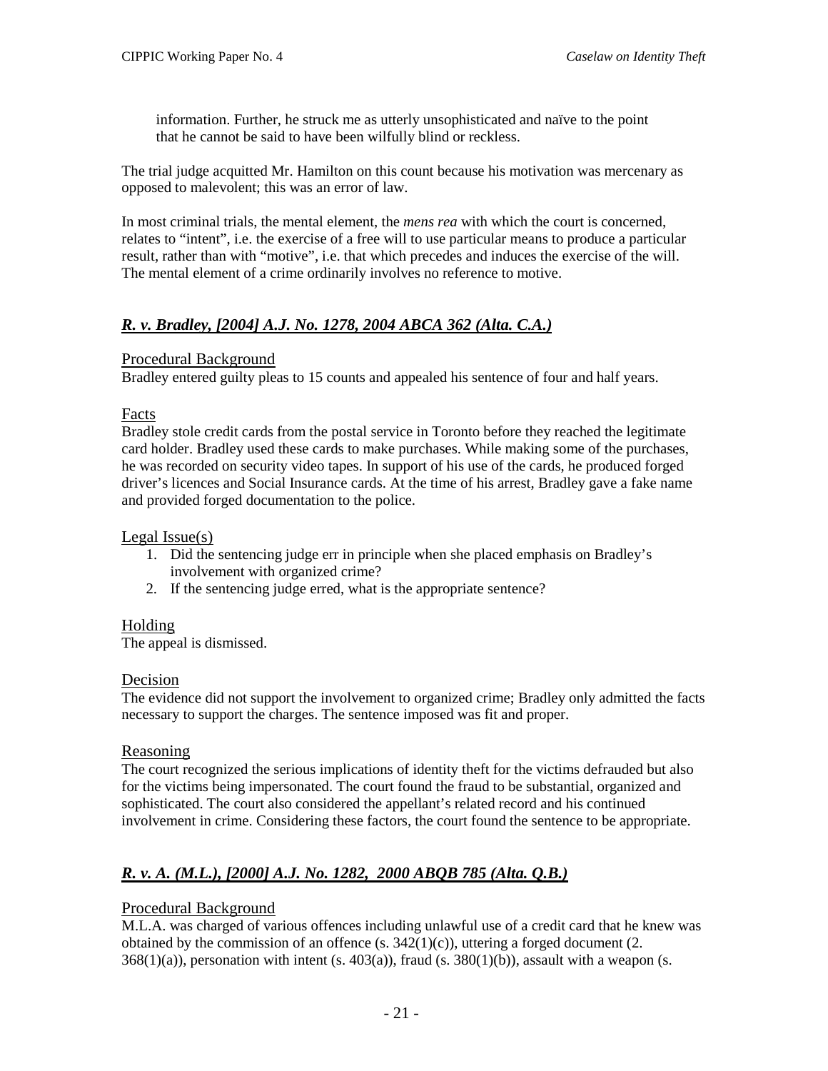> information. Further, he struck me as utterly unsophisticated and naïve to the point that he cannot be said to have been wilfully blind or reckless.

The trial judge acquitted Mr. Hamilton on this count because his motivation was mercenary as opposed to malevolent; this was an error of law.

In most criminal trials, the mental element, the *mens rea* with which the court is concerned, relates to "intent", i.e. the exercise of a free will to use particular means to produce a particular result, rather than with "motive", i.e. that which precedes and induces the exercise of the will. The mental element of a crime ordinarily involves no reference to motive.

## ***R. v. Bradley, [2004] A.J. No. 1278, 2004 ABCA 362 (Alta. C.A.)***

### Procedural Background

Bradley entered guilty pleas to 15 counts and appealed his sentence of four and half years.

### Facts

Bradley stole credit cards from the postal service in Toronto before they reached the legitimate card holder. Bradley used these cards to make purchases. While making some of the purchases, he was recorded on security video tapes. In support of his use of the cards, he produced forged driver's licences and Social Insurance cards. At the time of his arrest, Bradley gave a fake name and provided forged documentation to the police.

### Legal Issue(s)

1. Did the sentencing judge err in principle when she placed emphasis on Bradley's involvement with organized crime?
2. If the sentencing judge erred, what is the appropriate sentence?

### Holding

The appeal is dismissed.

### Decision

The evidence did not support the involvement to organized crime; Bradley only admitted the facts necessary to support the charges. The sentence imposed was fit and proper.

### Reasoning

The court recognized the serious implications of identity theft for the victims defrauded but also for the victims being impersonated. The court found the fraud to be substantial, organized and sophisticated. The court also considered the appellant's related record and his continued involvement in crime. Considering these factors, the court found the sentence to be appropriate.

## ***R. v. A. (M.L.), [2000] A.J. No. 1282, 2000 ABQB 785 (Alta. Q.B.)***

### Procedural Background

M.L.A. was charged of various offences including unlawful use of a credit card that he knew was obtained by the commission of an offence (s. 342(1)(c)), uttering a forged document (2. 368(1)(a)), personation with intent (s. 403(a)), fraud (s. 380(1)(b)), assault with a weapon (s.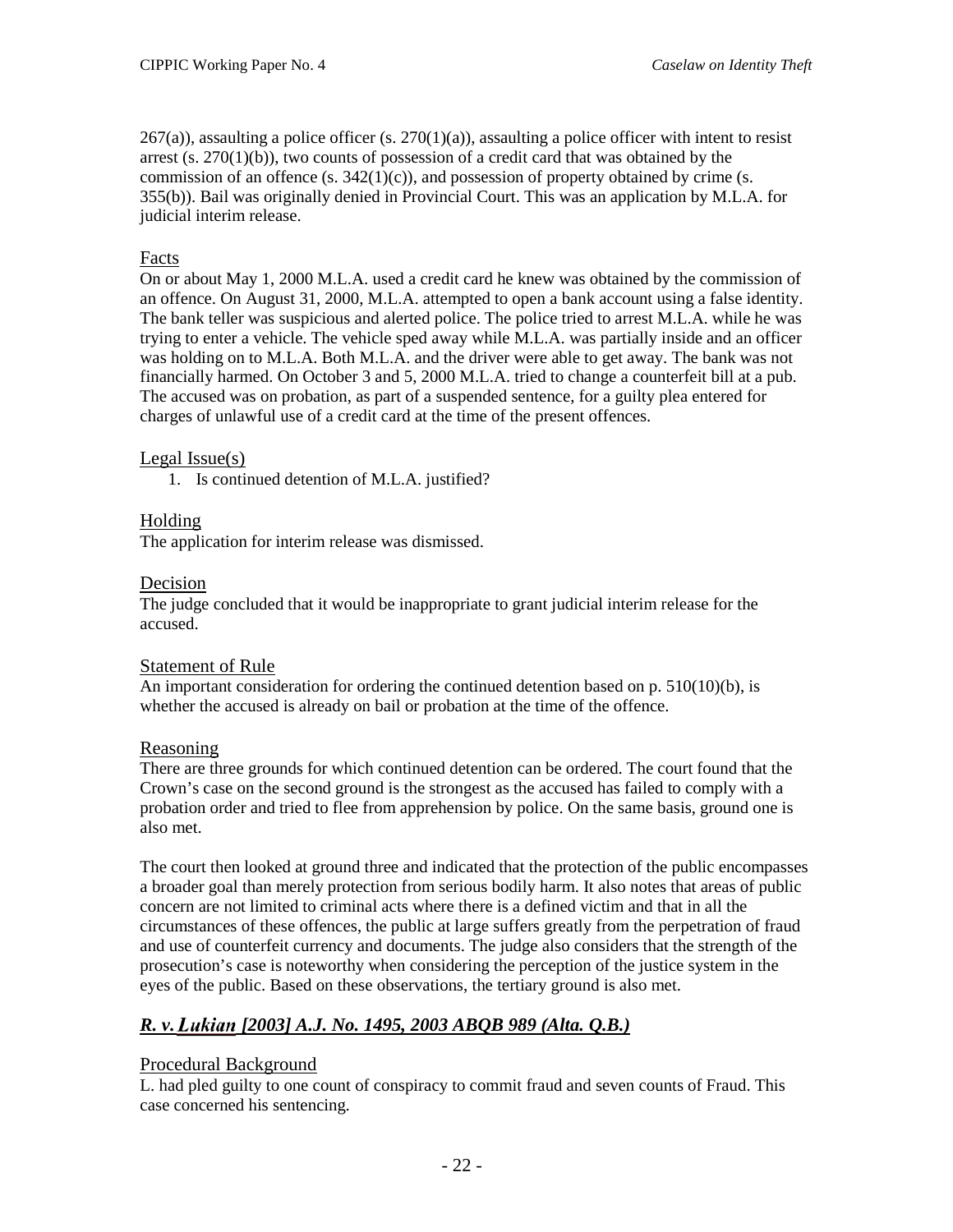267(a)), assaulting a police officer (s. 270(1)(a)), assaulting a police officer with intent to resist arrest (s. 270(1)(b)), two counts of possession of a credit card that was obtained by the commission of an offence (s. 342(1)(c)), and possession of property obtained by crime (s. 355(b)). Bail was originally denied in Provincial Court. This was an application by M.L.A. for judicial interim release.

Facts

On or about May 1, 2000 M.L.A. used a credit card he knew was obtained by the commission of an offence. On August 31, 2000, M.L.A. attempted to open a bank account using a false identity. The bank teller was suspicious and alerted police. The police tried to arrest M.L.A. while he was trying to enter a vehicle. The vehicle sped away while M.L.A. was partially inside and an officer was holding on to M.L.A. Both M.L.A. and the driver were able to get away. The bank was not financially harmed. On October 3 and 5, 2000 M.L.A. tried to change a counterfeit bill at a pub. The accused was on probation, as part of a suspended sentence, for a guilty plea entered for charges of unlawful use of a credit card at the time of the present offences.

Legal Issue(s)

1. Is continued detention of M.L.A. justified?

Holding

The application for interim release was dismissed.

Decision

The judge concluded that it would be inappropriate to grant judicial interim release for the accused.

Statement of Rule

An important consideration for ordering the continued detention based on p. 510(10)(b), is whether the accused is already on bail or probation at the time of the offence.

Reasoning

There are three grounds for which continued detention can be ordered. The court found that the Crown's case on the second ground is the strongest as the accused has failed to comply with a probation order and tried to flee from apprehension by police. On the same basis, ground one is also met.

The court then looked at ground three and indicated that the protection of the public encompasses a broader goal than merely protection from serious bodily harm. It also notes that areas of public concern are not limited to criminal acts where there is a defined victim and that in all the circumstances of these offences, the public at large suffers greatly from the perpetration of fraud and use of counterfeit currency and documents. The judge also considers that the strength of the prosecution's case is noteworthy when considering the perception of the justice system in the eyes of the public. Based on these observations, the tertiary ground is also met.

## ***R. v. Lukian [2003] A.J. No. 1495, 2003 ABQB 989 (Alta. Q.B.)***

Procedural Background

L. had pled guilty to one count of conspiracy to commit fraud and seven counts of Fraud. This case concerned his sentencing.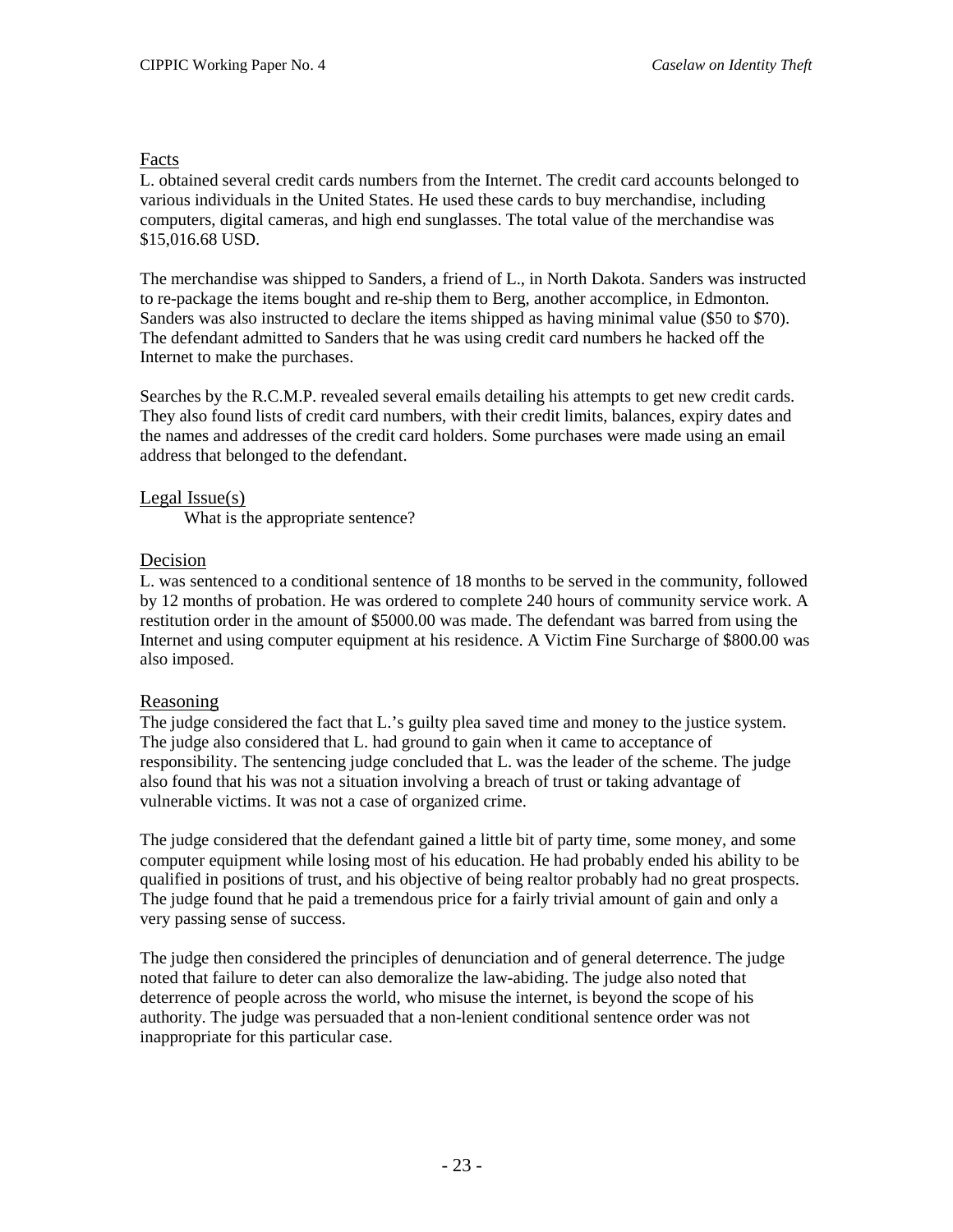Facts

L. obtained several credit cards numbers from the Internet. The credit card accounts belonged to various individuals in the United States. He used these cards to buy merchandise, including computers, digital cameras, and high end sunglasses. The total value of the merchandise was $15,016.68 USD.

The merchandise was shipped to Sanders, a friend of L., in North Dakota. Sanders was instructed to re-package the items bought and re-ship them to Berg, another accomplice, in Edmonton. Sanders was also instructed to declare the items shipped as having minimal value ($50 to $70). The defendant admitted to Sanders that he was using credit card numbers he hacked off the Internet to make the purchases.

Searches by the R.C.M.P. revealed several emails detailing his attempts to get new credit cards. They also found lists of credit card numbers, with their credit limits, balances, expiry dates and the names and addresses of the credit card holders. Some purchases were made using an email address that belonged to the defendant.

Legal Issue(s)

What is the appropriate sentence?

Decision

L. was sentenced to a conditional sentence of 18 months to be served in the community, followed by 12 months of probation. He was ordered to complete 240 hours of community service work. A restitution order in the amount of $5000.00 was made. The defendant was barred from using the Internet and using computer equipment at his residence. A Victim Fine Surcharge of $800.00 was also imposed.

Reasoning

The judge considered the fact that L.'s guilty plea saved time and money to the justice system. The judge also considered that L. had ground to gain when it came to acceptance of responsibility. The sentencing judge concluded that L. was the leader of the scheme. The judge also found that his was not a situation involving a breach of trust or taking advantage of vulnerable victims. It was not a case of organized crime.

The judge considered that the defendant gained a little bit of party time, some money, and some computer equipment while losing most of his education. He had probably ended his ability to be qualified in positions of trust, and his objective of being realtor probably had no great prospects. The judge found that he paid a tremendous price for a fairly trivial amount of gain and only a very passing sense of success.

The judge then considered the principles of denunciation and of general deterrence. The judge noted that failure to deter can also demoralize the law-abiding. The judge also noted that deterrence of people across the world, who misuse the internet, is beyond the scope of his authority. The judge was persuaded that a non-lenient conditional sentence order was not inappropriate for this particular case.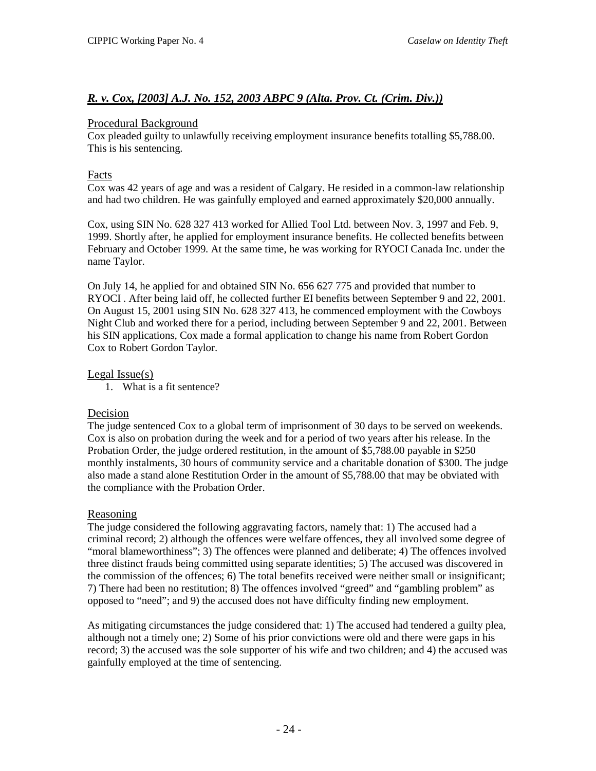## ***R. v. Cox, [2003] A.J. No. 152, 2003 ABPC 9 (Alta. Prov. Ct. (Crim. Div.))***

### Procedural Background

Cox pleaded guilty to unlawfully receiving employment insurance benefits totalling $5,788.00. This is his sentencing.

### Facts

Cox was 42 years of age and was a resident of Calgary. He resided in a common-law relationship and had two children. He was gainfully employed and earned approximately $20,000 annually.

Cox, using SIN No. 628 327 413 worked for Allied Tool Ltd. between Nov. 3, 1997 and Feb. 9, 1999. Shortly after, he applied for employment insurance benefits. He collected benefits between February and October 1999. At the same time, he was working for RYOCI Canada Inc. under the name Taylor.

On July 14, he applied for and obtained SIN No. 656 627 775 and provided that number to RYOCI . After being laid off, he collected further EI benefits between September 9 and 22, 2001. On August 15, 2001 using SIN No. 628 327 413, he commenced employment with the Cowboys Night Club and worked there for a period, including between September 9 and 22, 2001. Between his SIN applications, Cox made a formal application to change his name from Robert Gordon Cox to Robert Gordon Taylor.

### Legal Issue(s)

1. What is a fit sentence?

### Decision

The judge sentenced Cox to a global term of imprisonment of 30 days to be served on weekends. Cox is also on probation during the week and for a period of two years after his release. In the Probation Order, the judge ordered restitution, in the amount of $5,788.00 payable in $250 monthly instalments, 30 hours of community service and a charitable donation of $300. The judge also made a stand alone Restitution Order in the amount of $5,788.00 that may be obviated with the compliance with the Probation Order.

### Reasoning

The judge considered the following aggravating factors, namely that: 1) The accused had a criminal record; 2) although the offences were welfare offences, they all involved some degree of "moral blameworthiness"; 3) The offences were planned and deliberate; 4) The offences involved three distinct frauds being committed using separate identities; 5) The accused was discovered in the commission of the offences; 6) The total benefits received were neither small or insignificant; 7) There had been no restitution; 8) The offences involved "greed" and "gambling problem" as opposed to "need"; and 9) the accused does not have difficulty finding new employment.

As mitigating circumstances the judge considered that: 1) The accused had tendered a guilty plea, although not a timely one; 2) Some of his prior convictions were old and there were gaps in his record; 3) the accused was the sole supporter of his wife and two children; and 4) the accused was gainfully employed at the time of sentencing.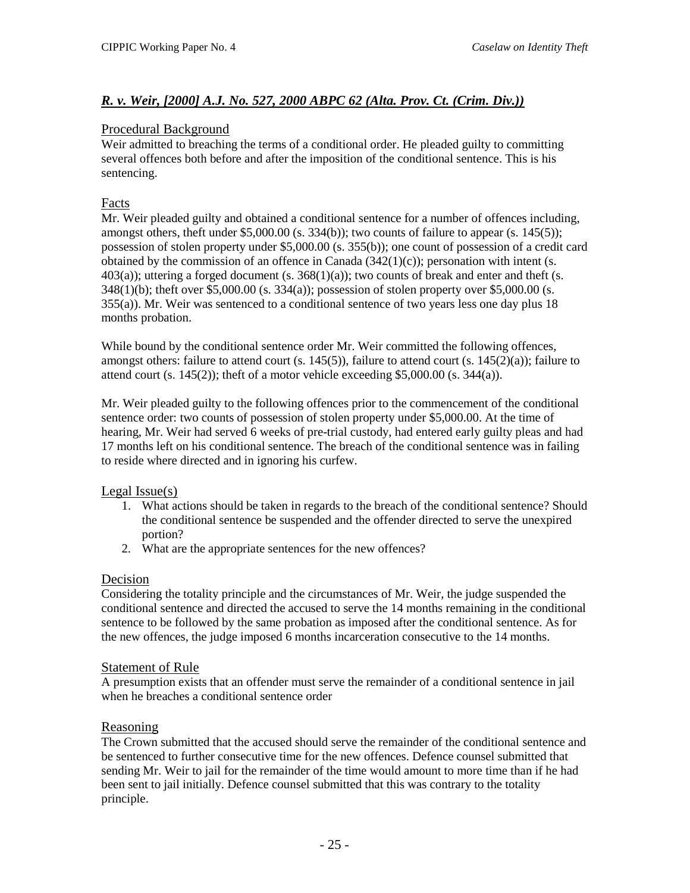## ***R. v. Weir, [2000] A.J. No. 527, 2000 ABPC 62 (Alta. Prov. Ct. (Crim. Div.))***

### Procedural Background

Weir admitted to breaching the terms of a conditional order. He pleaded guilty to committing several offences both before and after the imposition of the conditional sentence. This is his sentencing.

### Facts

Mr. Weir pleaded guilty and obtained a conditional sentence for a number of offences including, amongst others, theft under $5,000.00 (s. 334(b)); two counts of failure to appear (s. 145(5)); possession of stolen property under $5,000.00 (s. 355(b)); one count of possession of a credit card obtained by the commission of an offence in Canada (342(1)(c)); personation with intent (s. 403(a)); uttering a forged document (s. 368(1)(a)); two counts of break and enter and theft (s. 348(1)(b); theft over $5,000.00 (s. 334(a)); possession of stolen property over $5,000.00 (s. 355(a)). Mr. Weir was sentenced to a conditional sentence of two years less one day plus 18 months probation.

While bound by the conditional sentence order Mr. Weir committed the following offences, amongst others: failure to attend court (s. 145(5)), failure to attend court (s. 145(2)(a)); failure to attend court (s. 145(2)); theft of a motor vehicle exceeding $5,000.00 (s. 344(a)).

Mr. Weir pleaded guilty to the following offences prior to the commencement of the conditional sentence order: two counts of possession of stolen property under $5,000.00. At the time of hearing, Mr. Weir had served 6 weeks of pre-trial custody, had entered early guilty pleas and had 17 months left on his conditional sentence. The breach of the conditional sentence was in failing to reside where directed and in ignoring his curfew.

### Legal Issue(s)

1. What actions should be taken in regards to the breach of the conditional sentence? Should the conditional sentence be suspended and the offender directed to serve the unexpired portion?
2. What are the appropriate sentences for the new offences?

### Decision

Considering the totality principle and the circumstances of Mr. Weir, the judge suspended the conditional sentence and directed the accused to serve the 14 months remaining in the conditional sentence to be followed by the same probation as imposed after the conditional sentence. As for the new offences, the judge imposed 6 months incarceration consecutive to the 14 months.

### Statement of Rule

A presumption exists that an offender must serve the remainder of a conditional sentence in jail when he breaches a conditional sentence order

### Reasoning

The Crown submitted that the accused should serve the remainder of the conditional sentence and be sentenced to further consecutive time for the new offences. Defence counsel submitted that sending Mr. Weir to jail for the remainder of the time would amount to more time than if he had been sent to jail initially. Defence counsel submitted that this was contrary to the totality principle.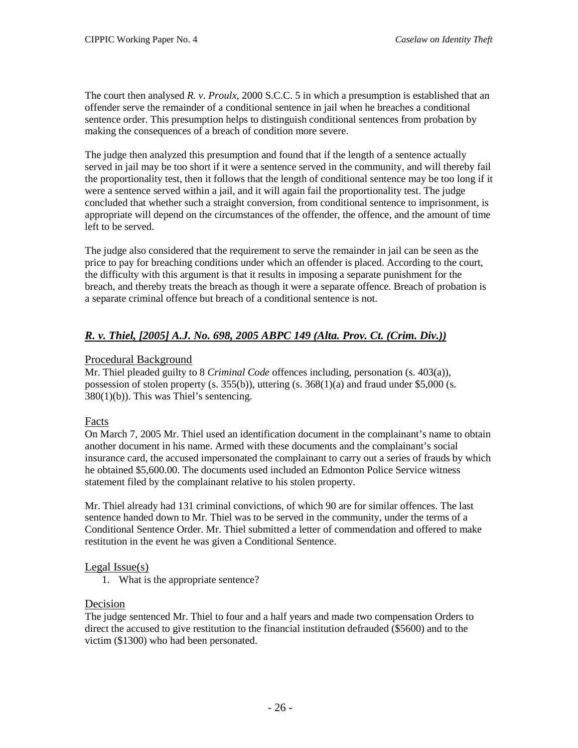The court then analysed *R. v. Proulx*, 2000 S.C.C. 5 in which a presumption is established that an offender serve the remainder of a conditional sentence in jail when he breaches a conditional sentence order. This presumption helps to distinguish conditional sentences from probation by making the consequences of a breach of condition more severe.

The judge then analyzed this presumption and found that if the length of a sentence actually served in jail may be too short if it were a sentence served in the community, and will thereby fail the proportionality test, then it follows that the length of conditional sentence may be too long if it were a sentence served within a jail, and it will again fail the proportionality test. The judge concluded that whether such a straight conversion, from conditional sentence to imprisonment, is appropriate will depend on the circumstances of the offender, the offence, and the amount of time left to be served.

The judge also considered that the requirement to serve the remainder in jail can be seen as the price to pay for breaching conditions under which an offender is placed. According to the court, the difficulty with this argument is that it results in imposing a separate punishment for the breach, and thereby treats the breach as though it were a separate offence. Breach of probation is a separate criminal offence but breach of a conditional sentence is not.

## *R. v. Thiel, [2005] A.J. No. 698, 2005 ABPC 149 (Alta. Prov. Ct. (Crim. Div.))*

### Procedural Background

Mr. Thiel pleaded guilty to 8 *Criminal Code* offences including, personation (s. 403(a)), possession of stolen property (s. 355(b)), uttering (s. 368(1)(a) and fraud under $5,000 (s. 380(1)(b)). This was Thiel's sentencing.

### Facts

On March 7, 2005 Mr. Thiel used an identification document in the complainant's name to obtain another document in his name. Armed with these documents and the complainant's social insurance card, the accused impersonated the complainant to carry out a series of frauds by which he obtained $5,600.00. The documents used included an Edmonton Police Service witness statement filed by the complainant relative to his stolen property.

Mr. Thiel already had 131 criminal convictions, of which 90 are for similar offences. The last sentence handed down to Mr. Thiel was to be served in the community, under the terms of a Conditional Sentence Order. Mr. Thiel submitted a letter of commendation and offered to make restitution in the event he was given a Conditional Sentence.

### Legal Issue(s)

1. What is the appropriate sentence?

### Decision

The judge sentenced Mr. Thiel to four and a half years and made two compensation Orders to direct the accused to give restitution to the financial institution defrauded ($5600) and to the victim ($1300) who had been personated.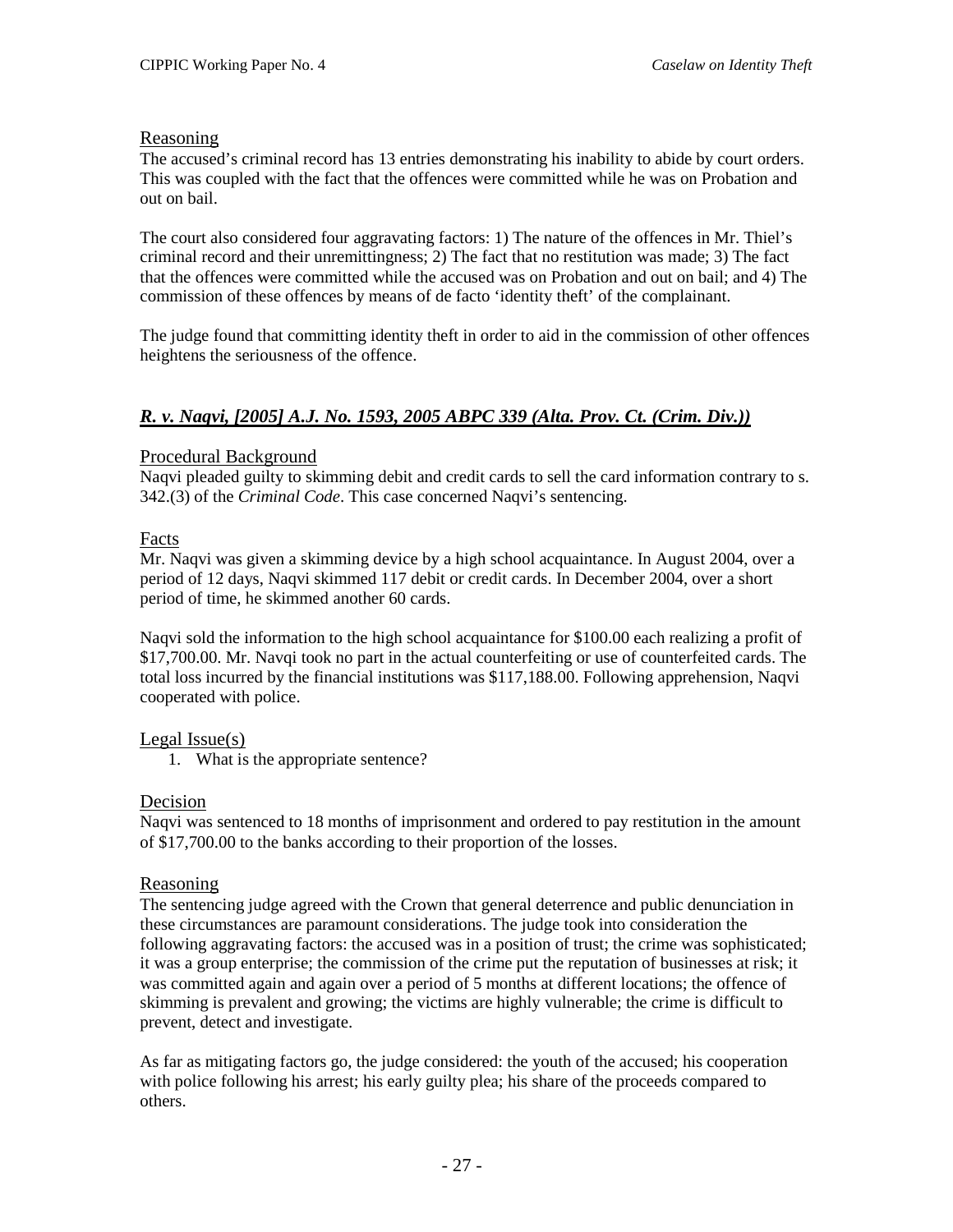### Reasoning

The accused's criminal record has 13 entries demonstrating his inability to abide by court orders. This was coupled with the fact that the offences were committed while he was on Probation and out on bail.

The court also considered four aggravating factors: 1) The nature of the offences in Mr. Thiel's criminal record and their unremittingness; 2) The fact that no restitution was made; 3) The fact that the offences were committed while the accused was on Probation and out on bail; and 4) The commission of these offences by means of de facto 'identity theft' of the complainant.

The judge found that committing identity theft in order to aid in the commission of other offences heightens the seriousness of the offence.

## *R. v. Naqvi, [2005] A.J. No. 1593, 2005 ABPC 339 (Alta. Prov. Ct. (Crim. Div.))*

### Procedural Background

Naqvi pleaded guilty to skimming debit and credit cards to sell the card information contrary to s. 342.(3) of the *Criminal Code*. This case concerned Naqvi's sentencing.

### Facts

Mr. Naqvi was given a skimming device by a high school acquaintance. In August 2004, over a period of 12 days, Naqvi skimmed 117 debit or credit cards. In December 2004, over a short period of time, he skimmed another 60 cards.

Naqvi sold the information to the high school acquaintance for $100.00 each realizing a profit of $17,700.00. Mr. Navqi took no part in the actual counterfeiting or use of counterfeited cards. The total loss incurred by the financial institutions was $117,188.00. Following apprehension, Naqvi cooperated with police.

### Legal Issue(s)

1. What is the appropriate sentence?

### Decision

Naqvi was sentenced to 18 months of imprisonment and ordered to pay restitution in the amount of $17,700.00 to the banks according to their proportion of the losses.

### Reasoning

The sentencing judge agreed with the Crown that general deterrence and public denunciation in these circumstances are paramount considerations. The judge took into consideration the following aggravating factors: the accused was in a position of trust; the crime was sophisticated; it was a group enterprise; the commission of the crime put the reputation of businesses at risk; it was committed again and again over a period of 5 months at different locations; the offence of skimming is prevalent and growing; the victims are highly vulnerable; the crime is difficult to prevent, detect and investigate.

As far as mitigating factors go, the judge considered: the youth of the accused; his cooperation with police following his arrest; his early guilty plea; his share of the proceeds compared to others.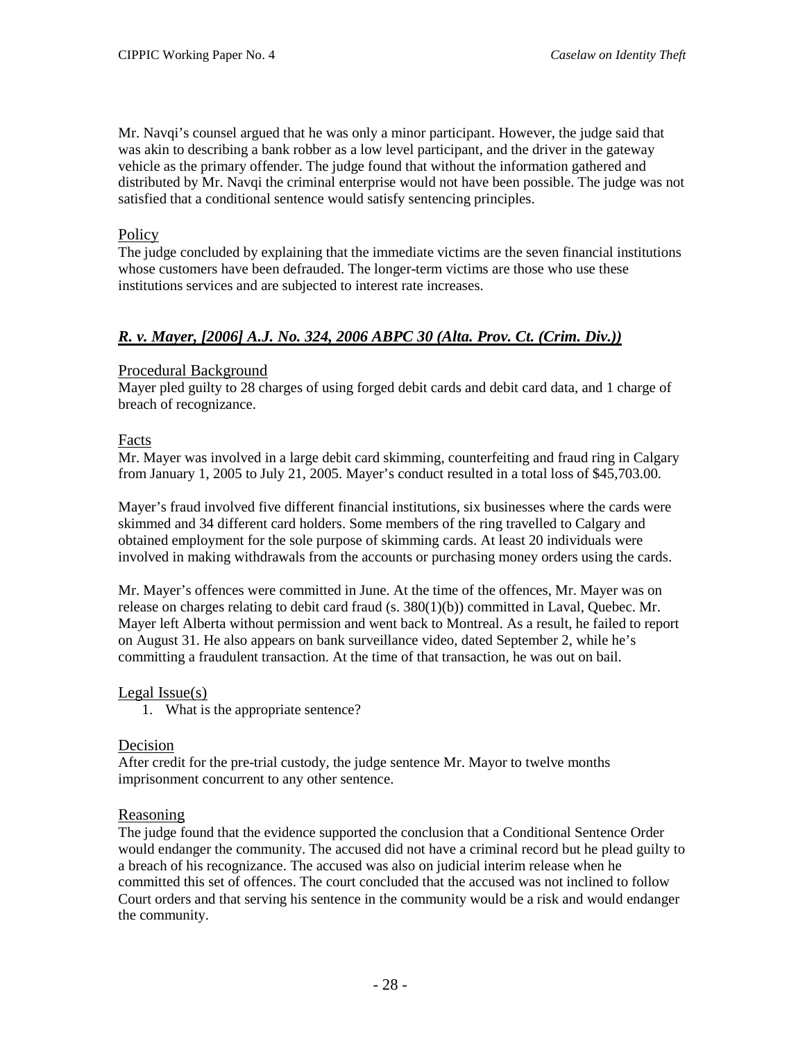Mr. Navqi's counsel argued that he was only a minor participant. However, the judge said that was akin to describing a bank robber as a low level participant, and the driver in the gateway vehicle as the primary offender. The judge found that without the information gathered and distributed by Mr. Navqi the criminal enterprise would not have been possible. The judge was not satisfied that a conditional sentence would satisfy sentencing principles.

### Policy

The judge concluded by explaining that the immediate victims are the seven financial institutions whose customers have been defrauded. The longer-term victims are those who use these institutions services and are subjected to interest rate increases.

## *R. v. Mayer, [2006] A.J. No. 324, 2006 ABPC 30 (Alta. Prov. Ct. (Crim. Div.))*

### Procedural Background

Mayer pled guilty to 28 charges of using forged debit cards and debit card data, and 1 charge of breach of recognizance.

### Facts

Mr. Mayer was involved in a large debit card skimming, counterfeiting and fraud ring in Calgary from January 1, 2005 to July 21, 2005. Mayer's conduct resulted in a total loss of $45,703.00.

Mayer's fraud involved five different financial institutions, six businesses where the cards were skimmed and 34 different card holders. Some members of the ring travelled to Calgary and obtained employment for the sole purpose of skimming cards. At least 20 individuals were involved in making withdrawals from the accounts or purchasing money orders using the cards.

Mr. Mayer's offences were committed in June. At the time of the offences, Mr. Mayer was on release on charges relating to debit card fraud (s. 380(1)(b)) committed in Laval, Quebec. Mr. Mayer left Alberta without permission and went back to Montreal. As a result, he failed to report on August 31. He also appears on bank surveillance video, dated September 2, while he's committing a fraudulent transaction. At the time of that transaction, he was out on bail.

### Legal Issue(s)

1. What is the appropriate sentence?

### Decision

After credit for the pre-trial custody, the judge sentence Mr. Mayor to twelve months imprisonment concurrent to any other sentence.

### Reasoning

The judge found that the evidence supported the conclusion that a Conditional Sentence Order would endanger the community. The accused did not have a criminal record but he plead guilty to a breach of his recognizance. The accused was also on judicial interim release when he committed this set of offences. The court concluded that the accused was not inclined to follow Court orders and that serving his sentence in the community would be a risk and would endanger the community.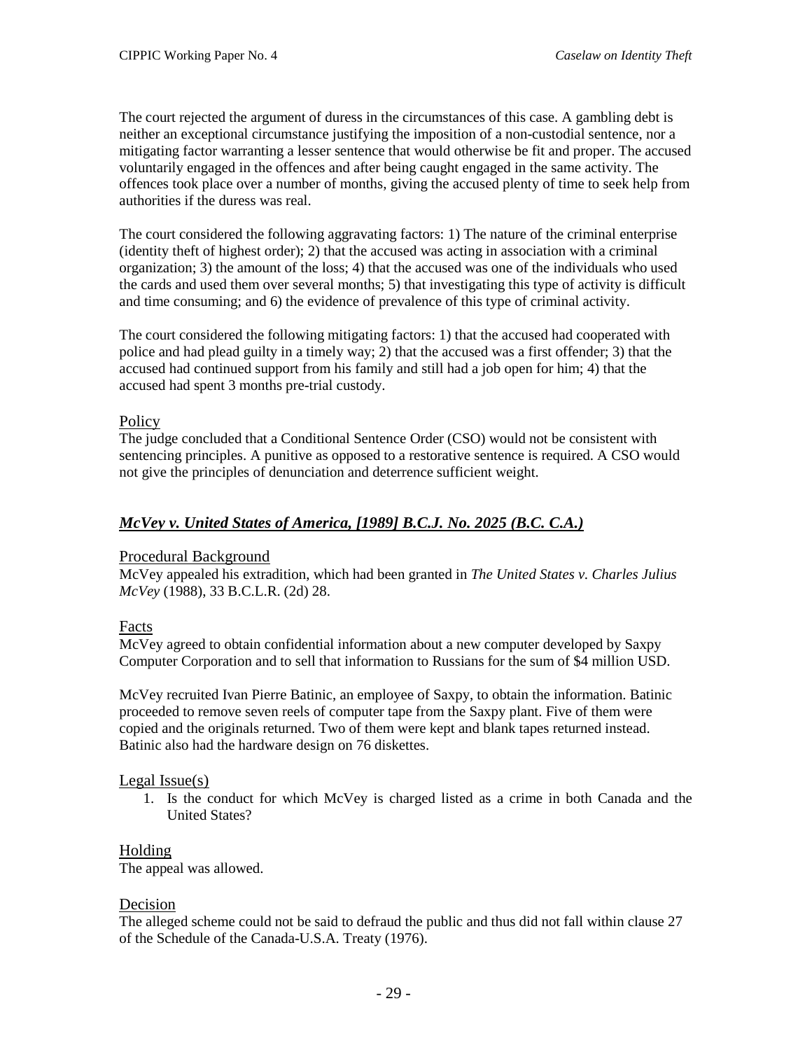The court rejected the argument of duress in the circumstances of this case. A gambling debt is neither an exceptional circumstance justifying the imposition of a non-custodial sentence, nor a mitigating factor warranting a lesser sentence that would otherwise be fit and proper. The accused voluntarily engaged in the offences and after being caught engaged in the same activity. The offences took place over a number of months, giving the accused plenty of time to seek help from authorities if the duress was real.

The court considered the following aggravating factors: 1) The nature of the criminal enterprise (identity theft of highest order); 2) that the accused was acting in association with a criminal organization; 3) the amount of the loss; 4) that the accused was one of the individuals who used the cards and used them over several months; 5) that investigating this type of activity is difficult and time consuming; and 6) the evidence of prevalence of this type of criminal activity.

The court considered the following mitigating factors: 1) that the accused had cooperated with police and had plead guilty in a timely way; 2) that the accused was a first offender; 3) that the accused had continued support from his family and still had a job open for him; 4) that the accused had spent 3 months pre-trial custody.

### Policy

The judge concluded that a Conditional Sentence Order (CSO) would not be consistent with sentencing principles. A punitive as opposed to a restorative sentence is required. A CSO would not give the principles of denunciation and deterrence sufficient weight.

## ***McVey v. United States of America, [1989] B.C.J. No. 2025 (B.C. C.A.)***

### Procedural Background

McVey appealed his extradition, which had been granted in *The United States v. Charles Julius McVey* (1988), 33 B.C.L.R. (2d) 28.

### Facts

McVey agreed to obtain confidential information about a new computer developed by Saxpy Computer Corporation and to sell that information to Russians for the sum of $4 million USD.

McVey recruited Ivan Pierre Batinic, an employee of Saxpy, to obtain the information. Batinic proceeded to remove seven reels of computer tape from the Saxpy plant. Five of them were copied and the originals returned. Two of them were kept and blank tapes returned instead. Batinic also had the hardware design on 76 diskettes.

### Legal Issue(s)

1. Is the conduct for which McVey is charged listed as a crime in both Canada and the United States?

### Holding

The appeal was allowed.

### Decision

The alleged scheme could not be said to defraud the public and thus did not fall within clause 27 of the Schedule of the Canada-U.S.A. Treaty (1976).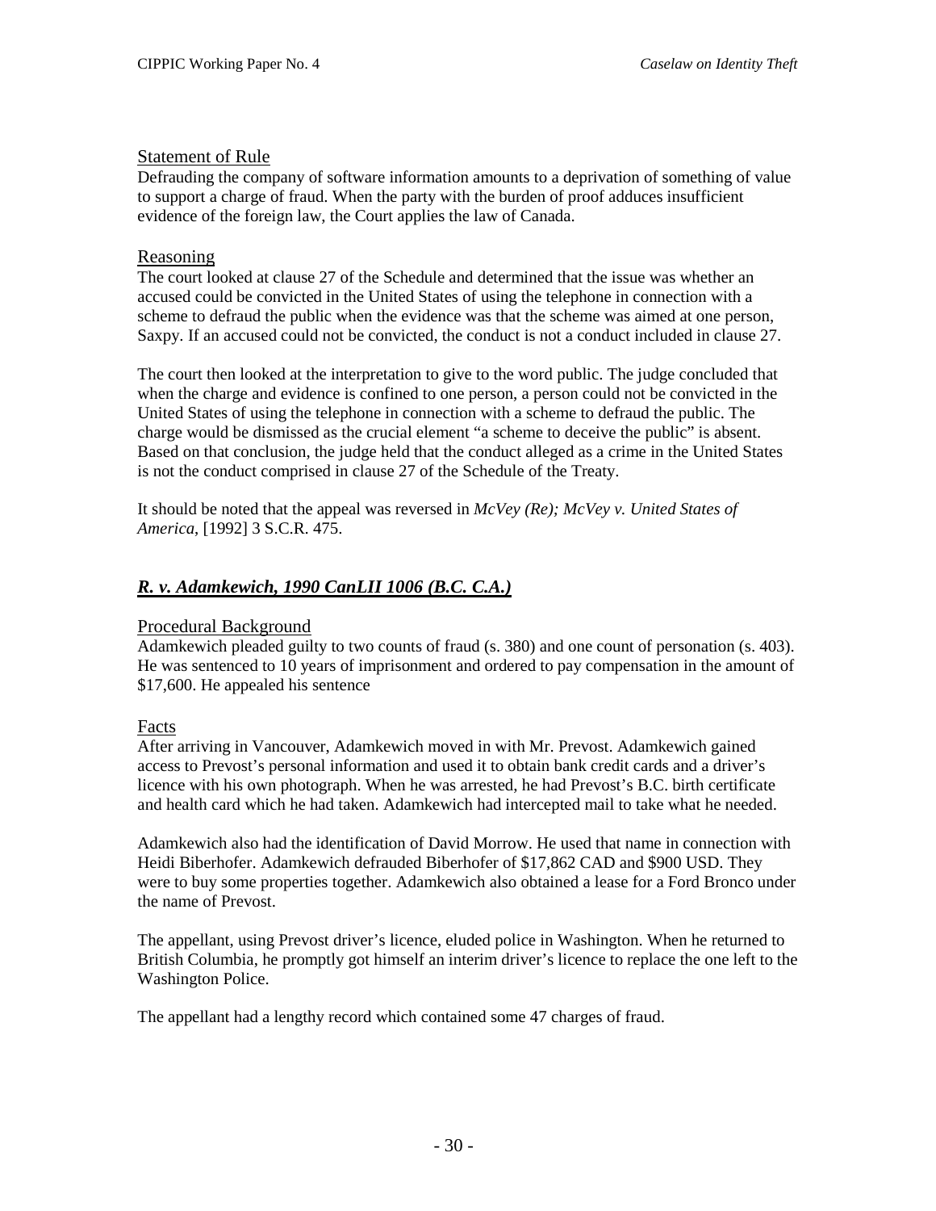### Statement of Rule

Defrauding the company of software information amounts to a deprivation of something of value to support a charge of fraud. When the party with the burden of proof adduces insufficient evidence of the foreign law, the Court applies the law of Canada.

### Reasoning

The court looked at clause 27 of the Schedule and determined that the issue was whether an accused could be convicted in the United States of using the telephone in connection with a scheme to defraud the public when the evidence was that the scheme was aimed at one person, Saxpy. If an accused could not be convicted, the conduct is not a conduct included in clause 27.

The court then looked at the interpretation to give to the word public. The judge concluded that when the charge and evidence is confined to one person, a person could not be convicted in the United States of using the telephone in connection with a scheme to defraud the public. The charge would be dismissed as the crucial element "a scheme to deceive the public" is absent. Based on that conclusion, the judge held that the conduct alleged as a crime in the United States is not the conduct comprised in clause 27 of the Schedule of the Treaty.

It should be noted that the appeal was reversed in *McVey (Re); McVey v. United States of America*, [1992] 3 S.C.R. 475.

## ***R. v. Adamkewich, 1990 CanLII 1006 (B.C. C.A.)***

### Procedural Background

Adamkewich pleaded guilty to two counts of fraud (s. 380) and one count of personation (s. 403). He was sentenced to 10 years of imprisonment and ordered to pay compensation in the amount of $17,600. He appealed his sentence

### Facts

After arriving in Vancouver, Adamkewich moved in with Mr. Prevost. Adamkewich gained access to Prevost's personal information and used it to obtain bank credit cards and a driver's licence with his own photograph. When he was arrested, he had Prevost's B.C. birth certificate and health card which he had taken. Adamkewich had intercepted mail to take what he needed.

Adamkewich also had the identification of David Morrow. He used that name in connection with Heidi Biberhofer. Adamkewich defrauded Biberhofer of $17,862 CAD and $900 USD. They were to buy some properties together. Adamkewich also obtained a lease for a Ford Bronco under the name of Prevost.

The appellant, using Prevost driver's licence, eluded police in Washington. When he returned to British Columbia, he promptly got himself an interim driver's licence to replace the one left to the Washington Police.

The appellant had a lengthy record which contained some 47 charges of fraud.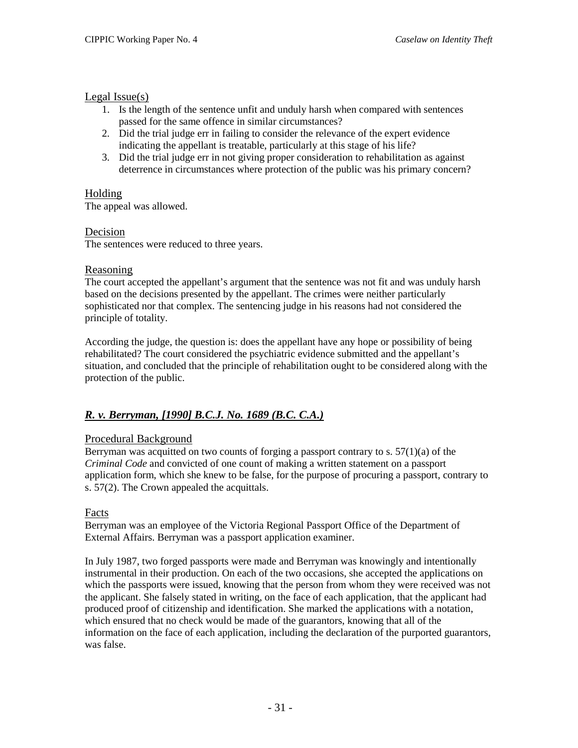Legal Issue(s)

1. Is the length of the sentence unfit and unduly harsh when compared with sentences passed for the same offence in similar circumstances?
2. Did the trial judge err in failing to consider the relevance of the expert evidence indicating the appellant is treatable, particularly at this stage of his life?
3. Did the trial judge err in not giving proper consideration to rehabilitation as against deterrence in circumstances where protection of the public was his primary concern?

Holding

The appeal was allowed.

Decision

The sentences were reduced to three years.

Reasoning

The court accepted the appellant's argument that the sentence was not fit and was unduly harsh based on the decisions presented by the appellant. The crimes were neither particularly sophisticated nor that complex. The sentencing judge in his reasons had not considered the principle of totality.

According the judge, the question is: does the appellant have any hope or possibility of being rehabilitated? The court considered the psychiatric evidence submitted and the appellant's situation, and concluded that the principle of rehabilitation ought to be considered along with the protection of the public.

## ***R. v. Berryman, [1990] B.C.J. No. 1689 (B.C. C.A.)***

Procedural Background

Berryman was acquitted on two counts of forging a passport contrary to s. 57(1)(a) of the *Criminal Code* and convicted of one count of making a written statement on a passport application form, which she knew to be false, for the purpose of procuring a passport, contrary to s. 57(2). The Crown appealed the acquittals.

Facts

Berryman was an employee of the Victoria Regional Passport Office of the Department of External Affairs. Berryman was a passport application examiner.

In July 1987, two forged passports were made and Berryman was knowingly and intentionally instrumental in their production. On each of the two occasions, she accepted the applications on which the passports were issued, knowing that the person from whom they were received was not the applicant. She falsely stated in writing, on the face of each application, that the applicant had produced proof of citizenship and identification. She marked the applications with a notation, which ensured that no check would be made of the guarantors, knowing that all of the information on the face of each application, including the declaration of the purported guarantors, was false.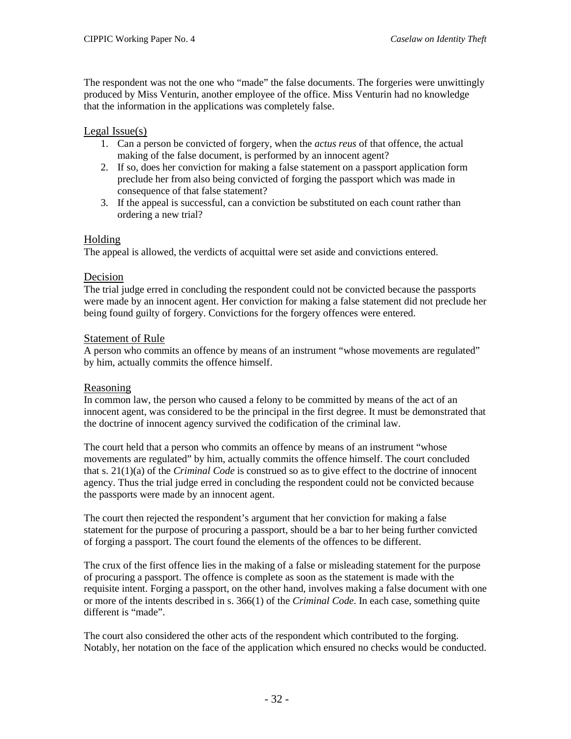The respondent was not the one who "made" the false documents. The forgeries were unwittingly produced by Miss Venturin, another employee of the office. Miss Venturin had no knowledge that the information in the applications was completely false.

### Legal Issue(s)

1. Can a person be convicted of forgery, when the *actus reus* of that offence, the actual making of the false document, is performed by an innocent agent?
2. If so, does her conviction for making a false statement on a passport application form preclude her from also being convicted of forging the passport which was made in consequence of that false statement?
3. If the appeal is successful, can a conviction be substituted on each count rather than ordering a new trial?

### Holding

The appeal is allowed, the verdicts of acquittal were set aside and convictions entered.

### Decision

The trial judge erred in concluding the respondent could not be convicted because the passports were made by an innocent agent. Her conviction for making a false statement did not preclude her being found guilty of forgery. Convictions for the forgery offences were entered.

### Statement of Rule

A person who commits an offence by means of an instrument "whose movements are regulated" by him, actually commits the offence himself.

### Reasoning

In common law, the person who caused a felony to be committed by means of the act of an innocent agent, was considered to be the principal in the first degree. It must be demonstrated that the doctrine of innocent agency survived the codification of the criminal law.

The court held that a person who commits an offence by means of an instrument "whose movements are regulated" by him, actually commits the offence himself. The court concluded that s. 21(1)(a) of the *Criminal Code* is construed so as to give effect to the doctrine of innocent agency. Thus the trial judge erred in concluding the respondent could not be convicted because the passports were made by an innocent agent.

The court then rejected the respondent's argument that her conviction for making a false statement for the purpose of procuring a passport, should be a bar to her being further convicted of forging a passport. The court found the elements of the offences to be different.

The crux of the first offence lies in the making of a false or misleading statement for the purpose of procuring a passport. The offence is complete as soon as the statement is made with the requisite intent. Forging a passport, on the other hand, involves making a false document with one or more of the intents described in s. 366(1) of the *Criminal Code*. In each case, something quite different is "made".

The court also considered the other acts of the respondent which contributed to the forging. Notably, her notation on the face of the application which ensured no checks would be conducted.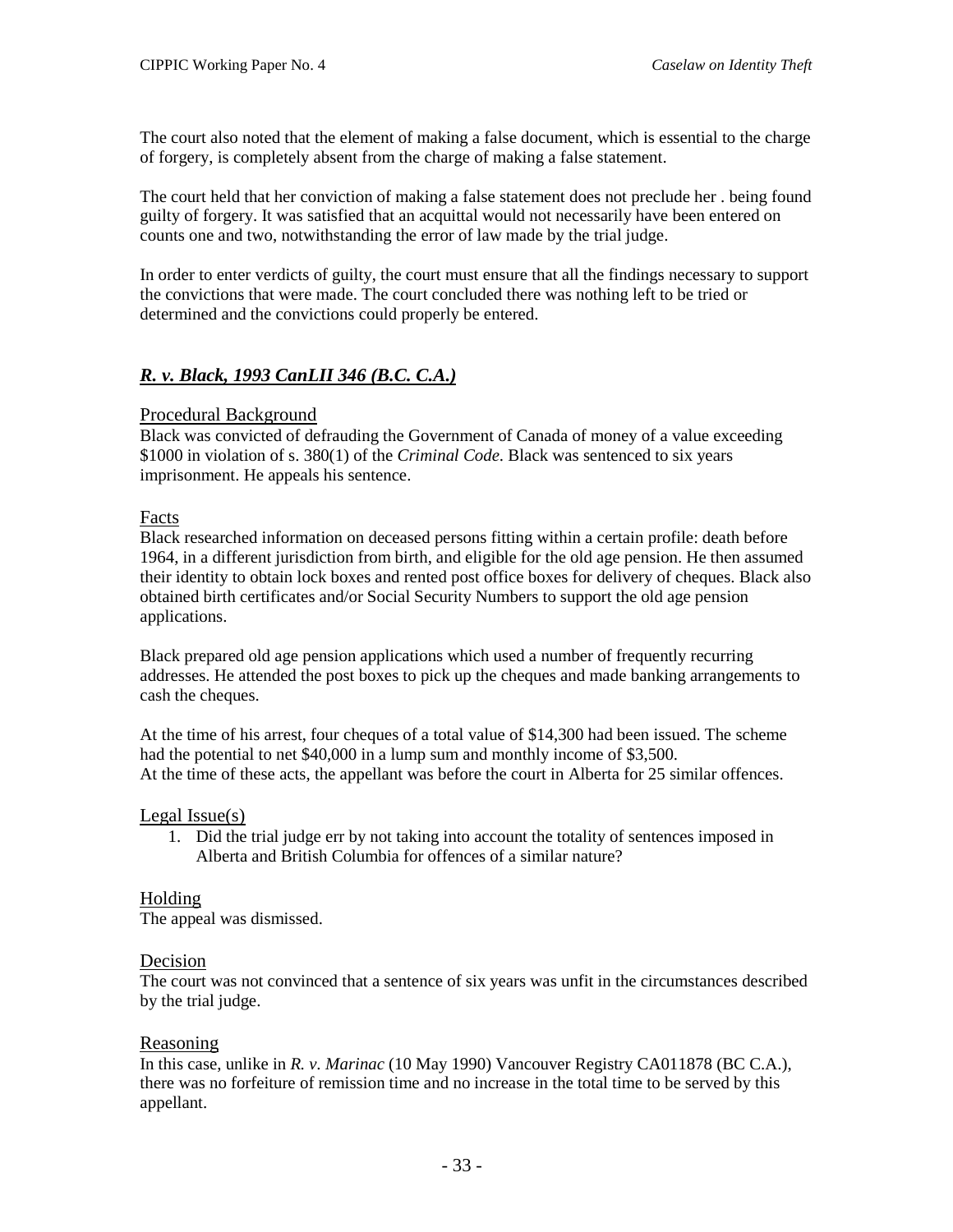The court also noted that the element of making a false document, which is essential to the charge of forgery, is completely absent from the charge of making a false statement.

The court held that her conviction of making a false statement does not preclude her . being found guilty of forgery. It was satisfied that an acquittal would not necessarily have been entered on counts one and two, notwithstanding the error of law made by the trial judge.

In order to enter verdicts of guilty, the court must ensure that all the findings necessary to support the convictions that were made. The court concluded there was nothing left to be tried or determined and the convictions could properly be entered.

## ***R. v. Black, 1993 CanLII 346 (B.C. C.A.)***

### Procedural Background

Black was convicted of defrauding the Government of Canada of money of a value exceeding \$1000 in violation of s. 380(1) of the *Criminal Code*. Black was sentenced to six years imprisonment. He appeals his sentence.

### Facts

Black researched information on deceased persons fitting within a certain profile: death before 1964, in a different jurisdiction from birth, and eligible for the old age pension. He then assumed their identity to obtain lock boxes and rented post office boxes for delivery of cheques. Black also obtained birth certificates and/or Social Security Numbers to support the old age pension applications.

Black prepared old age pension applications which used a number of frequently recurring addresses. He attended the post boxes to pick up the cheques and made banking arrangements to cash the cheques.

At the time of his arrest, four cheques of a total value of \$14,300 had been issued. The scheme had the potential to net \$40,000 in a lump sum and monthly income of \$3,500.
At the time of these acts, the appellant was before the court in Alberta for 25 similar offences.

### Legal Issue(s)

1. Did the trial judge err by not taking into account the totality of sentences imposed in Alberta and British Columbia for offences of a similar nature?

### Holding

The appeal was dismissed.

### Decision

The court was not convinced that a sentence of six years was unfit in the circumstances described by the trial judge.

### Reasoning

In this case, unlike in *R. v. Marinac* (10 May 1990) Vancouver Registry CA011878 (BC C.A.), there was no forfeiture of remission time and no increase in the total time to be served by this appellant.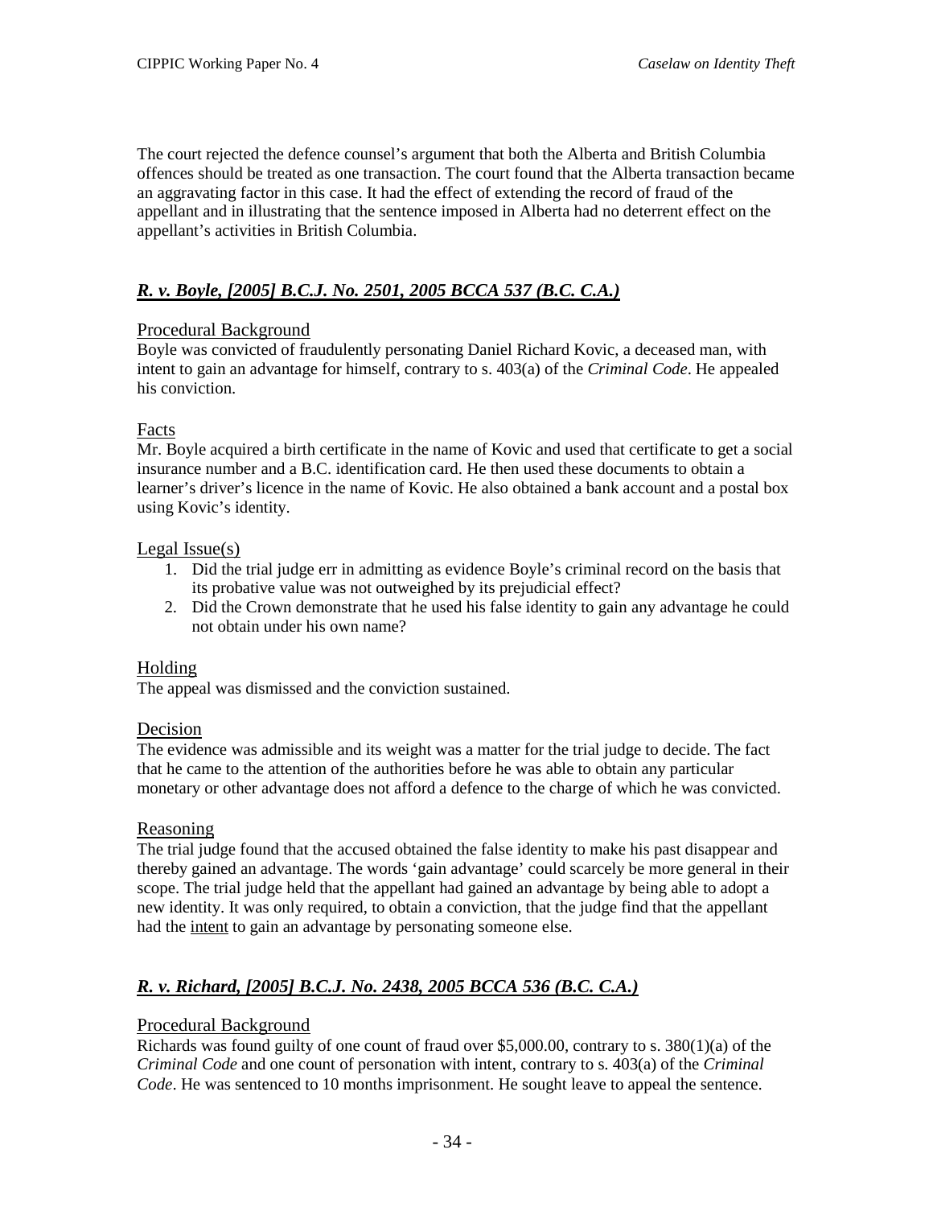The court rejected the defence counsel's argument that both the Alberta and British Columbia offences should be treated as one transaction. The court found that the Alberta transaction became an aggravating factor in this case. It had the effect of extending the record of fraud of the appellant and in illustrating that the sentence imposed in Alberta had no deterrent effect on the appellant's activities in British Columbia.

## *R. v. Boyle, [2005] B.C.J. No. 2501, 2005 BCCA 537 (B.C. C.A.)*

### Procedural Background

Boyle was convicted of fraudulently personating Daniel Richard Kovic, a deceased man, with intent to gain an advantage for himself, contrary to s. 403(a) of the *Criminal Code*. He appealed his conviction.

### Facts

Mr. Boyle acquired a birth certificate in the name of Kovic and used that certificate to get a social insurance number and a B.C. identification card. He then used these documents to obtain a learner's driver's licence in the name of Kovic. He also obtained a bank account and a postal box using Kovic's identity.

### Legal Issue(s)

1. Did the trial judge err in admitting as evidence Boyle's criminal record on the basis that its probative value was not outweighed by its prejudicial effect?
2. Did the Crown demonstrate that he used his false identity to gain any advantage he could not obtain under his own name?

### Holding

The appeal was dismissed and the conviction sustained.

### Decision

The evidence was admissible and its weight was a matter for the trial judge to decide. The fact that he came to the attention of the authorities before he was able to obtain any particular monetary or other advantage does not afford a defence to the charge of which he was convicted.

### Reasoning

The trial judge found that the accused obtained the false identity to make his past disappear and thereby gained an advantage. The words 'gain advantage' could scarcely be more general in their scope. The trial judge held that the appellant had gained an advantage by being able to adopt a new identity. It was only required, to obtain a conviction, that the judge find that the appellant had the intent to gain an advantage by personating someone else.

## *R. v. Richard, [2005] B.C.J. No. 2438, 2005 BCCA 536 (B.C. C.A.)*

### Procedural Background

Richards was found guilty of one count of fraud over $5,000.00, contrary to s. 380(1)(a) of the *Criminal Code* and one count of personation with intent, contrary to s. 403(a) of the *Criminal Code*. He was sentenced to 10 months imprisonment. He sought leave to appeal the sentence.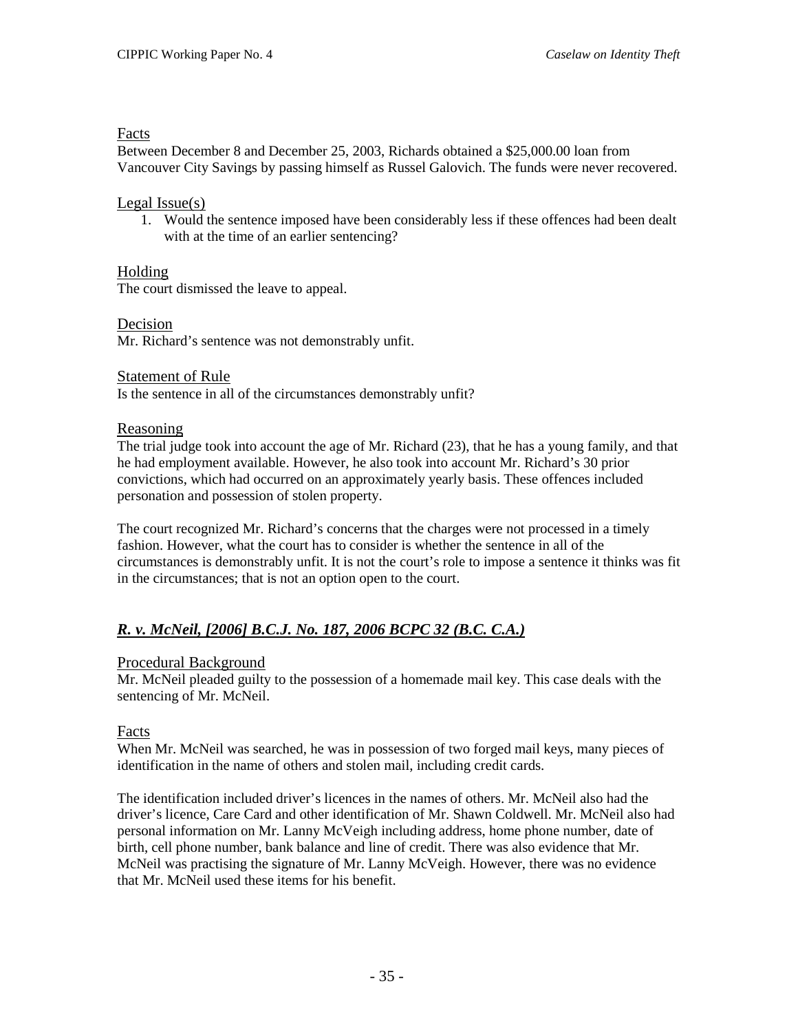Facts

Between December 8 and December 25, 2003, Richards obtained a $25,000.00 loan from Vancouver City Savings by passing himself as Russel Galovich. The funds were never recovered.

Legal Issue(s)

1. Would the sentence imposed have been considerably less if these offences had been dealt with at the time of an earlier sentencing?

Holding

The court dismissed the leave to appeal.

Decision

Mr. Richard's sentence was not demonstrably unfit.

Statement of Rule

Is the sentence in all of the circumstances demonstrably unfit?

Reasoning

The trial judge took into account the age of Mr. Richard (23), that he has a young family, and that he had employment available. However, he also took into account Mr. Richard's 30 prior convictions, which had occurred on an approximately yearly basis. These offences included personation and possession of stolen property.

The court recognized Mr. Richard's concerns that the charges were not processed in a timely fashion. However, what the court has to consider is whether the sentence in all of the circumstances is demonstrably unfit. It is not the court's role to impose a sentence it thinks was fit in the circumstances; that is not an option open to the court.

### ***R. v. McNeil, [2006] B.C.J. No. 187, 2006 BCPC 32 (B.C. C.A.)***

Procedural Background

Mr. McNeil pleaded guilty to the possession of a homemade mail key. This case deals with the sentencing of Mr. McNeil.

Facts

When Mr. McNeil was searched, he was in possession of two forged mail keys, many pieces of identification in the name of others and stolen mail, including credit cards.

The identification included driver's licences in the names of others. Mr. McNeil also had the driver's licence, Care Card and other identification of Mr. Shawn Coldwell. Mr. McNeil also had personal information on Mr. Lanny McVeigh including address, home phone number, date of birth, cell phone number, bank balance and line of credit. There was also evidence that Mr. McNeil was practising the signature of Mr. Lanny McVeigh. However, there was no evidence that Mr. McNeil used these items for his benefit.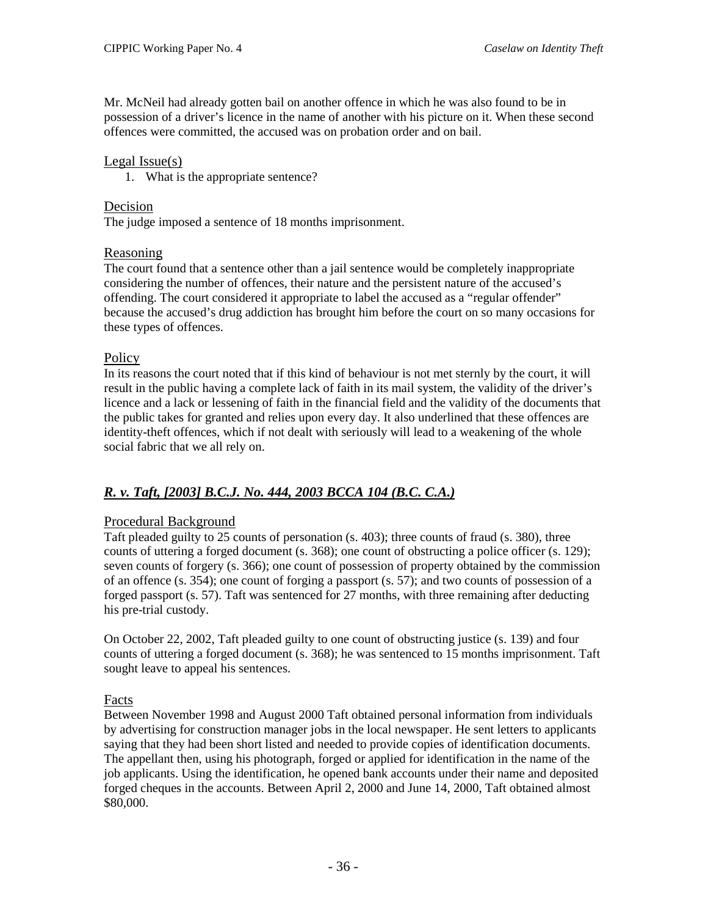Mr. McNeil had already gotten bail on another offence in which he was also found to be in possession of a driver's licence in the name of another with his picture on it. When these second offences were committed, the accused was on probation order and on bail.

### Legal Issue(s)

1. What is the appropriate sentence?

### Decision

The judge imposed a sentence of 18 months imprisonment.

### Reasoning

The court found that a sentence other than a jail sentence would be completely inappropriate considering the number of offences, their nature and the persistent nature of the accused's offending. The court considered it appropriate to label the accused as a "regular offender" because the accused's drug addiction has brought him before the court on so many occasions for these types of offences.

### Policy

In its reasons the court noted that if this kind of behaviour is not met sternly by the court, it will result in the public having a complete lack of faith in its mail system, the validity of the driver's licence and a lack or lessening of faith in the financial field and the validity of the documents that the public takes for granted and relies upon every day. It also underlined that these offences are identity-theft offences, which if not dealt with seriously will lead to a weakening of the whole social fabric that we all rely on.

## *R. v. Taft, [2003] B.C.J. No. 444, 2003 BCCA 104 (B.C. C.A.)*

### Procedural Background

Taft pleaded guilty to 25 counts of personation (s. 403); three counts of fraud (s. 380), three counts of uttering a forged document (s. 368); one count of obstructing a police officer (s. 129); seven counts of forgery (s. 366); one count of possession of property obtained by the commission of an offence (s. 354); one count of forging a passport (s. 57); and two counts of possession of a forged passport (s. 57). Taft was sentenced for 27 months, with three remaining after deducting his pre-trial custody.

On October 22, 2002, Taft pleaded guilty to one count of obstructing justice (s. 139) and four counts of uttering a forged document (s. 368); he was sentenced to 15 months imprisonment. Taft sought leave to appeal his sentences.

### Facts

Between November 1998 and August 2000 Taft obtained personal information from individuals by advertising for construction manager jobs in the local newspaper. He sent letters to applicants saying that they had been short listed and needed to provide copies of identification documents. The appellant then, using his photograph, forged or applied for identification in the name of the job applicants. Using the identification, he opened bank accounts under their name and deposited forged cheques in the accounts. Between April 2, 2000 and June 14, 2000, Taft obtained almost $80,000.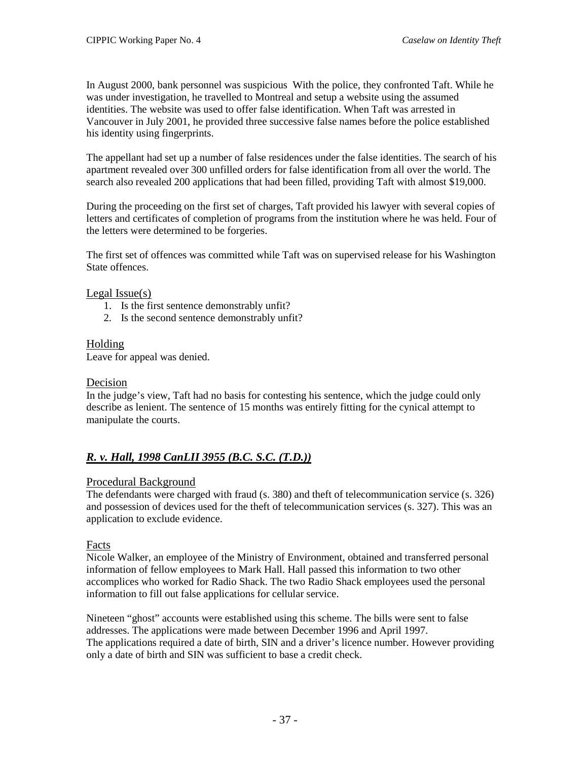In August 2000, bank personnel was suspicious With the police, they confronted Taft. While he was under investigation, he travelled to Montreal and setup a website using the assumed identities. The website was used to offer false identification. When Taft was arrested in Vancouver in July 2001, he provided three successive false names before the police established his identity using fingerprints.

The appellant had set up a number of false residences under the false identities. The search of his apartment revealed over 300 unfilled orders for false identification from all over the world. The search also revealed 200 applications that had been filled, providing Taft with almost $19,000.

During the proceeding on the first set of charges, Taft provided his lawyer with several copies of letters and certificates of completion of programs from the institution where he was held. Four of the letters were determined to be forgeries.

The first set of offences was committed while Taft was on supervised release for his Washington State offences.

Legal Issue(s)

1. Is the first sentence demonstrably unfit?
2. Is the second sentence demonstrably unfit?

Holding

Leave for appeal was denied.

Decision

In the judge's view, Taft had no basis for contesting his sentence, which the judge could only describe as lenient. The sentence of 15 months was entirely fitting for the cynical attempt to manipulate the courts.

## ***R. v. Hall, 1998 CanLII 3955 (B.C. S.C. (T.D.))***

Procedural Background

The defendants were charged with fraud (s. 380) and theft of telecommunication service (s. 326) and possession of devices used for the theft of telecommunication services (s. 327). This was an application to exclude evidence.

Facts

Nicole Walker, an employee of the Ministry of Environment, obtained and transferred personal information of fellow employees to Mark Hall. Hall passed this information to two other accomplices who worked for Radio Shack. The two Radio Shack employees used the personal information to fill out false applications for cellular service.

Nineteen "ghost" accounts were established using this scheme. The bills were sent to false addresses. The applications were made between December 1996 and April 1997.
The applications required a date of birth, SIN and a driver's licence number. However providing only a date of birth and SIN was sufficient to base a credit check.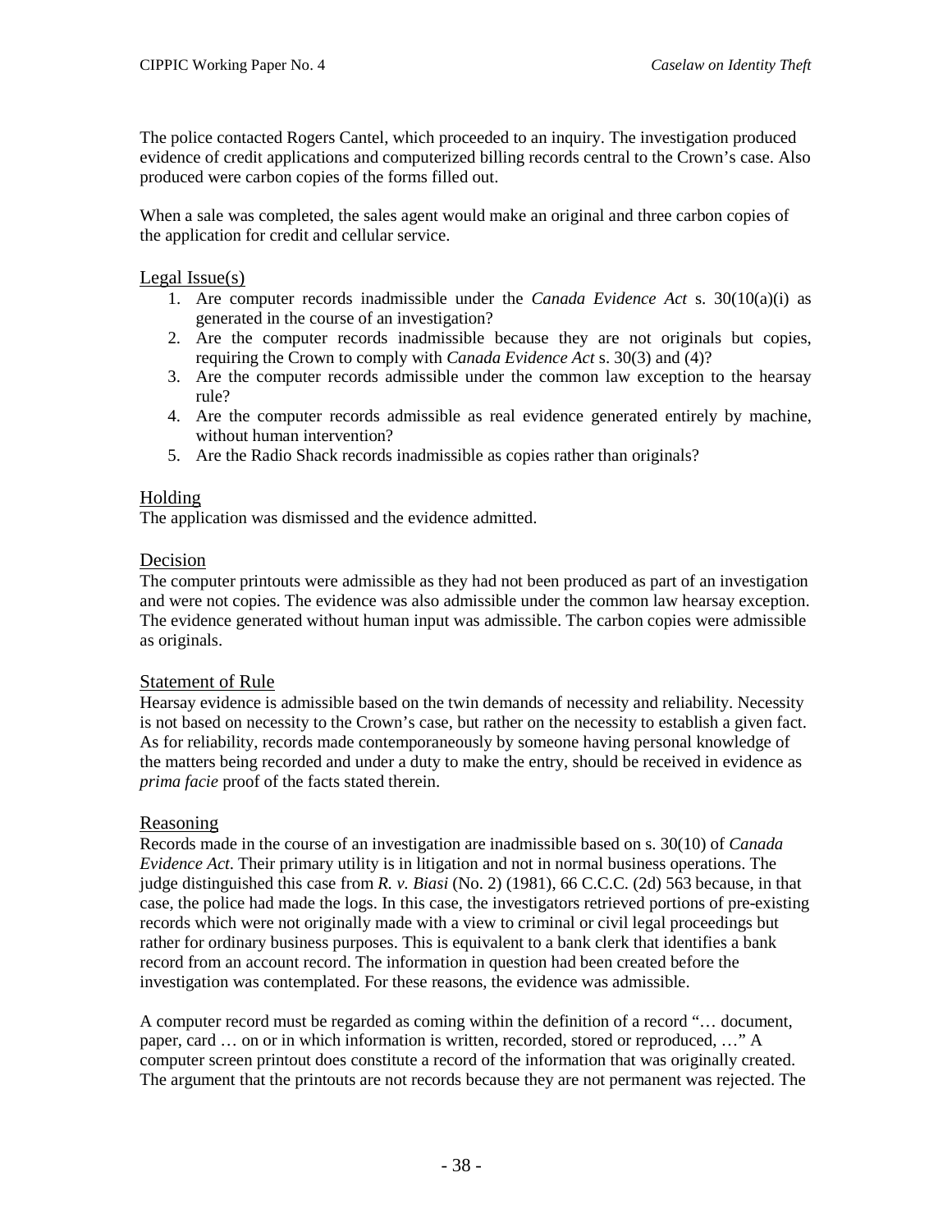The police contacted Rogers Cantel, which proceeded to an inquiry. The investigation produced evidence of credit applications and computerized billing records central to the Crown's case. Also produced were carbon copies of the forms filled out.

When a sale was completed, the sales agent would make an original and three carbon copies of the application for credit and cellular service.

## Legal Issue(s)

1. Are computer records inadmissible under the *Canada Evidence Act* s. 30(10(a)(i) as generated in the course of an investigation?
2. Are the computer records inadmissible because they are not originals but copies, requiring the Crown to comply with *Canada Evidence Act* s. 30(3) and (4)?
3. Are the computer records admissible under the common law exception to the hearsay rule?
4. Are the computer records admissible as real evidence generated entirely by machine, without human intervention?
5. Are the Radio Shack records inadmissible as copies rather than originals?

## Holding

The application was dismissed and the evidence admitted.

## Decision

The computer printouts were admissible as they had not been produced as part of an investigation and were not copies. The evidence was also admissible under the common law hearsay exception. The evidence generated without human input was admissible. The carbon copies were admissible as originals.

## Statement of Rule

Hearsay evidence is admissible based on the twin demands of necessity and reliability. Necessity is not based on necessity to the Crown's case, but rather on the necessity to establish a given fact. As for reliability, records made contemporaneously by someone having personal knowledge of the matters being recorded and under a duty to make the entry, should be received in evidence as *prima facie* proof of the facts stated therein.

## Reasoning

Records made in the course of an investigation are inadmissible based on s. 30(10) of *Canada Evidence Act*. Their primary utility is in litigation and not in normal business operations. The judge distinguished this case from *R. v. Biasi* (No. 2) (1981), 66 C.C.C. (2d) 563 because, in that case, the police had made the logs. In this case, the investigators retrieved portions of pre-existing records which were not originally made with a view to criminal or civil legal proceedings but rather for ordinary business purposes. This is equivalent to a bank clerk that identifies a bank record from an account record. The information in question had been created before the investigation was contemplated. For these reasons, the evidence was admissible.

A computer record must be regarded as coming within the definition of a record "… document, paper, card … on or in which information is written, recorded, stored or reproduced, …" A computer screen printout does constitute a record of the information that was originally created. The argument that the printouts are not records because they are not permanent was rejected. The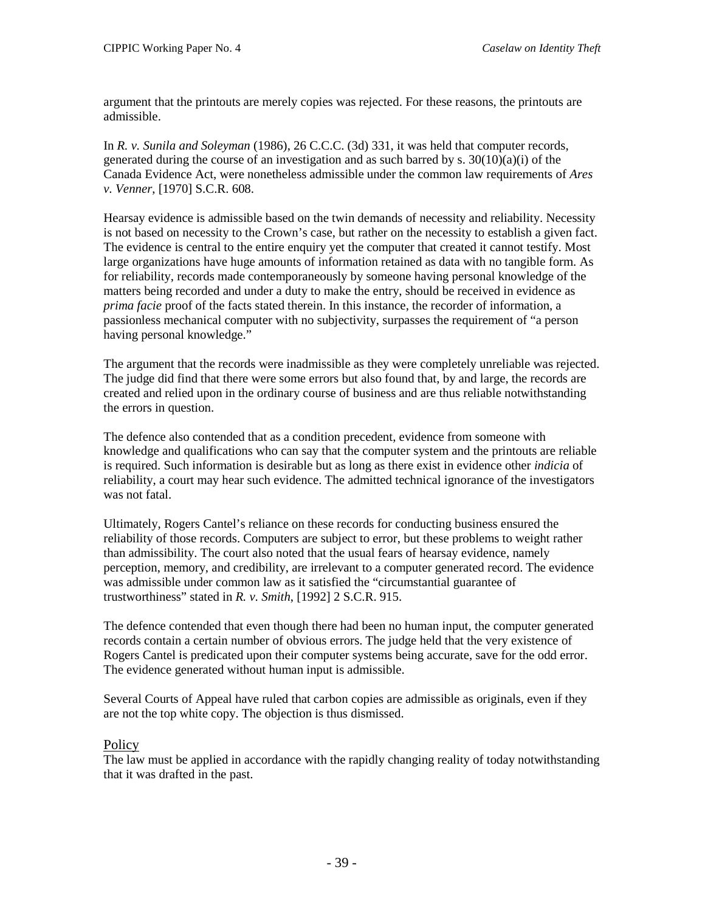argument that the printouts are merely copies was rejected. For these reasons, the printouts are admissible.

In *R. v. Sunila and Soleyman* (1986), 26 C.C.C. (3d) 331, it was held that computer records, generated during the course of an investigation and as such barred by s. 30(10)(a)(i) of the Canada Evidence Act, were nonetheless admissible under the common law requirements of *Ares v. Venner*, [1970] S.C.R. 608.

Hearsay evidence is admissible based on the twin demands of necessity and reliability. Necessity is not based on necessity to the Crown's case, but rather on the necessity to establish a given fact. The evidence is central to the entire enquiry yet the computer that created it cannot testify. Most large organizations have huge amounts of information retained as data with no tangible form. As for reliability, records made contemporaneously by someone having personal knowledge of the matters being recorded and under a duty to make the entry, should be received in evidence as *prima facie* proof of the facts stated therein. In this instance, the recorder of information, a passionless mechanical computer with no subjectivity, surpasses the requirement of "a person having personal knowledge."

The argument that the records were inadmissible as they were completely unreliable was rejected. The judge did find that there were some errors but also found that, by and large, the records are created and relied upon in the ordinary course of business and are thus reliable notwithstanding the errors in question.

The defence also contended that as a condition precedent, evidence from someone with knowledge and qualifications who can say that the computer system and the printouts are reliable is required. Such information is desirable but as long as there exist in evidence other *indicia* of reliability, a court may hear such evidence. The admitted technical ignorance of the investigators was not fatal.

Ultimately, Rogers Cantel's reliance on these records for conducting business ensured the reliability of those records. Computers are subject to error, but these problems to weight rather than admissibility. The court also noted that the usual fears of hearsay evidence, namely perception, memory, and credibility, are irrelevant to a computer generated record. The evidence was admissible under common law as it satisfied the "circumstantial guarantee of trustworthiness" stated in *R. v. Smith*, [1992] 2 S.C.R. 915.

The defence contended that even though there had been no human input, the computer generated records contain a certain number of obvious errors. The judge held that the very existence of Rogers Cantel is predicated upon their computer systems being accurate, save for the odd error. The evidence generated without human input is admissible.

Several Courts of Appeal have ruled that carbon copies are admissible as originals, even if they are not the top white copy. The objection is thus dismissed.

## Policy

The law must be applied in accordance with the rapidly changing reality of today notwithstanding that it was drafted in the past.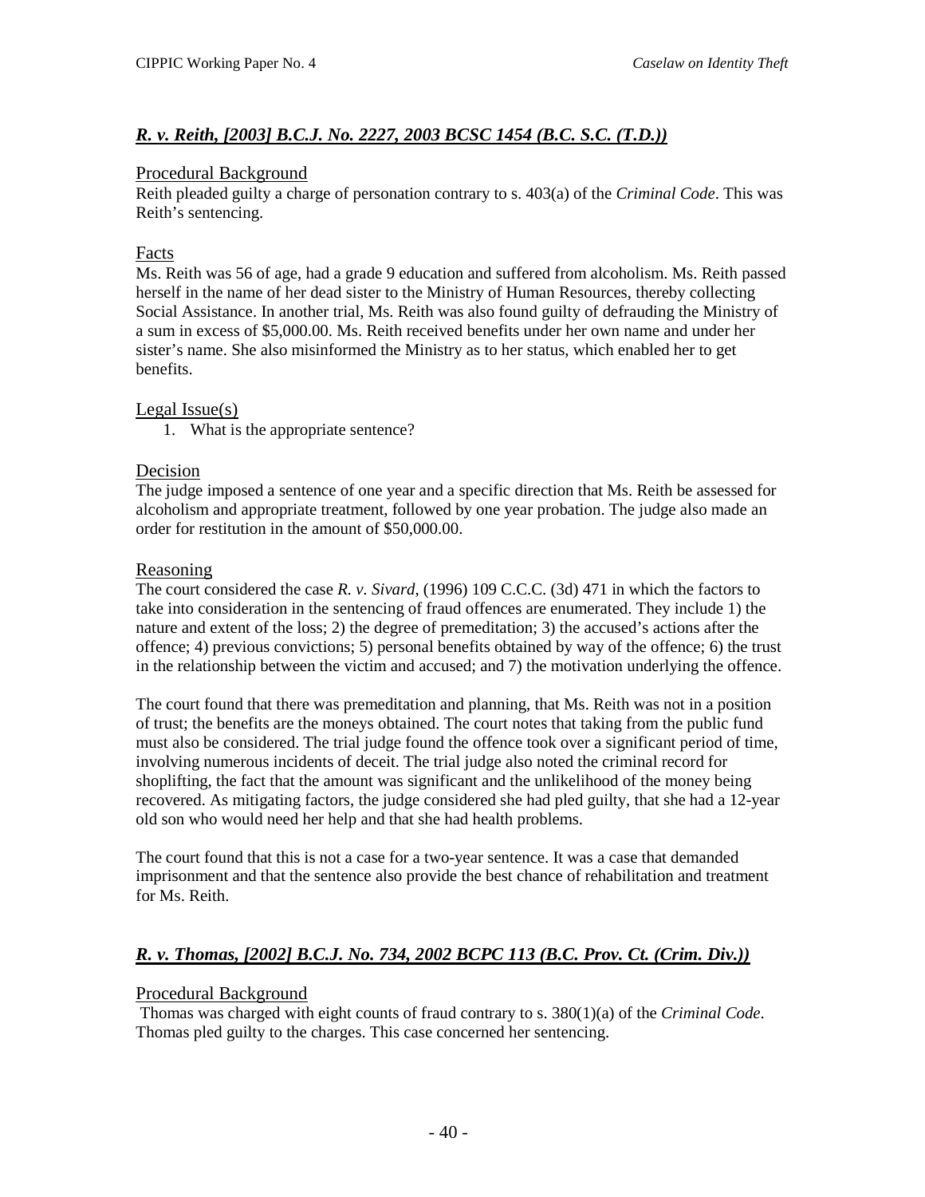### *R. v. Reith, [2003] B.C.J. No. 2227, 2003 BCSC 1454 (B.C. S.C. (T.D.))*

#### Procedural Background

Reith pleaded guilty a charge of personation contrary to s. 403(a) of the *Criminal Code*. This was Reith's sentencing.

#### Facts

Ms. Reith was 56 of age, had a grade 9 education and suffered from alcoholism. Ms. Reith passed herself in the name of her dead sister to the Ministry of Human Resources, thereby collecting Social Assistance. In another trial, Ms. Reith was also found guilty of defrauding the Ministry of a sum in excess of $5,000.00. Ms. Reith received benefits under her own name and under her sister's name. She also misinformed the Ministry as to her status, which enabled her to get benefits.

#### Legal Issue(s)

1. What is the appropriate sentence?

#### Decision

The judge imposed a sentence of one year and a specific direction that Ms. Reith be assessed for alcoholism and appropriate treatment, followed by one year probation. The judge also made an order for restitution in the amount of $50,000.00.

#### Reasoning

The court considered the case *R. v. Sivard*, (1996) 109 C.C.C. (3d) 471 in which the factors to take into consideration in the sentencing of fraud offences are enumerated. They include 1) the nature and extent of the loss; 2) the degree of premeditation; 3) the accused's actions after the offence; 4) previous convictions; 5) personal benefits obtained by way of the offence; 6) the trust in the relationship between the victim and accused; and 7) the motivation underlying the offence.

The court found that there was premeditation and planning, that Ms. Reith was not in a position of trust; the benefits are the moneys obtained. The court notes that taking from the public fund must also be considered. The trial judge found the offence took over a significant period of time, involving numerous incidents of deceit. The trial judge also noted the criminal record for shoplifting, the fact that the amount was significant and the unlikelihood of the money being recovered. As mitigating factors, the judge considered she had pled guilty, that she had a 12-year old son who would need her help and that she had health problems.

The court found that this is not a case for a two-year sentence. It was a case that demanded imprisonment and that the sentence also provide the best chance of rehabilitation and treatment for Ms. Reith.

### *R. v. Thomas, [2002] B.C.J. No. 734, 2002 BCPC 113 (B.C. Prov. Ct. (Crim. Div.))*

#### Procedural Background

Thomas was charged with eight counts of fraud contrary to s. 380(1)(a) of the *Criminal Code*. Thomas pled guilty to the charges. This case concerned her sentencing.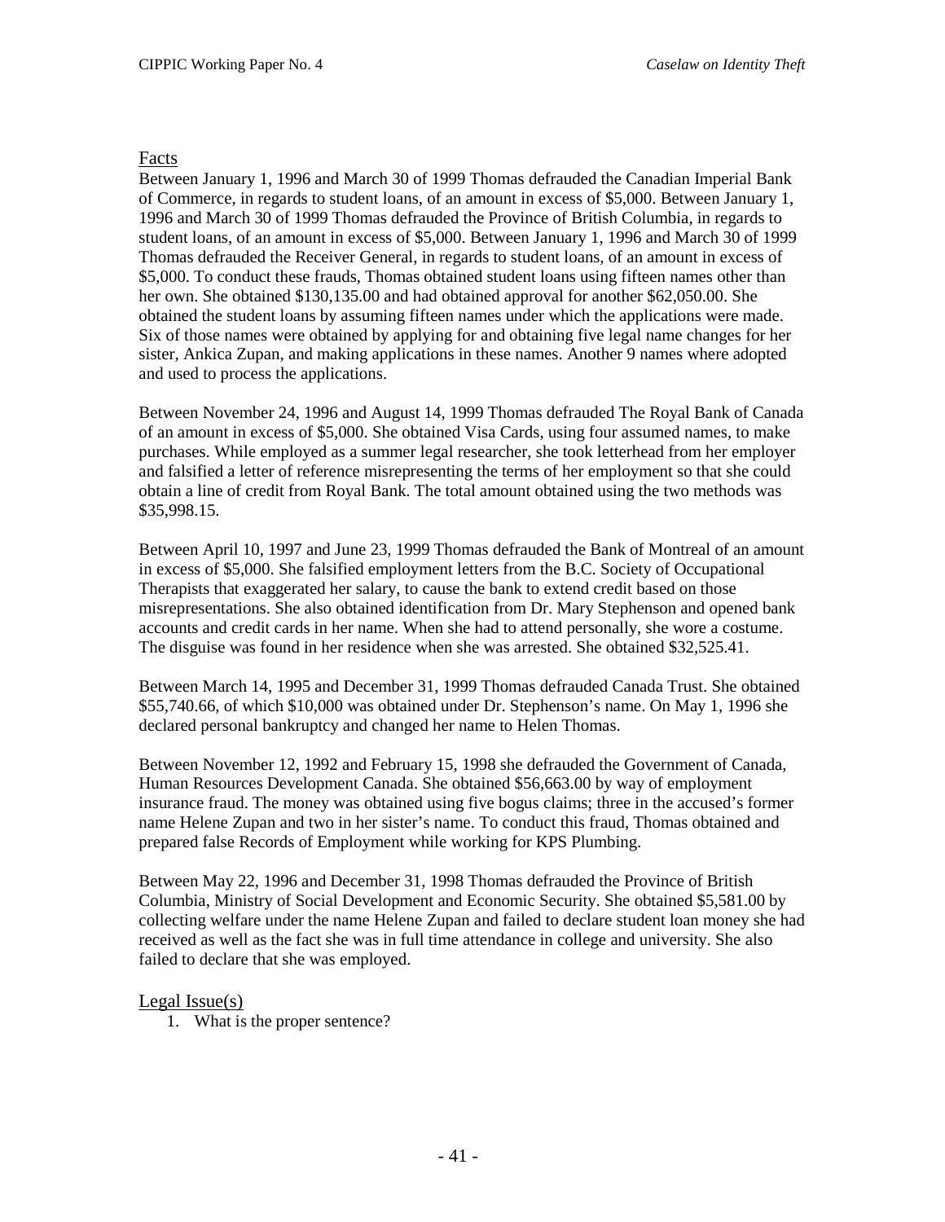## Facts

Between January 1, 1996 and March 30 of 1999 Thomas defrauded the Canadian Imperial Bank of Commerce, in regards to student loans, of an amount in excess of $5,000. Between January 1, 1996 and March 30 of 1999 Thomas defrauded the Province of British Columbia, in regards to student loans, of an amount in excess of $5,000. Between January 1, 1996 and March 30 of 1999 Thomas defrauded the Receiver General, in regards to student loans, of an amount in excess of $5,000. To conduct these frauds, Thomas obtained student loans using fifteen names other than her own. She obtained $130,135.00 and had obtained approval for another $62,050.00. She obtained the student loans by assuming fifteen names under which the applications were made. Six of those names were obtained by applying for and obtaining five legal name changes for her sister, Ankica Zupan, and making applications in these names. Another 9 names where adopted and used to process the applications.

Between November 24, 1996 and August 14, 1999 Thomas defrauded The Royal Bank of Canada of an amount in excess of $5,000. She obtained Visa Cards, using four assumed names, to make purchases. While employed as a summer legal researcher, she took letterhead from her employer and falsified a letter of reference misrepresenting the terms of her employment so that she could obtain a line of credit from Royal Bank. The total amount obtained using the two methods was $35,998.15.

Between April 10, 1997 and June 23, 1999 Thomas defrauded the Bank of Montreal of an amount in excess of $5,000. She falsified employment letters from the B.C. Society of Occupational Therapists that exaggerated her salary, to cause the bank to extend credit based on those misrepresentations. She also obtained identification from Dr. Mary Stephenson and opened bank accounts and credit cards in her name. When she had to attend personally, she wore a costume. The disguise was found in her residence when she was arrested. She obtained $32,525.41.

Between March 14, 1995 and December 31, 1999 Thomas defrauded Canada Trust. She obtained $55,740.66, of which $10,000 was obtained under Dr. Stephenson's name. On May 1, 1996 she declared personal bankruptcy and changed her name to Helen Thomas.

Between November 12, 1992 and February 15, 1998 she defrauded the Government of Canada, Human Resources Development Canada. She obtained $56,663.00 by way of employment insurance fraud. The money was obtained using five bogus claims; three in the accused's former name Helene Zupan and two in her sister's name. To conduct this fraud, Thomas obtained and prepared false Records of Employment while working for KPS Plumbing.

Between May 22, 1996 and December 31, 1998 Thomas defrauded the Province of British Columbia, Ministry of Social Development and Economic Security. She obtained $5,581.00 by collecting welfare under the name Helene Zupan and failed to declare student loan money she had received as well as the fact she was in full time attendance in college and university. She also failed to declare that she was employed.

## Legal Issue(s)

1. What is the proper sentence?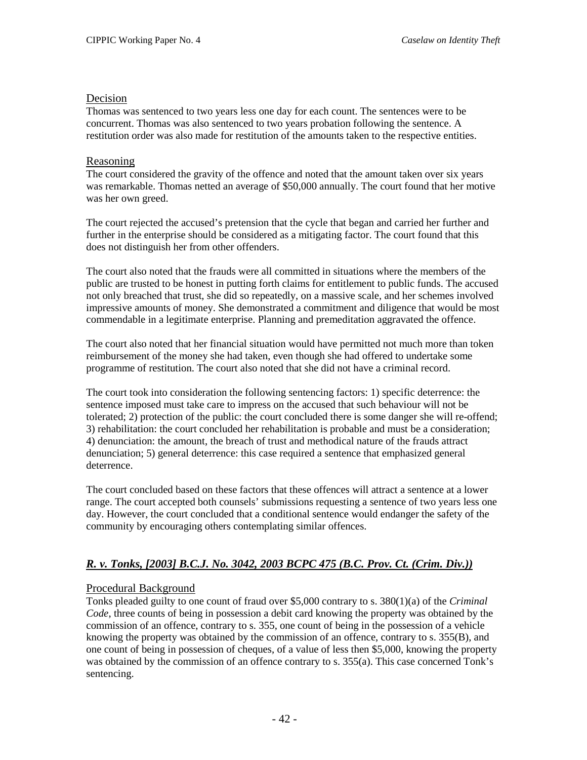### Decision

Thomas was sentenced to two years less one day for each count. The sentences were to be concurrent. Thomas was also sentenced to two years probation following the sentence. A restitution order was also made for restitution of the amounts taken to the respective entities.

### Reasoning

The court considered the gravity of the offence and noted that the amount taken over six years was remarkable. Thomas netted an average of $50,000 annually. The court found that her motive was her own greed.

The court rejected the accused's pretension that the cycle that began and carried her further and further in the enterprise should be considered as a mitigating factor. The court found that this does not distinguish her from other offenders.

The court also noted that the frauds were all committed in situations where the members of the public are trusted to be honest in putting forth claims for entitlement to public funds. The accused not only breached that trust, she did so repeatedly, on a massive scale, and her schemes involved impressive amounts of money. She demonstrated a commitment and diligence that would be most commendable in a legitimate enterprise. Planning and premeditation aggravated the offence.

The court also noted that her financial situation would have permitted not much more than token reimbursement of the money she had taken, even though she had offered to undertake some programme of restitution. The court also noted that she did not have a criminal record.

The court took into consideration the following sentencing factors: 1) specific deterrence: the sentence imposed must take care to impress on the accused that such behaviour will not be tolerated; 2) protection of the public: the court concluded there is some danger she will re-offend; 3) rehabilitation: the court concluded her rehabilitation is probable and must be a consideration; 4) denunciation: the amount, the breach of trust and methodical nature of the frauds attract denunciation; 5) general deterrence: this case required a sentence that emphasized general deterrence.

The court concluded based on these factors that these offences will attract a sentence at a lower range. The court accepted both counsels' submissions requesting a sentence of two years less one day. However, the court concluded that a conditional sentence would endanger the safety of the community by encouraging others contemplating similar offences.

## *R. v. Tonks, [2003] B.C.J. No. 3042, 2003 BCPC 475 (B.C. Prov. Ct. (Crim. Div.))*

### Procedural Background

Tonks pleaded guilty to one count of fraud over $5,000 contrary to s. 380(1)(a) of the *Criminal Code*, three counts of being in possession a debit card knowing the property was obtained by the commission of an offence, contrary to s. 355, one count of being in the possession of a vehicle knowing the property was obtained by the commission of an offence, contrary to s. 355(B), and one count of being in possession of cheques, of a value of less then $5,000, knowing the property was obtained by the commission of an offence contrary to s. 355(a). This case concerned Tonk's sentencing.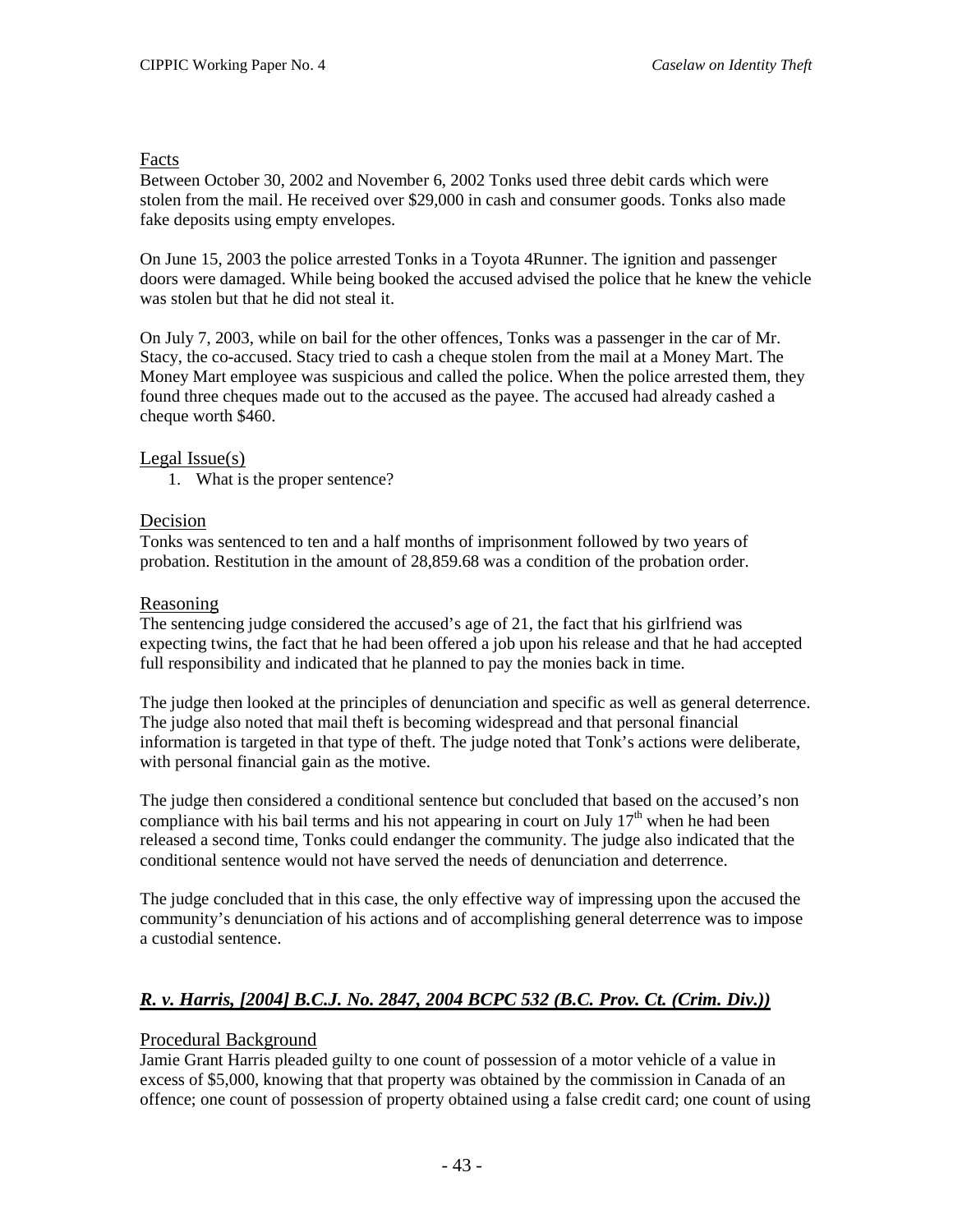### Facts

Between October 30, 2002 and November 6, 2002 Tonks used three debit cards which were stolen from the mail. He received over $29,000 in cash and consumer goods. Tonks also made fake deposits using empty envelopes.

On June 15, 2003 the police arrested Tonks in a Toyota 4Runner. The ignition and passenger doors were damaged. While being booked the accused advised the police that he knew the vehicle was stolen but that he did not steal it.

On July 7, 2003, while on bail for the other offences, Tonks was a passenger in the car of Mr. Stacy, the co-accused. Stacy tried to cash a cheque stolen from the mail at a Money Mart. The Money Mart employee was suspicious and called the police. When the police arrested them, they found three cheques made out to the accused as the payee. The accused had already cashed a cheque worth $460.

### Legal Issue(s)

1. What is the proper sentence?

### Decision

Tonks was sentenced to ten and a half months of imprisonment followed by two years of probation. Restitution in the amount of 28,859.68 was a condition of the probation order.

### Reasoning

The sentencing judge considered the accused's age of 21, the fact that his girlfriend was expecting twins, the fact that he had been offered a job upon his release and that he had accepted full responsibility and indicated that he planned to pay the monies back in time.

The judge then looked at the principles of denunciation and specific as well as general deterrence. The judge also noted that mail theft is becoming widespread and that personal financial information is targeted in that type of theft. The judge noted that Tonk's actions were deliberate, with personal financial gain as the motive.

The judge then considered a conditional sentence but concluded that based on the accused's non compliance with his bail terms and his not appearing in court on July 17th when he had been released a second time, Tonks could endanger the community. The judge also indicated that the conditional sentence would not have served the needs of denunciation and deterrence.

The judge concluded that in this case, the only effective way of impressing upon the accused the community's denunciation of his actions and of accomplishing general deterrence was to impose a custodial sentence.

## *R. v. Harris, [2004] B.C.J. No. 2847, 2004 BCPC 532 (B.C. Prov. Ct. (Crim. Div.))*

### Procedural Background

Jamie Grant Harris pleaded guilty to one count of possession of a motor vehicle of a value in excess of $5,000, knowing that that property was obtained by the commission in Canada of an offence; one count of possession of property obtained using a false credit card; one count of using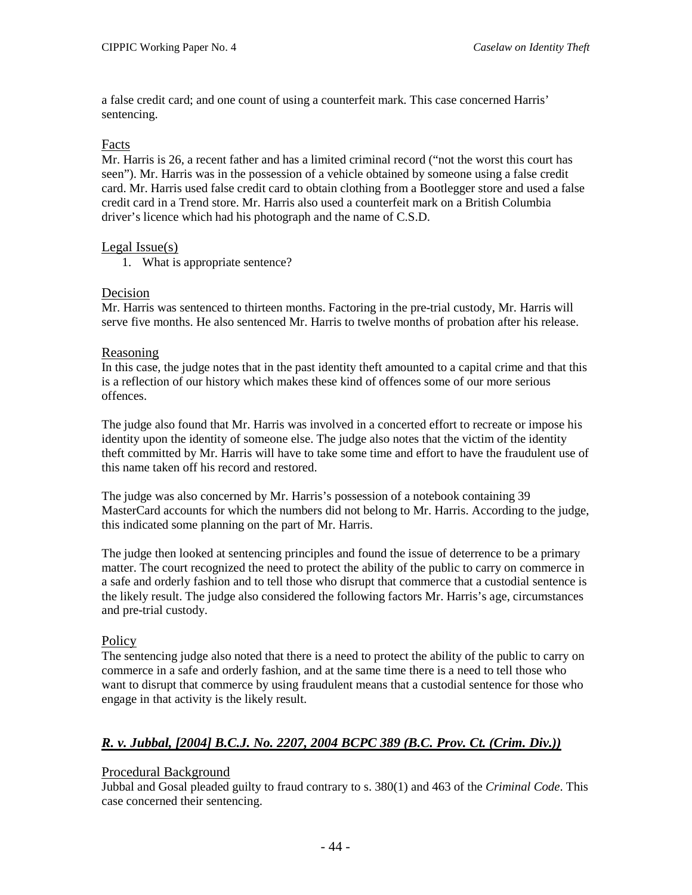a false credit card; and one count of using a counterfeit mark. This case concerned Harris' sentencing.

#### Facts

Mr. Harris is 26, a recent father and has a limited criminal record ("not the worst this court has seen"). Mr. Harris was in the possession of a vehicle obtained by someone using a false credit card. Mr. Harris used false credit card to obtain clothing from a Bootlegger store and used a false credit card in a Trend store. Mr. Harris also used a counterfeit mark on a British Columbia driver's licence which had his photograph and the name of C.S.D.

#### Legal Issue(s)

1. What is appropriate sentence?

#### Decision

Mr. Harris was sentenced to thirteen months. Factoring in the pre-trial custody, Mr. Harris will serve five months. He also sentenced Mr. Harris to twelve months of probation after his release.

#### Reasoning

In this case, the judge notes that in the past identity theft amounted to a capital crime and that this is a reflection of our history which makes these kind of offences some of our more serious offences.

The judge also found that Mr. Harris was involved in a concerted effort to recreate or impose his identity upon the identity of someone else. The judge also notes that the victim of the identity theft committed by Mr. Harris will have to take some time and effort to have the fraudulent use of this name taken off his record and restored.

The judge was also concerned by Mr. Harris's possession of a notebook containing 39 MasterCard accounts for which the numbers did not belong to Mr. Harris. According to the judge, this indicated some planning on the part of Mr. Harris.

The judge then looked at sentencing principles and found the issue of deterrence to be a primary matter. The court recognized the need to protect the ability of the public to carry on commerce in a safe and orderly fashion and to tell those who disrupt that commerce that a custodial sentence is the likely result. The judge also considered the following factors Mr. Harris's age, circumstances and pre-trial custody.

#### Policy

The sentencing judge also noted that there is a need to protect the ability of the public to carry on commerce in a safe and orderly fashion, and at the same time there is a need to tell those who want to disrupt that commerce by using fraudulent means that a custodial sentence for those who engage in that activity is the likely result.

### ***R. v. Jubbal, [2004] B.C.J. No. 2207, 2004 BCPC 389 (B.C. Prov. Ct. (Crim. Div.))***

#### Procedural Background

Jubbal and Gosal pleaded guilty to fraud contrary to s. 380(1) and 463 of the *Criminal Code*. This case concerned their sentencing.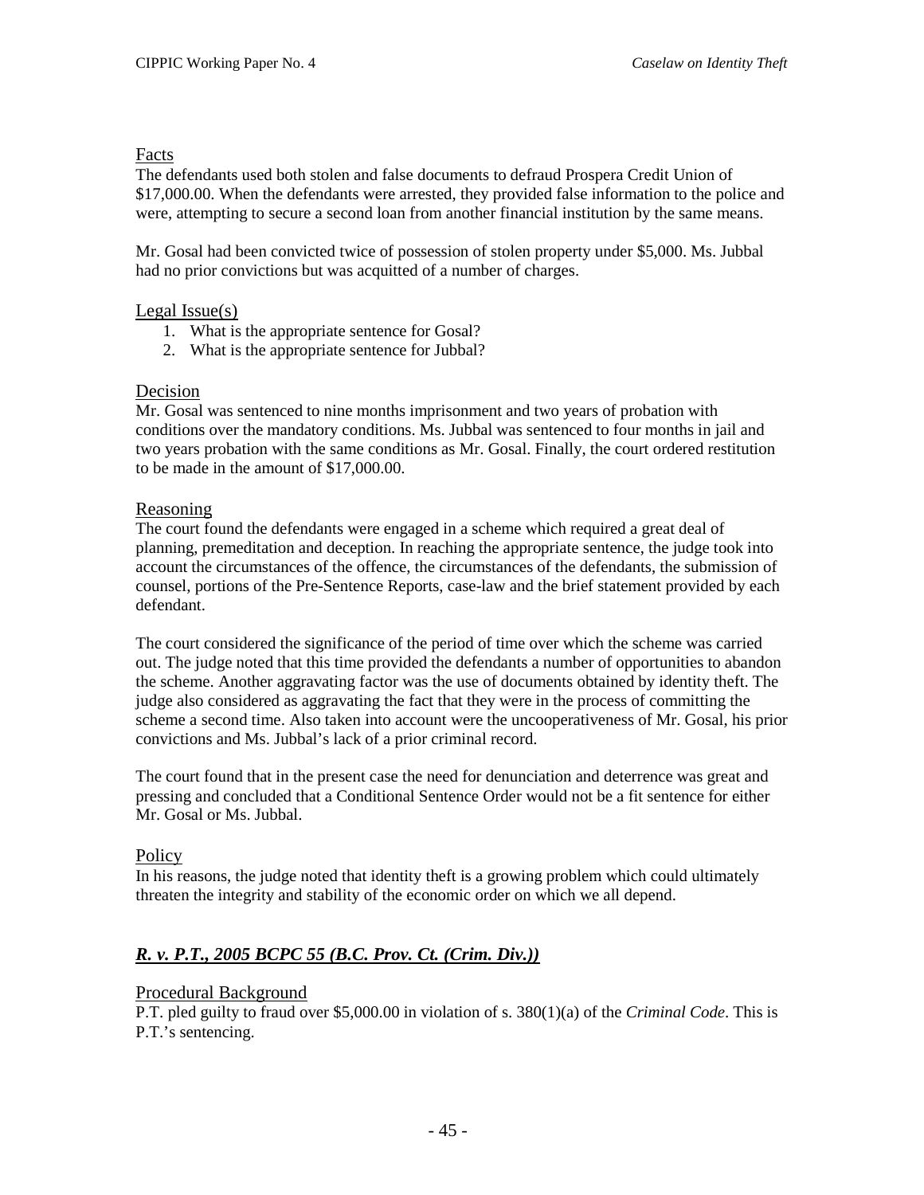### Facts

The defendants used both stolen and false documents to defraud Prospera Credit Union of $17,000.00. When the defendants were arrested, they provided false information to the police and were, attempting to secure a second loan from another financial institution by the same means.

Mr. Gosal had been convicted twice of possession of stolen property under $5,000. Ms. Jubbal had no prior convictions but was acquitted of a number of charges.

### Legal Issue(s)

1. What is the appropriate sentence for Gosal?
2. What is the appropriate sentence for Jubbal?

### Decision

Mr. Gosal was sentenced to nine months imprisonment and two years of probation with conditions over the mandatory conditions. Ms. Jubbal was sentenced to four months in jail and two years probation with the same conditions as Mr. Gosal. Finally, the court ordered restitution to be made in the amount of $17,000.00.

### Reasoning

The court found the defendants were engaged in a scheme which required a great deal of planning, premeditation and deception. In reaching the appropriate sentence, the judge took into account the circumstances of the offence, the circumstances of the defendants, the submission of counsel, portions of the Pre-Sentence Reports, case-law and the brief statement provided by each defendant.

The court considered the significance of the period of time over which the scheme was carried out. The judge noted that this time provided the defendants a number of opportunities to abandon the scheme. Another aggravating factor was the use of documents obtained by identity theft. The judge also considered as aggravating the fact that they were in the process of committing the scheme a second time. Also taken into account were the uncooperativeness of Mr. Gosal, his prior convictions and Ms. Jubbal's lack of a prior criminal record.

The court found that in the present case the need for denunciation and deterrence was great and pressing and concluded that a Conditional Sentence Order would not be a fit sentence for either Mr. Gosal or Ms. Jubbal.

### Policy

In his reasons, the judge noted that identity theft is a growing problem which could ultimately threaten the integrity and stability of the economic order on which we all depend.

## *R. v. P.T., 2005 BCPC 55 (B.C. Prov. Ct. (Crim. Div.))*

### Procedural Background

P.T. pled guilty to fraud over $5,000.00 in violation of s. 380(1)(a) of the *Criminal Code*. This is P.T.'s sentencing.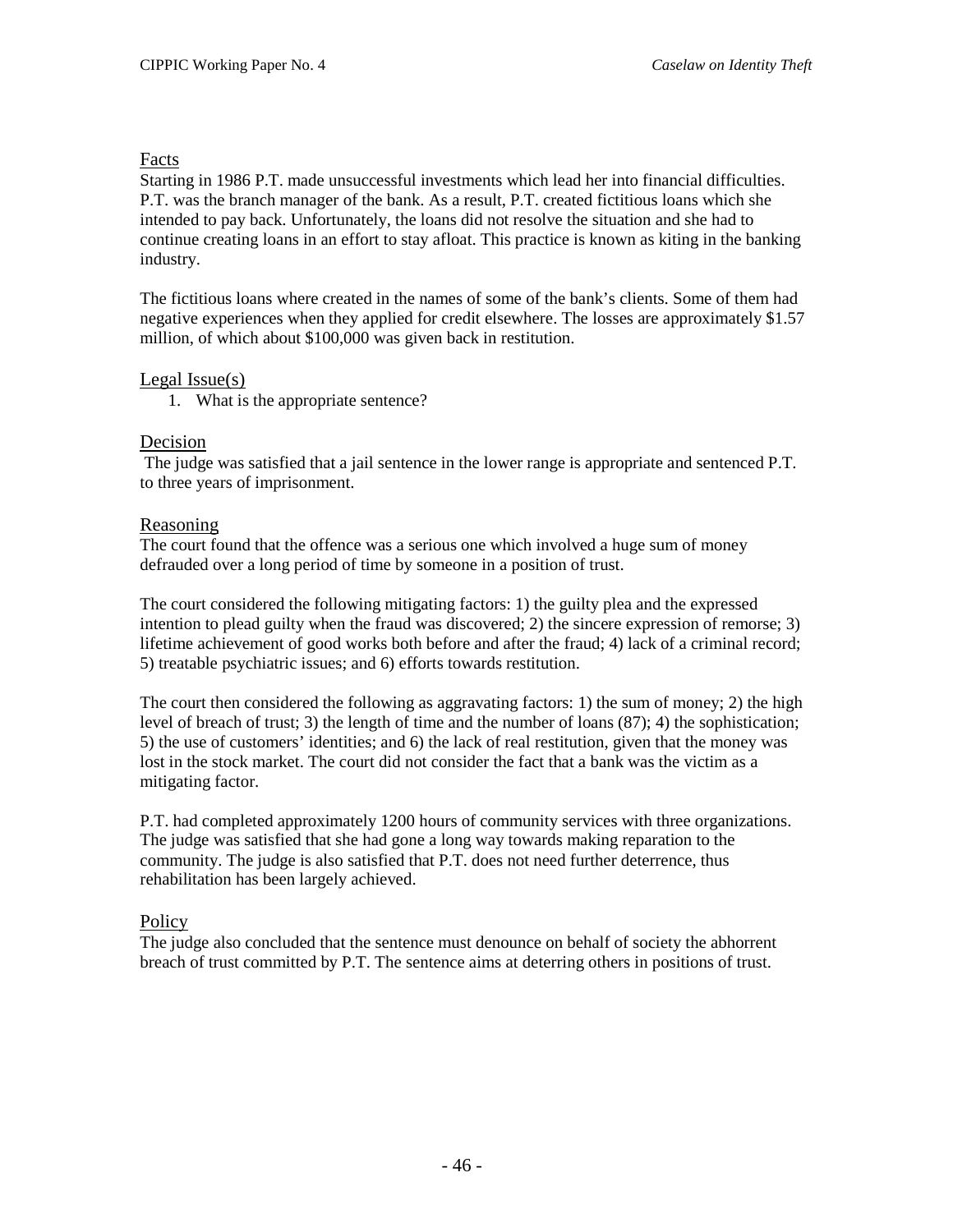## Facts

Starting in 1986 P.T. made unsuccessful investments which lead her into financial difficulties. P.T. was the branch manager of the bank. As a result, P.T. created fictitious loans which she intended to pay back. Unfortunately, the loans did not resolve the situation and she had to continue creating loans in an effort to stay afloat. This practice is known as kiting in the banking industry.

The fictitious loans where created in the names of some of the bank's clients. Some of them had negative experiences when they applied for credit elsewhere. The losses are approximately $1.57 million, of which about $100,000 was given back in restitution.

## Legal Issue(s)

1. What is the appropriate sentence?

## Decision

The judge was satisfied that a jail sentence in the lower range is appropriate and sentenced P.T. to three years of imprisonment.

## Reasoning

The court found that the offence was a serious one which involved a huge sum of money defrauded over a long period of time by someone in a position of trust.

The court considered the following mitigating factors: 1) the guilty plea and the expressed intention to plead guilty when the fraud was discovered; 2) the sincere expression of remorse; 3) lifetime achievement of good works both before and after the fraud; 4) lack of a criminal record; 5) treatable psychiatric issues; and 6) efforts towards restitution.

The court then considered the following as aggravating factors: 1) the sum of money; 2) the high level of breach of trust; 3) the length of time and the number of loans (87); 4) the sophistication; 5) the use of customers' identities; and 6) the lack of real restitution, given that the money was lost in the stock market. The court did not consider the fact that a bank was the victim as a mitigating factor.

P.T. had completed approximately 1200 hours of community services with three organizations. The judge was satisfied that she had gone a long way towards making reparation to the community. The judge is also satisfied that P.T. does not need further deterrence, thus rehabilitation has been largely achieved.

## Policy

The judge also concluded that the sentence must denounce on behalf of society the abhorrent breach of trust committed by P.T. The sentence aims at deterring others in positions of trust.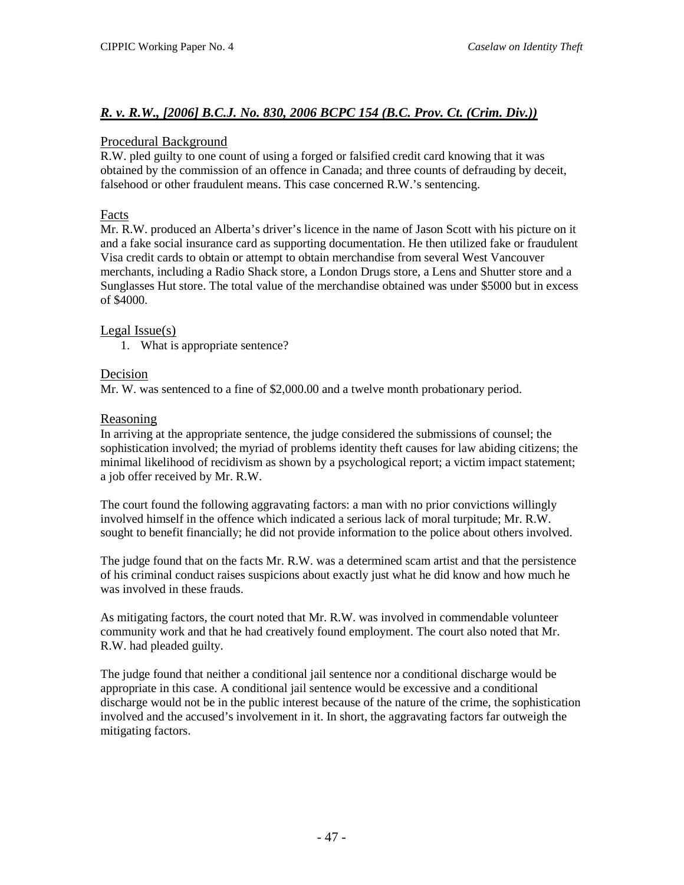## ***R. v. R.W., [2006] B.C.J. No. 830, 2006 BCPC 154 (B.C. Prov. Ct. (Crim. Div.))***

### Procedural Background

R.W. pled guilty to one count of using a forged or falsified credit card knowing that it was obtained by the commission of an offence in Canada; and three counts of defrauding by deceit, falsehood or other fraudulent means. This case concerned R.W.'s sentencing.

### Facts

Mr. R.W. produced an Alberta's driver's licence in the name of Jason Scott with his picture on it and a fake social insurance card as supporting documentation. He then utilized fake or fraudulent Visa credit cards to obtain or attempt to obtain merchandise from several West Vancouver merchants, including a Radio Shack store, a London Drugs store, a Lens and Shutter store and a Sunglasses Hut store. The total value of the merchandise obtained was under $5000 but in excess of $4000.

### Legal Issue(s)

1. What is appropriate sentence?

### Decision

Mr. W. was sentenced to a fine of $2,000.00 and a twelve month probationary period.

### Reasoning

In arriving at the appropriate sentence, the judge considered the submissions of counsel; the sophistication involved; the myriad of problems identity theft causes for law abiding citizens; the minimal likelihood of recidivism as shown by a psychological report; a victim impact statement; a job offer received by Mr. R.W.

The court found the following aggravating factors: a man with no prior convictions willingly involved himself in the offence which indicated a serious lack of moral turpitude; Mr. R.W. sought to benefit financially; he did not provide information to the police about others involved.

The judge found that on the facts Mr. R.W. was a determined scam artist and that the persistence of his criminal conduct raises suspicions about exactly just what he did know and how much he was involved in these frauds.

As mitigating factors, the court noted that Mr. R.W. was involved in commendable volunteer community work and that he had creatively found employment. The court also noted that Mr. R.W. had pleaded guilty.

The judge found that neither a conditional jail sentence nor a conditional discharge would be appropriate in this case. A conditional jail sentence would be excessive and a conditional discharge would not be in the public interest because of the nature of the crime, the sophistication involved and the accused's involvement in it. In short, the aggravating factors far outweigh the mitigating factors.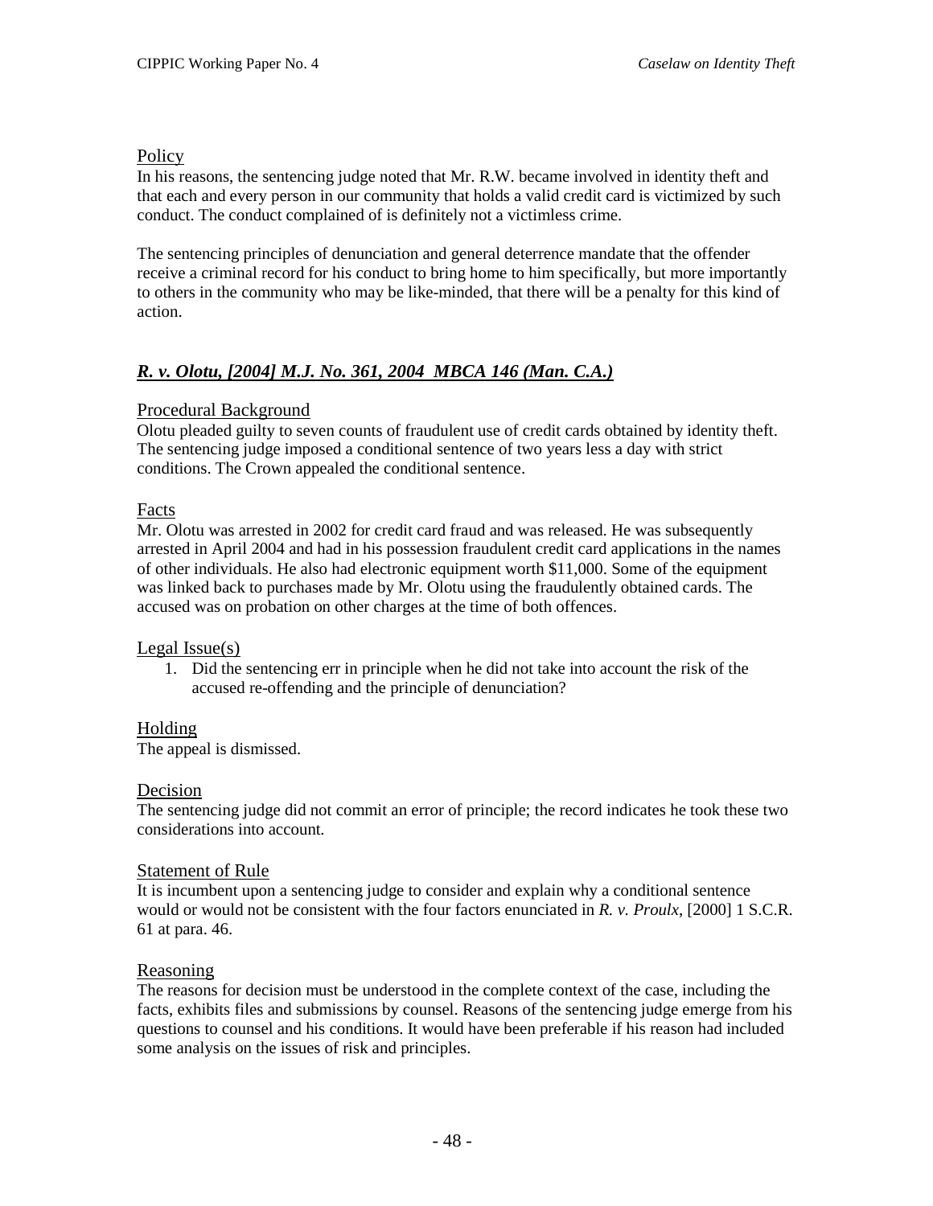Policy

In his reasons, the sentencing judge noted that Mr. R.W. became involved in identity theft and that each and every person in our community that holds a valid credit card is victimized by such conduct. The conduct complained of is definitely not a victimless crime.

The sentencing principles of denunciation and general deterrence mandate that the offender receive a criminal record for his conduct to bring home to him specifically, but more importantly to others in the community who may be like-minded, that there will be a penalty for this kind of action.

## *R. v. Olotu, [2004] M.J. No. 361, 2004 MBCA 146 (Man. C.A.)*

Procedural Background

Olotu pleaded guilty to seven counts of fraudulent use of credit cards obtained by identity theft. The sentencing judge imposed a conditional sentence of two years less a day with strict conditions. The Crown appealed the conditional sentence.

Facts

Mr. Olotu was arrested in 2002 for credit card fraud and was released. He was subsequently arrested in April 2004 and had in his possession fraudulent credit card applications in the names of other individuals. He also had electronic equipment worth $11,000. Some of the equipment was linked back to purchases made by Mr. Olotu using the fraudulently obtained cards. The accused was on probation on other charges at the time of both offences.

Legal Issue(s)

1. Did the sentencing err in principle when he did not take into account the risk of the accused re-offending and the principle of denunciation?

Holding

The appeal is dismissed.

Decision

The sentencing judge did not commit an error of principle; the record indicates he took these two considerations into account.

Statement of Rule

It is incumbent upon a sentencing judge to consider and explain why a conditional sentence would or would not be consistent with the four factors enunciated in *R. v. Proulx*, [2000] 1 S.C.R. 61 at para. 46.

Reasoning

The reasons for decision must be understood in the complete context of the case, including the facts, exhibits files and submissions by counsel. Reasons of the sentencing judge emerge from his questions to counsel and his conditions. It would have been preferable if his reason had included some analysis on the issues of risk and principles.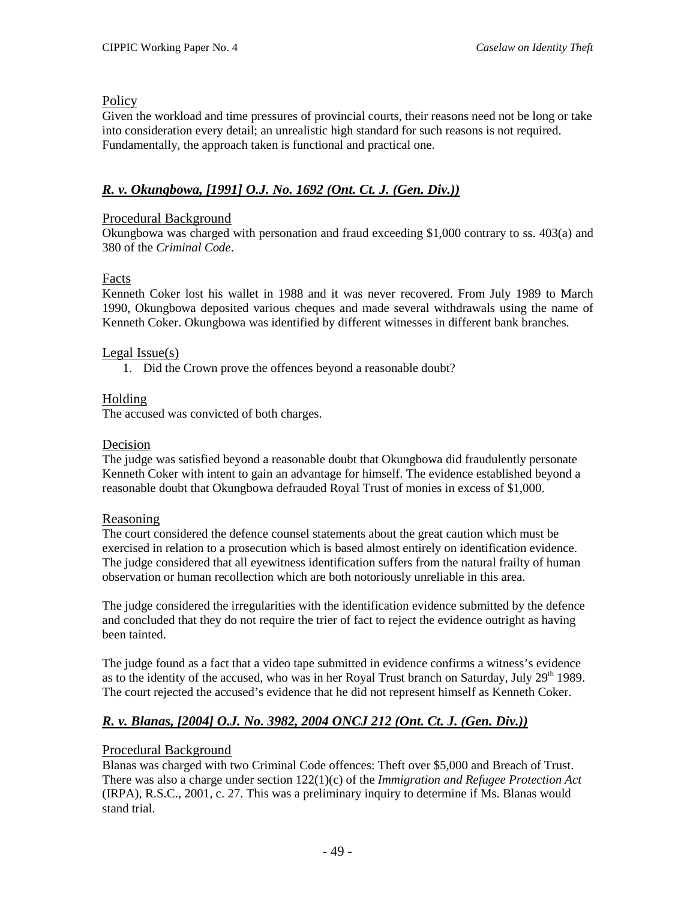### Policy

Given the workload and time pressures of provincial courts, their reasons need not be long or take into consideration every detail; an unrealistic high standard for such reasons is not required. Fundamentally, the approach taken is functional and practical one.

## *R. v. Okungbowa, [1991] O.J. No. 1692 (Ont. Ct. J. (Gen. Div.))*

### Procedural Background

Okungbowa was charged with personation and fraud exceeding $1,000 contrary to ss. 403(a) and 380 of the *Criminal Code*.

### Facts

Kenneth Coker lost his wallet in 1988 and it was never recovered. From July 1989 to March 1990, Okungbowa deposited various cheques and made several withdrawals using the name of Kenneth Coker. Okungbowa was identified by different witnesses in different bank branches.

### Legal Issue(s)

1. Did the Crown prove the offences beyond a reasonable doubt?

### Holding

The accused was convicted of both charges.

### Decision

The judge was satisfied beyond a reasonable doubt that Okungbowa did fraudulently personate Kenneth Coker with intent to gain an advantage for himself. The evidence established beyond a reasonable doubt that Okungbowa defrauded Royal Trust of monies in excess of $1,000.

### Reasoning

The court considered the defence counsel statements about the great caution which must be exercised in relation to a prosecution which is based almost entirely on identification evidence. The judge considered that all eyewitness identification suffers from the natural frailty of human observation or human recollection which are both notoriously unreliable in this area.

The judge considered the irregularities with the identification evidence submitted by the defence and concluded that they do not require the trier of fact to reject the evidence outright as having been tainted.

The judge found as a fact that a video tape submitted in evidence confirms a witness's evidence as to the identity of the accused, who was in her Royal Trust branch on Saturday, July 29th 1989. The court rejected the accused's evidence that he did not represent himself as Kenneth Coker.

## *R. v. Blanas, [2004] O.J. No. 3982, 2004 ONCJ 212 (Ont. Ct. J. (Gen. Div.))*

### Procedural Background

Blanas was charged with two Criminal Code offences: Theft over $5,000 and Breach of Trust. There was also a charge under section 122(1)(c) of the *Immigration and Refugee Protection Act* (IRPA), R.S.C., 2001, c. 27. This was a preliminary inquiry to determine if Ms. Blanas would stand trial.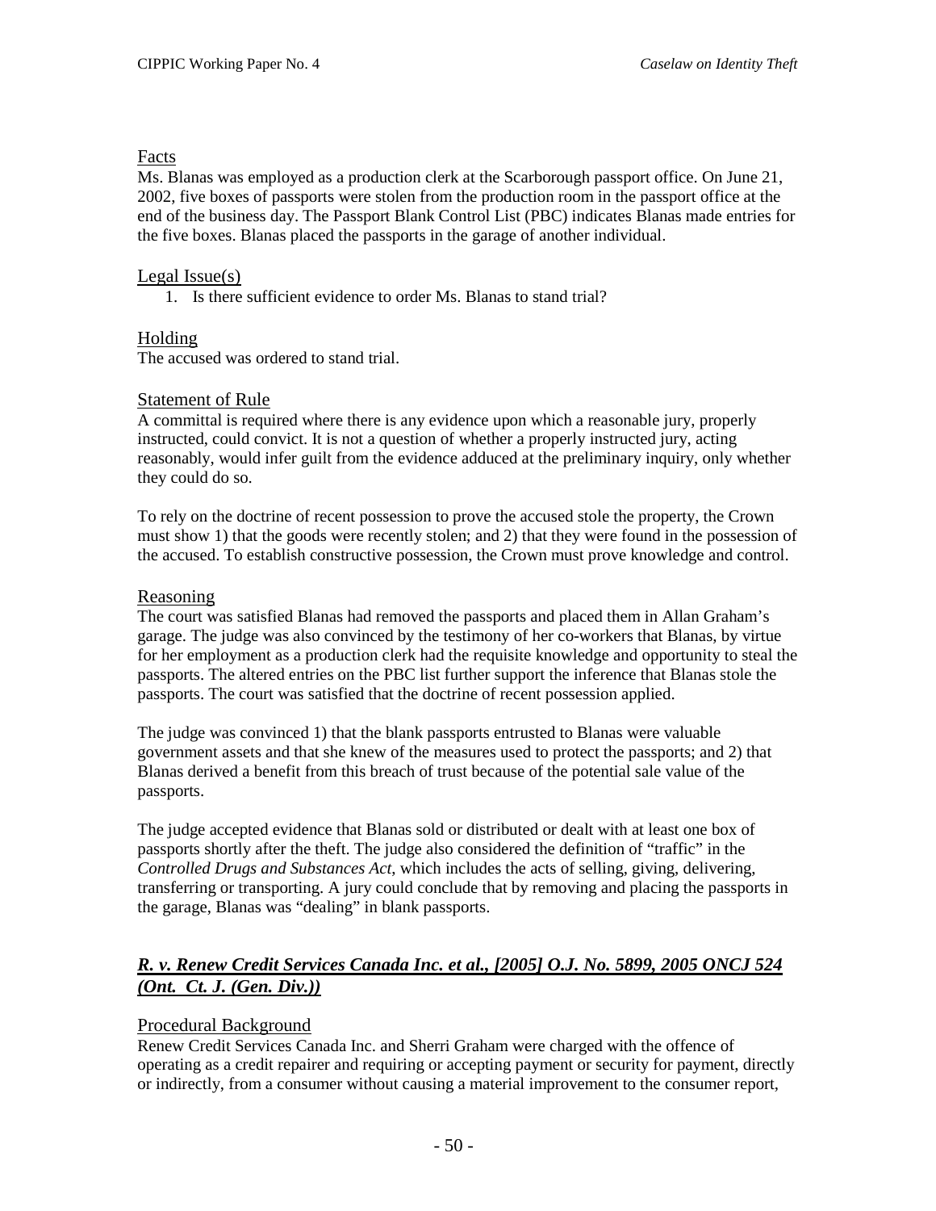### Facts

Ms. Blanas was employed as a production clerk at the Scarborough passport office. On June 21, 2002, five boxes of passports were stolen from the production room in the passport office at the end of the business day. The Passport Blank Control List (PBC) indicates Blanas made entries for the five boxes. Blanas placed the passports in the garage of another individual.

### Legal Issue(s)

1. Is there sufficient evidence to order Ms. Blanas to stand trial?

### Holding

The accused was ordered to stand trial.

### Statement of Rule

A committal is required where there is any evidence upon which a reasonable jury, properly instructed, could convict. It is not a question of whether a properly instructed jury, acting reasonably, would infer guilt from the evidence adduced at the preliminary inquiry, only whether they could do so.

To rely on the doctrine of recent possession to prove the accused stole the property, the Crown must show 1) that the goods were recently stolen; and 2) that they were found in the possession of the accused. To establish constructive possession, the Crown must prove knowledge and control.

### Reasoning

The court was satisfied Blanas had removed the passports and placed them in Allan Graham's garage. The judge was also convinced by the testimony of her co-workers that Blanas, by virtue for her employment as a production clerk had the requisite knowledge and opportunity to steal the passports. The altered entries on the PBC list further support the inference that Blanas stole the passports. The court was satisfied that the doctrine of recent possession applied.

The judge was convinced 1) that the blank passports entrusted to Blanas were valuable government assets and that she knew of the measures used to protect the passports; and 2) that Blanas derived a benefit from this breach of trust because of the potential sale value of the passports.

The judge accepted evidence that Blanas sold or distributed or dealt with at least one box of passports shortly after the theft. The judge also considered the definition of "traffic" in the *Controlled Drugs and Substances Act*, which includes the acts of selling, giving, delivering, transferring or transporting. A jury could conclude that by removing and placing the passports in the garage, Blanas was "dealing" in blank passports.

## ***R. v. Renew Credit Services Canada Inc. et al., [2005] O.J. No. 5899, 2005 ONCJ 524 (Ont. Ct. J. (Gen. Div.))***

### Procedural Background

Renew Credit Services Canada Inc. and Sherri Graham were charged with the offence of operating as a credit repairer and requiring or accepting payment or security for payment, directly or indirectly, from a consumer without causing a material improvement to the consumer report,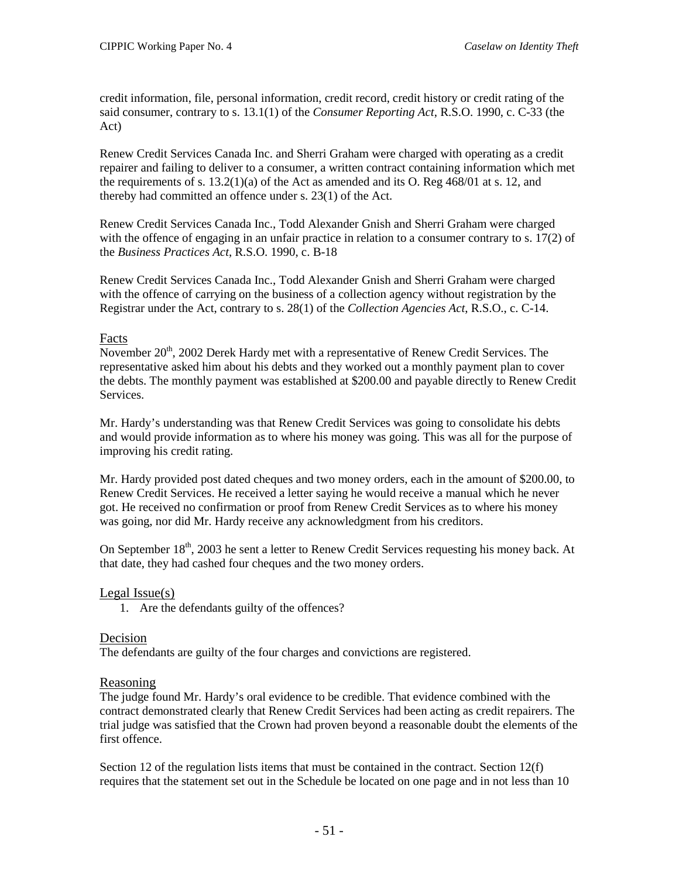credit information, file, personal information, credit record, credit history or credit rating of the said consumer, contrary to s. 13.1(1) of the *Consumer Reporting Act*, R.S.O. 1990, c. C-33 (the Act)

Renew Credit Services Canada Inc. and Sherri Graham were charged with operating as a credit repairer and failing to deliver to a consumer, a written contract containing information which met the requirements of s. 13.2(1)(a) of the Act as amended and its O. Reg 468/01 at s. 12, and thereby had committed an offence under s. 23(1) of the Act.

Renew Credit Services Canada Inc., Todd Alexander Gnish and Sherri Graham were charged with the offence of engaging in an unfair practice in relation to a consumer contrary to s. 17(2) of the *Business Practices Act*, R.S.O. 1990, c. B-18

Renew Credit Services Canada Inc., Todd Alexander Gnish and Sherri Graham were charged with the offence of carrying on the business of a collection agency without registration by the Registrar under the Act, contrary to s. 28(1) of the *Collection Agencies Act*, R.S.O., c. C-14.

## Facts

November 20th, 2002 Derek Hardy met with a representative of Renew Credit Services. The representative asked him about his debts and they worked out a monthly payment plan to cover the debts. The monthly payment was established at $200.00 and payable directly to Renew Credit Services.

Mr. Hardy's understanding was that Renew Credit Services was going to consolidate his debts and would provide information as to where his money was going. This was all for the purpose of improving his credit rating.

Mr. Hardy provided post dated cheques and two money orders, each in the amount of $200.00, to Renew Credit Services. He received a letter saying he would receive a manual which he never got. He received no confirmation or proof from Renew Credit Services as to where his money was going, nor did Mr. Hardy receive any acknowledgment from his creditors.

On September 18th, 2003 he sent a letter to Renew Credit Services requesting his money back. At that date, they had cashed four cheques and the two money orders.

## Legal Issue(s)

1. Are the defendants guilty of the offences?

## Decision

The defendants are guilty of the four charges and convictions are registered.

## Reasoning

The judge found Mr. Hardy's oral evidence to be credible. That evidence combined with the contract demonstrated clearly that Renew Credit Services had been acting as credit repairers. The trial judge was satisfied that the Crown had proven beyond a reasonable doubt the elements of the first offence.

Section 12 of the regulation lists items that must be contained in the contract. Section 12(f) requires that the statement set out in the Schedule be located on one page and in not less than 10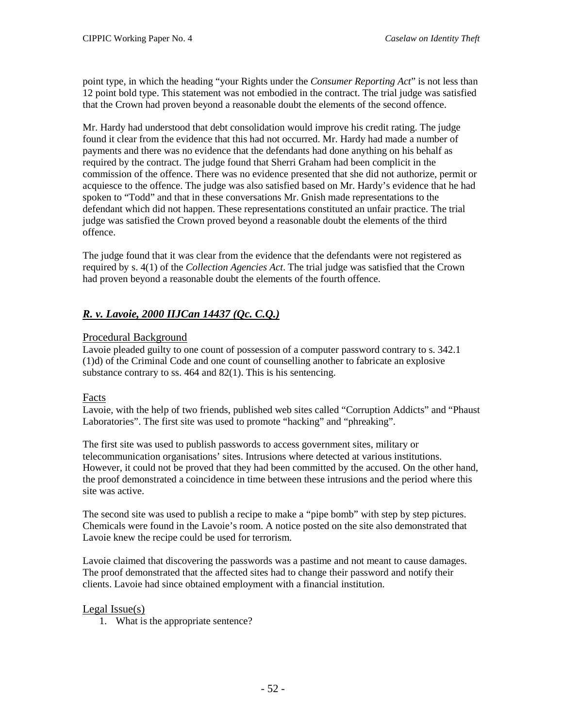point type, in which the heading "your Rights under the *Consumer Reporting Act*" is not less than 12 point bold type. This statement was not embodied in the contract. The trial judge was satisfied that the Crown had proven beyond a reasonable doubt the elements of the second offence.

Mr. Hardy had understood that debt consolidation would improve his credit rating. The judge found it clear from the evidence that this had not occurred. Mr. Hardy had made a number of payments and there was no evidence that the defendants had done anything on his behalf as required by the contract. The judge found that Sherri Graham had been complicit in the commission of the offence. There was no evidence presented that she did not authorize, permit or acquiesce to the offence. The judge was also satisfied based on Mr. Hardy's evidence that he had spoken to "Todd" and that in these conversations Mr. Gnish made representations to the defendant which did not happen. These representations constituted an unfair practice. The trial judge was satisfied the Crown proved beyond a reasonable doubt the elements of the third offence.

The judge found that it was clear from the evidence that the defendants were not registered as required by s. 4(1) of the *Collection Agencies Act*. The trial judge was satisfied that the Crown had proven beyond a reasonable doubt the elements of the fourth offence.

## ***R. v. Lavoie, 2000 IIJCan 14437 (Qc. C.Q.)***

### Procedural Background

Lavoie pleaded guilty to one count of possession of a computer password contrary to s. 342.1 (1)d) of the Criminal Code and one count of counselling another to fabricate an explosive substance contrary to ss. 464 and 82(1). This is his sentencing.

### Facts

Lavoie, with the help of two friends, published web sites called "Corruption Addicts" and "Phaust Laboratories". The first site was used to promote "hacking" and "phreaking".

The first site was used to publish passwords to access government sites, military or telecommunication organisations' sites. Intrusions where detected at various institutions. However, it could not be proved that they had been committed by the accused. On the other hand, the proof demonstrated a coincidence in time between these intrusions and the period where this site was active.

The second site was used to publish a recipe to make a "pipe bomb" with step by step pictures. Chemicals were found in the Lavoie's room. A notice posted on the site also demonstrated that Lavoie knew the recipe could be used for terrorism.

Lavoie claimed that discovering the passwords was a pastime and not meant to cause damages. The proof demonstrated that the affected sites had to change their password and notify their clients. Lavoie had since obtained employment with a financial institution.

### Legal Issue(s)

1. What is the appropriate sentence?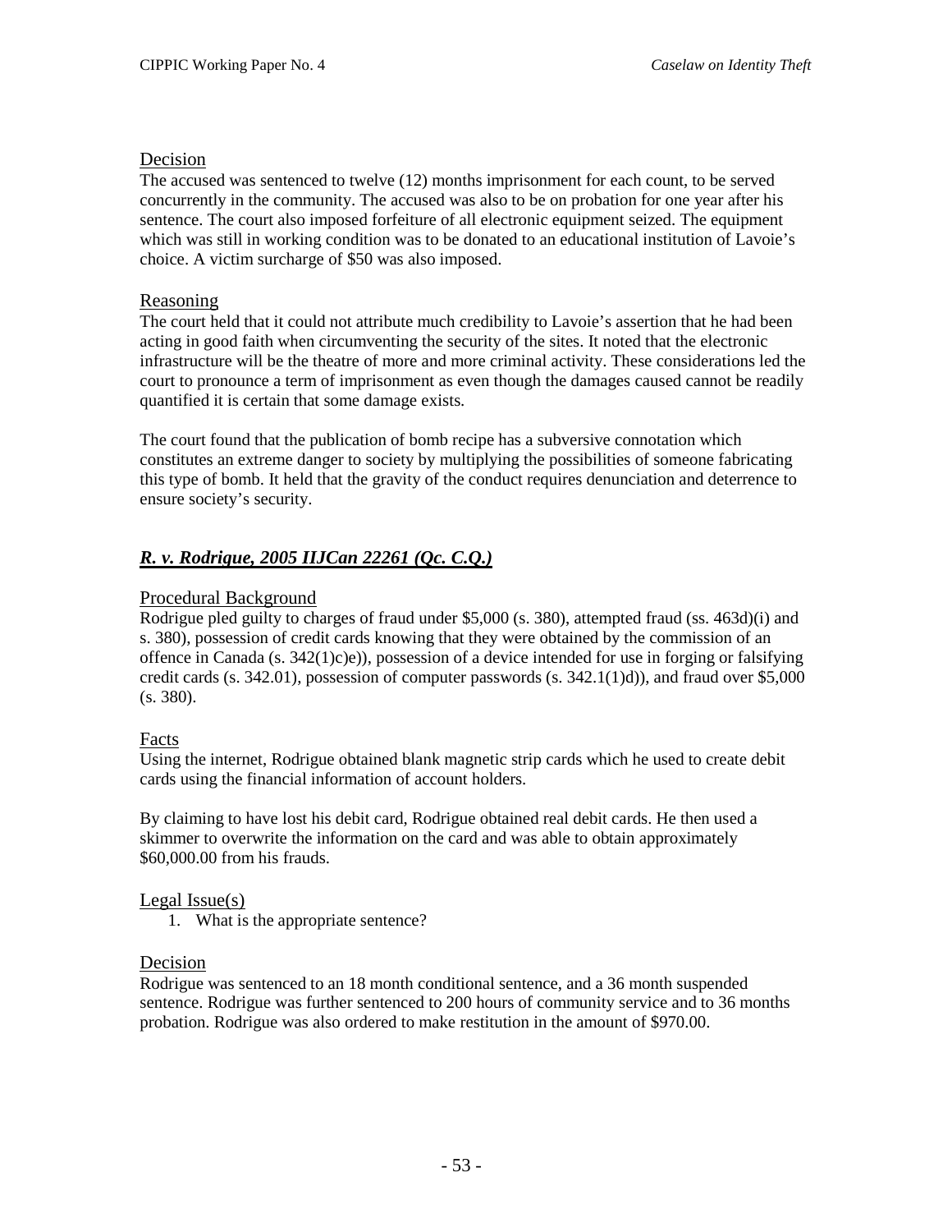Decision

The accused was sentenced to twelve (12) months imprisonment for each count, to be served concurrently in the community. The accused was also to be on probation for one year after his sentence. The court also imposed forfeiture of all electronic equipment seized. The equipment which was still in working condition was to be donated to an educational institution of Lavoie's choice. A victim surcharge of $50 was also imposed.

Reasoning

The court held that it could not attribute much credibility to Lavoie's assertion that he had been acting in good faith when circumventing the security of the sites. It noted that the electronic infrastructure will be the theatre of more and more criminal activity. These considerations led the court to pronounce a term of imprisonment as even though the damages caused cannot be readily quantified it is certain that some damage exists.

The court found that the publication of bomb recipe has a subversive connotation which constitutes an extreme danger to society by multiplying the possibilities of someone fabricating this type of bomb. It held that the gravity of the conduct requires denunciation and deterrence to ensure society's security.

### ***R. v. Rodrigue, 2005 IIJCan 22261 (Qc. C.Q.)***

Procedural Background

Rodrigue pled guilty to charges of fraud under $5,000 (s. 380), attempted fraud (ss. 463d)(i) and s. 380), possession of credit cards knowing that they were obtained by the commission of an offence in Canada (s. 342(1)c)e)), possession of a device intended for use in forging or falsifying credit cards (s. 342.01), possession of computer passwords (s. 342.1(1)d)), and fraud over $5,000 (s. 380).

Facts

Using the internet, Rodrigue obtained blank magnetic strip cards which he used to create debit cards using the financial information of account holders.

By claiming to have lost his debit card, Rodrigue obtained real debit cards. He then used a skimmer to overwrite the information on the card and was able to obtain approximately $60,000.00 from his frauds.

Legal Issue(s)

1. What is the appropriate sentence?

Decision

Rodrigue was sentenced to an 18 month conditional sentence, and a 36 month suspended sentence. Rodrigue was further sentenced to 200 hours of community service and to 36 months probation. Rodrigue was also ordered to make restitution in the amount of $970.00.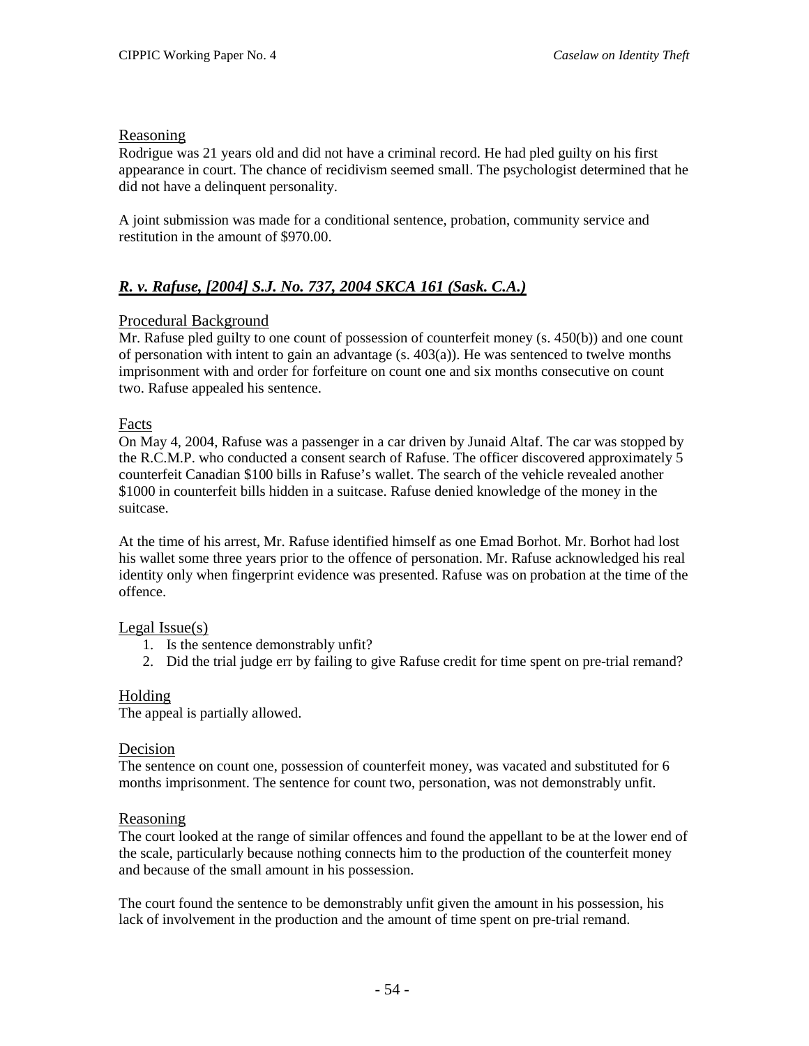### Reasoning

Rodrigue was 21 years old and did not have a criminal record. He had pled guilty on his first appearance in court. The chance of recidivism seemed small. The psychologist determined that he did not have a delinquent personality.

A joint submission was made for a conditional sentence, probation, community service and restitution in the amount of $970.00.

## ***R. v. Rafuse, [2004] S.J. No. 737, 2004 SKCA 161 (Sask. C.A.)***

### Procedural Background

Mr. Rafuse pled guilty to one count of possession of counterfeit money (s. 450(b)) and one count of personation with intent to gain an advantage (s. 403(a)). He was sentenced to twelve months imprisonment with and order for forfeiture on count one and six months consecutive on count two. Rafuse appealed his sentence.

### Facts

On May 4, 2004, Rafuse was a passenger in a car driven by Junaid Altaf. The car was stopped by the R.C.M.P. who conducted a consent search of Rafuse. The officer discovered approximately 5 counterfeit Canadian $100 bills in Rafuse's wallet. The search of the vehicle revealed another $1000 in counterfeit bills hidden in a suitcase. Rafuse denied knowledge of the money in the suitcase.

At the time of his arrest, Mr. Rafuse identified himself as one Emad Borhot. Mr. Borhot had lost his wallet some three years prior to the offence of personation. Mr. Rafuse acknowledged his real identity only when fingerprint evidence was presented. Rafuse was on probation at the time of the offence.

### Legal Issue(s)

1. Is the sentence demonstrably unfit?
2. Did the trial judge err by failing to give Rafuse credit for time spent on pre-trial remand?

### Holding

The appeal is partially allowed.

### Decision

The sentence on count one, possession of counterfeit money, was vacated and substituted for 6 months imprisonment. The sentence for count two, personation, was not demonstrably unfit.

### Reasoning

The court looked at the range of similar offences and found the appellant to be at the lower end of the scale, particularly because nothing connects him to the production of the counterfeit money and because of the small amount in his possession.

The court found the sentence to be demonstrably unfit given the amount in his possession, his lack of involvement in the production and the amount of time spent on pre-trial remand.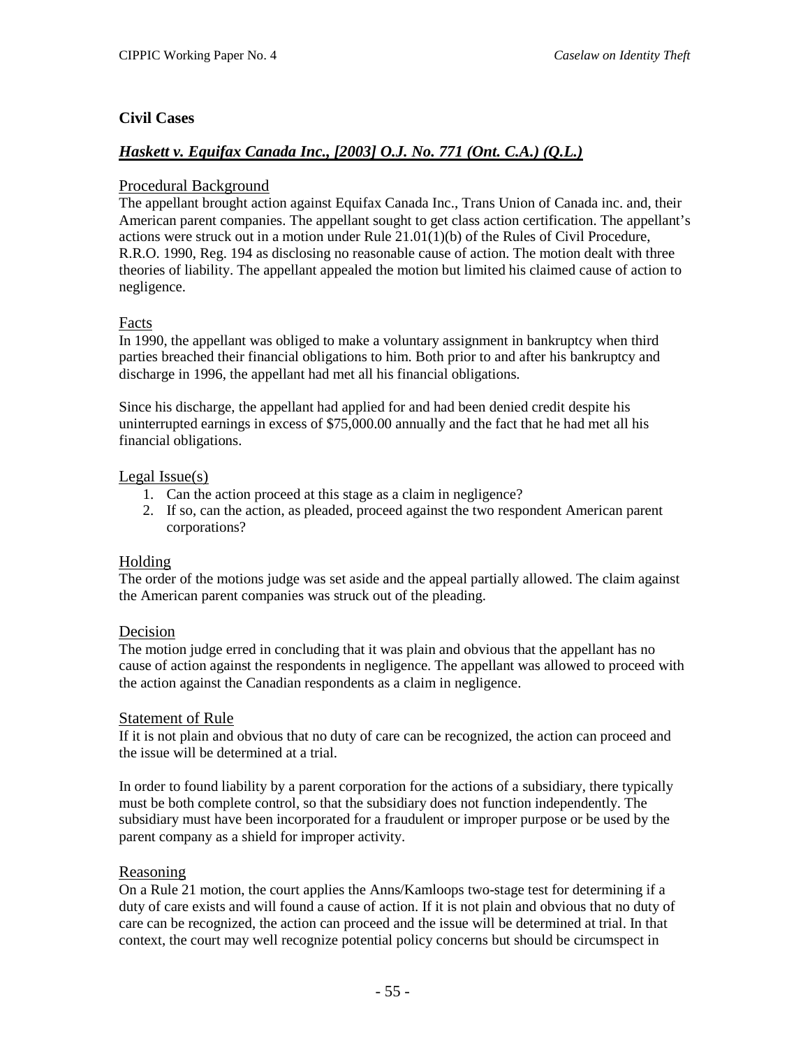## Civil Cases

### ***Haskett v. Equifax Canada Inc., [2003] O.J. No. 771 (Ont. C.A.) (Q.L.)***

#### Procedural Background

The appellant brought action against Equifax Canada Inc., Trans Union of Canada inc. and, their American parent companies. The appellant sought to get class action certification. The appellant's actions were struck out in a motion under Rule 21.01(1)(b) of the Rules of Civil Procedure, R.R.O. 1990, Reg. 194 as disclosing no reasonable cause of action. The motion dealt with three theories of liability. The appellant appealed the motion but limited his claimed cause of action to negligence.

#### Facts

In 1990, the appellant was obliged to make a voluntary assignment in bankruptcy when third parties breached their financial obligations to him. Both prior to and after his bankruptcy and discharge in 1996, the appellant had met all his financial obligations.

Since his discharge, the appellant had applied for and had been denied credit despite his uninterrupted earnings in excess of $75,000.00 annually and the fact that he had met all his financial obligations.

#### Legal Issue(s)

1. Can the action proceed at this stage as a claim in negligence?
2. If so, can the action, as pleaded, proceed against the two respondent American parent corporations?

#### Holding

The order of the motions judge was set aside and the appeal partially allowed. The claim against the American parent companies was struck out of the pleading.

#### Decision

The motion judge erred in concluding that it was plain and obvious that the appellant has no cause of action against the respondents in negligence. The appellant was allowed to proceed with the action against the Canadian respondents as a claim in negligence.

#### Statement of Rule

If it is not plain and obvious that no duty of care can be recognized, the action can proceed and the issue will be determined at a trial.

In order to found liability by a parent corporation for the actions of a subsidiary, there typically must be both complete control, so that the subsidiary does not function independently. The subsidiary must have been incorporated for a fraudulent or improper purpose or be used by the parent company as a shield for improper activity.

#### Reasoning

On a Rule 21 motion, the court applies the Anns/Kamloops two-stage test for determining if a duty of care exists and will found a cause of action. If it is not plain and obvious that no duty of care can be recognized, the action can proceed and the issue will be determined at trial. In that context, the court may well recognize potential policy concerns but should be circumspect in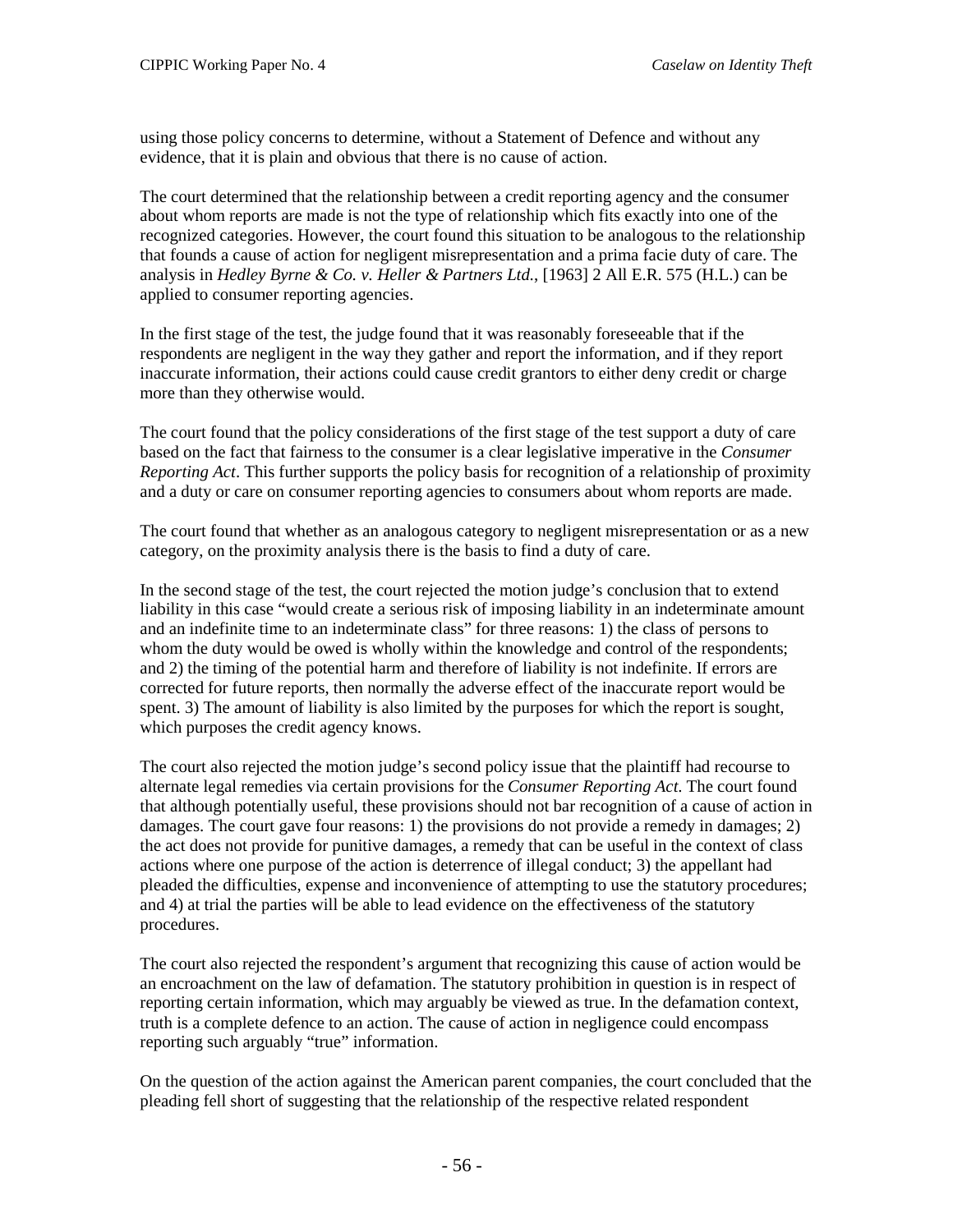using those policy concerns to determine, without a Statement of Defence and without any evidence, that it is plain and obvious that there is no cause of action.

The court determined that the relationship between a credit reporting agency and the consumer about whom reports are made is not the type of relationship which fits exactly into one of the recognized categories. However, the court found this situation to be analogous to the relationship that founds a cause of action for negligent misrepresentation and a prima facie duty of care. The analysis in *Hedley Byrne & Co. v. Heller & Partners Ltd.*, [1963] 2 All E.R. 575 (H.L.) can be applied to consumer reporting agencies.

In the first stage of the test, the judge found that it was reasonably foreseeable that if the respondents are negligent in the way they gather and report the information, and if they report inaccurate information, their actions could cause credit grantors to either deny credit or charge more than they otherwise would.

The court found that the policy considerations of the first stage of the test support a duty of care based on the fact that fairness to the consumer is a clear legislative imperative in the *Consumer Reporting Act*. This further supports the policy basis for recognition of a relationship of proximity and a duty or care on consumer reporting agencies to consumers about whom reports are made.

The court found that whether as an analogous category to negligent misrepresentation or as a new category, on the proximity analysis there is the basis to find a duty of care.

In the second stage of the test, the court rejected the motion judge's conclusion that to extend liability in this case "would create a serious risk of imposing liability in an indeterminate amount and an indefinite time to an indeterminate class" for three reasons: 1) the class of persons to whom the duty would be owed is wholly within the knowledge and control of the respondents; and 2) the timing of the potential harm and therefore of liability is not indefinite. If errors are corrected for future reports, then normally the adverse effect of the inaccurate report would be spent. 3) The amount of liability is also limited by the purposes for which the report is sought, which purposes the credit agency knows.

The court also rejected the motion judge's second policy issue that the plaintiff had recourse to alternate legal remedies via certain provisions for the *Consumer Reporting Act*. The court found that although potentially useful, these provisions should not bar recognition of a cause of action in damages. The court gave four reasons: 1) the provisions do not provide a remedy in damages; 2) the act does not provide for punitive damages, a remedy that can be useful in the context of class actions where one purpose of the action is deterrence of illegal conduct; 3) the appellant had pleaded the difficulties, expense and inconvenience of attempting to use the statutory procedures; and 4) at trial the parties will be able to lead evidence on the effectiveness of the statutory procedures.

The court also rejected the respondent's argument that recognizing this cause of action would be an encroachment on the law of defamation. The statutory prohibition in question is in respect of reporting certain information, which may arguably be viewed as true. In the defamation context, truth is a complete defence to an action. The cause of action in negligence could encompass reporting such arguably "true" information.

On the question of the action against the American parent companies, the court concluded that the pleading fell short of suggesting that the relationship of the respective related respondent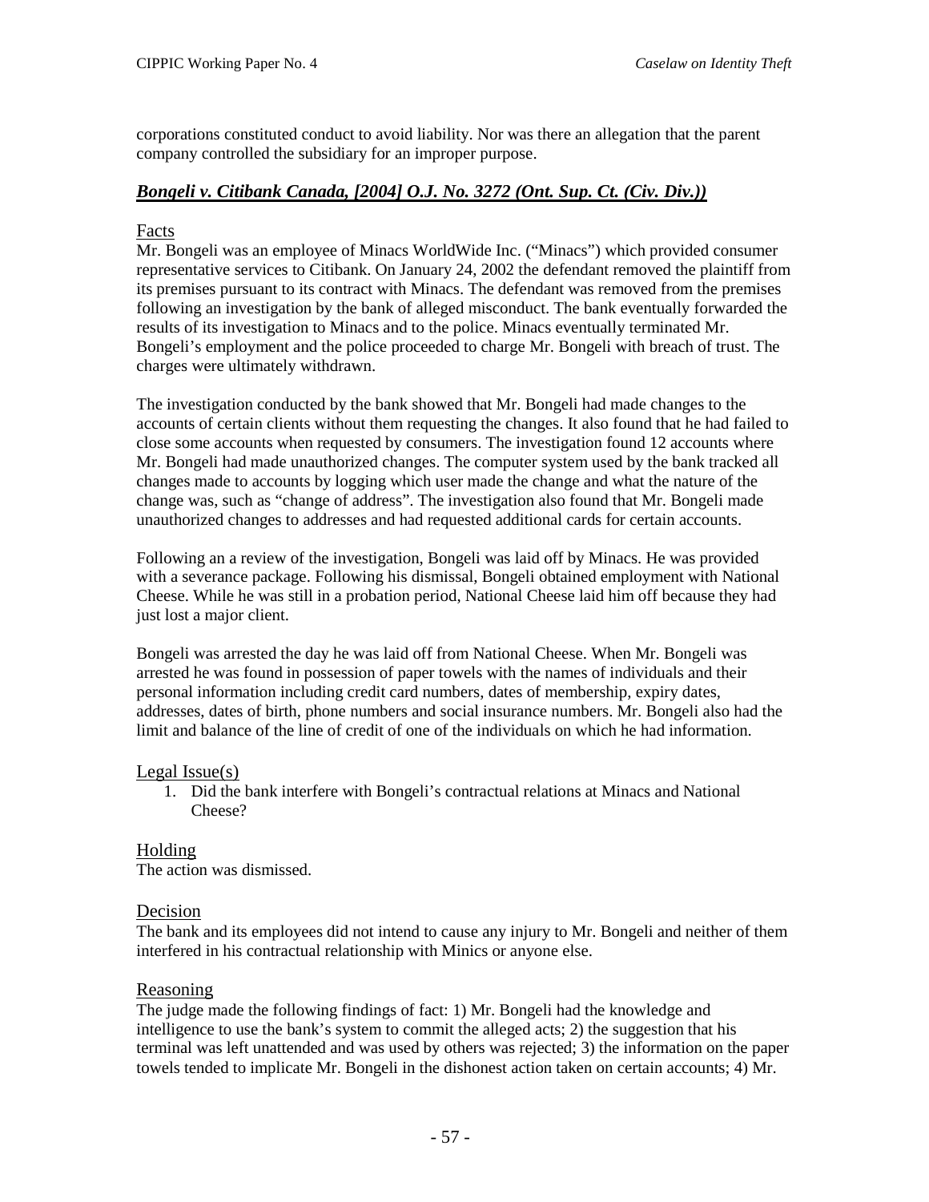corporations constituted conduct to avoid liability. Nor was there an allegation that the parent company controlled the subsidiary for an improper purpose.

## ***Bongeli v. Citibank Canada, [2004] O.J. No. 3272 (Ont. Sup. Ct. (Civ. Div.))***

### Facts

Mr. Bongeli was an employee of Minacs WorldWide Inc. ("Minacs") which provided consumer representative services to Citibank. On January 24, 2002 the defendant removed the plaintiff from its premises pursuant to its contract with Minacs. The defendant was removed from the premises following an investigation by the bank of alleged misconduct. The bank eventually forwarded the results of its investigation to Minacs and to the police. Minacs eventually terminated Mr. Bongeli's employment and the police proceeded to charge Mr. Bongeli with breach of trust. The charges were ultimately withdrawn.

The investigation conducted by the bank showed that Mr. Bongeli had made changes to the accounts of certain clients without them requesting the changes. It also found that he had failed to close some accounts when requested by consumers. The investigation found 12 accounts where Mr. Bongeli had made unauthorized changes. The computer system used by the bank tracked all changes made to accounts by logging which user made the change and what the nature of the change was, such as "change of address". The investigation also found that Mr. Bongeli made unauthorized changes to addresses and had requested additional cards for certain accounts.

Following an a review of the investigation, Bongeli was laid off by Minacs. He was provided with a severance package. Following his dismissal, Bongeli obtained employment with National Cheese. While he was still in a probation period, National Cheese laid him off because they had just lost a major client.

Bongeli was arrested the day he was laid off from National Cheese. When Mr. Bongeli was arrested he was found in possession of paper towels with the names of individuals and their personal information including credit card numbers, dates of membership, expiry dates, addresses, dates of birth, phone numbers and social insurance numbers. Mr. Bongeli also had the limit and balance of the line of credit of one of the individuals on which he had information.

### Legal Issue(s)

1. Did the bank interfere with Bongeli's contractual relations at Minacs and National Cheese?

### Holding

The action was dismissed.

### Decision

The bank and its employees did not intend to cause any injury to Mr. Bongeli and neither of them interfered in his contractual relationship with Minics or anyone else.

### Reasoning

The judge made the following findings of fact: 1) Mr. Bongeli had the knowledge and intelligence to use the bank's system to commit the alleged acts; 2) the suggestion that his terminal was left unattended and was used by others was rejected; 3) the information on the paper towels tended to implicate Mr. Bongeli in the dishonest action taken on certain accounts; 4) Mr.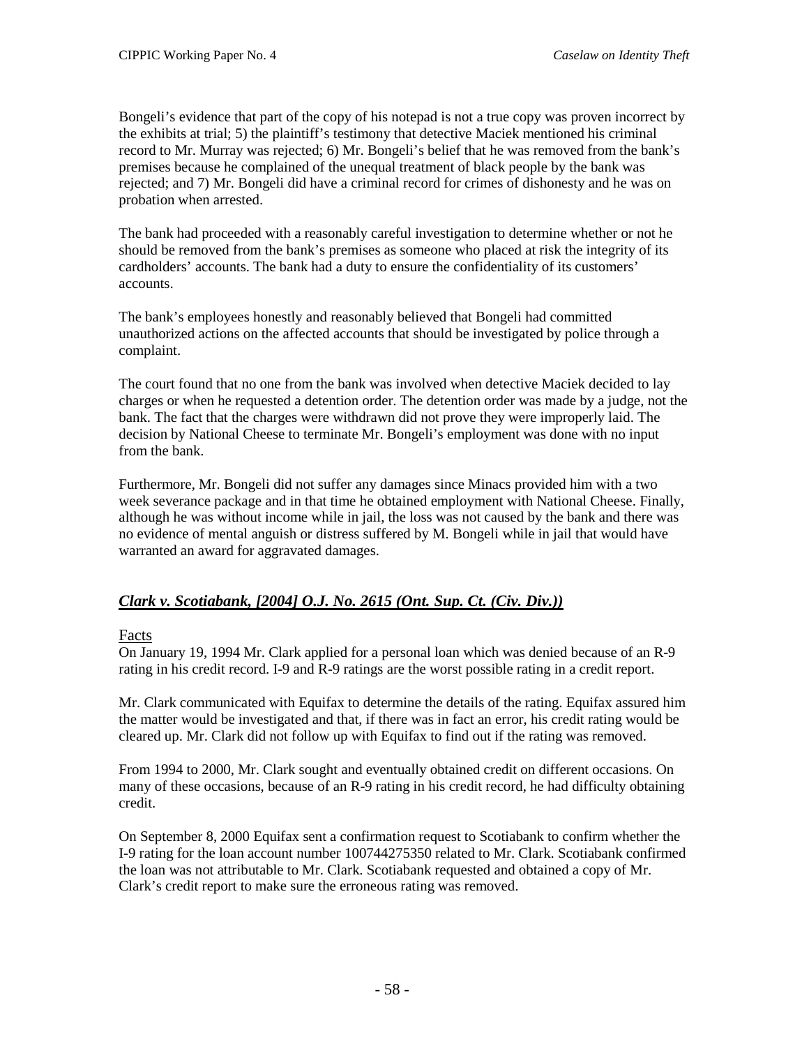Bongeli's evidence that part of the copy of his notepad is not a true copy was proven incorrect by the exhibits at trial; 5) the plaintiff's testimony that detective Maciek mentioned his criminal record to Mr. Murray was rejected; 6) Mr. Bongeli's belief that he was removed from the bank's premises because he complained of the unequal treatment of black people by the bank was rejected; and 7) Mr. Bongeli did have a criminal record for crimes of dishonesty and he was on probation when arrested.

The bank had proceeded with a reasonably careful investigation to determine whether or not he should be removed from the bank's premises as someone who placed at risk the integrity of its cardholders' accounts. The bank had a duty to ensure the confidentiality of its customers' accounts.

The bank's employees honestly and reasonably believed that Bongeli had committed unauthorized actions on the affected accounts that should be investigated by police through a complaint.

The court found that no one from the bank was involved when detective Maciek decided to lay charges or when he requested a detention order. The detention order was made by a judge, not the bank. The fact that the charges were withdrawn did not prove they were improperly laid. The decision by National Cheese to terminate Mr. Bongeli's employment was done with no input from the bank.

Furthermore, Mr. Bongeli did not suffer any damages since Minacs provided him with a two week severance package and in that time he obtained employment with National Cheese. Finally, although he was without income while in jail, the loss was not caused by the bank and there was no evidence of mental anguish or distress suffered by M. Bongeli while in jail that would have warranted an award for aggravated damages.

## *Clark v. Scotiabank, [2004] O.J. No. 2615 (Ont. Sup. Ct. (Civ. Div.))*

Facts

On January 19, 1994 Mr. Clark applied for a personal loan which was denied because of an R-9 rating in his credit record. I-9 and R-9 ratings are the worst possible rating in a credit report.

Mr. Clark communicated with Equifax to determine the details of the rating. Equifax assured him the matter would be investigated and that, if there was in fact an error, his credit rating would be cleared up. Mr. Clark did not follow up with Equifax to find out if the rating was removed.

From 1994 to 2000, Mr. Clark sought and eventually obtained credit on different occasions. On many of these occasions, because of an R-9 rating in his credit record, he had difficulty obtaining credit.

On September 8, 2000 Equifax sent a confirmation request to Scotiabank to confirm whether the I-9 rating for the loan account number 100744275350 related to Mr. Clark. Scotiabank confirmed the loan was not attributable to Mr. Clark. Scotiabank requested and obtained a copy of Mr. Clark's credit report to make sure the erroneous rating was removed.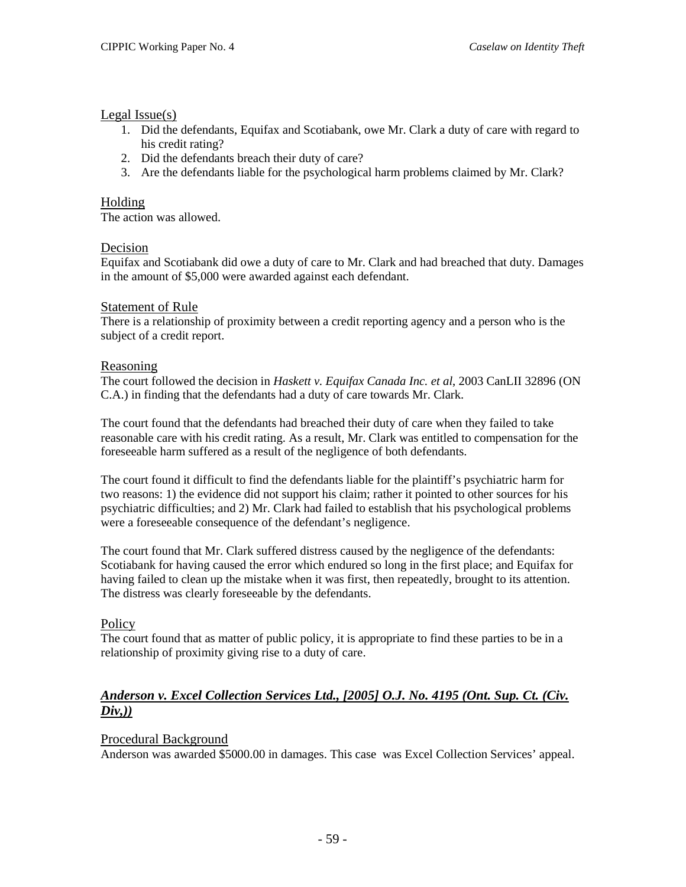Legal Issue(s)

1. Did the defendants, Equifax and Scotiabank, owe Mr. Clark a duty of care with regard to his credit rating?
2. Did the defendants breach their duty of care?
3. Are the defendants liable for the psychological harm problems claimed by Mr. Clark?

Holding

The action was allowed.

Decision

Equifax and Scotiabank did owe a duty of care to Mr. Clark and had breached that duty. Damages in the amount of $5,000 were awarded against each defendant.

Statement of Rule

There is a relationship of proximity between a credit reporting agency and a person who is the subject of a credit report.

Reasoning

The court followed the decision in *Haskett v. Equifax Canada Inc. et al*, 2003 CanLII 32896 (ON C.A.) in finding that the defendants had a duty of care towards Mr. Clark.

The court found that the defendants had breached their duty of care when they failed to take reasonable care with his credit rating. As a result, Mr. Clark was entitled to compensation for the foreseeable harm suffered as a result of the negligence of both defendants.

The court found it difficult to find the defendants liable for the plaintiff's psychiatric harm for two reasons: 1) the evidence did not support his claim; rather it pointed to other sources for his psychiatric difficulties; and 2) Mr. Clark had failed to establish that his psychological problems were a foreseeable consequence of the defendant's negligence.

The court found that Mr. Clark suffered distress caused by the negligence of the defendants: Scotiabank for having caused the error which endured so long in the first place; and Equifax for having failed to clean up the mistake when it was first, then repeatedly, brought to its attention. The distress was clearly foreseeable by the defendants.

Policy

The court found that as matter of public policy, it is appropriate to find these parties to be in a relationship of proximity giving rise to a duty of care.

## ***Anderson v. Excel Collection Services Ltd., [2005] O.J. No. 4195 (Ont. Sup. Ct. (Civ. Div,))***

Procedural Background

Anderson was awarded $5000.00 in damages. This case was Excel Collection Services' appeal.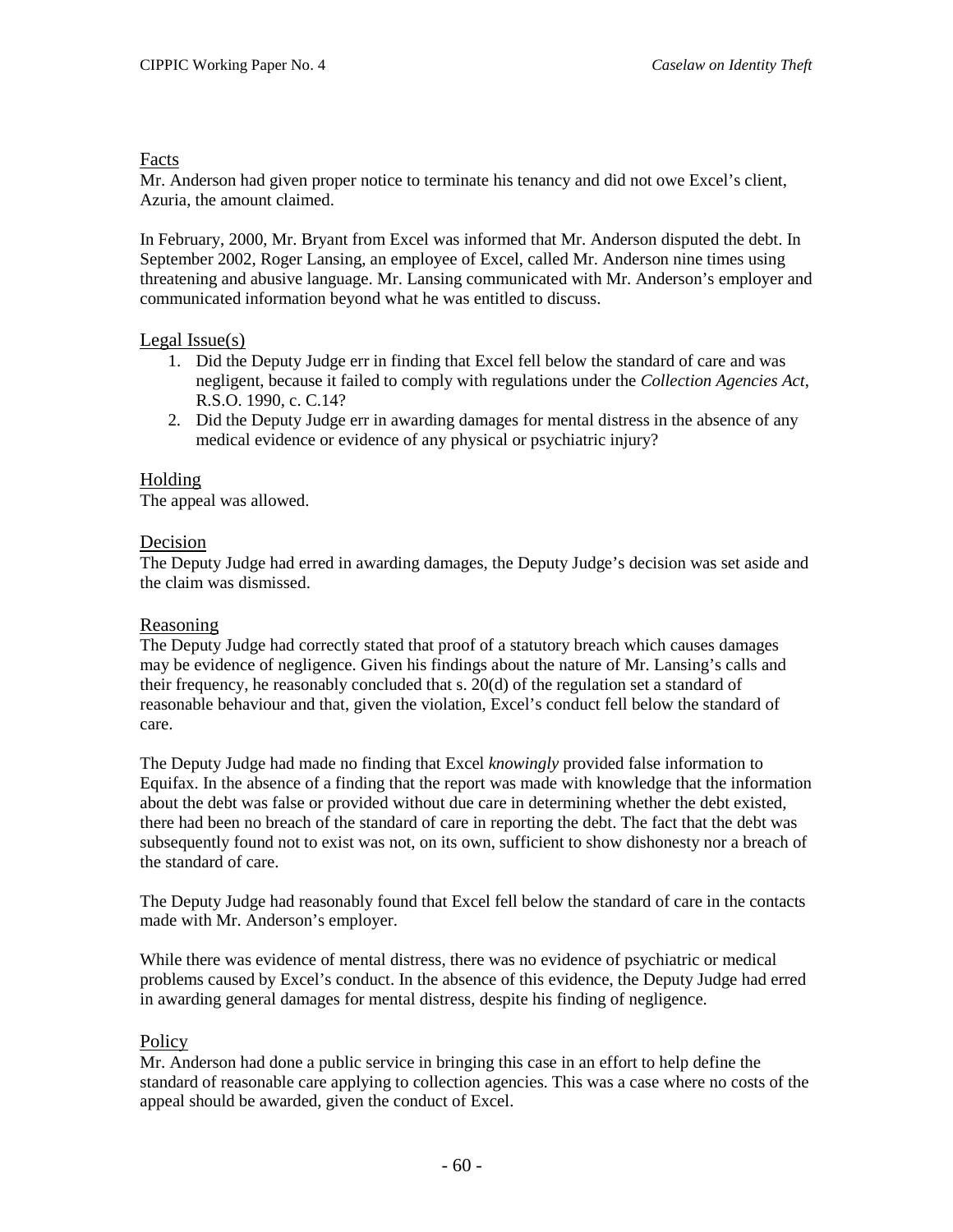## Facts

Mr. Anderson had given proper notice to terminate his tenancy and did not owe Excel's client, Azuria, the amount claimed.

In February, 2000, Mr. Bryant from Excel was informed that Mr. Anderson disputed the debt. In September 2002, Roger Lansing, an employee of Excel, called Mr. Anderson nine times using threatening and abusive language. Mr. Lansing communicated with Mr. Anderson's employer and communicated information beyond what he was entitled to discuss.

## Legal Issue(s)

1. Did the Deputy Judge err in finding that Excel fell below the standard of care and was negligent, because it failed to comply with regulations under the *Collection Agencies Act*, R.S.O. 1990, c. C.14?
2. Did the Deputy Judge err in awarding damages for mental distress in the absence of any medical evidence or evidence of any physical or psychiatric injury?

## Holding

The appeal was allowed.

## Decision

The Deputy Judge had erred in awarding damages, the Deputy Judge's decision was set aside and the claim was dismissed.

## Reasoning

The Deputy Judge had correctly stated that proof of a statutory breach which causes damages may be evidence of negligence. Given his findings about the nature of Mr. Lansing's calls and their frequency, he reasonably concluded that s. 20(d) of the regulation set a standard of reasonable behaviour and that, given the violation, Excel's conduct fell below the standard of care.

The Deputy Judge had made no finding that Excel *knowingly* provided false information to Equifax. In the absence of a finding that the report was made with knowledge that the information about the debt was false or provided without due care in determining whether the debt existed, there had been no breach of the standard of care in reporting the debt. The fact that the debt was subsequently found not to exist was not, on its own, sufficient to show dishonesty nor a breach of the standard of care.

The Deputy Judge had reasonably found that Excel fell below the standard of care in the contacts made with Mr. Anderson's employer.

While there was evidence of mental distress, there was no evidence of psychiatric or medical problems caused by Excel's conduct. In the absence of this evidence, the Deputy Judge had erred in awarding general damages for mental distress, despite his finding of negligence.

## Policy

Mr. Anderson had done a public service in bringing this case in an effort to help define the standard of reasonable care applying to collection agencies. This was a case where no costs of the appeal should be awarded, given the conduct of Excel.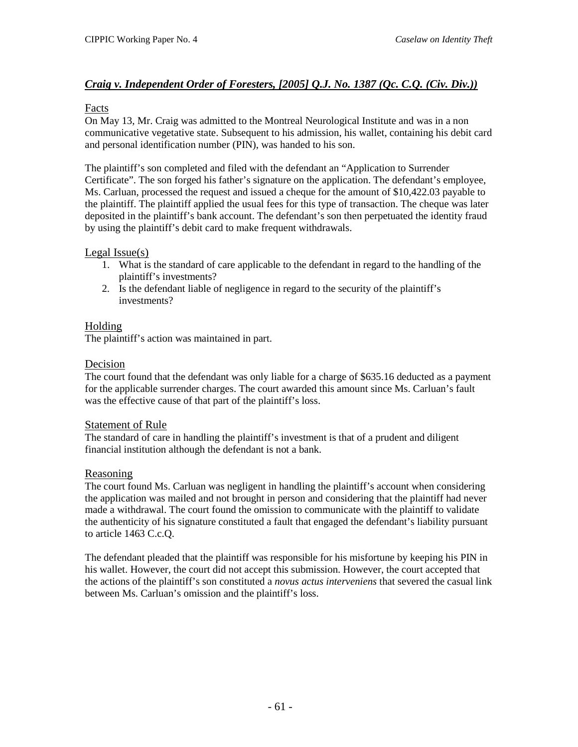## *Craig v. Independent Order of Foresters, [2005] Q.J. No. 1387 (Qc. C.Q. (Civ. Div.))*

### Facts

On May 13, Mr. Craig was admitted to the Montreal Neurological Institute and was in a non communicative vegetative state. Subsequent to his admission, his wallet, containing his debit card and personal identification number (PIN), was handed to his son.

The plaintiff's son completed and filed with the defendant an "Application to Surrender Certificate". The son forged his father's signature on the application. The defendant's employee, Ms. Carluan, processed the request and issued a cheque for the amount of $10,422.03 payable to the plaintiff. The plaintiff applied the usual fees for this type of transaction. The cheque was later deposited in the plaintiff's bank account. The defendant's son then perpetuated the identity fraud by using the plaintiff's debit card to make frequent withdrawals.

### Legal Issue(s)

1. What is the standard of care applicable to the defendant in regard to the handling of the plaintiff's investments?
2. Is the defendant liable of negligence in regard to the security of the plaintiff's investments?

### Holding

The plaintiff's action was maintained in part.

### Decision

The court found that the defendant was only liable for a charge of $635.16 deducted as a payment for the applicable surrender charges. The court awarded this amount since Ms. Carluan's fault was the effective cause of that part of the plaintiff's loss.

### Statement of Rule

The standard of care in handling the plaintiff's investment is that of a prudent and diligent financial institution although the defendant is not a bank.

### Reasoning

The court found Ms. Carluan was negligent in handling the plaintiff's account when considering the application was mailed and not brought in person and considering that the plaintiff had never made a withdrawal. The court found the omission to communicate with the plaintiff to validate the authenticity of his signature constituted a fault that engaged the defendant's liability pursuant to article 1463 C.c.Q.

The defendant pleaded that the plaintiff was responsible for his misfortune by keeping his PIN in his wallet. However, the court did not accept this submission. However, the court accepted that the actions of the plaintiff's son constituted a *novus actus interveniens* that severed the casual link between Ms. Carluan's omission and the plaintiff's loss.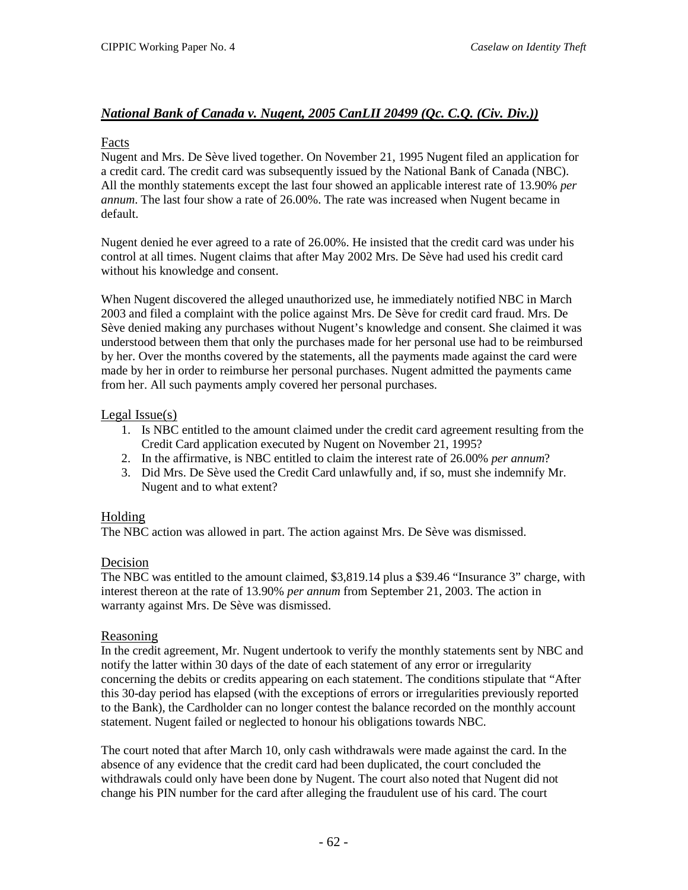## *National Bank of Canada v. Nugent, 2005 CanLII 20499 (Qc. C.Q. (Civ. Div.))*

### Facts

Nugent and Mrs. De Sève lived together. On November 21, 1995 Nugent filed an application for a credit card. The credit card was subsequently issued by the National Bank of Canada (NBC). All the monthly statements except the last four showed an applicable interest rate of 13.90% *per annum*. The last four show a rate of 26.00%. The rate was increased when Nugent became in default.

Nugent denied he ever agreed to a rate of 26.00%. He insisted that the credit card was under his control at all times. Nugent claims that after May 2002 Mrs. De Sève had used his credit card without his knowledge and consent.

When Nugent discovered the alleged unauthorized use, he immediately notified NBC in March 2003 and filed a complaint with the police against Mrs. De Sève for credit card fraud. Mrs. De Sève denied making any purchases without Nugent's knowledge and consent. She claimed it was understood between them that only the purchases made for her personal use had to be reimbursed by her. Over the months covered by the statements, all the payments made against the card were made by her in order to reimburse her personal purchases. Nugent admitted the payments came from her. All such payments amply covered her personal purchases.

### Legal Issue(s)

1. Is NBC entitled to the amount claimed under the credit card agreement resulting from the Credit Card application executed by Nugent on November 21, 1995?
2. In the affirmative, is NBC entitled to claim the interest rate of 26.00% *per annum*?
3. Did Mrs. De Sève used the Credit Card unlawfully and, if so, must she indemnify Mr. Nugent and to what extent?

### Holding

The NBC action was allowed in part. The action against Mrs. De Sève was dismissed.

### Decision

The NBC was entitled to the amount claimed, $3,819.14 plus a $39.46 "Insurance 3" charge, with interest thereon at the rate of 13.90% *per annum* from September 21, 2003. The action in warranty against Mrs. De Sève was dismissed.

### Reasoning

In the credit agreement, Mr. Nugent undertook to verify the monthly statements sent by NBC and notify the latter within 30 days of the date of each statement of any error or irregularity concerning the debits or credits appearing on each statement. The conditions stipulate that "After this 30-day period has elapsed (with the exceptions of errors or irregularities previously reported to the Bank), the Cardholder can no longer contest the balance recorded on the monthly account statement. Nugent failed or neglected to honour his obligations towards NBC.

The court noted that after March 10, only cash withdrawals were made against the card. In the absence of any evidence that the credit card had been duplicated, the court concluded the withdrawals could only have been done by Nugent. The court also noted that Nugent did not change his PIN number for the card after alleging the fraudulent use of his card. The court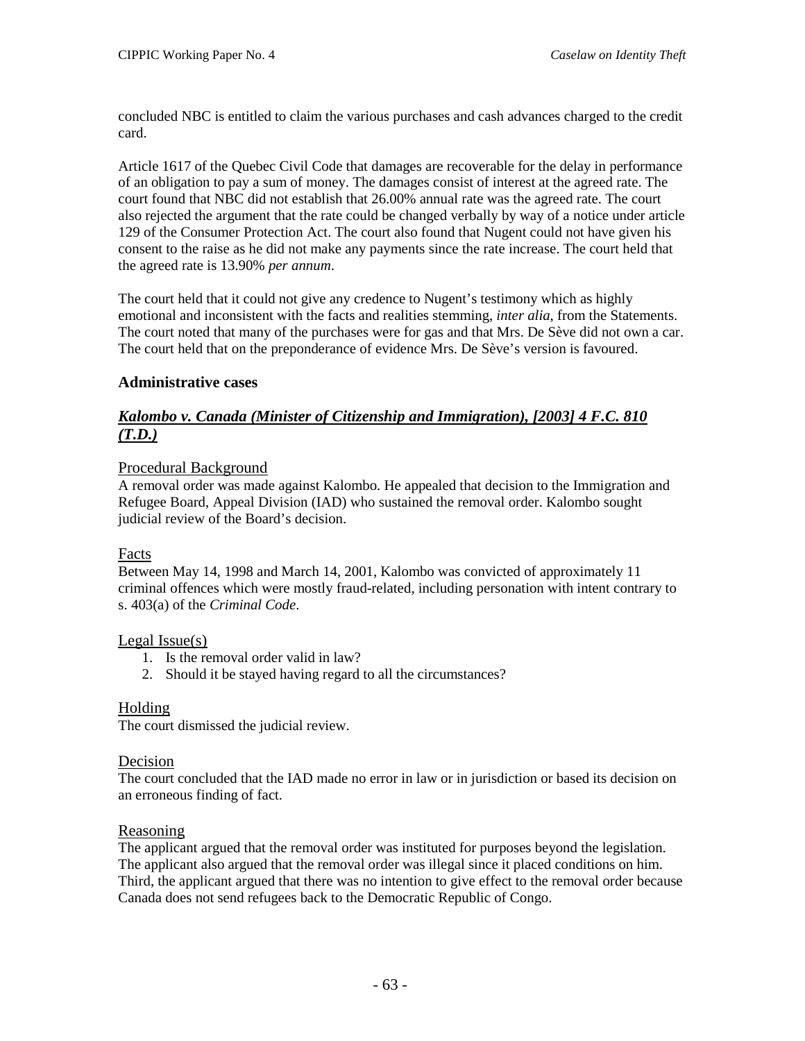concluded NBC is entitled to claim the various purchases and cash advances charged to the credit card.

Article 1617 of the Quebec Civil Code that damages are recoverable for the delay in performance of an obligation to pay a sum of money. The damages consist of interest at the agreed rate. The court found that NBC did not establish that 26.00% annual rate was the agreed rate. The court also rejected the argument that the rate could be changed verbally by way of a notice under article 129 of the Consumer Protection Act. The court also found that Nugent could not have given his consent to the raise as he did not make any payments since the rate increase. The court held that the agreed rate is 13.90% *per annum*.

The court held that it could not give any credence to Nugent's testimony which as highly emotional and inconsistent with the facts and realities stemming, *inter alia*, from the Statements. The court noted that many of the purchases were for gas and that Mrs. De Sève did not own a car. The court held that on the preponderance of evidence Mrs. De Sève's version is favoured.

## Administrative cases

### ***Kalombo v. Canada (Minister of Citizenship and Immigration), [2003] 4 F.C. 810 (T.D.)***

#### Procedural Background

A removal order was made against Kalombo. He appealed that decision to the Immigration and Refugee Board, Appeal Division (IAD) who sustained the removal order. Kalombo sought judicial review of the Board's decision.

#### Facts

Between May 14, 1998 and March 14, 2001, Kalombo was convicted of approximately 11 criminal offences which were mostly fraud-related, including personation with intent contrary to s. 403(a) of the *Criminal Code*.

#### Legal Issue(s)

1. Is the removal order valid in law?
2. Should it be stayed having regard to all the circumstances?

#### Holding

The court dismissed the judicial review.

#### Decision

The court concluded that the IAD made no error in law or in jurisdiction or based its decision on an erroneous finding of fact.

#### Reasoning

The applicant argued that the removal order was instituted for purposes beyond the legislation. The applicant also argued that the removal order was illegal since it placed conditions on him. Third, the applicant argued that there was no intention to give effect to the removal order because Canada does not send refugees back to the Democratic Republic of Congo.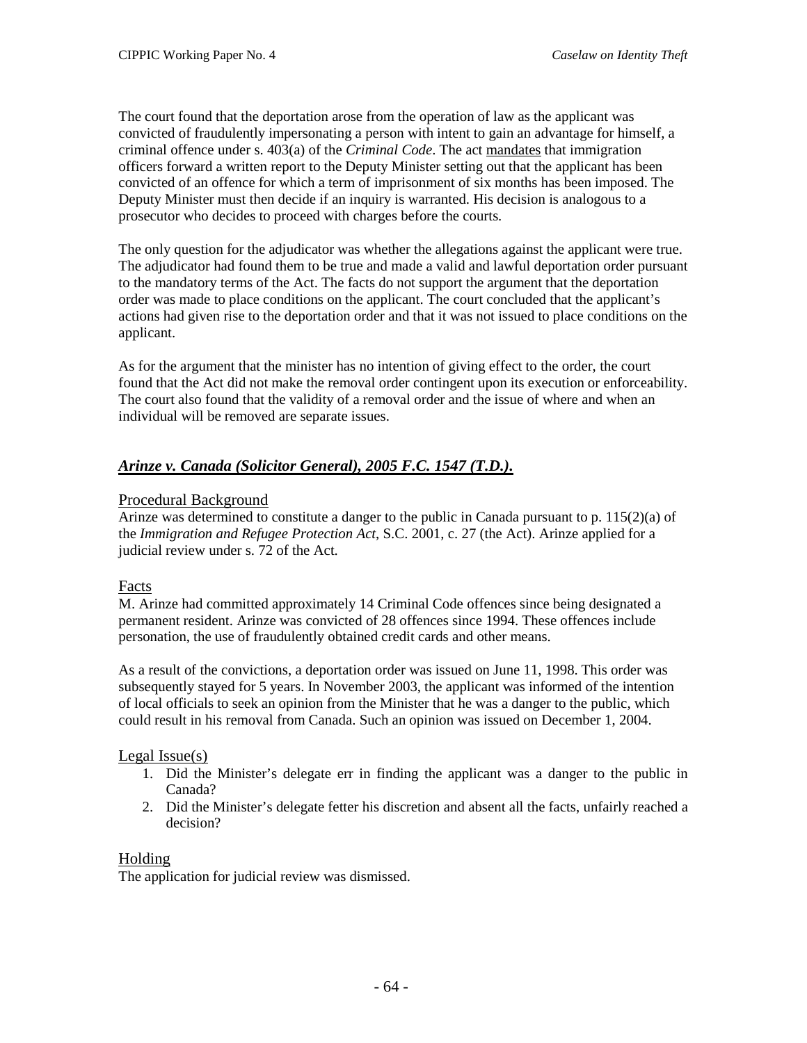The court found that the deportation arose from the operation of law as the applicant was convicted of fraudulently impersonating a person with intent to gain an advantage for himself, a criminal offence under s. 403(a) of the *Criminal Code*. The act mandates that immigration officers forward a written report to the Deputy Minister setting out that the applicant has been convicted of an offence for which a term of imprisonment of six months has been imposed. The Deputy Minister must then decide if an inquiry is warranted. His decision is analogous to a prosecutor who decides to proceed with charges before the courts.

The only question for the adjudicator was whether the allegations against the applicant were true. The adjudicator had found them to be true and made a valid and lawful deportation order pursuant to the mandatory terms of the Act. The facts do not support the argument that the deportation order was made to place conditions on the applicant. The court concluded that the applicant's actions had given rise to the deportation order and that it was not issued to place conditions on the applicant.

As for the argument that the minister has no intention of giving effect to the order, the court found that the Act did not make the removal order contingent upon its execution or enforceability. The court also found that the validity of a removal order and the issue of where and when an individual will be removed are separate issues.

## *Arinze v. Canada (Solicitor General), 2005 F.C. 1547 (T.D.).*

### Procedural Background

Arinze was determined to constitute a danger to the public in Canada pursuant to p. 115(2)(a) of the *Immigration and Refugee Protection Act*, S.C. 2001, c. 27 (the Act). Arinze applied for a judicial review under s. 72 of the Act.

### Facts

M. Arinze had committed approximately 14 Criminal Code offences since being designated a permanent resident. Arinze was convicted of 28 offences since 1994. These offences include personation, the use of fraudulently obtained credit cards and other means.

As a result of the convictions, a deportation order was issued on June 11, 1998. This order was subsequently stayed for 5 years. In November 2003, the applicant was informed of the intention of local officials to seek an opinion from the Minister that he was a danger to the public, which could result in his removal from Canada. Such an opinion was issued on December 1, 2004.

### Legal Issue(s)

1. Did the Minister's delegate err in finding the applicant was a danger to the public in Canada?
2. Did the Minister's delegate fetter his discretion and absent all the facts, unfairly reached a decision?

### Holding

The application for judicial review was dismissed.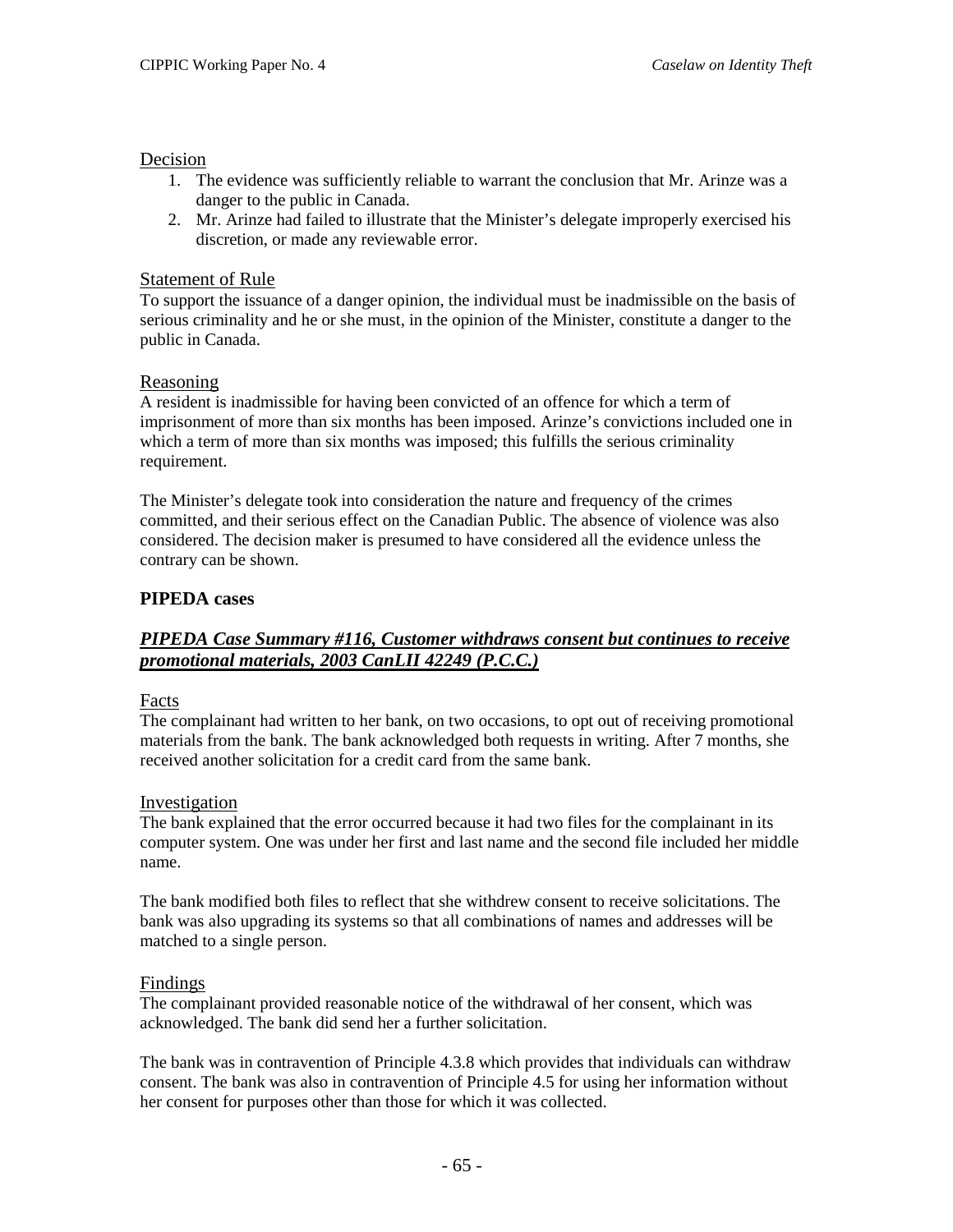Decision

1. The evidence was sufficiently reliable to warrant the conclusion that Mr. Arinze was a danger to the public in Canada.
2. Mr. Arinze had failed to illustrate that the Minister's delegate improperly exercised his discretion, or made any reviewable error.

Statement of Rule

To support the issuance of a danger opinion, the individual must be inadmissible on the basis of serious criminality and he or she must, in the opinion of the Minister, constitute a danger to the public in Canada.

Reasoning

A resident is inadmissible for having been convicted of an offence for which a term of imprisonment of more than six months has been imposed. Arinze's convictions included one in which a term of more than six months was imposed; this fulfills the serious criminality requirement.

The Minister's delegate took into consideration the nature and frequency of the crimes committed, and their serious effect on the Canadian Public. The absence of violence was also considered. The decision maker is presumed to have considered all the evidence unless the contrary can be shown.

## PIPEDA cases

### *PIPEDA Case Summary #116, Customer withdraws consent but continues to receive promotional materials, 2003 CanLII 42249 (P.C.C.)*

Facts

The complainant had written to her bank, on two occasions, to opt out of receiving promotional materials from the bank. The bank acknowledged both requests in writing. After 7 months, she received another solicitation for a credit card from the same bank.

Investigation

The bank explained that the error occurred because it had two files for the complainant in its computer system. One was under her first and last name and the second file included her middle name.

The bank modified both files to reflect that she withdrew consent to receive solicitations. The bank was also upgrading its systems so that all combinations of names and addresses will be matched to a single person.

Findings

The complainant provided reasonable notice of the withdrawal of her consent, which was acknowledged. The bank did send her a further solicitation.

The bank was in contravention of Principle 4.3.8 which provides that individuals can withdraw consent. The bank was also in contravention of Principle 4.5 for using her information without her consent for purposes other than those for which it was collected.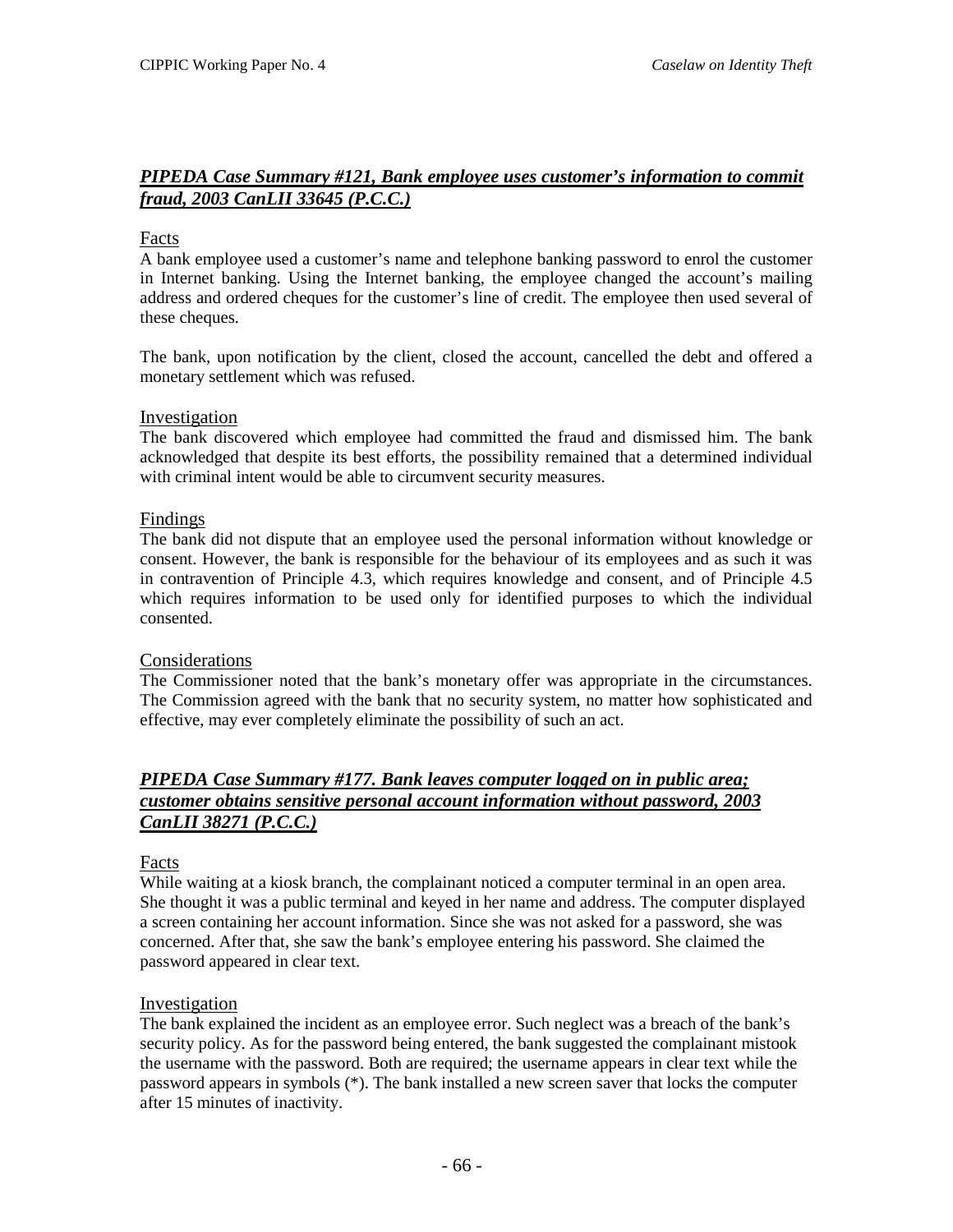### ***PIPEDA Case Summary #121, Bank employee uses customer's information to commit fraud, 2003 CanLII 33645 (P.C.C.)***

Facts

A bank employee used a customer's name and telephone banking password to enrol the customer in Internet banking. Using the Internet banking, the employee changed the account's mailing address and ordered cheques for the customer's line of credit. The employee then used several of these cheques.

The bank, upon notification by the client, closed the account, cancelled the debt and offered a monetary settlement which was refused.

Investigation

The bank discovered which employee had committed the fraud and dismissed him. The bank acknowledged that despite its best efforts, the possibility remained that a determined individual with criminal intent would be able to circumvent security measures.

Findings

The bank did not dispute that an employee used the personal information without knowledge or consent. However, the bank is responsible for the behaviour of its employees and as such it was in contravention of Principle 4.3, which requires knowledge and consent, and of Principle 4.5 which requires information to be used only for identified purposes to which the individual consented.

Considerations

The Commissioner noted that the bank's monetary offer was appropriate in the circumstances. The Commission agreed with the bank that no security system, no matter how sophisticated and effective, may ever completely eliminate the possibility of such an act.

### ***PIPEDA Case Summary #177. Bank leaves computer logged on in public area; customer obtains sensitive personal account information without password, 2003 CanLII 38271 (P.C.C.)***

Facts

While waiting at a kiosk branch, the complainant noticed a computer terminal in an open area. She thought it was a public terminal and keyed in her name and address. The computer displayed a screen containing her account information. Since she was not asked for a password, she was concerned. After that, she saw the bank's employee entering his password. She claimed the password appeared in clear text.

Investigation

The bank explained the incident as an employee error. Such neglect was a breach of the bank's security policy. As for the password being entered, the bank suggested the complainant mistook the username with the password. Both are required; the username appears in clear text while the password appears in symbols (*). The bank installed a new screen saver that locks the computer after 15 minutes of inactivity.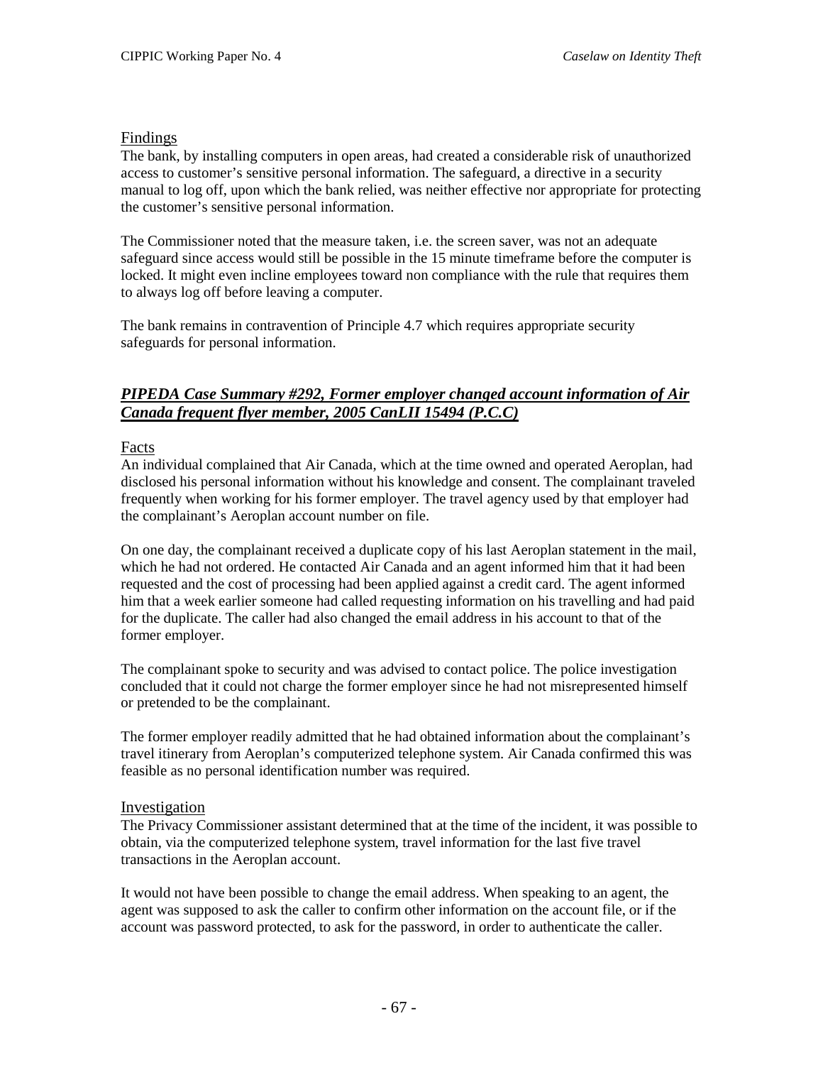## Findings

The bank, by installing computers in open areas, had created a considerable risk of unauthorized access to customer's sensitive personal information. The safeguard, a directive in a security manual to log off, upon which the bank relied, was neither effective nor appropriate for protecting the customer's sensitive personal information.

The Commissioner noted that the measure taken, i.e. the screen saver, was not an adequate safeguard since access would still be possible in the 15 minute timeframe before the computer is locked. It might even incline employees toward non compliance with the rule that requires them to always log off before leaving a computer.

The bank remains in contravention of Principle 4.7 which requires appropriate security safeguards for personal information.

## ***PIPEDA Case Summary #292, Former employer changed account information of Air Canada frequent flyer member, 2005 CanLII 15494 (P.C.C)***

### Facts

An individual complained that Air Canada, which at the time owned and operated Aeroplan, had disclosed his personal information without his knowledge and consent. The complainant traveled frequently when working for his former employer. The travel agency used by that employer had the complainant's Aeroplan account number on file.

On one day, the complainant received a duplicate copy of his last Aeroplan statement in the mail, which he had not ordered. He contacted Air Canada and an agent informed him that it had been requested and the cost of processing had been applied against a credit card. The agent informed him that a week earlier someone had called requesting information on his travelling and had paid for the duplicate. The caller had also changed the email address in his account to that of the former employer.

The complainant spoke to security and was advised to contact police. The police investigation concluded that it could not charge the former employer since he had not misrepresented himself or pretended to be the complainant.

The former employer readily admitted that he had obtained information about the complainant's travel itinerary from Aeroplan's computerized telephone system. Air Canada confirmed this was feasible as no personal identification number was required.

### Investigation

The Privacy Commissioner assistant determined that at the time of the incident, it was possible to obtain, via the computerized telephone system, travel information for the last five travel transactions in the Aeroplan account.

It would not have been possible to change the email address. When speaking to an agent, the agent was supposed to ask the caller to confirm other information on the account file, or if the account was password protected, to ask for the password, in order to authenticate the caller.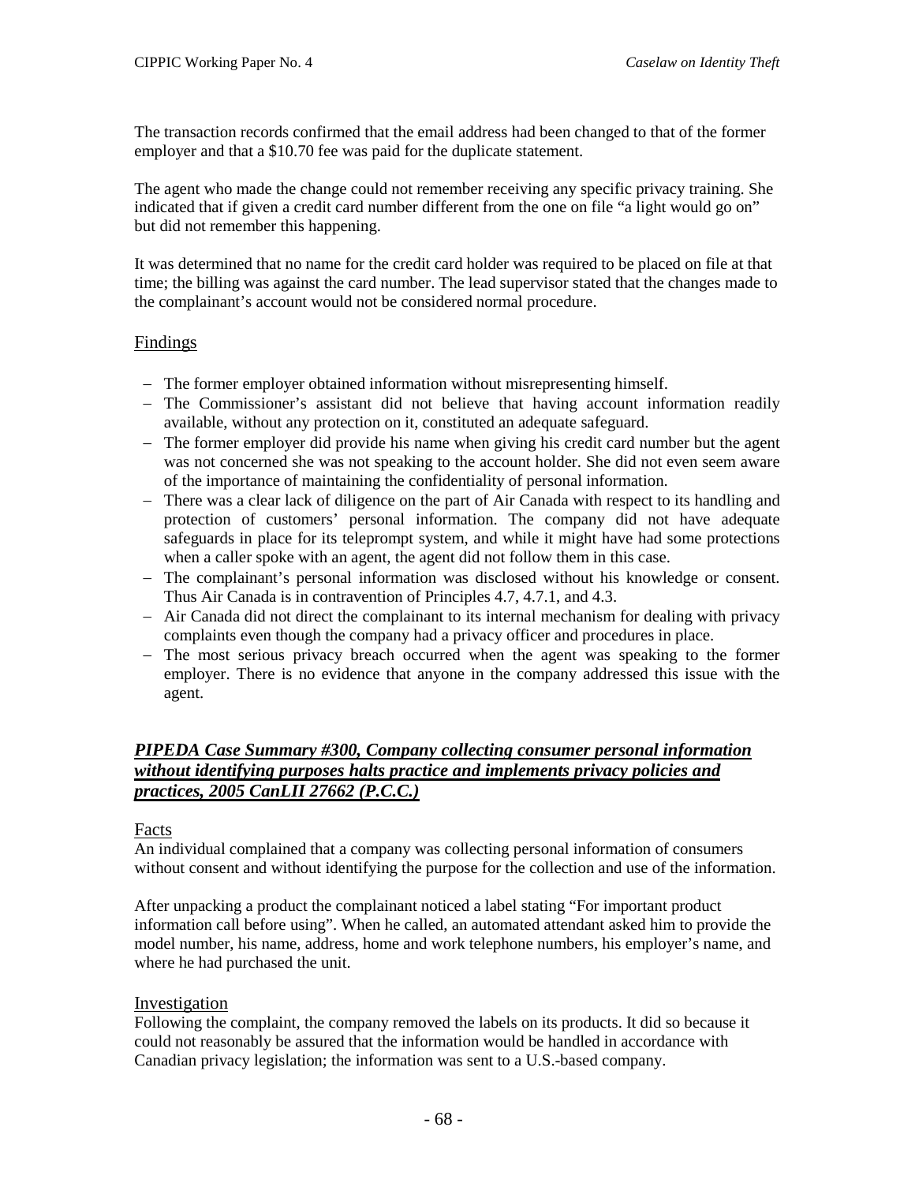The transaction records confirmed that the email address had been changed to that of the former employer and that a $10.70 fee was paid for the duplicate statement.

The agent who made the change could not remember receiving any specific privacy training. She indicated that if given a credit card number different from the one on file "a light would go on" but did not remember this happening.

It was determined that no name for the credit card holder was required to be placed on file at that time; the billing was against the card number. The lead supervisor stated that the changes made to the complainant's account would not be considered normal procedure.

Findings

- The former employer obtained information without misrepresenting himself.
- The Commissioner's assistant did not believe that having account information readily available, without any protection on it, constituted an adequate safeguard.
- The former employer did provide his name when giving his credit card number but the agent was not concerned she was not speaking to the account holder. She did not even seem aware of the importance of maintaining the confidentiality of personal information.
- There was a clear lack of diligence on the part of Air Canada with respect to its handling and protection of customers' personal information. The company did not have adequate safeguards in place for its teleprompt system, and while it might have had some protections when a caller spoke with an agent, the agent did not follow them in this case.
- The complainant's personal information was disclosed without his knowledge or consent. Thus Air Canada is in contravention of Principles 4.7, 4.7.1, and 4.3.
- Air Canada did not direct the complainant to its internal mechanism for dealing with privacy complaints even though the company had a privacy officer and procedures in place.
- The most serious privacy breach occurred when the agent was speaking to the former employer. There is no evidence that anyone in the company addressed this issue with the agent.

### ***PIPEDA Case Summary #300, Company collecting consumer personal information without identifying purposes halts practice and implements privacy policies and practices, 2005 CanLII 27662 (P.C.C.)***

Facts

An individual complained that a company was collecting personal information of consumers without consent and without identifying the purpose for the collection and use of the information.

After unpacking a product the complainant noticed a label stating "For important product information call before using". When he called, an automated attendant asked him to provide the model number, his name, address, home and work telephone numbers, his employer's name, and where he had purchased the unit.

Investigation

Following the complaint, the company removed the labels on its products. It did so because it could not reasonably be assured that the information would be handled in accordance with Canadian privacy legislation; the information was sent to a U.S.-based company.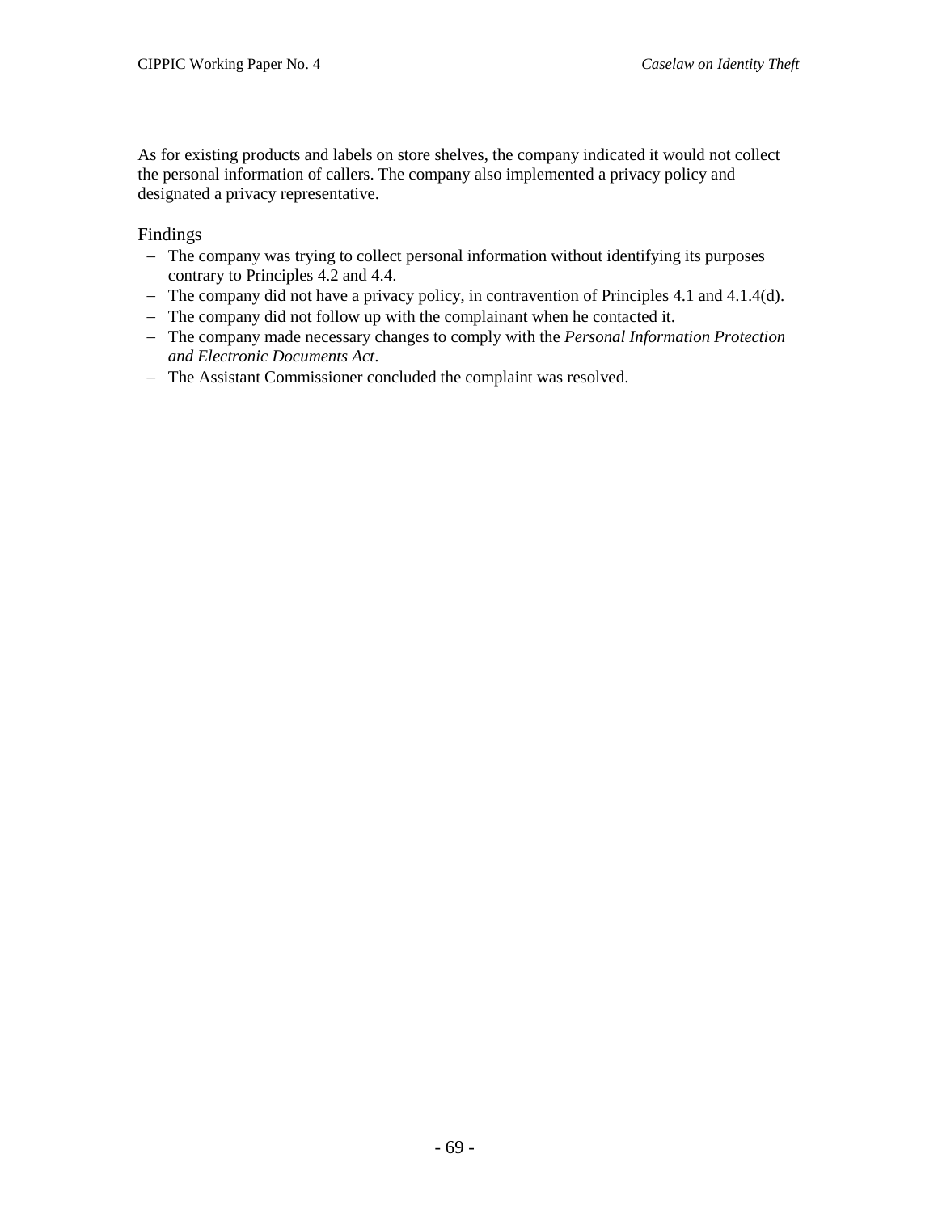As for existing products and labels on store shelves, the company indicated it would not collect the personal information of callers. The company also implemented a privacy policy and designated a privacy representative.

Findings

- The company was trying to collect personal information without identifying its purposes contrary to Principles 4.2 and 4.4.
- The company did not have a privacy policy, in contravention of Principles 4.1 and 4.1.4(d).
- The company did not follow up with the complainant when he contacted it.
- The company made necessary changes to comply with the *Personal Information Protection and Electronic Documents Act*.
- The Assistant Commissioner concluded the complaint was resolved.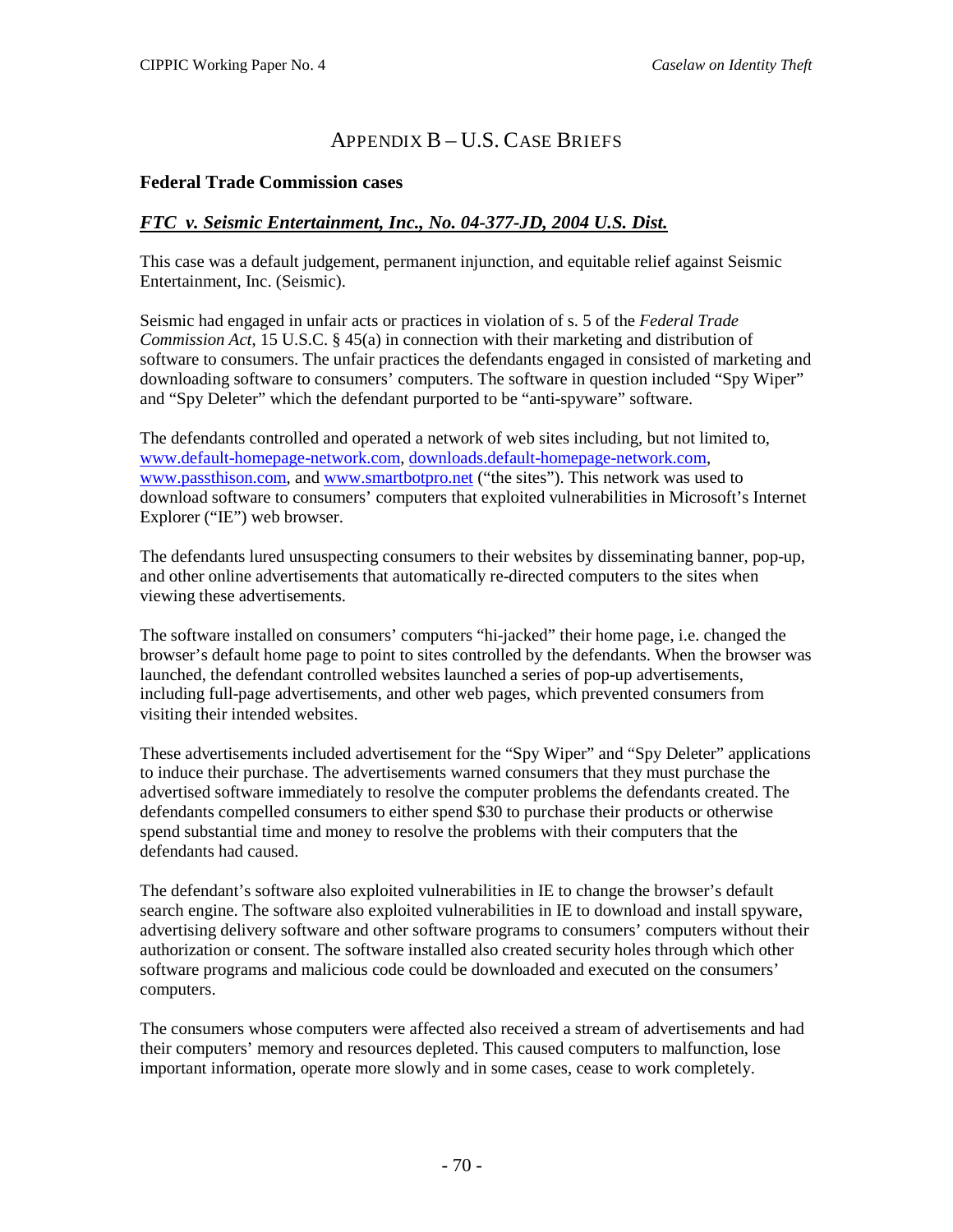# Appendix B – U.S. Case Briefs

## Federal Trade Commission cases

### *FTC v. Seismic Entertainment, Inc., No. 04-377-JD, 2004 U.S. Dist.*

This case was a default judgement, permanent injunction, and equitable relief against Seismic Entertainment, Inc. (Seismic).

Seismic had engaged in unfair acts or practices in violation of s. 5 of the *Federal Trade Commission Act*, 15 U.S.C. § 45(a) in connection with their marketing and distribution of software to consumers. The unfair practices the defendants engaged in consisted of marketing and downloading software to consumers' computers. The software in question included "Spy Wiper" and "Spy Deleter" which the defendant purported to be "anti-spyware" software.

The defendants controlled and operated a network of web sites including, but not limited to, www.default-homepage-network.com, downloads.default-homepage-network.com, www.passthison.com, and www.smartbotpro.net ("the sites"). This network was used to download software to consumers' computers that exploited vulnerabilities in Microsoft's Internet Explorer ("IE") web browser.

The defendants lured unsuspecting consumers to their websites by disseminating banner, pop-up, and other online advertisements that automatically re-directed computers to the sites when viewing these advertisements.

The software installed on consumers' computers "hi-jacked" their home page, i.e. changed the browser's default home page to point to sites controlled by the defendants. When the browser was launched, the defendant controlled websites launched a series of pop-up advertisements, including full-page advertisements, and other web pages, which prevented consumers from visiting their intended websites.

These advertisements included advertisement for the "Spy Wiper" and "Spy Deleter" applications to induce their purchase. The advertisements warned consumers that they must purchase the advertised software immediately to resolve the computer problems the defendants created. The defendants compelled consumers to either spend $30 to purchase their products or otherwise spend substantial time and money to resolve the problems with their computers that the defendants had caused.

The defendant's software also exploited vulnerabilities in IE to change the browser's default search engine. The software also exploited vulnerabilities in IE to download and install spyware, advertising delivery software and other software programs to consumers' computers without their authorization or consent. The software installed also created security holes through which other software programs and malicious code could be downloaded and executed on the consumers' computers.

The consumers whose computers were affected also received a stream of advertisements and had their computers' memory and resources depleted. This caused computers to malfunction, lose important information, operate more slowly and in some cases, cease to work completely.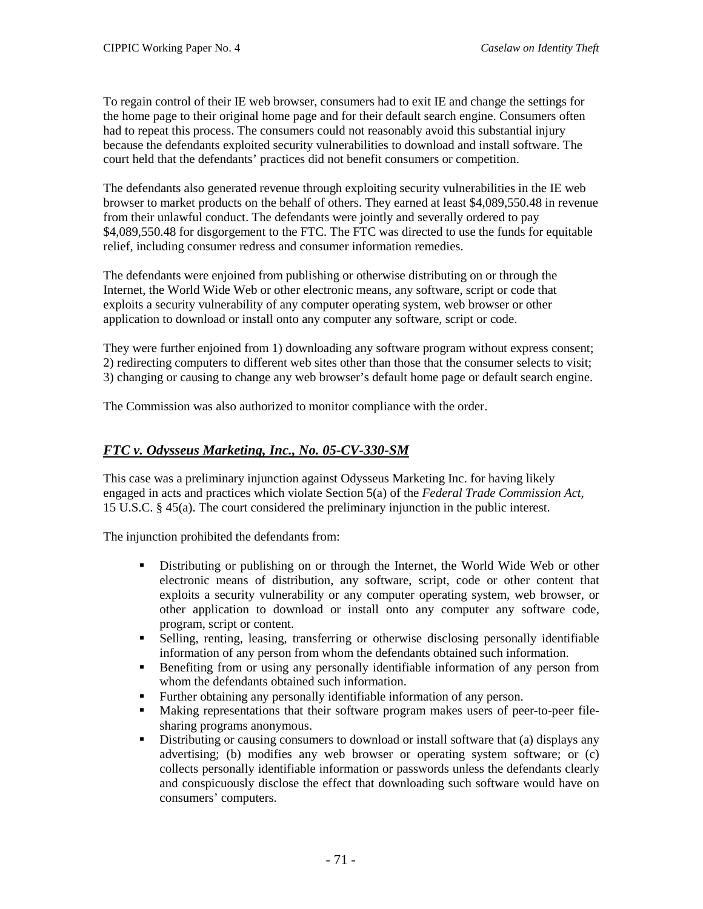To regain control of their IE web browser, consumers had to exit IE and change the settings for the home page to their original home page and for their default search engine. Consumers often had to repeat this process. The consumers could not reasonably avoid this substantial injury because the defendants exploited security vulnerabilities to download and install software. The court held that the defendants' practices did not benefit consumers or competition.

The defendants also generated revenue through exploiting security vulnerabilities in the IE web browser to market products on the behalf of others. They earned at least $4,089,550.48 in revenue from their unlawful conduct. The defendants were jointly and severally ordered to pay $4,089,550.48 for disgorgement to the FTC. The FTC was directed to use the funds for equitable relief, including consumer redress and consumer information remedies.

The defendants were enjoined from publishing or otherwise distributing on or through the Internet, the World Wide Web or other electronic means, any software, script or code that exploits a security vulnerability of any computer operating system, web browser or other application to download or install onto any computer any software, script or code.

They were further enjoined from 1) downloading any software program without express consent; 2) redirecting computers to different web sites other than those that the consumer selects to visit; 3) changing or causing to change any web browser's default home page or default search engine.

The Commission was also authorized to monitor compliance with the order.

## ***FTC v. Odysseus Marketing, Inc., No. 05-CV-330-SM***

This case was a preliminary injunction against Odysseus Marketing Inc. for having likely engaged in acts and practices which violate Section 5(a) of the *Federal Trade Commission Act*, 15 U.S.C. § 45(a). The court considered the preliminary injunction in the public interest.

The injunction prohibited the defendants from:

- Distributing or publishing on or through the Internet, the World Wide Web or other electronic means of distribution, any software, script, code or other content that exploits a security vulnerability or any computer operating system, web browser, or other application to download or install onto any computer any software code, program, script or content.
- Selling, renting, leasing, transferring or otherwise disclosing personally identifiable information of any person from whom the defendants obtained such information.
- Benefiting from or using any personally identifiable information of any person from whom the defendants obtained such information.
- Further obtaining any personally identifiable information of any person.
- Making representations that their software program makes users of peer-to-peer file-sharing programs anonymous.
- Distributing or causing consumers to download or install software that (a) displays any advertising; (b) modifies any web browser or operating system software; or (c) collects personally identifiable information or passwords unless the defendants clearly and conspicuously disclose the effect that downloading such software would have on consumers' computers.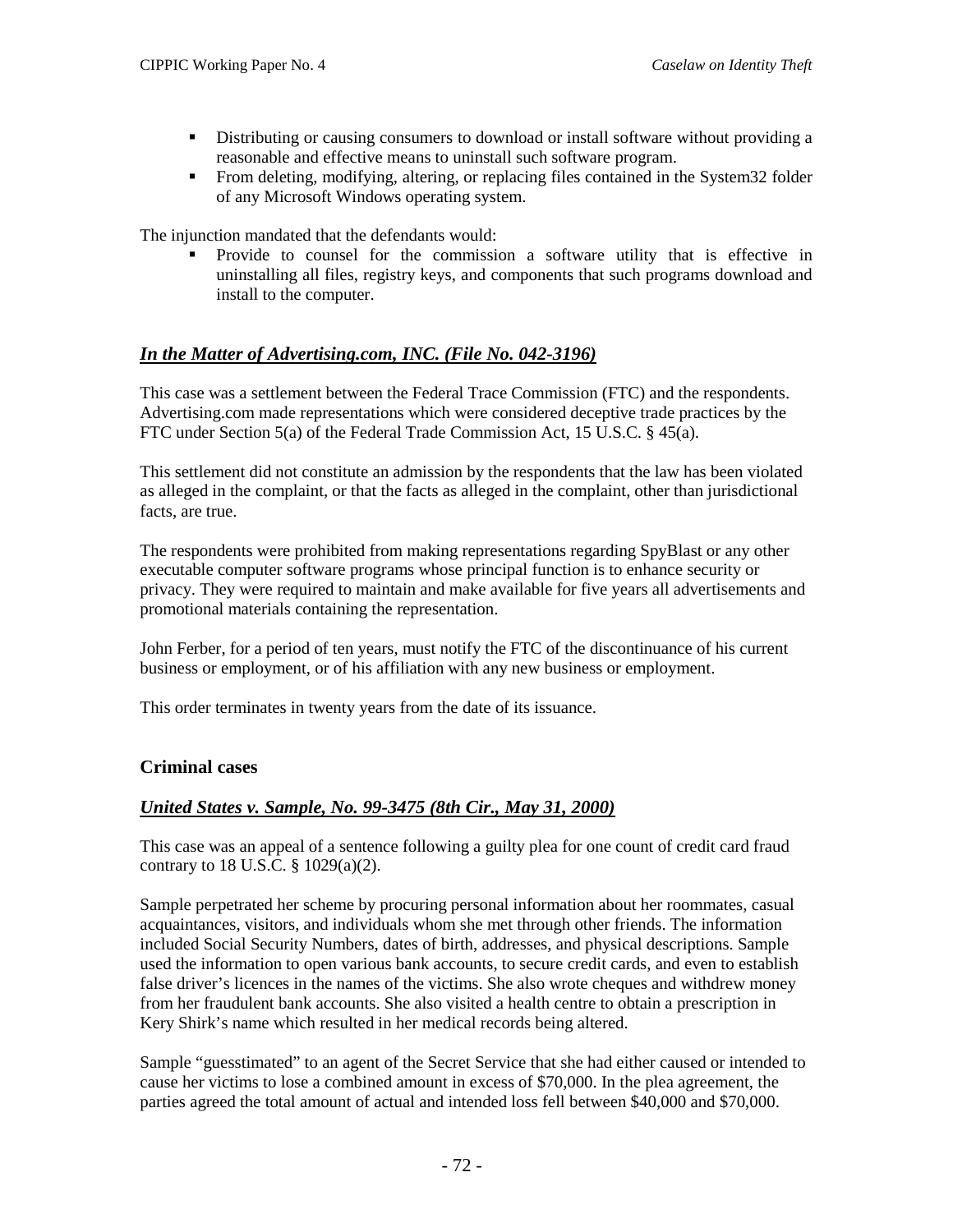- Distributing or causing consumers to download or install software without providing a reasonable and effective means to uninstall such software program.
- From deleting, modifying, altering, or replacing files contained in the System32 folder of any Microsoft Windows operating system.

The injunction mandated that the defendants would:

- Provide to counsel for the commission a software utility that is effective in uninstalling all files, registry keys, and components that such programs download and install to the computer.

### *In the Matter of Advertising.com, INC. (File No. 042-3196)*

This case was a settlement between the Federal Trace Commission (FTC) and the respondents. Advertising.com made representations which were considered deceptive trade practices by the FTC under Section 5(a) of the Federal Trade Commission Act, 15 U.S.C. § 45(a).

This settlement did not constitute an admission by the respondents that the law has been violated as alleged in the complaint, or that the facts as alleged in the complaint, other than jurisdictional facts, are true.

The respondents were prohibited from making representations regarding SpyBlast or any other executable computer software programs whose principal function is to enhance security or privacy. They were required to maintain and make available for five years all advertisements and promotional materials containing the representation.

John Ferber, for a period of ten years, must notify the FTC of the discontinuance of his current business or employment, or of his affiliation with any new business or employment.

This order terminates in twenty years from the date of its issuance.

## Criminal cases

### *United States v. Sample, No. 99-3475 (8th Cir., May 31, 2000)*

This case was an appeal of a sentence following a guilty plea for one count of credit card fraud contrary to 18 U.S.C. § 1029(a)(2).

Sample perpetrated her scheme by procuring personal information about her roommates, casual acquaintances, visitors, and individuals whom she met through other friends. The information included Social Security Numbers, dates of birth, addresses, and physical descriptions. Sample used the information to open various bank accounts, to secure credit cards, and even to establish false driver's licences in the names of the victims. She also wrote cheques and withdrew money from her fraudulent bank accounts. She also visited a health centre to obtain a prescription in Kery Shirk's name which resulted in her medical records being altered.

Sample "guesstimated" to an agent of the Secret Service that she had either caused or intended to cause her victims to lose a combined amount in excess of $70,000. In the plea agreement, the parties agreed the total amount of actual and intended loss fell between $40,000 and $70,000.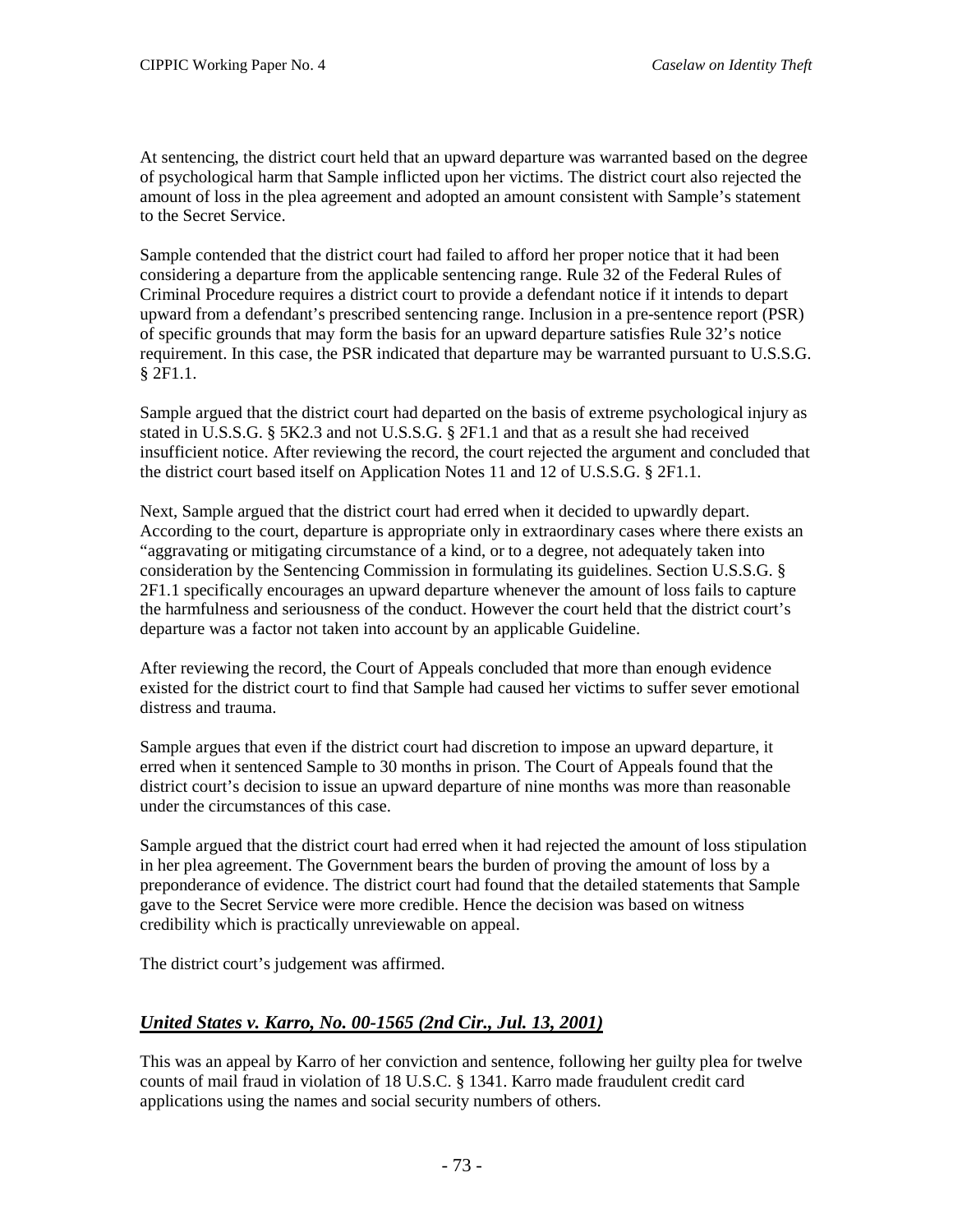At sentencing, the district court held that an upward departure was warranted based on the degree of psychological harm that Sample inflicted upon her victims. The district court also rejected the amount of loss in the plea agreement and adopted an amount consistent with Sample's statement to the Secret Service.

Sample contended that the district court had failed to afford her proper notice that it had been considering a departure from the applicable sentencing range. Rule 32 of the Federal Rules of Criminal Procedure requires a district court to provide a defendant notice if it intends to depart upward from a defendant's prescribed sentencing range. Inclusion in a pre-sentence report (PSR) of specific grounds that may form the basis for an upward departure satisfies Rule 32's notice requirement. In this case, the PSR indicated that departure may be warranted pursuant to U.S.S.G. § 2F1.1.

Sample argued that the district court had departed on the basis of extreme psychological injury as stated in U.S.S.G. § 5K2.3 and not U.S.S.G. § 2F1.1 and that as a result she had received insufficient notice. After reviewing the record, the court rejected the argument and concluded that the district court based itself on Application Notes 11 and 12 of U.S.S.G. § 2F1.1.

Next, Sample argued that the district court had erred when it decided to upwardly depart. According to the court, departure is appropriate only in extraordinary cases where there exists an "aggravating or mitigating circumstance of a kind, or to a degree, not adequately taken into consideration by the Sentencing Commission in formulating its guidelines. Section U.S.S.G. § 2F1.1 specifically encourages an upward departure whenever the amount of loss fails to capture the harmfulness and seriousness of the conduct. However the court held that the district court's departure was a factor not taken into account by an applicable Guideline.

After reviewing the record, the Court of Appeals concluded that more than enough evidence existed for the district court to find that Sample had caused her victims to suffer sever emotional distress and trauma.

Sample argues that even if the district court had discretion to impose an upward departure, it erred when it sentenced Sample to 30 months in prison. The Court of Appeals found that the district court's decision to issue an upward departure of nine months was more than reasonable under the circumstances of this case.

Sample argued that the district court had erred when it had rejected the amount of loss stipulation in her plea agreement. The Government bears the burden of proving the amount of loss by a preponderance of evidence. The district court had found that the detailed statements that Sample gave to the Secret Service were more credible. Hence the decision was based on witness credibility which is practically unreviewable on appeal.

The district court's judgement was affirmed.

## ***United States v. Karro, No. 00-1565 (2nd Cir., Jul. 13, 2001)***

This was an appeal by Karro of her conviction and sentence, following her guilty plea for twelve counts of mail fraud in violation of 18 U.S.C. § 1341. Karro made fraudulent credit card applications using the names and social security numbers of others.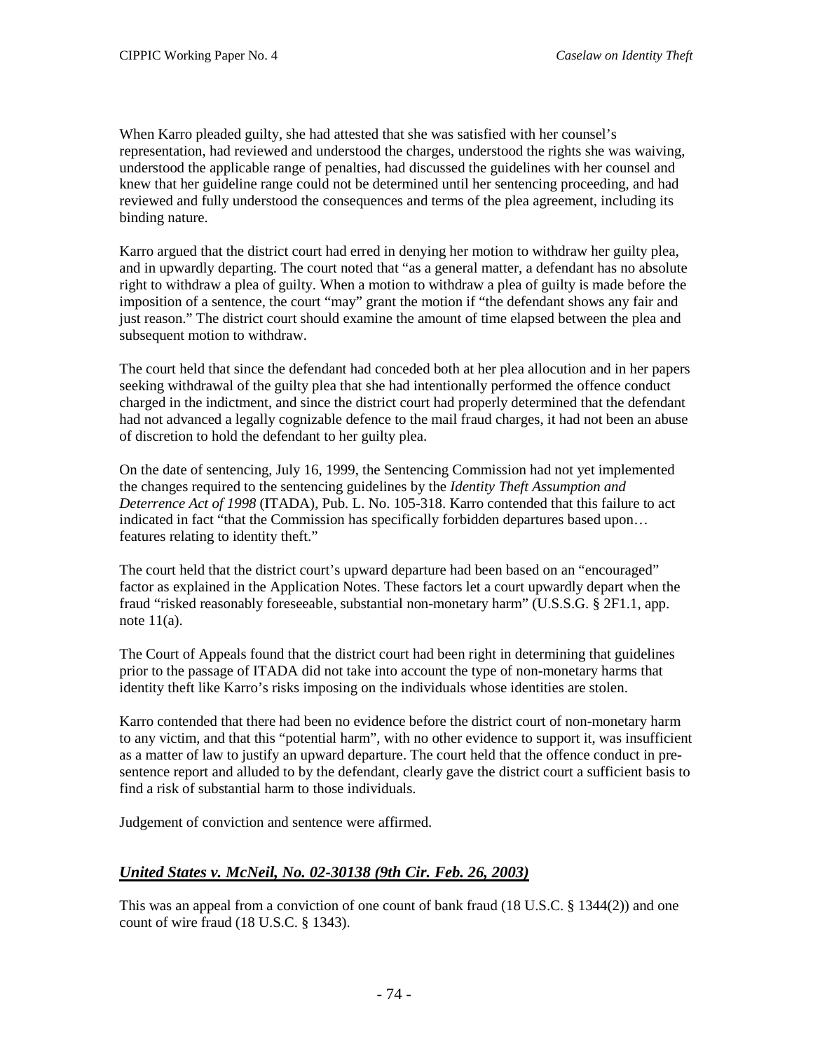When Karro pleaded guilty, she had attested that she was satisfied with her counsel's representation, had reviewed and understood the charges, understood the rights she was waiving, understood the applicable range of penalties, had discussed the guidelines with her counsel and knew that her guideline range could not be determined until her sentencing proceeding, and had reviewed and fully understood the consequences and terms of the plea agreement, including its binding nature.

Karro argued that the district court had erred in denying her motion to withdraw her guilty plea, and in upwardly departing. The court noted that "as a general matter, a defendant has no absolute right to withdraw a plea of guilty. When a motion to withdraw a plea of guilty is made before the imposition of a sentence, the court "may" grant the motion if "the defendant shows any fair and just reason." The district court should examine the amount of time elapsed between the plea and subsequent motion to withdraw.

The court held that since the defendant had conceded both at her plea allocution and in her papers seeking withdrawal of the guilty plea that she had intentionally performed the offence conduct charged in the indictment, and since the district court had properly determined that the defendant had not advanced a legally cognizable defence to the mail fraud charges, it had not been an abuse of discretion to hold the defendant to her guilty plea.

On the date of sentencing, July 16, 1999, the Sentencing Commission had not yet implemented the changes required to the sentencing guidelines by the *Identity Theft Assumption and Deterrence Act of 1998* (ITADA), Pub. L. No. 105-318. Karro contended that this failure to act indicated in fact "that the Commission has specifically forbidden departures based upon… features relating to identity theft."

The court held that the district court's upward departure had been based on an "encouraged" factor as explained in the Application Notes. These factors let a court upwardly depart when the fraud "risked reasonably foreseeable, substantial non-monetary harm" (U.S.S.G. § 2F1.1, app. note 11(a).

The Court of Appeals found that the district court had been right in determining that guidelines prior to the passage of ITADA did not take into account the type of non-monetary harms that identity theft like Karro's risks imposing on the individuals whose identities are stolen.

Karro contended that there had been no evidence before the district court of non-monetary harm to any victim, and that this "potential harm", with no other evidence to support it, was insufficient as a matter of law to justify an upward departure. The court held that the offence conduct in pre-sentence report and alluded to by the defendant, clearly gave the district court a sufficient basis to find a risk of substantial harm to those individuals.

Judgement of conviction and sentence were affirmed.

## *United States v. McNeil, No. 02-30138 (9th Cir. Feb. 26, 2003)*

This was an appeal from a conviction of one count of bank fraud (18 U.S.C. § 1344(2)) and one count of wire fraud (18 U.S.C. § 1343).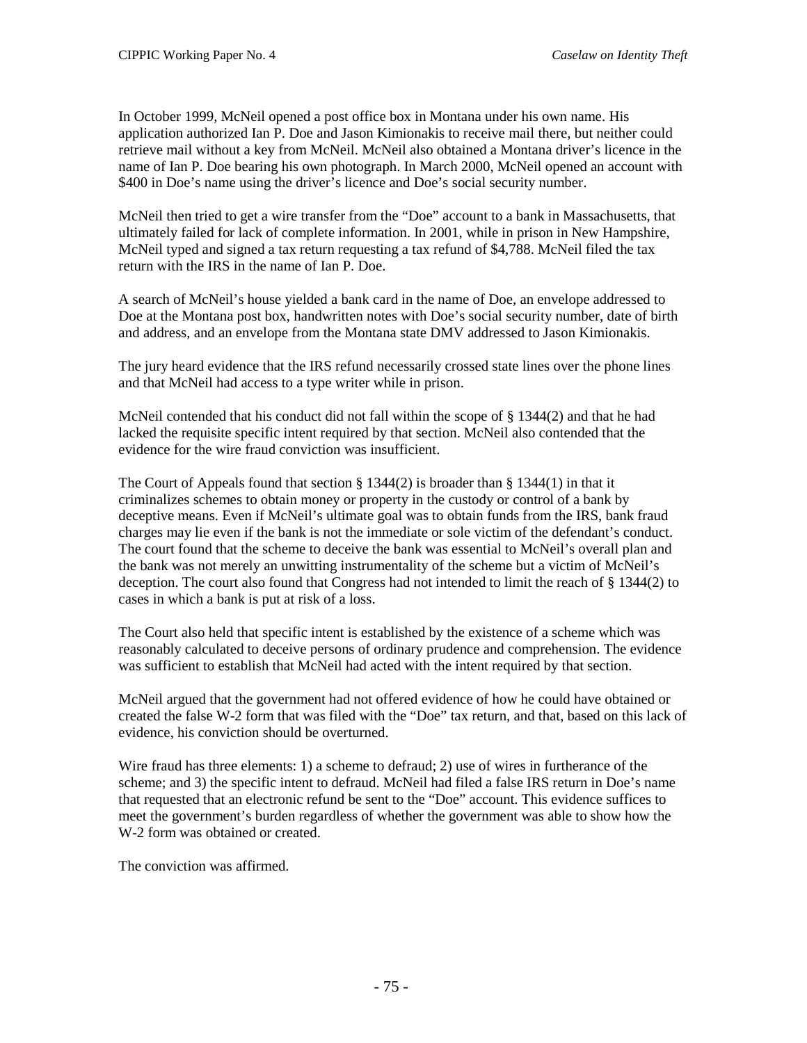In October 1999, McNeil opened a post office box in Montana under his own name. His application authorized Ian P. Doe and Jason Kimionakis to receive mail there, but neither could retrieve mail without a key from McNeil. McNeil also obtained a Montana driver's licence in the name of Ian P. Doe bearing his own photograph. In March 2000, McNeil opened an account with $400 in Doe's name using the driver's licence and Doe's social security number.

McNeil then tried to get a wire transfer from the "Doe" account to a bank in Massachusetts, that ultimately failed for lack of complete information. In 2001, while in prison in New Hampshire, McNeil typed and signed a tax return requesting a tax refund of $4,788. McNeil filed the tax return with the IRS in the name of Ian P. Doe.

A search of McNeil's house yielded a bank card in the name of Doe, an envelope addressed to Doe at the Montana post box, handwritten notes with Doe's social security number, date of birth and address, and an envelope from the Montana state DMV addressed to Jason Kimionakis.

The jury heard evidence that the IRS refund necessarily crossed state lines over the phone lines and that McNeil had access to a type writer while in prison.

McNeil contended that his conduct did not fall within the scope of § 1344(2) and that he had lacked the requisite specific intent required by that section. McNeil also contended that the evidence for the wire fraud conviction was insufficient.

The Court of Appeals found that section § 1344(2) is broader than § 1344(1) in that it criminalizes schemes to obtain money or property in the custody or control of a bank by deceptive means. Even if McNeil's ultimate goal was to obtain funds from the IRS, bank fraud charges may lie even if the bank is not the immediate or sole victim of the defendant's conduct. The court found that the scheme to deceive the bank was essential to McNeil's overall plan and the bank was not merely an unwitting instrumentality of the scheme but a victim of McNeil's deception. The court also found that Congress had not intended to limit the reach of § 1344(2) to cases in which a bank is put at risk of a loss.

The Court also held that specific intent is established by the existence of a scheme which was reasonably calculated to deceive persons of ordinary prudence and comprehension. The evidence was sufficient to establish that McNeil had acted with the intent required by that section.

McNeil argued that the government had not offered evidence of how he could have obtained or created the false W-2 form that was filed with the "Doe" tax return, and that, based on this lack of evidence, his conviction should be overturned.

Wire fraud has three elements: 1) a scheme to defraud; 2) use of wires in furtherance of the scheme; and 3) the specific intent to defraud. McNeil had filed a false IRS return in Doe's name that requested that an electronic refund be sent to the "Doe" account. This evidence suffices to meet the government's burden regardless of whether the government was able to show how the W-2 form was obtained or created.

The conviction was affirmed.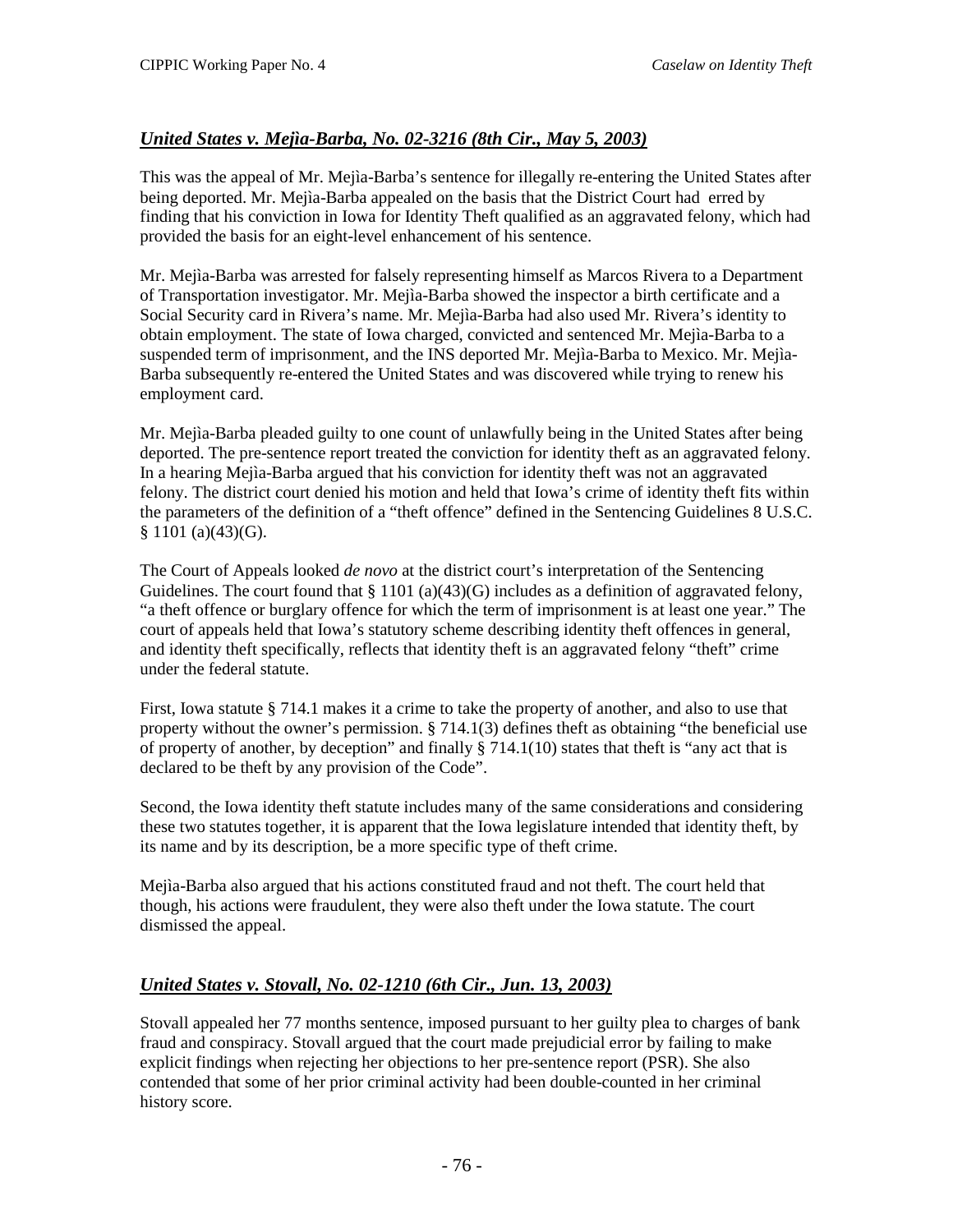## *United States v. Mejìa-Barba, No. 02-3216 (8th Cir., May 5, 2003)*

This was the appeal of Mr. Mejìa-Barba's sentence for illegally re-entering the United States after being deported. Mr. Mejìa-Barba appealed on the basis that the District Court had erred by finding that his conviction in Iowa for Identity Theft qualified as an aggravated felony, which had provided the basis for an eight-level enhancement of his sentence.

Mr. Mejìa-Barba was arrested for falsely representing himself as Marcos Rivera to a Department of Transportation investigator. Mr. Mejìa-Barba showed the inspector a birth certificate and a Social Security card in Rivera's name. Mr. Mejìa-Barba had also used Mr. Rivera's identity to obtain employment. The state of Iowa charged, convicted and sentenced Mr. Mejìa-Barba to a suspended term of imprisonment, and the INS deported Mr. Mejìa-Barba to Mexico. Mr. Mejìa-Barba subsequently re-entered the United States and was discovered while trying to renew his employment card.

Mr. Mejìa-Barba pleaded guilty to one count of unlawfully being in the United States after being deported. The pre-sentence report treated the conviction for identity theft as an aggravated felony. In a hearing Mejìa-Barba argued that his conviction for identity theft was not an aggravated felony. The district court denied his motion and held that Iowa's crime of identity theft fits within the parameters of the definition of a "theft offence" defined in the Sentencing Guidelines 8 U.S.C. § 1101 (a)(43)(G).

The Court of Appeals looked *de novo* at the district court's interpretation of the Sentencing Guidelines. The court found that § 1101 (a)(43)(G) includes as a definition of aggravated felony, "a theft offence or burglary offence for which the term of imprisonment is at least one year." The court of appeals held that Iowa's statutory scheme describing identity theft offences in general, and identity theft specifically, reflects that identity theft is an aggravated felony "theft" crime under the federal statute.

First, Iowa statute § 714.1 makes it a crime to take the property of another, and also to use that property without the owner's permission. § 714.1(3) defines theft as obtaining "the beneficial use of property of another, by deception" and finally § 714.1(10) states that theft is "any act that is declared to be theft by any provision of the Code".

Second, the Iowa identity theft statute includes many of the same considerations and considering these two statutes together, it is apparent that the Iowa legislature intended that identity theft, by its name and by its description, be a more specific type of theft crime.

Mejìa-Barba also argued that his actions constituted fraud and not theft. The court held that though, his actions were fraudulent, they were also theft under the Iowa statute. The court dismissed the appeal.

## *United States v. Stovall, No. 02-1210 (6th Cir., Jun. 13, 2003)*

Stovall appealed her 77 months sentence, imposed pursuant to her guilty plea to charges of bank fraud and conspiracy. Stovall argued that the court made prejudicial error by failing to make explicit findings when rejecting her objections to her pre-sentence report (PSR). She also contended that some of her prior criminal activity had been double-counted in her criminal history score.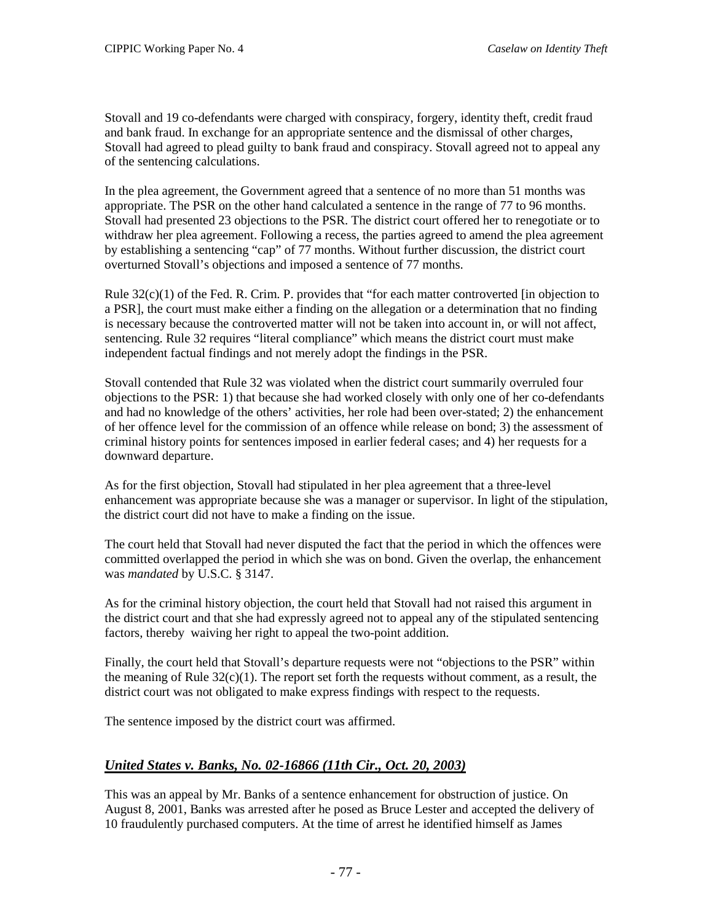Stovall and 19 co-defendants were charged with conspiracy, forgery, identity theft, credit fraud and bank fraud. In exchange for an appropriate sentence and the dismissal of other charges, Stovall had agreed to plead guilty to bank fraud and conspiracy. Stovall agreed not to appeal any of the sentencing calculations.

In the plea agreement, the Government agreed that a sentence of no more than 51 months was appropriate. The PSR on the other hand calculated a sentence in the range of 77 to 96 months. Stovall had presented 23 objections to the PSR. The district court offered her to renegotiate or to withdraw her plea agreement. Following a recess, the parties agreed to amend the plea agreement by establishing a sentencing "cap" of 77 months. Without further discussion, the district court overturned Stovall's objections and imposed a sentence of 77 months.

Rule 32(c)(1) of the Fed. R. Crim. P. provides that "for each matter controverted [in objection to a PSR], the court must make either a finding on the allegation or a determination that no finding is necessary because the controverted matter will not be taken into account in, or will not affect, sentencing. Rule 32 requires "literal compliance" which means the district court must make independent factual findings and not merely adopt the findings in the PSR.

Stovall contended that Rule 32 was violated when the district court summarily overruled four objections to the PSR: 1) that because she had worked closely with only one of her co-defendants and had no knowledge of the others' activities, her role had been over-stated; 2) the enhancement of her offence level for the commission of an offence while release on bond; 3) the assessment of criminal history points for sentences imposed in earlier federal cases; and 4) her requests for a downward departure.

As for the first objection, Stovall had stipulated in her plea agreement that a three-level enhancement was appropriate because she was a manager or supervisor. In light of the stipulation, the district court did not have to make a finding on the issue.

The court held that Stovall had never disputed the fact that the period in which the offences were committed overlapped the period in which she was on bond. Given the overlap, the enhancement was *mandated* by U.S.C. § 3147.

As for the criminal history objection, the court held that Stovall had not raised this argument in the district court and that she had expressly agreed not to appeal any of the stipulated sentencing factors, thereby waiving her right to appeal the two-point addition.

Finally, the court held that Stovall's departure requests were not "objections to the PSR" within the meaning of Rule 32(c)(1). The report set forth the requests without comment, as a result, the district court was not obligated to make express findings with respect to the requests.

The sentence imposed by the district court was affirmed.

## ***United States v. Banks, No. 02-16866 (11th Cir., Oct. 20, 2003)***

This was an appeal by Mr. Banks of a sentence enhancement for obstruction of justice. On August 8, 2001, Banks was arrested after he posed as Bruce Lester and accepted the delivery of 10 fraudulently purchased computers. At the time of arrest he identified himself as James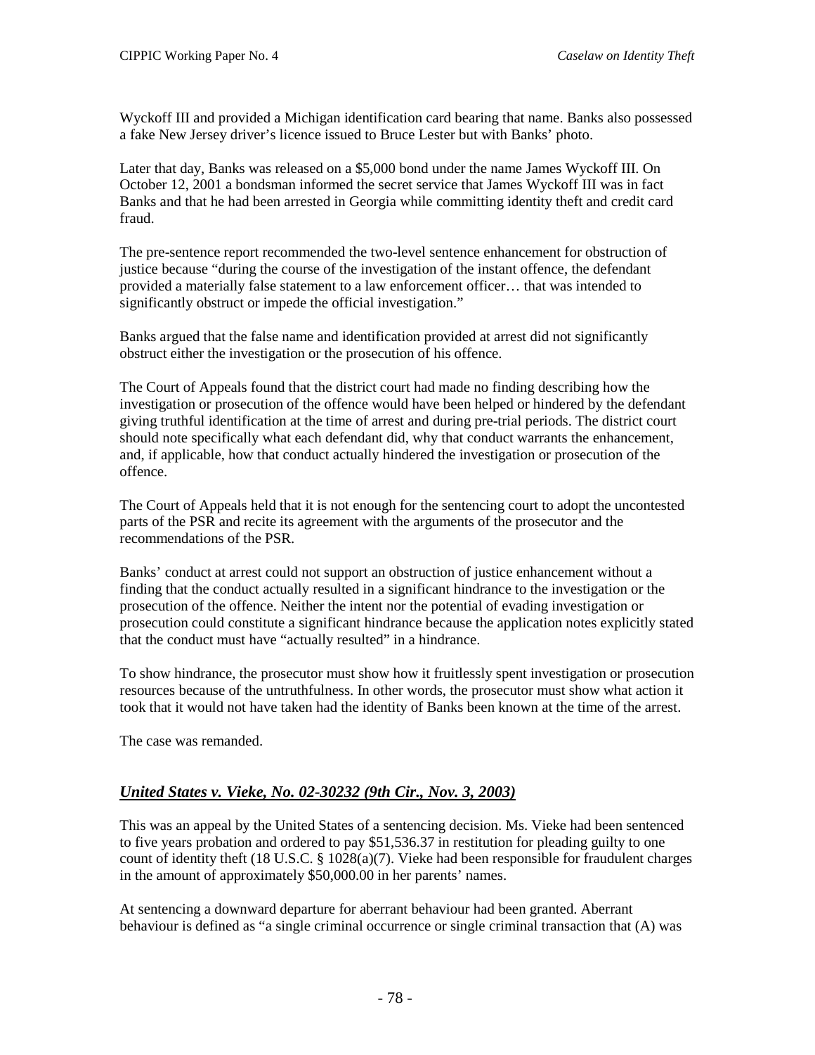Wyckoff III and provided a Michigan identification card bearing that name. Banks also possessed a fake New Jersey driver's licence issued to Bruce Lester but with Banks' photo.

Later that day, Banks was released on a $5,000 bond under the name James Wyckoff III. On October 12, 2001 a bondsman informed the secret service that James Wyckoff III was in fact Banks and that he had been arrested in Georgia while committing identity theft and credit card fraud.

The pre-sentence report recommended the two-level sentence enhancement for obstruction of justice because "during the course of the investigation of the instant offence, the defendant provided a materially false statement to a law enforcement officer… that was intended to significantly obstruct or impede the official investigation."

Banks argued that the false name and identification provided at arrest did not significantly obstruct either the investigation or the prosecution of his offence.

The Court of Appeals found that the district court had made no finding describing how the investigation or prosecution of the offence would have been helped or hindered by the defendant giving truthful identification at the time of arrest and during pre-trial periods. The district court should note specifically what each defendant did, why that conduct warrants the enhancement, and, if applicable, how that conduct actually hindered the investigation or prosecution of the offence.

The Court of Appeals held that it is not enough for the sentencing court to adopt the uncontested parts of the PSR and recite its agreement with the arguments of the prosecutor and the recommendations of the PSR.

Banks' conduct at arrest could not support an obstruction of justice enhancement without a finding that the conduct actually resulted in a significant hindrance to the investigation or the prosecution of the offence. Neither the intent nor the potential of evading investigation or prosecution could constitute a significant hindrance because the application notes explicitly stated that the conduct must have "actually resulted" in a hindrance.

To show hindrance, the prosecutor must show how it fruitlessly spent investigation or prosecution resources because of the untruthfulness. In other words, the prosecutor must show what action it took that it would not have taken had the identity of Banks been known at the time of the arrest.

The case was remanded.

### *United States v. Vieke, No. 02-30232 (9th Cir., Nov. 3, 2003)*

This was an appeal by the United States of a sentencing decision. Ms. Vieke had been sentenced to five years probation and ordered to pay $51,536.37 in restitution for pleading guilty to one count of identity theft (18 U.S.C. § 1028(a)(7). Vieke had been responsible for fraudulent charges in the amount of approximately $50,000.00 in her parents' names.

At sentencing a downward departure for aberrant behaviour had been granted. Aberrant behaviour is defined as "a single criminal occurrence or single criminal transaction that (A) was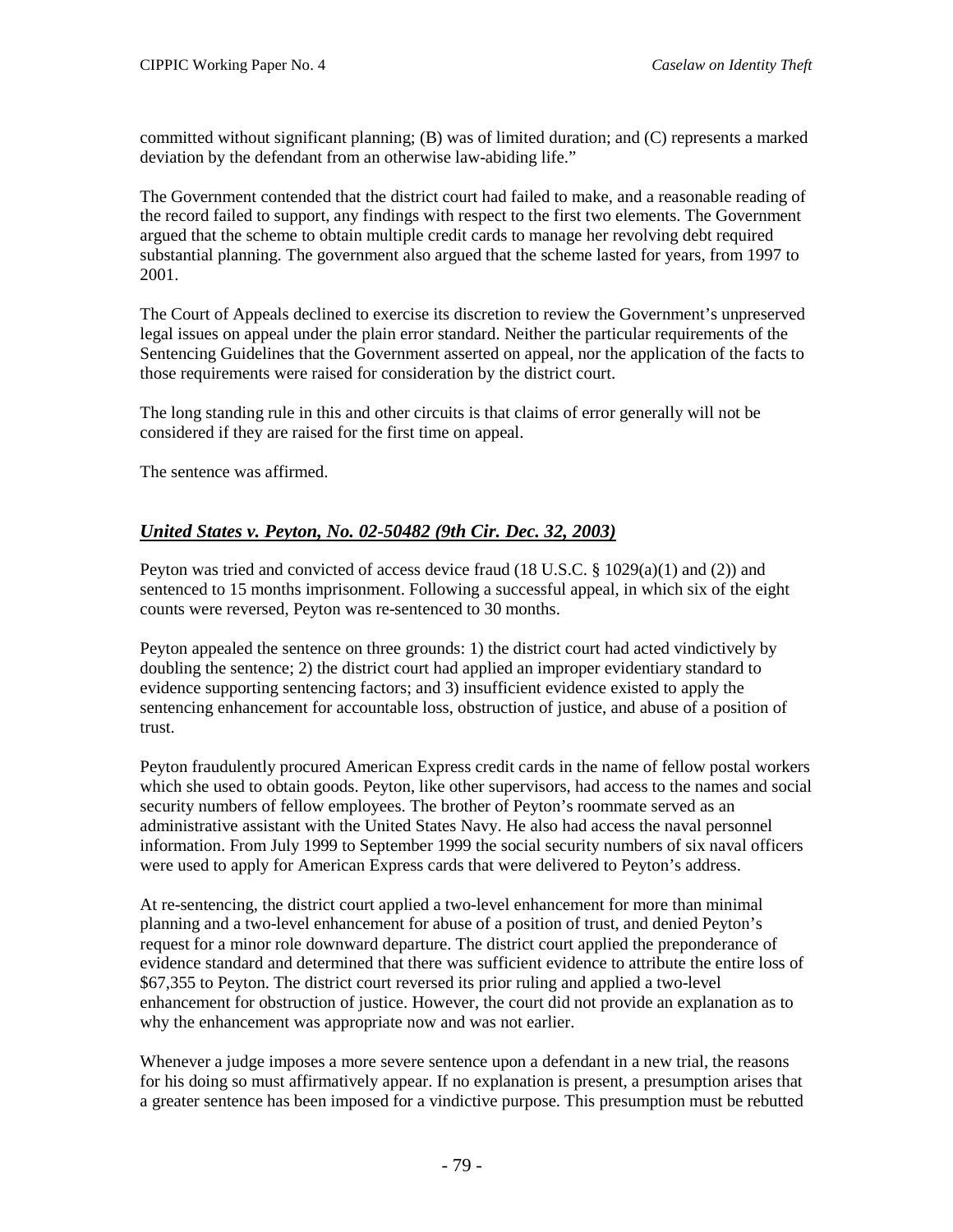committed without significant planning; (B) was of limited duration; and (C) represents a marked deviation by the defendant from an otherwise law-abiding life."

The Government contended that the district court had failed to make, and a reasonable reading of the record failed to support, any findings with respect to the first two elements. The Government argued that the scheme to obtain multiple credit cards to manage her revolving debt required substantial planning. The government also argued that the scheme lasted for years, from 1997 to 2001.

The Court of Appeals declined to exercise its discretion to review the Government's unpreserved legal issues on appeal under the plain error standard. Neither the particular requirements of the Sentencing Guidelines that the Government asserted on appeal, nor the application of the facts to those requirements were raised for consideration by the district court.

The long standing rule in this and other circuits is that claims of error generally will not be considered if they are raised for the first time on appeal.

The sentence was affirmed.

### ***United States v. Peyton, No. 02-50482 (9th Cir. Dec. 32, 2003)***

Peyton was tried and convicted of access device fraud (18 U.S.C. § 1029(a)(1) and (2)) and sentenced to 15 months imprisonment. Following a successful appeal, in which six of the eight counts were reversed, Peyton was re-sentenced to 30 months.

Peyton appealed the sentence on three grounds: 1) the district court had acted vindictively by doubling the sentence; 2) the district court had applied an improper evidentiary standard to evidence supporting sentencing factors; and 3) insufficient evidence existed to apply the sentencing enhancement for accountable loss, obstruction of justice, and abuse of a position of trust.

Peyton fraudulently procured American Express credit cards in the name of fellow postal workers which she used to obtain goods. Peyton, like other supervisors, had access to the names and social security numbers of fellow employees. The brother of Peyton's roommate served as an administrative assistant with the United States Navy. He also had access the naval personnel information. From July 1999 to September 1999 the social security numbers of six naval officers were used to apply for American Express cards that were delivered to Peyton's address.

At re-sentencing, the district court applied a two-level enhancement for more than minimal planning and a two-level enhancement for abuse of a position of trust, and denied Peyton's request for a minor role downward departure. The district court applied the preponderance of evidence standard and determined that there was sufficient evidence to attribute the entire loss of $67,355 to Peyton. The district court reversed its prior ruling and applied a two-level enhancement for obstruction of justice. However, the court did not provide an explanation as to why the enhancement was appropriate now and was not earlier.

Whenever a judge imposes a more severe sentence upon a defendant in a new trial, the reasons for his doing so must affirmatively appear. If no explanation is present, a presumption arises that a greater sentence has been imposed for a vindictive purpose. This presumption must be rebutted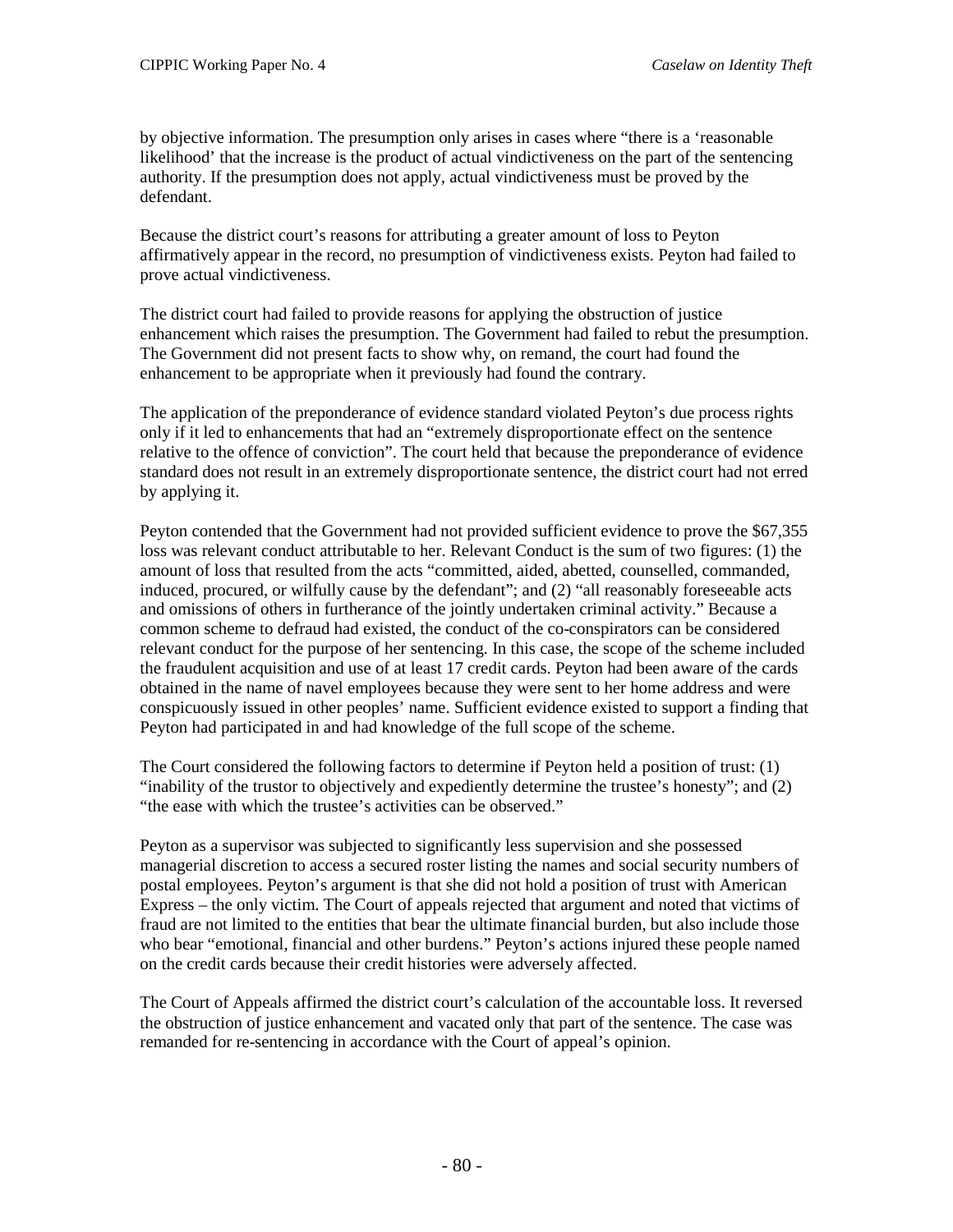by objective information. The presumption only arises in cases where "there is a 'reasonable likelihood' that the increase is the product of actual vindictiveness on the part of the sentencing authority. If the presumption does not apply, actual vindictiveness must be proved by the defendant.

Because the district court's reasons for attributing a greater amount of loss to Peyton affirmatively appear in the record, no presumption of vindictiveness exists. Peyton had failed to prove actual vindictiveness.

The district court had failed to provide reasons for applying the obstruction of justice enhancement which raises the presumption. The Government had failed to rebut the presumption. The Government did not present facts to show why, on remand, the court had found the enhancement to be appropriate when it previously had found the contrary.

The application of the preponderance of evidence standard violated Peyton's due process rights only if it led to enhancements that had an "extremely disproportionate effect on the sentence relative to the offence of conviction". The court held that because the preponderance of evidence standard does not result in an extremely disproportionate sentence, the district court had not erred by applying it.

Peyton contended that the Government had not provided sufficient evidence to prove the $67,355 loss was relevant conduct attributable to her. Relevant Conduct is the sum of two figures: (1) the amount of loss that resulted from the acts "committed, aided, abetted, counselled, commanded, induced, procured, or wilfully cause by the defendant"; and (2) "all reasonably foreseeable acts and omissions of others in furtherance of the jointly undertaken criminal activity." Because a common scheme to defraud had existed, the conduct of the co-conspirators can be considered relevant conduct for the purpose of her sentencing. In this case, the scope of the scheme included the fraudulent acquisition and use of at least 17 credit cards. Peyton had been aware of the cards obtained in the name of navel employees because they were sent to her home address and were conspicuously issued in other peoples' name. Sufficient evidence existed to support a finding that Peyton had participated in and had knowledge of the full scope of the scheme.

The Court considered the following factors to determine if Peyton held a position of trust: (1) "inability of the trustor to objectively and expediently determine the trustee's honesty"; and (2) "the ease with which the trustee's activities can be observed."

Peyton as a supervisor was subjected to significantly less supervision and she possessed managerial discretion to access a secured roster listing the names and social security numbers of postal employees. Peyton's argument is that she did not hold a position of trust with American Express – the only victim. The Court of appeals rejected that argument and noted that victims of fraud are not limited to the entities that bear the ultimate financial burden, but also include those who bear "emotional, financial and other burdens." Peyton's actions injured these people named on the credit cards because their credit histories were adversely affected.

The Court of Appeals affirmed the district court's calculation of the accountable loss. It reversed the obstruction of justice enhancement and vacated only that part of the sentence. The case was remanded for re-sentencing in accordance with the Court of appeal's opinion.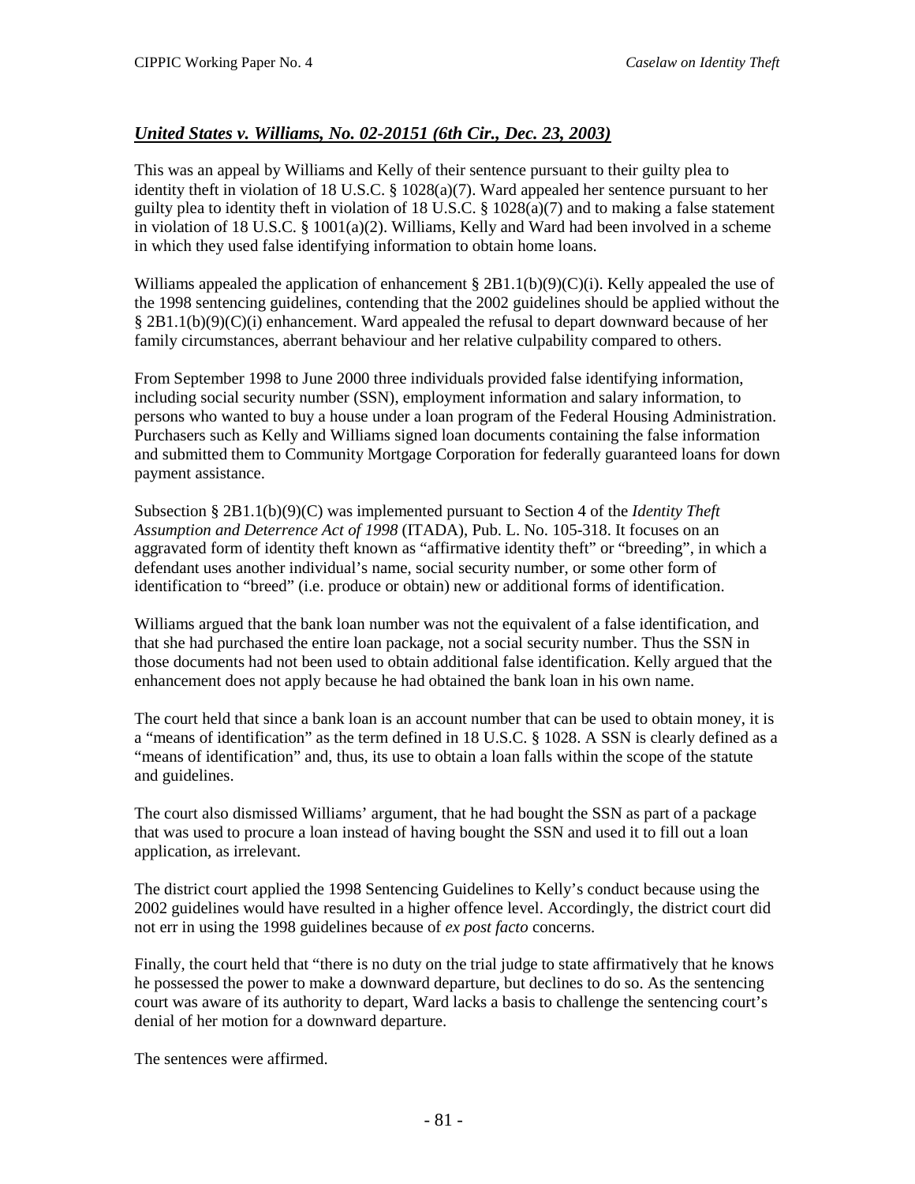## *United States v. Williams, No. 02-20151 (6th Cir., Dec. 23, 2003)*

This was an appeal by Williams and Kelly of their sentence pursuant to their guilty plea to identity theft in violation of 18 U.S.C. § 1028(a)(7). Ward appealed her sentence pursuant to her guilty plea to identity theft in violation of 18 U.S.C. § 1028(a)(7) and to making a false statement in violation of 18 U.S.C. § 1001(a)(2). Williams, Kelly and Ward had been involved in a scheme in which they used false identifying information to obtain home loans.

Williams appealed the application of enhancement § 2B1.1(b)(9)(C)(i). Kelly appealed the use of the 1998 sentencing guidelines, contending that the 2002 guidelines should be applied without the § 2B1.1(b)(9)(C)(i) enhancement. Ward appealed the refusal to depart downward because of her family circumstances, aberrant behaviour and her relative culpability compared to others.

From September 1998 to June 2000 three individuals provided false identifying information, including social security number (SSN), employment information and salary information, to persons who wanted to buy a house under a loan program of the Federal Housing Administration. Purchasers such as Kelly and Williams signed loan documents containing the false information and submitted them to Community Mortgage Corporation for federally guaranteed loans for down payment assistance.

Subsection § 2B1.1(b)(9)(C) was implemented pursuant to Section 4 of the *Identity Theft Assumption and Deterrence Act of 1998* (ITADA), Pub. L. No. 105-318. It focuses on an aggravated form of identity theft known as "affirmative identity theft" or "breeding", in which a defendant uses another individual's name, social security number, or some other form of identification to "breed" (i.e. produce or obtain) new or additional forms of identification.

Williams argued that the bank loan number was not the equivalent of a false identification, and that she had purchased the entire loan package, not a social security number. Thus the SSN in those documents had not been used to obtain additional false identification. Kelly argued that the enhancement does not apply because he had obtained the bank loan in his own name.

The court held that since a bank loan is an account number that can be used to obtain money, it is a "means of identification" as the term defined in 18 U.S.C. § 1028. A SSN is clearly defined as a "means of identification" and, thus, its use to obtain a loan falls within the scope of the statute and guidelines.

The court also dismissed Williams' argument, that he had bought the SSN as part of a package that was used to procure a loan instead of having bought the SSN and used it to fill out a loan application, as irrelevant.

The district court applied the 1998 Sentencing Guidelines to Kelly's conduct because using the 2002 guidelines would have resulted in a higher offence level. Accordingly, the district court did not err in using the 1998 guidelines because of *ex post facto* concerns.

Finally, the court held that "there is no duty on the trial judge to state affirmatively that he knows he possessed the power to make a downward departure, but declines to do so. As the sentencing court was aware of its authority to depart, Ward lacks a basis to challenge the sentencing court's denial of her motion for a downward departure.

The sentences were affirmed.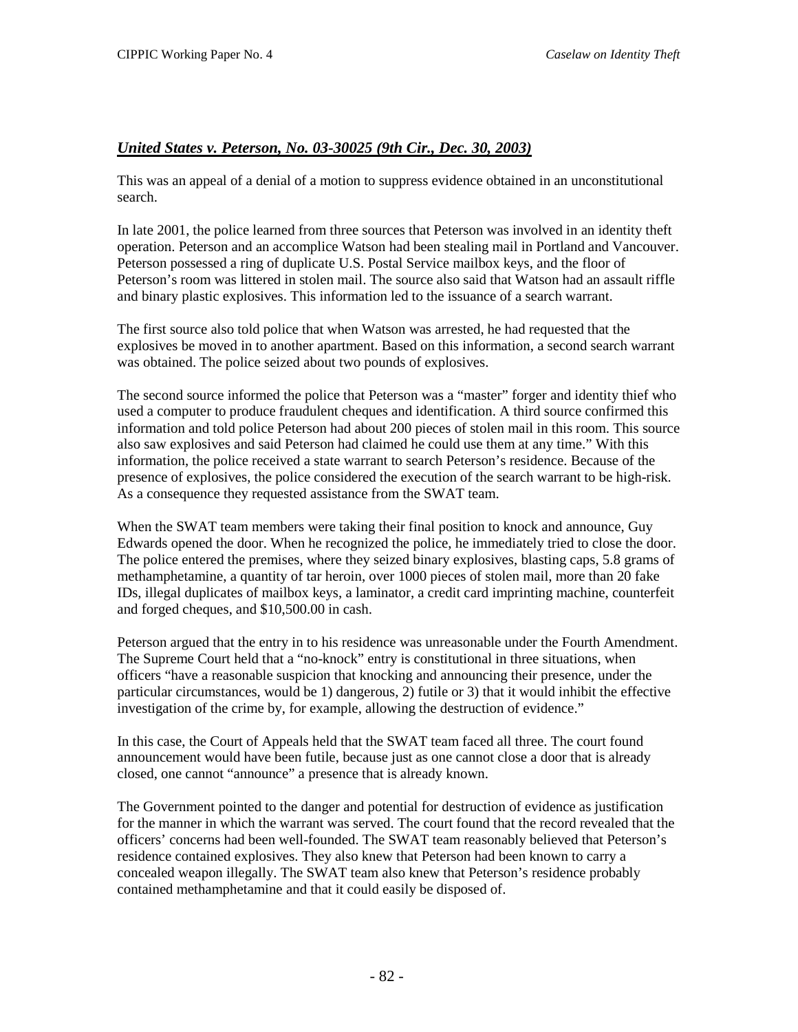## ***United States v. Peterson, No. 03-30025 (9th Cir., Dec. 30, 2003)***

This was an appeal of a denial of a motion to suppress evidence obtained in an unconstitutional search.

In late 2001, the police learned from three sources that Peterson was involved in an identity theft operation. Peterson and an accomplice Watson had been stealing mail in Portland and Vancouver. Peterson possessed a ring of duplicate U.S. Postal Service mailbox keys, and the floor of Peterson's room was littered in stolen mail. The source also said that Watson had an assault riffle and binary plastic explosives. This information led to the issuance of a search warrant.

The first source also told police that when Watson was arrested, he had requested that the explosives be moved in to another apartment. Based on this information, a second search warrant was obtained. The police seized about two pounds of explosives.

The second source informed the police that Peterson was a "master" forger and identity thief who used a computer to produce fraudulent cheques and identification. A third source confirmed this information and told police Peterson had about 200 pieces of stolen mail in this room. This source also saw explosives and said Peterson had claimed he could use them at any time." With this information, the police received a state warrant to search Peterson's residence. Because of the presence of explosives, the police considered the execution of the search warrant to be high-risk. As a consequence they requested assistance from the SWAT team.

When the SWAT team members were taking their final position to knock and announce, Guy Edwards opened the door. When he recognized the police, he immediately tried to close the door. The police entered the premises, where they seized binary explosives, blasting caps, 5.8 grams of methamphetamine, a quantity of tar heroin, over 1000 pieces of stolen mail, more than 20 fake IDs, illegal duplicates of mailbox keys, a laminator, a credit card imprinting machine, counterfeit and forged cheques, and $10,500.00 in cash.

Peterson argued that the entry in to his residence was unreasonable under the Fourth Amendment. The Supreme Court held that a "no-knock" entry is constitutional in three situations, when officers "have a reasonable suspicion that knocking and announcing their presence, under the particular circumstances, would be 1) dangerous, 2) futile or 3) that it would inhibit the effective investigation of the crime by, for example, allowing the destruction of evidence."

In this case, the Court of Appeals held that the SWAT team faced all three. The court found announcement would have been futile, because just as one cannot close a door that is already closed, one cannot "announce" a presence that is already known.

The Government pointed to the danger and potential for destruction of evidence as justification for the manner in which the warrant was served. The court found that the record revealed that the officers' concerns had been well-founded. The SWAT team reasonably believed that Peterson's residence contained explosives. They also knew that Peterson had been known to carry a concealed weapon illegally. The SWAT team also knew that Peterson's residence probably contained methamphetamine and that it could easily be disposed of.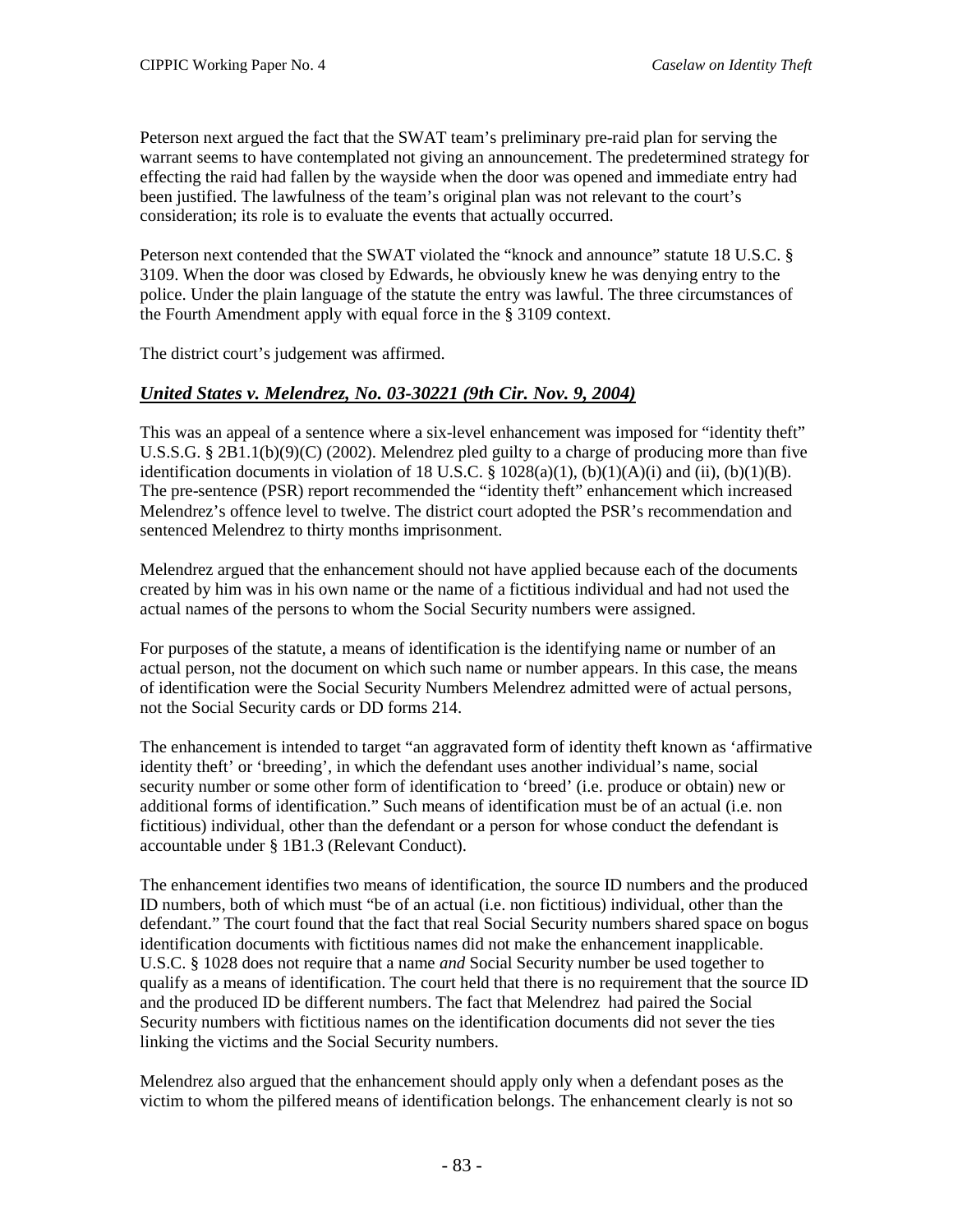Peterson next argued the fact that the SWAT team's preliminary pre-raid plan for serving the warrant seems to have contemplated not giving an announcement. The predetermined strategy for effecting the raid had fallen by the wayside when the door was opened and immediate entry had been justified. The lawfulness of the team's original plan was not relevant to the court's consideration; its role is to evaluate the events that actually occurred.

Peterson next contended that the SWAT violated the "knock and announce" statute 18 U.S.C. § 3109. When the door was closed by Edwards, he obviously knew he was denying entry to the police. Under the plain language of the statute the entry was lawful. The three circumstances of the Fourth Amendment apply with equal force in the § 3109 context.

The district court's judgement was affirmed.

## *United States v. Melendrez, No. 03-30221 (9th Cir. Nov. 9, 2004)*

This was an appeal of a sentence where a six-level enhancement was imposed for "identity theft" U.S.S.G. § 2B1.1(b)(9)(C) (2002). Melendrez pled guilty to a charge of producing more than five identification documents in violation of 18 U.S.C. § 1028(a)(1), (b)(1)(A)(i) and (ii), (b)(1)(B). The pre-sentence (PSR) report recommended the "identity theft" enhancement which increased Melendrez's offence level to twelve. The district court adopted the PSR's recommendation and sentenced Melendrez to thirty months imprisonment.

Melendrez argued that the enhancement should not have applied because each of the documents created by him was in his own name or the name of a fictitious individual and had not used the actual names of the persons to whom the Social Security numbers were assigned.

For purposes of the statute, a means of identification is the identifying name or number of an actual person, not the document on which such name or number appears. In this case, the means of identification were the Social Security Numbers Melendrez admitted were of actual persons, not the Social Security cards or DD forms 214.

The enhancement is intended to target "an aggravated form of identity theft known as 'affirmative identity theft' or 'breeding', in which the defendant uses another individual's name, social security number or some other form of identification to 'breed' (i.e. produce or obtain) new or additional forms of identification." Such means of identification must be of an actual (i.e. non fictitious) individual, other than the defendant or a person for whose conduct the defendant is accountable under § 1B1.3 (Relevant Conduct).

The enhancement identifies two means of identification, the source ID numbers and the produced ID numbers, both of which must "be of an actual (i.e. non fictitious) individual, other than the defendant." The court found that the fact that real Social Security numbers shared space on bogus identification documents with fictitious names did not make the enhancement inapplicable. U.S.C. § 1028 does not require that a name *and* Social Security number be used together to qualify as a means of identification. The court held that there is no requirement that the source ID and the produced ID be different numbers. The fact that Melendrez had paired the Social Security numbers with fictitious names on the identification documents did not sever the ties linking the victims and the Social Security numbers.

Melendrez also argued that the enhancement should apply only when a defendant poses as the victim to whom the pilfered means of identification belongs. The enhancement clearly is not so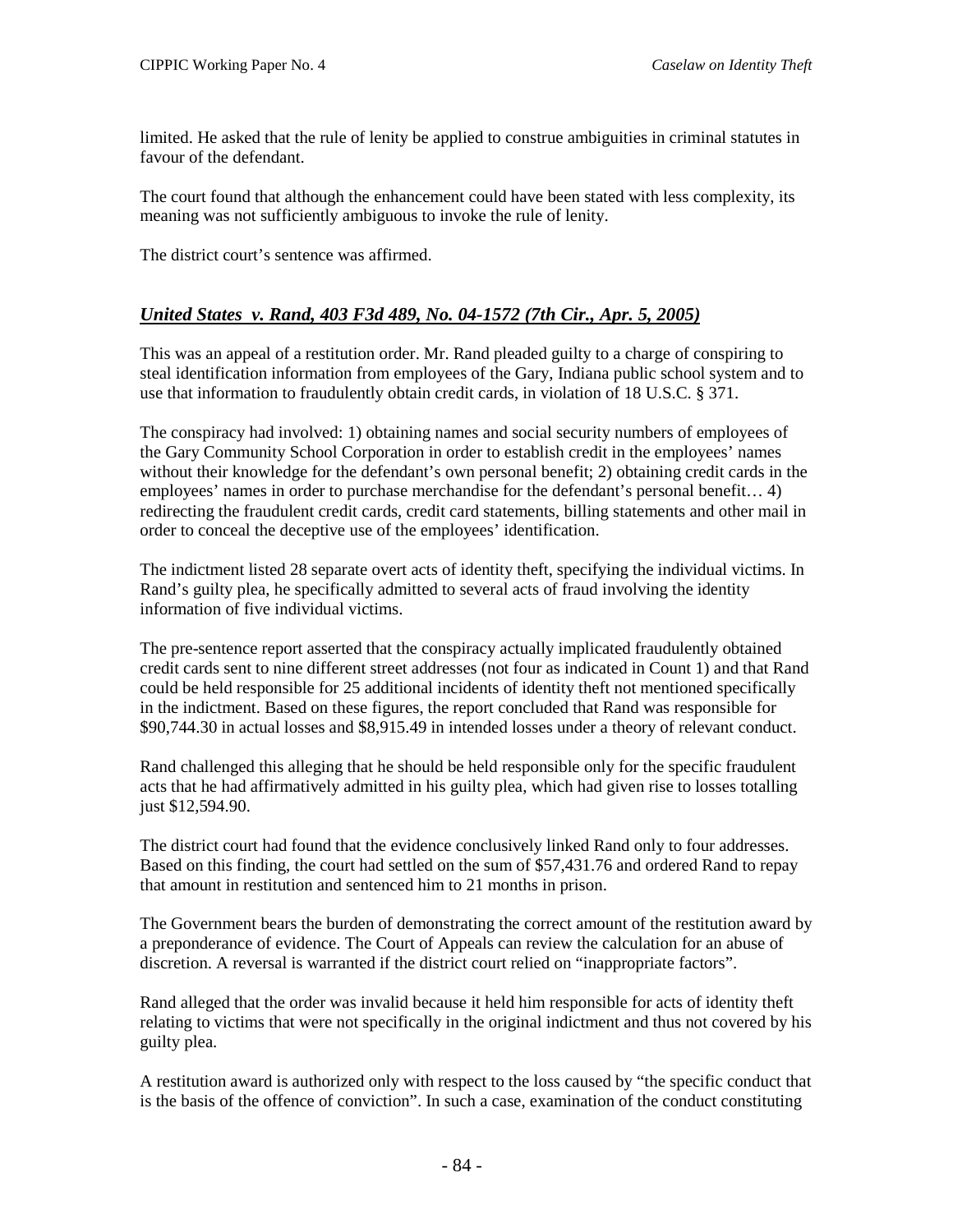limited. He asked that the rule of lenity be applied to construe ambiguities in criminal statutes in favour of the defendant.

The court found that although the enhancement could have been stated with less complexity, its meaning was not sufficiently ambiguous to invoke the rule of lenity.

The district court's sentence was affirmed.

### ***United States v. Rand, 403 F3d 489, No. 04-1572 (7th Cir., Apr. 5, 2005)***

This was an appeal of a restitution order. Mr. Rand pleaded guilty to a charge of conspiring to steal identification information from employees of the Gary, Indiana public school system and to use that information to fraudulently obtain credit cards, in violation of 18 U.S.C. § 371.

The conspiracy had involved: 1) obtaining names and social security numbers of employees of the Gary Community School Corporation in order to establish credit in the employees' names without their knowledge for the defendant's own personal benefit; 2) obtaining credit cards in the employees' names in order to purchase merchandise for the defendant's personal benefit… 4) redirecting the fraudulent credit cards, credit card statements, billing statements and other mail in order to conceal the deceptive use of the employees' identification.

The indictment listed 28 separate overt acts of identity theft, specifying the individual victims. In Rand's guilty plea, he specifically admitted to several acts of fraud involving the identity information of five individual victims.

The pre-sentence report asserted that the conspiracy actually implicated fraudulently obtained credit cards sent to nine different street addresses (not four as indicated in Count 1) and that Rand could be held responsible for 25 additional incidents of identity theft not mentioned specifically in the indictment. Based on these figures, the report concluded that Rand was responsible for $90,744.30 in actual losses and $8,915.49 in intended losses under a theory of relevant conduct.

Rand challenged this alleging that he should be held responsible only for the specific fraudulent acts that he had affirmatively admitted in his guilty plea, which had given rise to losses totalling just $12,594.90.

The district court had found that the evidence conclusively linked Rand only to four addresses. Based on this finding, the court had settled on the sum of $57,431.76 and ordered Rand to repay that amount in restitution and sentenced him to 21 months in prison.

The Government bears the burden of demonstrating the correct amount of the restitution award by a preponderance of evidence. The Court of Appeals can review the calculation for an abuse of discretion. A reversal is warranted if the district court relied on "inappropriate factors".

Rand alleged that the order was invalid because it held him responsible for acts of identity theft relating to victims that were not specifically in the original indictment and thus not covered by his guilty plea.

A restitution award is authorized only with respect to the loss caused by "the specific conduct that is the basis of the offence of conviction". In such a case, examination of the conduct constituting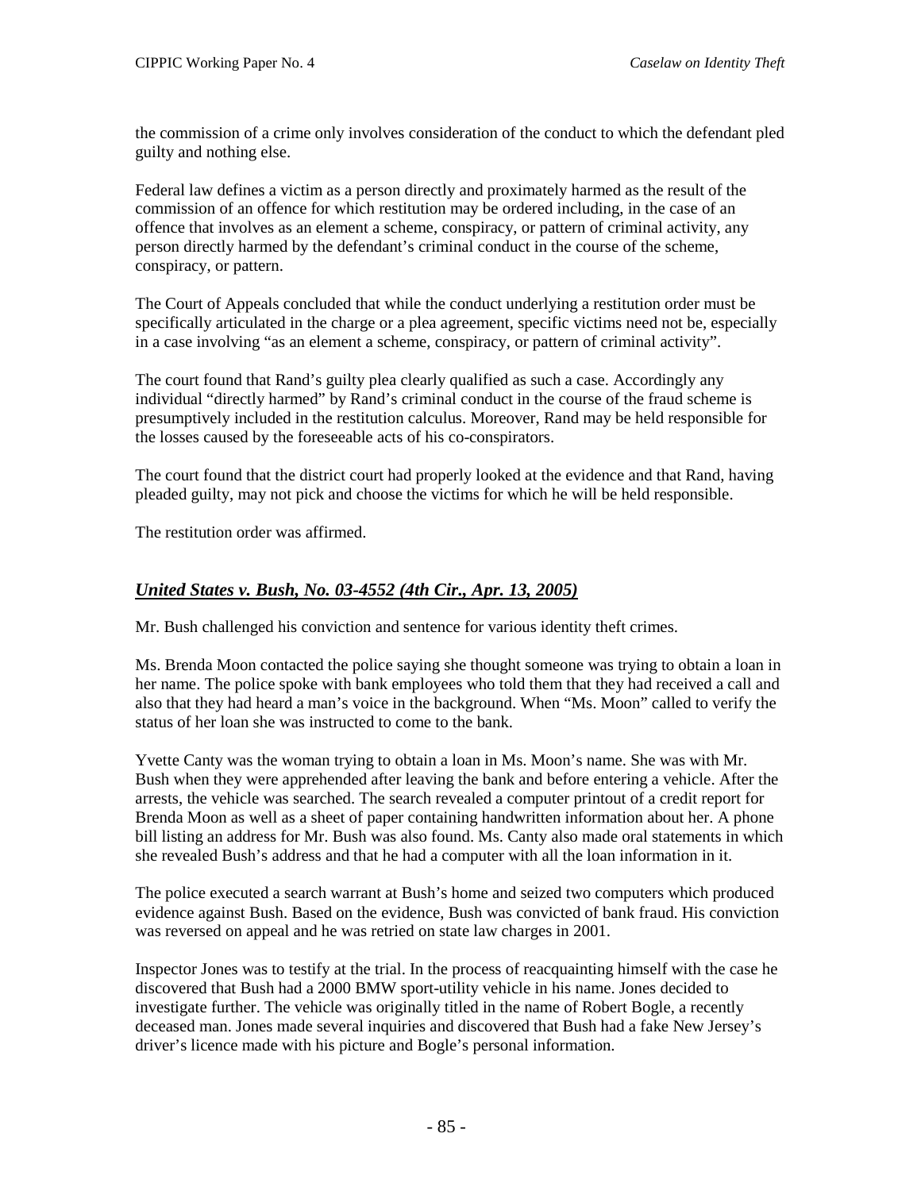the commission of a crime only involves consideration of the conduct to which the defendant pled guilty and nothing else.

Federal law defines a victim as a person directly and proximately harmed as the result of the commission of an offence for which restitution may be ordered including, in the case of an offence that involves as an element a scheme, conspiracy, or pattern of criminal activity, any person directly harmed by the defendant's criminal conduct in the course of the scheme, conspiracy, or pattern.

The Court of Appeals concluded that while the conduct underlying a restitution order must be specifically articulated in the charge or a plea agreement, specific victims need not be, especially in a case involving "as an element a scheme, conspiracy, or pattern of criminal activity".

The court found that Rand's guilty plea clearly qualified as such a case. Accordingly any individual "directly harmed" by Rand's criminal conduct in the course of the fraud scheme is presumptively included in the restitution calculus. Moreover, Rand may be held responsible for the losses caused by the foreseeable acts of his co-conspirators.

The court found that the district court had properly looked at the evidence and that Rand, having pleaded guilty, may not pick and choose the victims for which he will be held responsible.

The restitution order was affirmed.

## ***United States v. Bush, No. 03-4552 (4th Cir., Apr. 13, 2005)***

Mr. Bush challenged his conviction and sentence for various identity theft crimes.

Ms. Brenda Moon contacted the police saying she thought someone was trying to obtain a loan in her name. The police spoke with bank employees who told them that they had received a call and also that they had heard a man's voice in the background. When "Ms. Moon" called to verify the status of her loan she was instructed to come to the bank.

Yvette Canty was the woman trying to obtain a loan in Ms. Moon's name. She was with Mr. Bush when they were apprehended after leaving the bank and before entering a vehicle. After the arrests, the vehicle was searched. The search revealed a computer printout of a credit report for Brenda Moon as well as a sheet of paper containing handwritten information about her. A phone bill listing an address for Mr. Bush was also found. Ms. Canty also made oral statements in which she revealed Bush's address and that he had a computer with all the loan information in it.

The police executed a search warrant at Bush's home and seized two computers which produced evidence against Bush. Based on the evidence, Bush was convicted of bank fraud. His conviction was reversed on appeal and he was retried on state law charges in 2001.

Inspector Jones was to testify at the trial. In the process of reacquainting himself with the case he discovered that Bush had a 2000 BMW sport-utility vehicle in his name. Jones decided to investigate further. The vehicle was originally titled in the name of Robert Bogle, a recently deceased man. Jones made several inquiries and discovered that Bush had a fake New Jersey's driver's licence made with his picture and Bogle's personal information.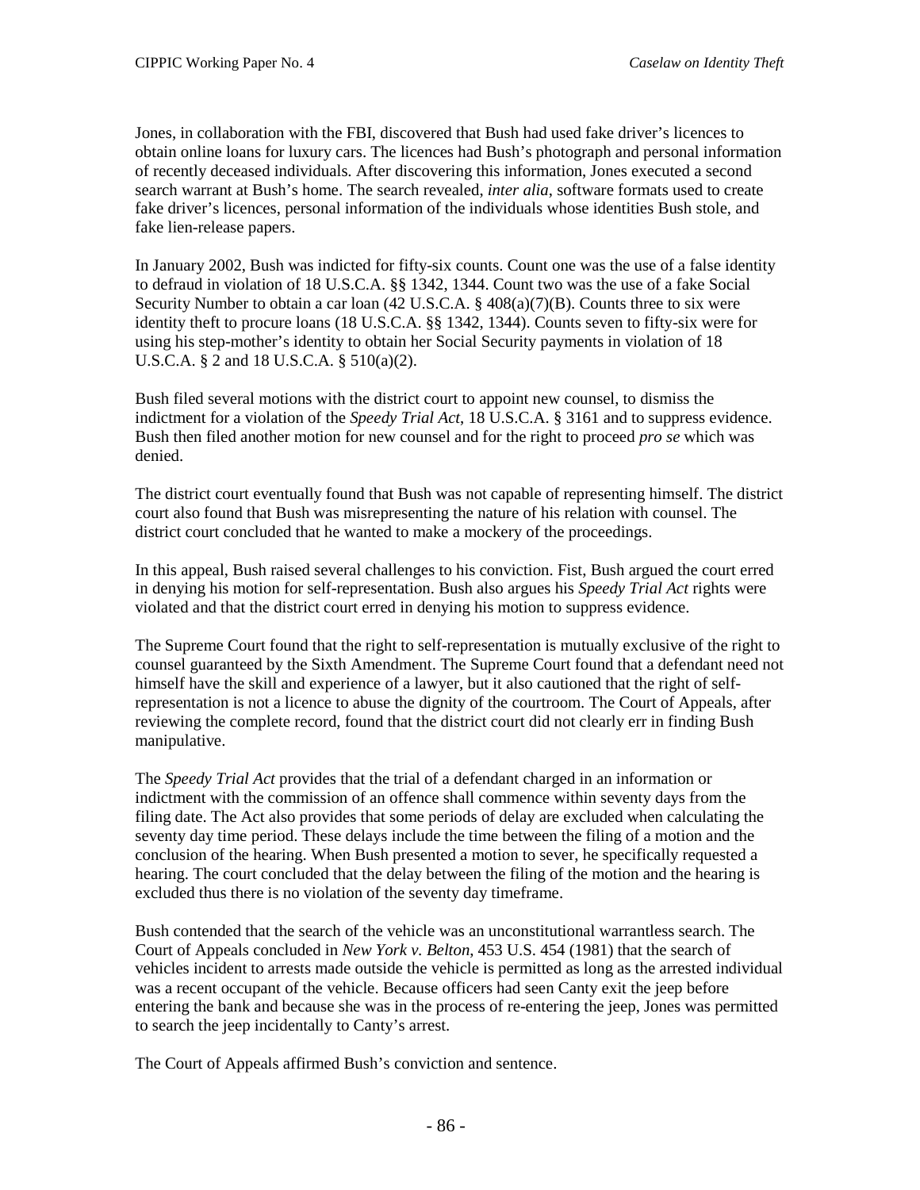Jones, in collaboration with the FBI, discovered that Bush had used fake driver's licences to obtain online loans for luxury cars. The licences had Bush's photograph and personal information of recently deceased individuals. After discovering this information, Jones executed a second search warrant at Bush's home. The search revealed, *inter alia*, software formats used to create fake driver's licences, personal information of the individuals whose identities Bush stole, and fake lien-release papers.

In January 2002, Bush was indicted for fifty-six counts. Count one was the use of a false identity to defraud in violation of 18 U.S.C.A. §§ 1342, 1344. Count two was the use of a fake Social Security Number to obtain a car loan (42 U.S.C.A. § 408(a)(7)(B). Counts three to six were identity theft to procure loans (18 U.S.C.A. §§ 1342, 1344). Counts seven to fifty-six were for using his step-mother's identity to obtain her Social Security payments in violation of 18 U.S.C.A. § 2 and 18 U.S.C.A. § 510(a)(2).

Bush filed several motions with the district court to appoint new counsel, to dismiss the indictment for a violation of the *Speedy Trial Act*, 18 U.S.C.A. § 3161 and to suppress evidence. Bush then filed another motion for new counsel and for the right to proceed *pro se* which was denied.

The district court eventually found that Bush was not capable of representing himself. The district court also found that Bush was misrepresenting the nature of his relation with counsel. The district court concluded that he wanted to make a mockery of the proceedings.

In this appeal, Bush raised several challenges to his conviction. Fist, Bush argued the court erred in denying his motion for self-representation. Bush also argues his *Speedy Trial Act* rights were violated and that the district court erred in denying his motion to suppress evidence.

The Supreme Court found that the right to self-representation is mutually exclusive of the right to counsel guaranteed by the Sixth Amendment. The Supreme Court found that a defendant need not himself have the skill and experience of a lawyer, but it also cautioned that the right of self-representation is not a licence to abuse the dignity of the courtroom. The Court of Appeals, after reviewing the complete record, found that the district court did not clearly err in finding Bush manipulative.

The *Speedy Trial Act* provides that the trial of a defendant charged in an information or indictment with the commission of an offence shall commence within seventy days from the filing date. The Act also provides that some periods of delay are excluded when calculating the seventy day time period. These delays include the time between the filing of a motion and the conclusion of the hearing. When Bush presented a motion to sever, he specifically requested a hearing. The court concluded that the delay between the filing of the motion and the hearing is excluded thus there is no violation of the seventy day timeframe.

Bush contended that the search of the vehicle was an unconstitutional warrantless search. The Court of Appeals concluded in *New York v. Belton*, 453 U.S. 454 (1981) that the search of vehicles incident to arrests made outside the vehicle is permitted as long as the arrested individual was a recent occupant of the vehicle. Because officers had seen Canty exit the jeep before entering the bank and because she was in the process of re-entering the jeep, Jones was permitted to search the jeep incidentally to Canty's arrest.

The Court of Appeals affirmed Bush's conviction and sentence.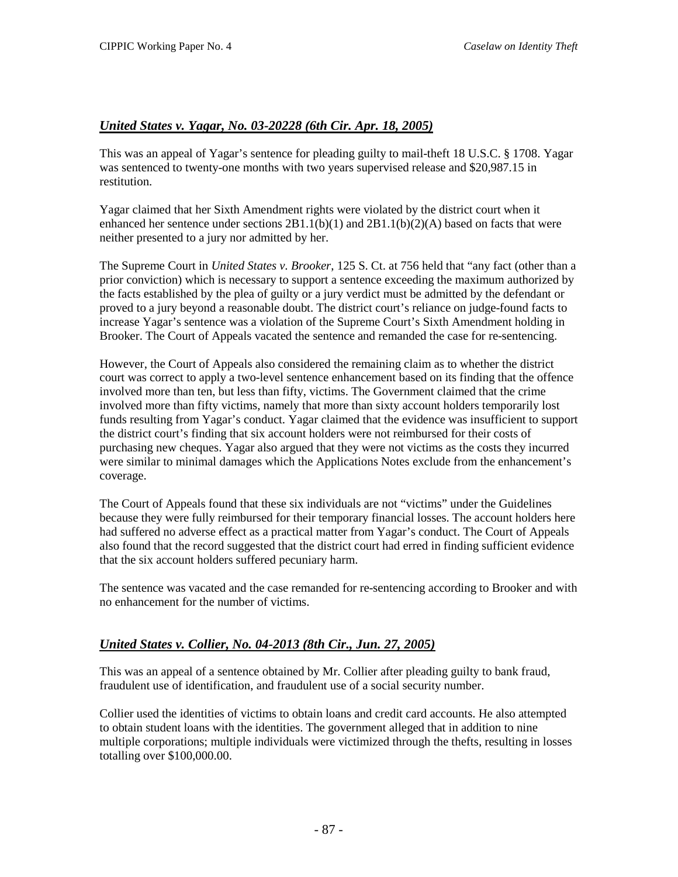## *United States v. Yagar, No. 03-20228 (6th Cir. Apr. 18, 2005)*

This was an appeal of Yagar's sentence for pleading guilty to mail-theft 18 U.S.C. § 1708. Yagar was sentenced to twenty-one months with two years supervised release and $20,987.15 in restitution.

Yagar claimed that her Sixth Amendment rights were violated by the district court when it enhanced her sentence under sections 2B1.1(b)(1) and 2B1.1(b)(2)(A) based on facts that were neither presented to a jury nor admitted by her.

The Supreme Court in *United States v. Brooker*, 125 S. Ct. at 756 held that "any fact (other than a prior conviction) which is necessary to support a sentence exceeding the maximum authorized by the facts established by the plea of guilty or a jury verdict must be admitted by the defendant or proved to a jury beyond a reasonable doubt. The district court's reliance on judge-found facts to increase Yagar's sentence was a violation of the Supreme Court's Sixth Amendment holding in Brooker. The Court of Appeals vacated the sentence and remanded the case for re-sentencing.

However, the Court of Appeals also considered the remaining claim as to whether the district court was correct to apply a two-level sentence enhancement based on its finding that the offence involved more than ten, but less than fifty, victims. The Government claimed that the crime involved more than fifty victims, namely that more than sixty account holders temporarily lost funds resulting from Yagar's conduct. Yagar claimed that the evidence was insufficient to support the district court's finding that six account holders were not reimbursed for their costs of purchasing new cheques. Yagar also argued that they were not victims as the costs they incurred were similar to minimal damages which the Applications Notes exclude from the enhancement's coverage.

The Court of Appeals found that these six individuals are not "victims" under the Guidelines because they were fully reimbursed for their temporary financial losses. The account holders here had suffered no adverse effect as a practical matter from Yagar's conduct. The Court of Appeals also found that the record suggested that the district court had erred in finding sufficient evidence that the six account holders suffered pecuniary harm.

The sentence was vacated and the case remanded for re-sentencing according to Brooker and with no enhancement for the number of victims.

## *United States v. Collier, No. 04-2013 (8th Cir., Jun. 27, 2005)*

This was an appeal of a sentence obtained by Mr. Collier after pleading guilty to bank fraud, fraudulent use of identification, and fraudulent use of a social security number.

Collier used the identities of victims to obtain loans and credit card accounts. He also attempted to obtain student loans with the identities. The government alleged that in addition to nine multiple corporations; multiple individuals were victimized through the thefts, resulting in losses totalling over $100,000.00.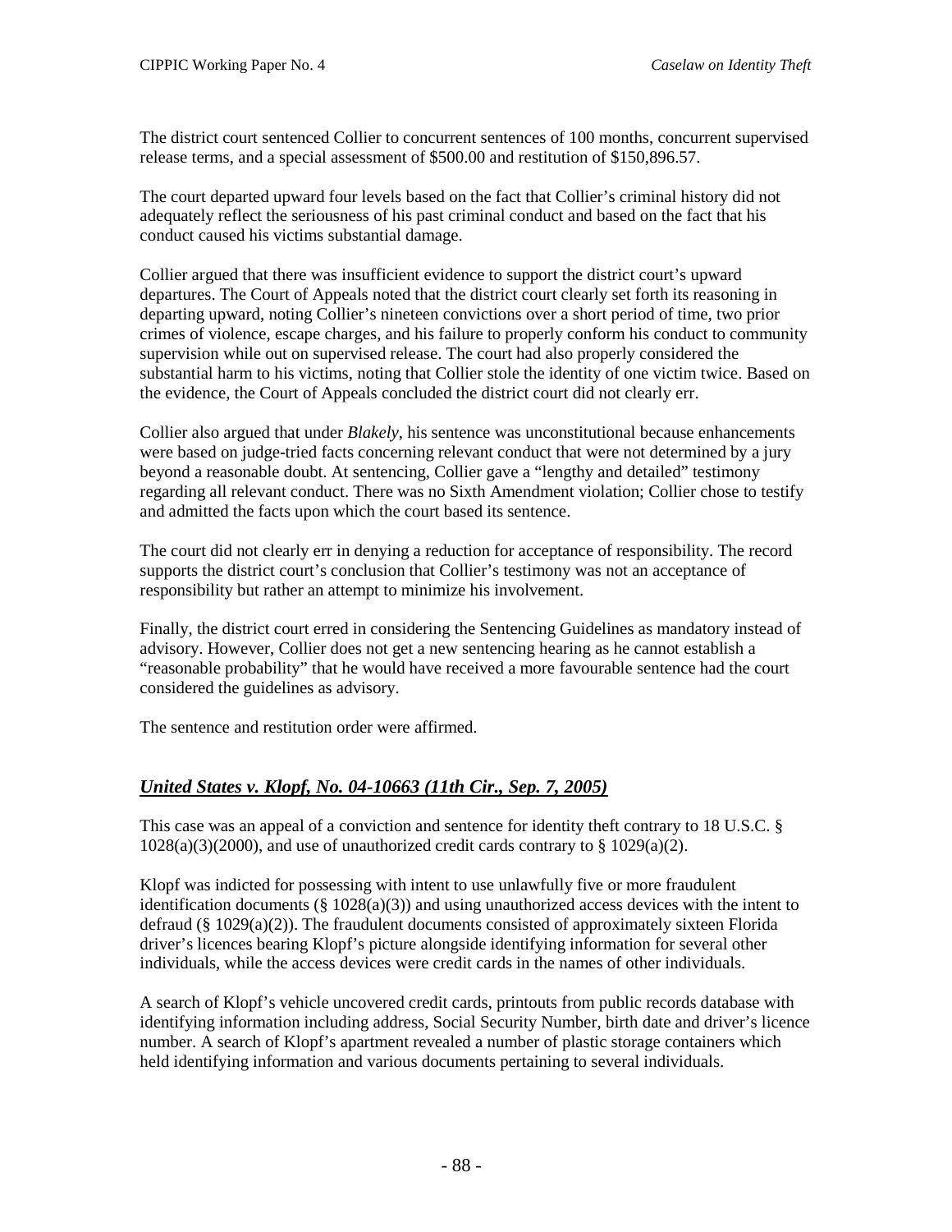The district court sentenced Collier to concurrent sentences of 100 months, concurrent supervised release terms, and a special assessment of $500.00 and restitution of $150,896.57.

The court departed upward four levels based on the fact that Collier's criminal history did not adequately reflect the seriousness of his past criminal conduct and based on the fact that his conduct caused his victims substantial damage.

Collier argued that there was insufficient evidence to support the district court's upward departures. The Court of Appeals noted that the district court clearly set forth its reasoning in departing upward, noting Collier's nineteen convictions over a short period of time, two prior crimes of violence, escape charges, and his failure to properly conform his conduct to community supervision while out on supervised release. The court had also properly considered the substantial harm to his victims, noting that Collier stole the identity of one victim twice. Based on the evidence, the Court of Appeals concluded the district court did not clearly err.

Collier also argued that under *Blakely*, his sentence was unconstitutional because enhancements were based on judge-tried facts concerning relevant conduct that were not determined by a jury beyond a reasonable doubt. At sentencing, Collier gave a "lengthy and detailed" testimony regarding all relevant conduct. There was no Sixth Amendment violation; Collier chose to testify and admitted the facts upon which the court based its sentence.

The court did not clearly err in denying a reduction for acceptance of responsibility. The record supports the district court's conclusion that Collier's testimony was not an acceptance of responsibility but rather an attempt to minimize his involvement.

Finally, the district court erred in considering the Sentencing Guidelines as mandatory instead of advisory. However, Collier does not get a new sentencing hearing as he cannot establish a "reasonable probability" that he would have received a more favourable sentence had the court considered the guidelines as advisory.

The sentence and restitution order were affirmed.

## ***United States v. Klopf, No. 04-10663 (11th Cir., Sep. 7, 2005)***

This case was an appeal of a conviction and sentence for identity theft contrary to 18 U.S.C. § 1028(a)(3)(2000), and use of unauthorized credit cards contrary to § 1029(a)(2).

Klopf was indicted for possessing with intent to use unlawfully five or more fraudulent identification documents (§ 1028(a)(3)) and using unauthorized access devices with the intent to defraud (§ 1029(a)(2)). The fraudulent documents consisted of approximately sixteen Florida driver's licences bearing Klopf's picture alongside identifying information for several other individuals, while the access devices were credit cards in the names of other individuals.

A search of Klopf's vehicle uncovered credit cards, printouts from public records database with identifying information including address, Social Security Number, birth date and driver's licence number. A search of Klopf's apartment revealed a number of plastic storage containers which held identifying information and various documents pertaining to several individuals.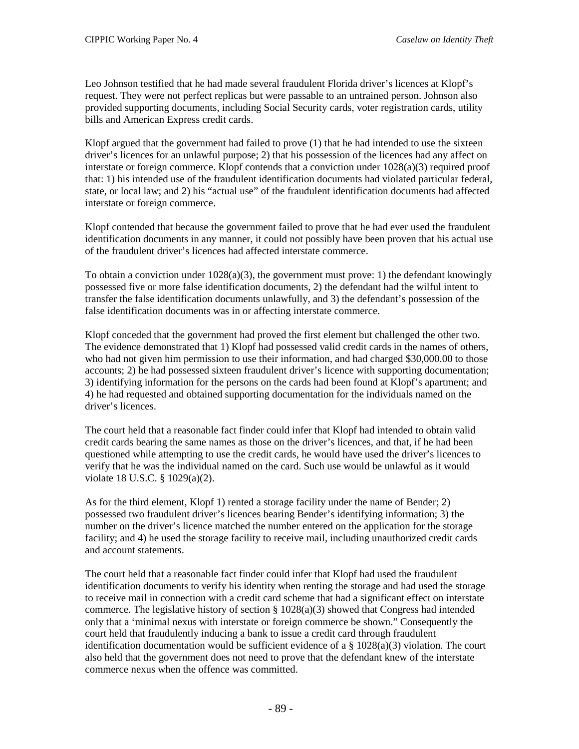Leo Johnson testified that he had made several fraudulent Florida driver's licences at Klopf's request. They were not perfect replicas but were passable to an untrained person. Johnson also provided supporting documents, including Social Security cards, voter registration cards, utility bills and American Express credit cards.

Klopf argued that the government had failed to prove (1) that he had intended to use the sixteen driver's licences for an unlawful purpose; 2) that his possession of the licences had any affect on interstate or foreign commerce. Klopf contends that a conviction under 1028(a)(3) required proof that: 1) his intended use of the fraudulent identification documents had violated particular federal, state, or local law; and 2) his "actual use" of the fraudulent identification documents had affected interstate or foreign commerce.

Klopf contended that because the government failed to prove that he had ever used the fraudulent identification documents in any manner, it could not possibly have been proven that his actual use of the fraudulent driver's licences had affected interstate commerce.

To obtain a conviction under 1028(a)(3), the government must prove: 1) the defendant knowingly possessed five or more false identification documents, 2) the defendant had the wilful intent to transfer the false identification documents unlawfully, and 3) the defendant's possession of the false identification documents was in or affecting interstate commerce.

Klopf conceded that the government had proved the first element but challenged the other two. The evidence demonstrated that 1) Klopf had possessed valid credit cards in the names of others, who had not given him permission to use their information, and had charged $30,000.00 to those accounts; 2) he had possessed sixteen fraudulent driver's licence with supporting documentation; 3) identifying information for the persons on the cards had been found at Klopf's apartment; and 4) he had requested and obtained supporting documentation for the individuals named on the driver's licences.

The court held that a reasonable fact finder could infer that Klopf had intended to obtain valid credit cards bearing the same names as those on the driver's licences, and that, if he had been questioned while attempting to use the credit cards, he would have used the driver's licences to verify that he was the individual named on the card. Such use would be unlawful as it would violate 18 U.S.C. § 1029(a)(2).

As for the third element, Klopf 1) rented a storage facility under the name of Bender; 2) possessed two fraudulent driver's licences bearing Bender's identifying information; 3) the number on the driver's licence matched the number entered on the application for the storage facility; and 4) he used the storage facility to receive mail, including unauthorized credit cards and account statements.

The court held that a reasonable fact finder could infer that Klopf had used the fraudulent identification documents to verify his identity when renting the storage and had used the storage to receive mail in connection with a credit card scheme that had a significant effect on interstate commerce. The legislative history of section § 1028(a)(3) showed that Congress had intended only that a 'minimal nexus with interstate or foreign commerce be shown." Consequently the court held that fraudulently inducing a bank to issue a credit card through fraudulent identification documentation would be sufficient evidence of a § 1028(a)(3) violation. The court also held that the government does not need to prove that the defendant knew of the interstate commerce nexus when the offence was committed.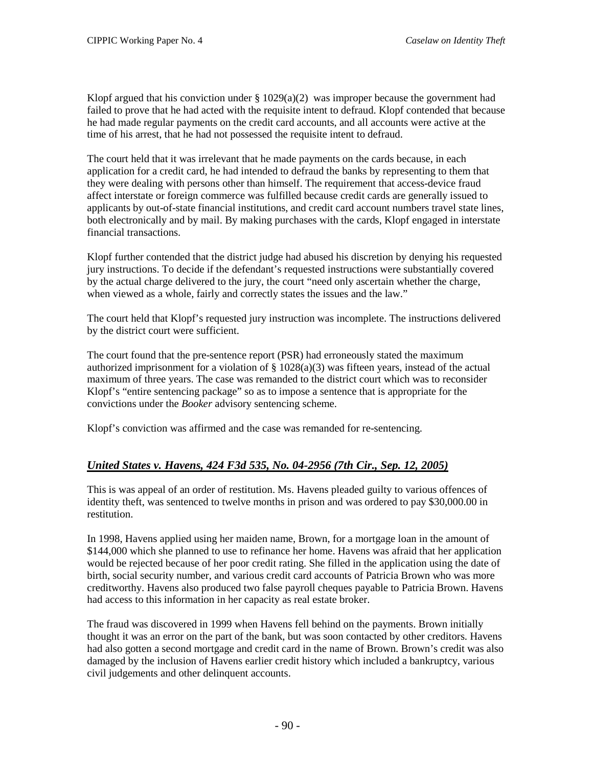Klopf argued that his conviction under § 1029(a)(2) was improper because the government had failed to prove that he had acted with the requisite intent to defraud. Klopf contended that because he had made regular payments on the credit card accounts, and all accounts were active at the time of his arrest, that he had not possessed the requisite intent to defraud.

The court held that it was irrelevant that he made payments on the cards because, in each application for a credit card, he had intended to defraud the banks by representing to them that they were dealing with persons other than himself. The requirement that access-device fraud affect interstate or foreign commerce was fulfilled because credit cards are generally issued to applicants by out-of-state financial institutions, and credit card account numbers travel state lines, both electronically and by mail. By making purchases with the cards, Klopf engaged in interstate financial transactions.

Klopf further contended that the district judge had abused his discretion by denying his requested jury instructions. To decide if the defendant's requested instructions were substantially covered by the actual charge delivered to the jury, the court "need only ascertain whether the charge, when viewed as a whole, fairly and correctly states the issues and the law."

The court held that Klopf's requested jury instruction was incomplete. The instructions delivered by the district court were sufficient.

The court found that the pre-sentence report (PSR) had erroneously stated the maximum authorized imprisonment for a violation of § 1028(a)(3) was fifteen years, instead of the actual maximum of three years. The case was remanded to the district court which was to reconsider Klopf's "entire sentencing package" so as to impose a sentence that is appropriate for the convictions under the *Booker* advisory sentencing scheme.

Klopf's conviction was affirmed and the case was remanded for re-sentencing.

### ***United States v. Havens, 424 F3d 535, No. 04-2956 (7th Cir., Sep. 12, 2005)***

This is was appeal of an order of restitution. Ms. Havens pleaded guilty to various offences of identity theft, was sentenced to twelve months in prison and was ordered to pay $30,000.00 in restitution.

In 1998, Havens applied using her maiden name, Brown, for a mortgage loan in the amount of $144,000 which she planned to use to refinance her home. Havens was afraid that her application would be rejected because of her poor credit rating. She filled in the application using the date of birth, social security number, and various credit card accounts of Patricia Brown who was more creditworthy. Havens also produced two false payroll cheques payable to Patricia Brown. Havens had access to this information in her capacity as real estate broker.

The fraud was discovered in 1999 when Havens fell behind on the payments. Brown initially thought it was an error on the part of the bank, but was soon contacted by other creditors. Havens had also gotten a second mortgage and credit card in the name of Brown. Brown's credit was also damaged by the inclusion of Havens earlier credit history which included a bankruptcy, various civil judgements and other delinquent accounts.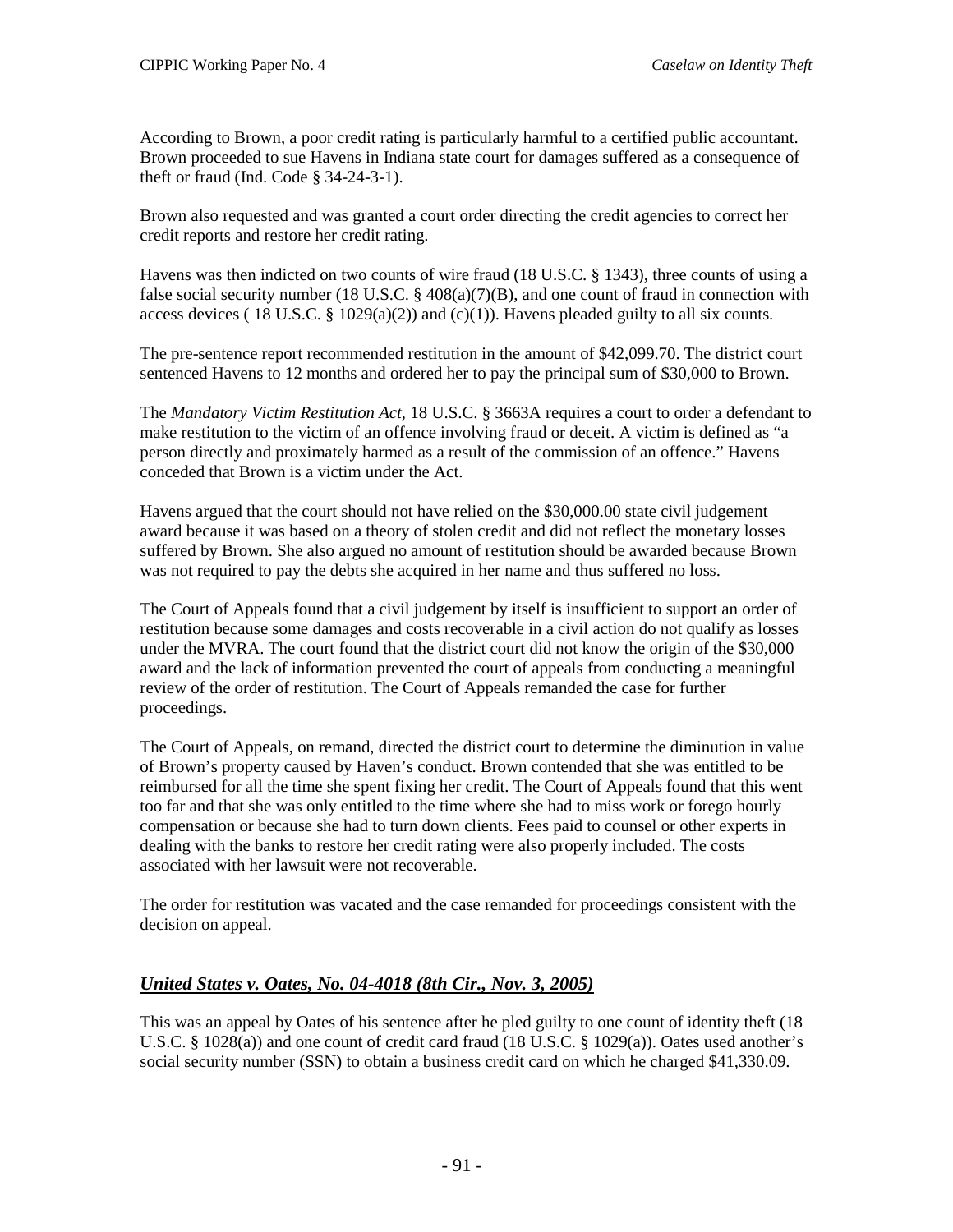According to Brown, a poor credit rating is particularly harmful to a certified public accountant. Brown proceeded to sue Havens in Indiana state court for damages suffered as a consequence of theft or fraud (Ind. Code § 34-24-3-1).

Brown also requested and was granted a court order directing the credit agencies to correct her credit reports and restore her credit rating.

Havens was then indicted on two counts of wire fraud (18 U.S.C. § 1343), three counts of using a false social security number (18 U.S.C. § 408(a)(7)(B), and one count of fraud in connection with access devices ( 18 U.S.C. § 1029(a)(2)) and (c)(1)). Havens pleaded guilty to all six counts.

The pre-sentence report recommended restitution in the amount of $42,099.70. The district court sentenced Havens to 12 months and ordered her to pay the principal sum of $30,000 to Brown.

The *Mandatory Victim Restitution Act*, 18 U.S.C. § 3663A requires a court to order a defendant to make restitution to the victim of an offence involving fraud or deceit. A victim is defined as "a person directly and proximately harmed as a result of the commission of an offence." Havens conceded that Brown is a victim under the Act.

Havens argued that the court should not have relied on the $30,000.00 state civil judgement award because it was based on a theory of stolen credit and did not reflect the monetary losses suffered by Brown. She also argued no amount of restitution should be awarded because Brown was not required to pay the debts she acquired in her name and thus suffered no loss.

The Court of Appeals found that a civil judgement by itself is insufficient to support an order of restitution because some damages and costs recoverable in a civil action do not qualify as losses under the MVRA. The court found that the district court did not know the origin of the $30,000 award and the lack of information prevented the court of appeals from conducting a meaningful review of the order of restitution. The Court of Appeals remanded the case for further proceedings.

The Court of Appeals, on remand, directed the district court to determine the diminution in value of Brown's property caused by Haven's conduct. Brown contended that she was entitled to be reimbursed for all the time she spent fixing her credit. The Court of Appeals found that this went too far and that she was only entitled to the time where she had to miss work or forego hourly compensation or because she had to turn down clients. Fees paid to counsel or other experts in dealing with the banks to restore her credit rating were also properly included. The costs associated with her lawsuit were not recoverable.

The order for restitution was vacated and the case remanded for proceedings consistent with the decision on appeal.

## *United States v. Oates, No. 04-4018 (8th Cir., Nov. 3, 2005)*

This was an appeal by Oates of his sentence after he pled guilty to one count of identity theft (18 U.S.C. § 1028(a)) and one count of credit card fraud (18 U.S.C. § 1029(a)). Oates used another's social security number (SSN) to obtain a business credit card on which he charged $41,330.09.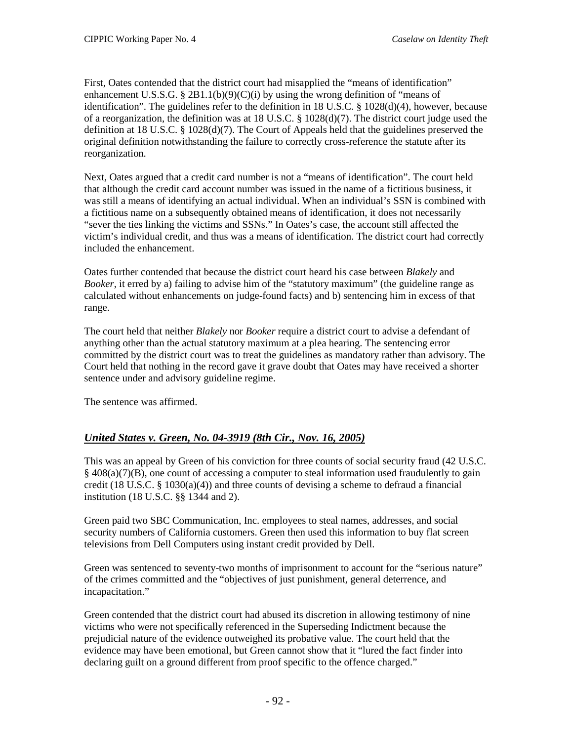First, Oates contended that the district court had misapplied the "means of identification" enhancement U.S.S.G. § 2B1.1(b)(9)(C)(i) by using the wrong definition of "means of identification". The guidelines refer to the definition in 18 U.S.C. § 1028(d)(4), however, because of a reorganization, the definition was at 18 U.S.C. § 1028(d)(7). The district court judge used the definition at 18 U.S.C. § 1028(d)(7). The Court of Appeals held that the guidelines preserved the original definition notwithstanding the failure to correctly cross-reference the statute after its reorganization.

Next, Oates argued that a credit card number is not a "means of identification". The court held that although the credit card account number was issued in the name of a fictitious business, it was still a means of identifying an actual individual. When an individual's SSN is combined with a fictitious name on a subsequently obtained means of identification, it does not necessarily "sever the ties linking the victims and SSNs." In Oates's case, the account still affected the victim's individual credit, and thus was a means of identification. The district court had correctly included the enhancement.

Oates further contended that because the district court heard his case between *Blakely* and *Booker*, it erred by a) failing to advise him of the "statutory maximum" (the guideline range as calculated without enhancements on judge-found facts) and b) sentencing him in excess of that range.

The court held that neither *Blakely* nor *Booker* require a district court to advise a defendant of anything other than the actual statutory maximum at a plea hearing. The sentencing error committed by the district court was to treat the guidelines as mandatory rather than advisory. The Court held that nothing in the record gave it grave doubt that Oates may have received a shorter sentence under and advisory guideline regime.

The sentence was affirmed.

## ***United States v. Green, No. 04-3919 (8th Cir., Nov. 16, 2005)***

This was an appeal by Green of his conviction for three counts of social security fraud (42 U.S.C. § 408(a)(7)(B), one count of accessing a computer to steal information used fraudulently to gain credit (18 U.S.C. § 1030(a)(4)) and three counts of devising a scheme to defraud a financial institution (18 U.S.C. §§ 1344 and 2).

Green paid two SBC Communication, Inc. employees to steal names, addresses, and social security numbers of California customers. Green then used this information to buy flat screen televisions from Dell Computers using instant credit provided by Dell.

Green was sentenced to seventy-two months of imprisonment to account for the "serious nature" of the crimes committed and the "objectives of just punishment, general deterrence, and incapacitation."

Green contended that the district court had abused its discretion in allowing testimony of nine victims who were not specifically referenced in the Superseding Indictment because the prejudicial nature of the evidence outweighed its probative value. The court held that the evidence may have been emotional, but Green cannot show that it "lured the fact finder into declaring guilt on a ground different from proof specific to the offence charged."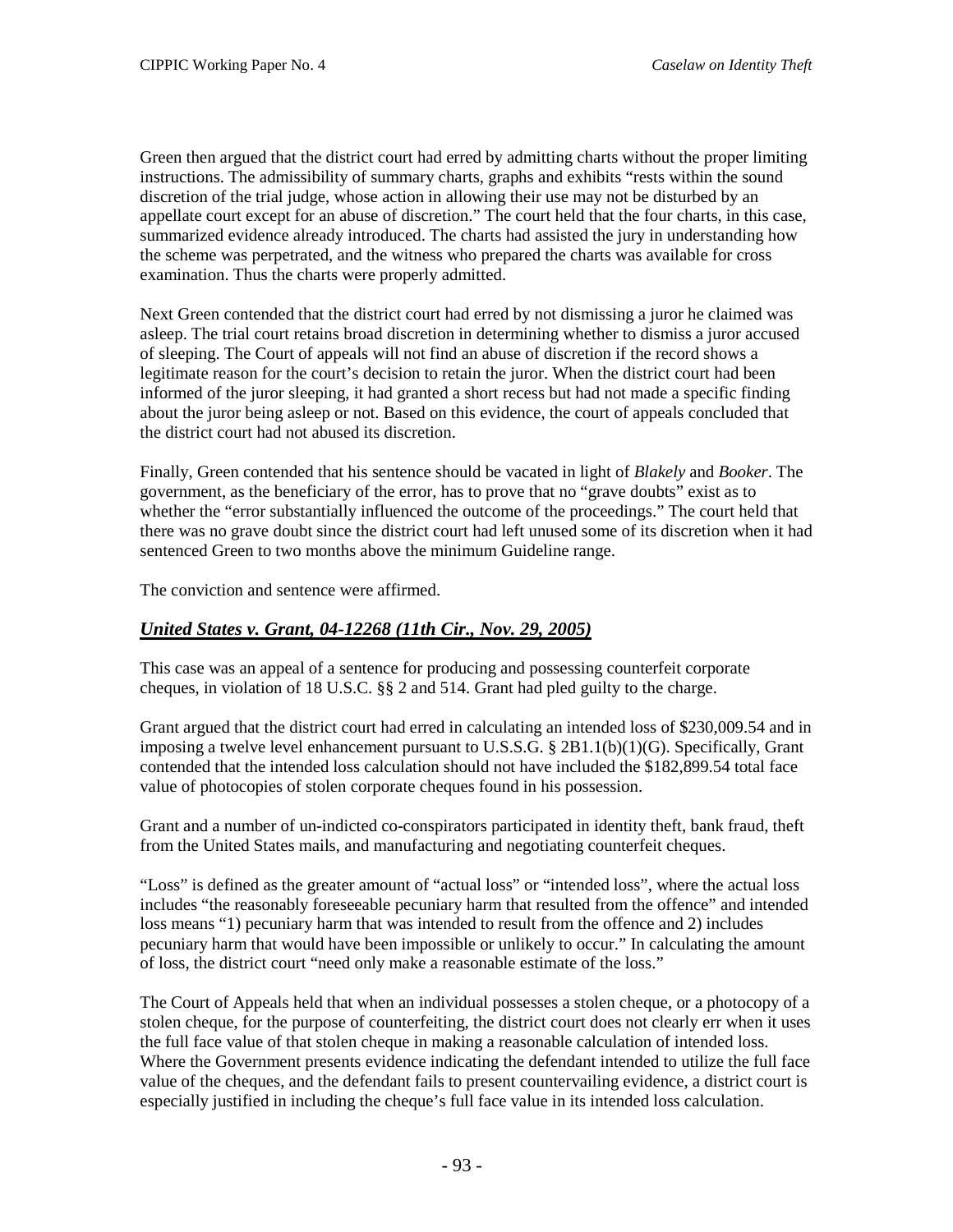Green then argued that the district court had erred by admitting charts without the proper limiting instructions. The admissibility of summary charts, graphs and exhibits "rests within the sound discretion of the trial judge, whose action in allowing their use may not be disturbed by an appellate court except for an abuse of discretion." The court held that the four charts, in this case, summarized evidence already introduced. The charts had assisted the jury in understanding how the scheme was perpetrated, and the witness who prepared the charts was available for cross examination. Thus the charts were properly admitted.

Next Green contended that the district court had erred by not dismissing a juror he claimed was asleep. The trial court retains broad discretion in determining whether to dismiss a juror accused of sleeping. The Court of appeals will not find an abuse of discretion if the record shows a legitimate reason for the court's decision to retain the juror. When the district court had been informed of the juror sleeping, it had granted a short recess but had not made a specific finding about the juror being asleep or not. Based on this evidence, the court of appeals concluded that the district court had not abused its discretion.

Finally, Green contended that his sentence should be vacated in light of *Blakely* and *Booker*. The government, as the beneficiary of the error, has to prove that no "grave doubts" exist as to whether the "error substantially influenced the outcome of the proceedings." The court held that there was no grave doubt since the district court had left unused some of its discretion when it had sentenced Green to two months above the minimum Guideline range.

The conviction and sentence were affirmed.

## ***United States v. Grant, 04-12268 (11th Cir., Nov. 29, 2005)***

This case was an appeal of a sentence for producing and possessing counterfeit corporate cheques, in violation of 18 U.S.C. §§ 2 and 514. Grant had pled guilty to the charge.

Grant argued that the district court had erred in calculating an intended loss of $230,009.54 and in imposing a twelve level enhancement pursuant to U.S.S.G. § 2B1.1(b)(1)(G). Specifically, Grant contended that the intended loss calculation should not have included the $182,899.54 total face value of photocopies of stolen corporate cheques found in his possession.

Grant and a number of un-indicted co-conspirators participated in identity theft, bank fraud, theft from the United States mails, and manufacturing and negotiating counterfeit cheques.

"Loss" is defined as the greater amount of "actual loss" or "intended loss", where the actual loss includes "the reasonably foreseeable pecuniary harm that resulted from the offence" and intended loss means "1) pecuniary harm that was intended to result from the offence and 2) includes pecuniary harm that would have been impossible or unlikely to occur." In calculating the amount of loss, the district court "need only make a reasonable estimate of the loss."

The Court of Appeals held that when an individual possesses a stolen cheque, or a photocopy of a stolen cheque, for the purpose of counterfeiting, the district court does not clearly err when it uses the full face value of that stolen cheque in making a reasonable calculation of intended loss. Where the Government presents evidence indicating the defendant intended to utilize the full face value of the cheques, and the defendant fails to present countervailing evidence, a district court is especially justified in including the cheque's full face value in its intended loss calculation.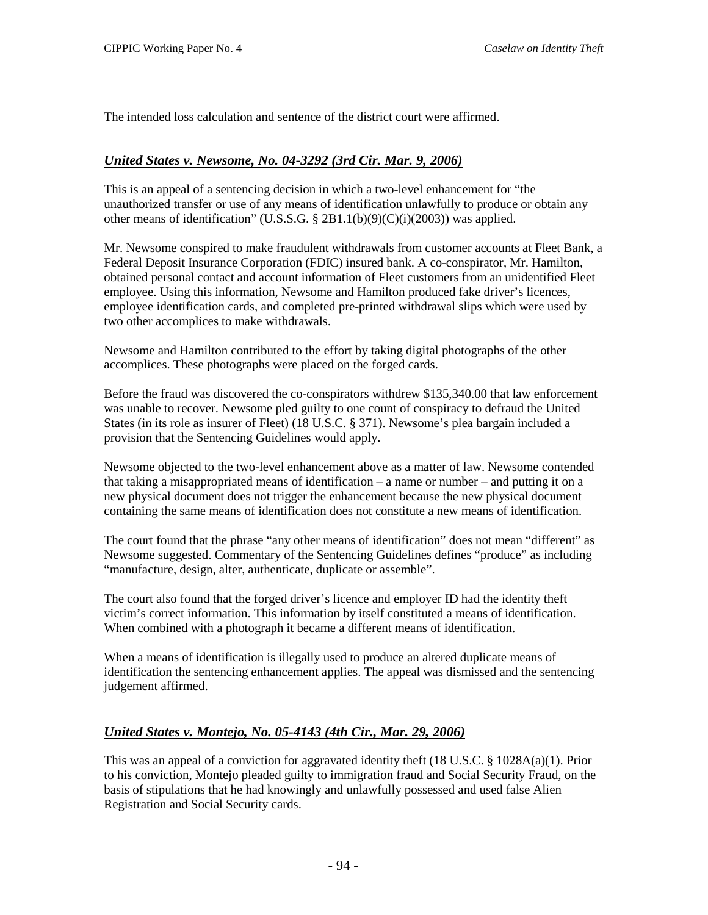The intended loss calculation and sentence of the district court were affirmed.

### *United States v. Newsome, No. 04-3292 (3rd Cir. Mar. 9, 2006)*

This is an appeal of a sentencing decision in which a two-level enhancement for "the unauthorized transfer or use of any means of identification unlawfully to produce or obtain any other means of identification" (U.S.S.G. § 2B1.1(b)(9)(C)(i)(2003)) was applied.

Mr. Newsome conspired to make fraudulent withdrawals from customer accounts at Fleet Bank, a Federal Deposit Insurance Corporation (FDIC) insured bank. A co-conspirator, Mr. Hamilton, obtained personal contact and account information of Fleet customers from an unidentified Fleet employee. Using this information, Newsome and Hamilton produced fake driver's licences, employee identification cards, and completed pre-printed withdrawal slips which were used by two other accomplices to make withdrawals.

Newsome and Hamilton contributed to the effort by taking digital photographs of the other accomplices. These photographs were placed on the forged cards.

Before the fraud was discovered the co-conspirators withdrew $135,340.00 that law enforcement was unable to recover. Newsome pled guilty to one count of conspiracy to defraud the United States (in its role as insurer of Fleet) (18 U.S.C. § 371). Newsome's plea bargain included a provision that the Sentencing Guidelines would apply.

Newsome objected to the two-level enhancement above as a matter of law. Newsome contended that taking a misappropriated means of identification – a name or number – and putting it on a new physical document does not trigger the enhancement because the new physical document containing the same means of identification does not constitute a new means of identification.

The court found that the phrase "any other means of identification" does not mean "different" as Newsome suggested. Commentary of the Sentencing Guidelines defines "produce" as including "manufacture, design, alter, authenticate, duplicate or assemble".

The court also found that the forged driver's licence and employer ID had the identity theft victim's correct information. This information by itself constituted a means of identification. When combined with a photograph it became a different means of identification.

When a means of identification is illegally used to produce an altered duplicate means of identification the sentencing enhancement applies. The appeal was dismissed and the sentencing judgement affirmed.

### *United States v. Montejo, No. 05-4143 (4th Cir., Mar. 29, 2006)*

This was an appeal of a conviction for aggravated identity theft (18 U.S.C. § 1028A(a)(1). Prior to his conviction, Montejo pleaded guilty to immigration fraud and Social Security Fraud, on the basis of stipulations that he had knowingly and unlawfully possessed and used false Alien Registration and Social Security cards.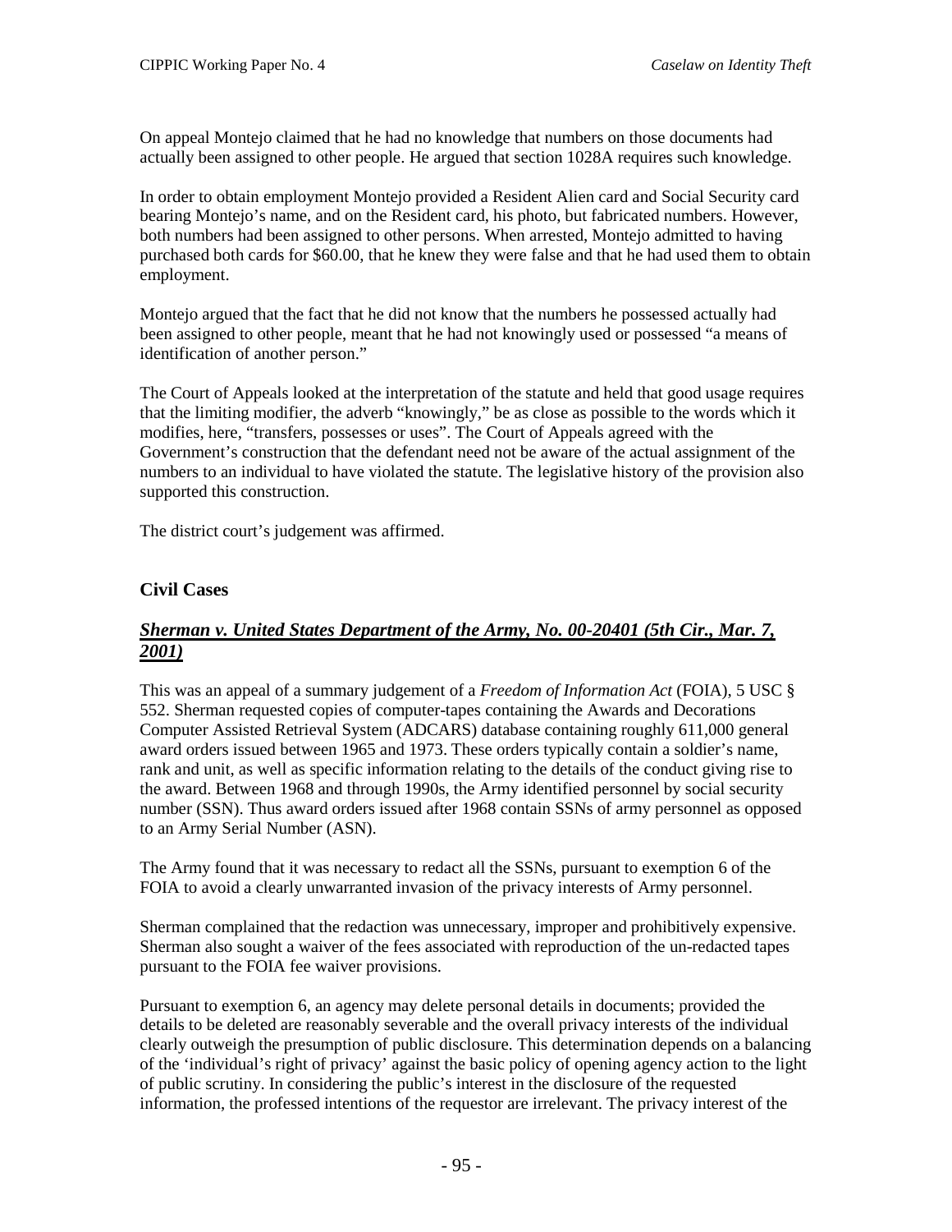On appeal Montejo claimed that he had no knowledge that numbers on those documents had actually been assigned to other people. He argued that section 1028A requires such knowledge.

In order to obtain employment Montejo provided a Resident Alien card and Social Security card bearing Montejo's name, and on the Resident card, his photo, but fabricated numbers. However, both numbers had been assigned to other persons. When arrested, Montejo admitted to having purchased both cards for $60.00, that he knew they were false and that he had used them to obtain employment.

Montejo argued that the fact that he did not know that the numbers he possessed actually had been assigned to other people, meant that he had not knowingly used or possessed "a means of identification of another person."

The Court of Appeals looked at the interpretation of the statute and held that good usage requires that the limiting modifier, the adverb "knowingly," be as close as possible to the words which it modifies, here, "transfers, possesses or uses". The Court of Appeals agreed with the Government's construction that the defendant need not be aware of the actual assignment of the numbers to an individual to have violated the statute. The legislative history of the provision also supported this construction.

The district court's judgement was affirmed.

## Civil Cases

### *Sherman v. United States Department of the Army, No. 00-20401 (5th Cir., Mar. 7, 2001)*

This was an appeal of a summary judgement of a *Freedom of Information Act* (FOIA), 5 USC § 552. Sherman requested copies of computer-tapes containing the Awards and Decorations Computer Assisted Retrieval System (ADCARS) database containing roughly 611,000 general award orders issued between 1965 and 1973. These orders typically contain a soldier's name, rank and unit, as well as specific information relating to the details of the conduct giving rise to the award. Between 1968 and through 1990s, the Army identified personnel by social security number (SSN). Thus award orders issued after 1968 contain SSNs of army personnel as opposed to an Army Serial Number (ASN).

The Army found that it was necessary to redact all the SSNs, pursuant to exemption 6 of the FOIA to avoid a clearly unwarranted invasion of the privacy interests of Army personnel.

Sherman complained that the redaction was unnecessary, improper and prohibitively expensive. Sherman also sought a waiver of the fees associated with reproduction of the un-redacted tapes pursuant to the FOIA fee waiver provisions.

Pursuant to exemption 6, an agency may delete personal details in documents; provided the details to be deleted are reasonably severable and the overall privacy interests of the individual clearly outweigh the presumption of public disclosure. This determination depends on a balancing of the 'individual's right of privacy' against the basic policy of opening agency action to the light of public scrutiny. In considering the public's interest in the disclosure of the requested information, the professed intentions of the requestor are irrelevant. The privacy interest of the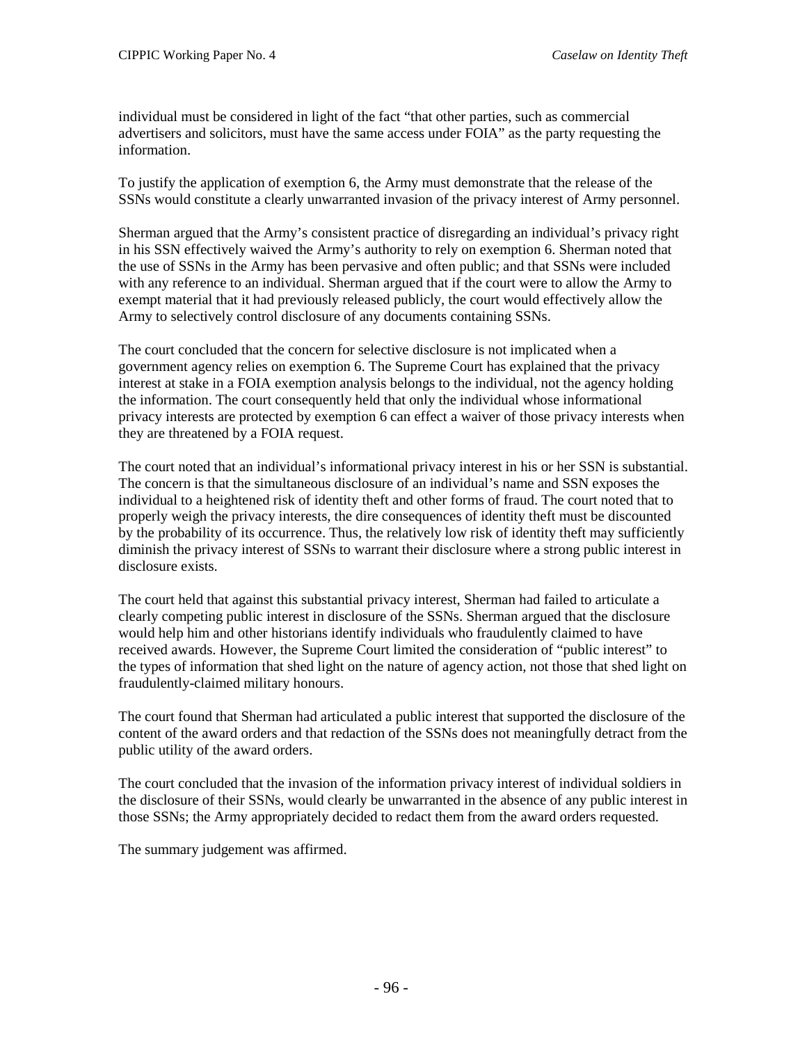individual must be considered in light of the fact “that other parties, such as commercial advertisers and solicitors, must have the same access under FOIA” as the party requesting the information.

To justify the application of exemption 6, the Army must demonstrate that the release of the SSNs would constitute a clearly unwarranted invasion of the privacy interest of Army personnel.

Sherman argued that the Army’s consistent practice of disregarding an individual’s privacy right in his SSN effectively waived the Army’s authority to rely on exemption 6. Sherman noted that the use of SSNs in the Army has been pervasive and often public; and that SSNs were included with any reference to an individual. Sherman argued that if the court were to allow the Army to exempt material that it had previously released publicly, the court would effectively allow the Army to selectively control disclosure of any documents containing SSNs.

The court concluded that the concern for selective disclosure is not implicated when a government agency relies on exemption 6. The Supreme Court has explained that the privacy interest at stake in a FOIA exemption analysis belongs to the individual, not the agency holding the information. The court consequently held that only the individual whose informational privacy interests are protected by exemption 6 can effect a waiver of those privacy interests when they are threatened by a FOIA request.

The court noted that an individual’s informational privacy interest in his or her SSN is substantial. The concern is that the simultaneous disclosure of an individual’s name and SSN exposes the individual to a heightened risk of identity theft and other forms of fraud. The court noted that to properly weigh the privacy interests, the dire consequences of identity theft must be discounted by the probability of its occurrence. Thus, the relatively low risk of identity theft may sufficiently diminish the privacy interest of SSNs to warrant their disclosure where a strong public interest in disclosure exists.

The court held that against this substantial privacy interest, Sherman had failed to articulate a clearly competing public interest in disclosure of the SSNs. Sherman argued that the disclosure would help him and other historians identify individuals who fraudulently claimed to have received awards. However, the Supreme Court limited the consideration of “public interest” to the types of information that shed light on the nature of agency action, not those that shed light on fraudulently-claimed military honours.

The court found that Sherman had articulated a public interest that supported the disclosure of the content of the award orders and that redaction of the SSNs does not meaningfully detract from the public utility of the award orders.

The court concluded that the invasion of the information privacy interest of individual soldiers in the disclosure of their SSNs, would clearly be unwarranted in the absence of any public interest in those SSNs; the Army appropriately decided to redact them from the award orders requested.

The summary judgement was affirmed.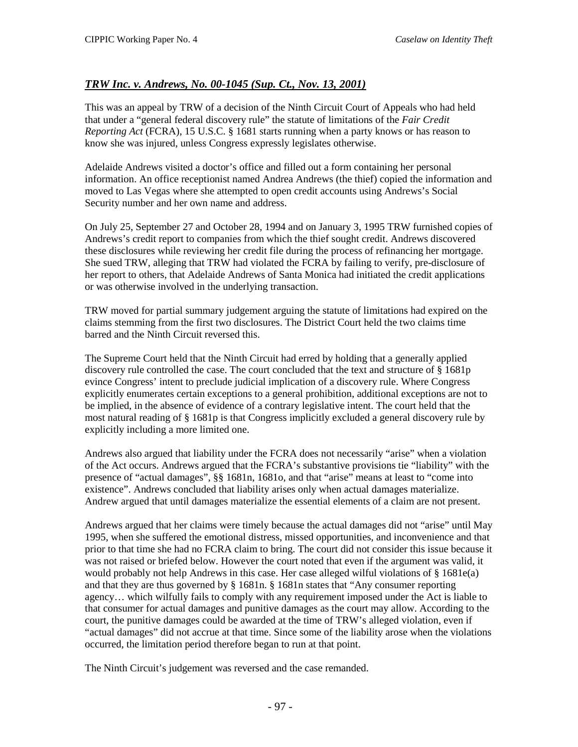## *TRW Inc. v. Andrews, No. 00-1045 (Sup. Ct., Nov. 13, 2001)*

This was an appeal by TRW of a decision of the Ninth Circuit Court of Appeals who had held that under a "general federal discovery rule" the statute of limitations of the *Fair Credit Reporting Act* (FCRA), 15 U.S.C. § 1681 starts running when a party knows or has reason to know she was injured, unless Congress expressly legislates otherwise.

Adelaide Andrews visited a doctor's office and filled out a form containing her personal information. An office receptionist named Andrea Andrews (the thief) copied the information and moved to Las Vegas where she attempted to open credit accounts using Andrews's Social Security number and her own name and address.

On July 25, September 27 and October 28, 1994 and on January 3, 1995 TRW furnished copies of Andrews's credit report to companies from which the thief sought credit. Andrews discovered these disclosures while reviewing her credit file during the process of refinancing her mortgage. She sued TRW, alleging that TRW had violated the FCRA by failing to verify, pre-disclosure of her report to others, that Adelaide Andrews of Santa Monica had initiated the credit applications or was otherwise involved in the underlying transaction.

TRW moved for partial summary judgement arguing the statute of limitations had expired on the claims stemming from the first two disclosures. The District Court held the two claims time barred and the Ninth Circuit reversed this.

The Supreme Court held that the Ninth Circuit had erred by holding that a generally applied discovery rule controlled the case. The court concluded that the text and structure of § 1681p evince Congress' intent to preclude judicial implication of a discovery rule. Where Congress explicitly enumerates certain exceptions to a general prohibition, additional exceptions are not to be implied, in the absence of evidence of a contrary legislative intent. The court held that the most natural reading of § 1681p is that Congress implicitly excluded a general discovery rule by explicitly including a more limited one.

Andrews also argued that liability under the FCRA does not necessarily "arise" when a violation of the Act occurs. Andrews argued that the FCRA's substantive provisions tie "liability" with the presence of "actual damages", §§ 1681n, 1681o, and that "arise" means at least to "come into existence". Andrews concluded that liability arises only when actual damages materialize. Andrew argued that until damages materialize the essential elements of a claim are not present.

Andrews argued that her claims were timely because the actual damages did not "arise" until May 1995, when she suffered the emotional distress, missed opportunities, and inconvenience and that prior to that time she had no FCRA claim to bring. The court did not consider this issue because it was not raised or briefed below. However the court noted that even if the argument was valid, it would probably not help Andrews in this case. Her case alleged wilful violations of § 1681e(a) and that they are thus governed by § 1681n. § 1681n states that "Any consumer reporting agency… which wilfully fails to comply with any requirement imposed under the Act is liable to that consumer for actual damages and punitive damages as the court may allow. According to the court, the punitive damages could be awarded at the time of TRW's alleged violation, even if "actual damages" did not accrue at that time. Since some of the liability arose when the violations occurred, the limitation period therefore began to run at that point.

The Ninth Circuit's judgement was reversed and the case remanded.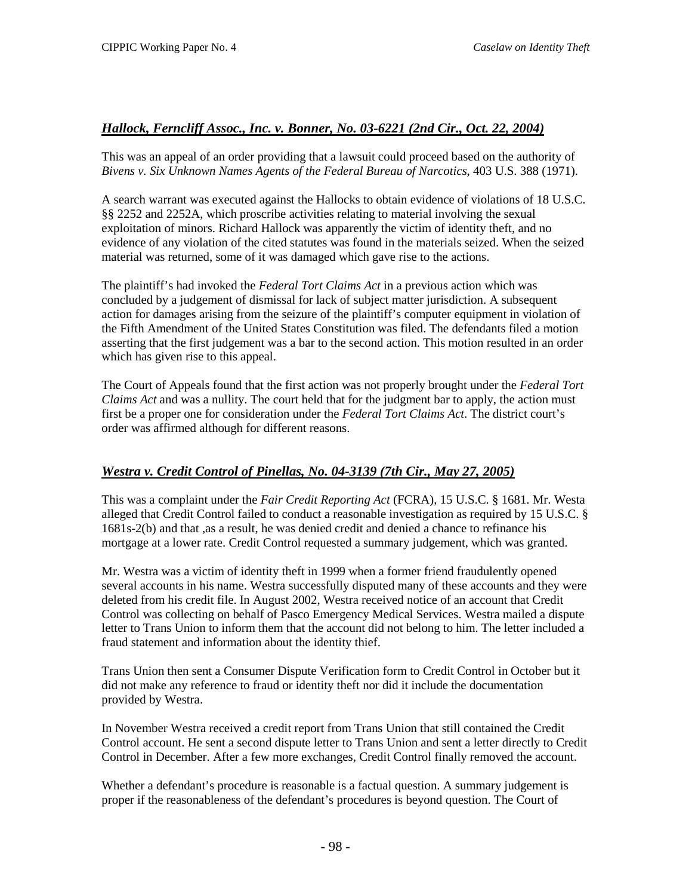## *Hallock, Ferncliff Assoc., Inc. v. Bonner, No. 03-6221 (2nd Cir., Oct. 22, 2004)*

This was an appeal of an order providing that a lawsuit could proceed based on the authority of *Bivens v. Six Unknown Names Agents of the Federal Bureau of Narcotics*, 403 U.S. 388 (1971).

A search warrant was executed against the Hallocks to obtain evidence of violations of 18 U.S.C. §§ 2252 and 2252A, which proscribe activities relating to material involving the sexual exploitation of minors. Richard Hallock was apparently the victim of identity theft, and no evidence of any violation of the cited statutes was found in the materials seized. When the seized material was returned, some of it was damaged which gave rise to the actions.

The plaintiff's had invoked the *Federal Tort Claims Act* in a previous action which was concluded by a judgement of dismissal for lack of subject matter jurisdiction. A subsequent action for damages arising from the seizure of the plaintiff's computer equipment in violation of the Fifth Amendment of the United States Constitution was filed. The defendants filed a motion asserting that the first judgement was a bar to the second action. This motion resulted in an order which has given rise to this appeal.

The Court of Appeals found that the first action was not properly brought under the *Federal Tort Claims Act* and was a nullity. The court held that for the judgment bar to apply, the action must first be a proper one for consideration under the *Federal Tort Claims Act*. The district court's order was affirmed although for different reasons.

## *Westra v. Credit Control of Pinellas, No. 04-3139 (7th Cir., May 27, 2005)*

This was a complaint under the *Fair Credit Reporting Act* (FCRA), 15 U.S.C. § 1681. Mr. Westa alleged that Credit Control failed to conduct a reasonable investigation as required by 15 U.S.C. § 1681s-2(b) and that ,as a result, he was denied credit and denied a chance to refinance his mortgage at a lower rate. Credit Control requested a summary judgement, which was granted.

Mr. Westra was a victim of identity theft in 1999 when a former friend fraudulently opened several accounts in his name. Westra successfully disputed many of these accounts and they were deleted from his credit file. In August 2002, Westra received notice of an account that Credit Control was collecting on behalf of Pasco Emergency Medical Services. Westra mailed a dispute letter to Trans Union to inform them that the account did not belong to him. The letter included a fraud statement and information about the identity thief.

Trans Union then sent a Consumer Dispute Verification form to Credit Control in October but it did not make any reference to fraud or identity theft nor did it include the documentation provided by Westra.

In November Westra received a credit report from Trans Union that still contained the Credit Control account. He sent a second dispute letter to Trans Union and sent a letter directly to Credit Control in December. After a few more exchanges, Credit Control finally removed the account.

Whether a defendant's procedure is reasonable is a factual question. A summary judgement is proper if the reasonableness of the defendant's procedures is beyond question. The Court of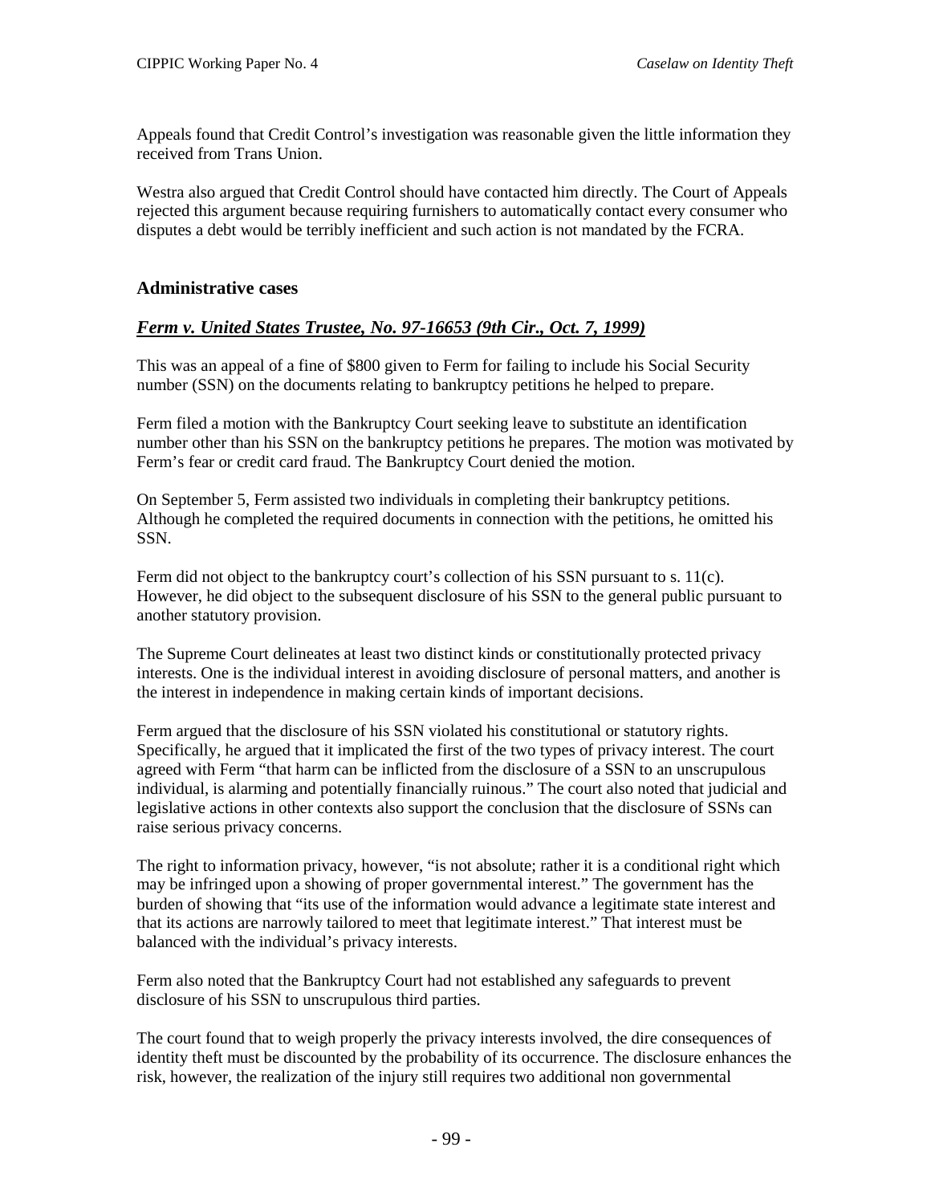Appeals found that Credit Control's investigation was reasonable given the little information they received from Trans Union.

Westra also argued that Credit Control should have contacted him directly. The Court of Appeals rejected this argument because requiring furnishers to automatically contact every consumer who disputes a debt would be terribly inefficient and such action is not mandated by the FCRA.

### Administrative cases

### ***Ferm v. United States Trustee, No. 97-16653 (9th Cir., Oct. 7, 1999)***

This was an appeal of a fine of $800 given to Ferm for failing to include his Social Security number (SSN) on the documents relating to bankruptcy petitions he helped to prepare.

Ferm filed a motion with the Bankruptcy Court seeking leave to substitute an identification number other than his SSN on the bankruptcy petitions he prepares. The motion was motivated by Ferm's fear or credit card fraud. The Bankruptcy Court denied the motion.

On September 5, Ferm assisted two individuals in completing their bankruptcy petitions. Although he completed the required documents in connection with the petitions, he omitted his SSN.

Ferm did not object to the bankruptcy court's collection of his SSN pursuant to s. 11(c). However, he did object to the subsequent disclosure of his SSN to the general public pursuant to another statutory provision.

The Supreme Court delineates at least two distinct kinds or constitutionally protected privacy interests. One is the individual interest in avoiding disclosure of personal matters, and another is the interest in independence in making certain kinds of important decisions.

Ferm argued that the disclosure of his SSN violated his constitutional or statutory rights. Specifically, he argued that it implicated the first of the two types of privacy interest. The court agreed with Ferm "that harm can be inflicted from the disclosure of a SSN to an unscrupulous individual, is alarming and potentially financially ruinous." The court also noted that judicial and legislative actions in other contexts also support the conclusion that the disclosure of SSNs can raise serious privacy concerns.

The right to information privacy, however, "is not absolute; rather it is a conditional right which may be infringed upon a showing of proper governmental interest." The government has the burden of showing that "its use of the information would advance a legitimate state interest and that its actions are narrowly tailored to meet that legitimate interest." That interest must be balanced with the individual's privacy interests.

Ferm also noted that the Bankruptcy Court had not established any safeguards to prevent disclosure of his SSN to unscrupulous third parties.

The court found that to weigh properly the privacy interests involved, the dire consequences of identity theft must be discounted by the probability of its occurrence. The disclosure enhances the risk, however, the realization of the injury still requires two additional non governmental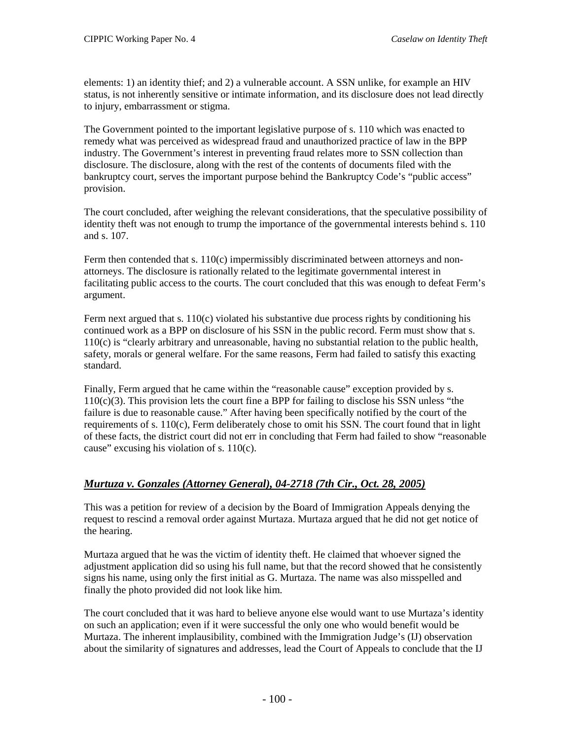elements: 1) an identity thief; and 2) a vulnerable account. A SSN unlike, for example an HIV status, is not inherently sensitive or intimate information, and its disclosure does not lead directly to injury, embarrassment or stigma.

The Government pointed to the important legislative purpose of s. 110 which was enacted to remedy what was perceived as widespread fraud and unauthorized practice of law in the BPP industry. The Government's interest in preventing fraud relates more to SSN collection than disclosure. The disclosure, along with the rest of the contents of documents filed with the bankruptcy court, serves the important purpose behind the Bankruptcy Code's "public access" provision.

The court concluded, after weighing the relevant considerations, that the speculative possibility of identity theft was not enough to trump the importance of the governmental interests behind s. 110 and s. 107.

Ferm then contended that s. 110(c) impermissibly discriminated between attorneys and non-attorneys. The disclosure is rationally related to the legitimate governmental interest in facilitating public access to the courts. The court concluded that this was enough to defeat Ferm's argument.

Ferm next argued that s. 110(c) violated his substantive due process rights by conditioning his continued work as a BPP on disclosure of his SSN in the public record. Ferm must show that s. 110(c) is "clearly arbitrary and unreasonable, having no substantial relation to the public health, safety, morals or general welfare. For the same reasons, Ferm had failed to satisfy this exacting standard.

Finally, Ferm argued that he came within the "reasonable cause" exception provided by s. 110(c)(3). This provision lets the court fine a BPP for failing to disclose his SSN unless "the failure is due to reasonable cause." After having been specifically notified by the court of the requirements of s. 110(c), Ferm deliberately chose to omit his SSN. The court found that in light of these facts, the district court did not err in concluding that Ferm had failed to show "reasonable cause" excusing his violation of s. 110(c).

## *Murtuza v. Gonzales (Attorney General), 04-2718 (7th Cir., Oct. 28, 2005)*

This was a petition for review of a decision by the Board of Immigration Appeals denying the request to rescind a removal order against Murtaza. Murtaza argued that he did not get notice of the hearing.

Murtaza argued that he was the victim of identity theft. He claimed that whoever signed the adjustment application did so using his full name, but that the record showed that he consistently signs his name, using only the first initial as G. Murtaza. The name was also misspelled and finally the photo provided did not look like him.

The court concluded that it was hard to believe anyone else would want to use Murtaza's identity on such an application; even if it were successful the only one who would benefit would be Murtaza. The inherent implausibility, combined with the Immigration Judge's (IJ) observation about the similarity of signatures and addresses, lead the Court of Appeals to conclude that the IJ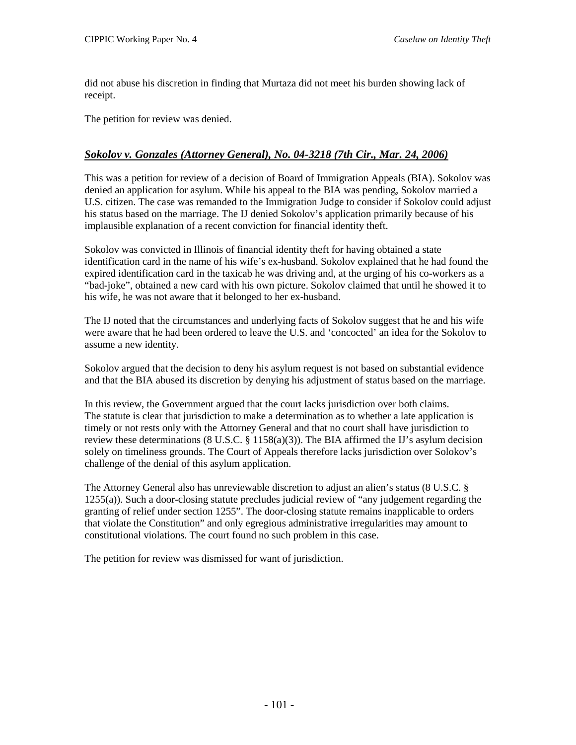did not abuse his discretion in finding that Murtaza did not meet his burden showing lack of receipt.

The petition for review was denied.

### ***Sokolov v. Gonzales (Attorney General), No. 04-3218 (7th Cir., Mar. 24, 2006)***

This was a petition for review of a decision of Board of Immigration Appeals (BIA). Sokolov was denied an application for asylum. While his appeal to the BIA was pending, Sokolov married a U.S. citizen. The case was remanded to the Immigration Judge to consider if Sokolov could adjust his status based on the marriage. The IJ denied Sokolov's application primarily because of his implausible explanation of a recent conviction for financial identity theft.

Sokolov was convicted in Illinois of financial identity theft for having obtained a state identification card in the name of his wife's ex-husband. Sokolov explained that he had found the expired identification card in the taxicab he was driving and, at the urging of his co-workers as a "bad-joke", obtained a new card with his own picture. Sokolov claimed that until he showed it to his wife, he was not aware that it belonged to her ex-husband.

The IJ noted that the circumstances and underlying facts of Sokolov suggest that he and his wife were aware that he had been ordered to leave the U.S. and 'concocted' an idea for the Sokolov to assume a new identity.

Sokolov argued that the decision to deny his asylum request is not based on substantial evidence and that the BIA abused its discretion by denying his adjustment of status based on the marriage.

In this review, the Government argued that the court lacks jurisdiction over both claims. The statute is clear that jurisdiction to make a determination as to whether a late application is timely or not rests only with the Attorney General and that no court shall have jurisdiction to review these determinations (8 U.S.C. § 1158(a)(3)). The BIA affirmed the IJ's asylum decision solely on timeliness grounds. The Court of Appeals therefore lacks jurisdiction over Solokov's challenge of the denial of this asylum application.

The Attorney General also has unreviewable discretion to adjust an alien's status (8 U.S.C. § 1255(a)). Such a door-closing statute precludes judicial review of "any judgement regarding the granting of relief under section 1255". The door-closing statute remains inapplicable to orders that violate the Constitution" and only egregious administrative irregularities may amount to constitutional violations. The court found no such problem in this case.

The petition for review was dismissed for want of jurisdiction.